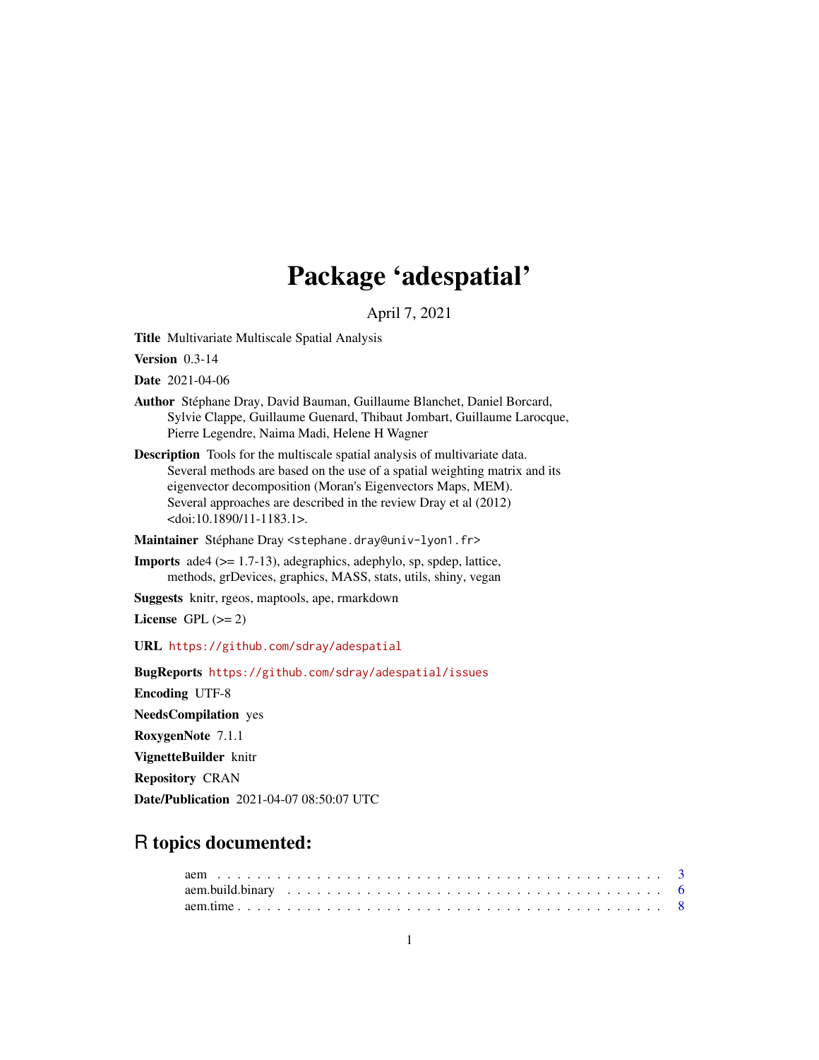# Package 'adespatial'

April 7, 2021

**Title** Multivariate Multiscale Spatial Analysis

**Version** 0.3-14

**Date** 2021-04-06

**Author** Stéphane Dray, David Bauman, Guillaume Blanchet, Daniel Borcard, Sylvie Clappe, Guillaume Guenard, Thibaut Jombart, Guillaume Larocque, Pierre Legendre, Naima Madi, Helene H Wagner

**Description** Tools for the multiscale spatial analysis of multivariate data. Several methods are based on the use of a spatial weighting matrix and its eigenvector decomposition (Moran's Eigenvectors Maps, MEM). Several approaches are described in the review Dray et al (2012) <doi:10.1890/11-1183.1>.

**Maintainer** Stéphane Dray <stephane.dray@univ-lyon1.fr>

**Imports** ade4 (>= 1.7-13), adegraphics, adephylo, sp, spdep, lattice, methods, grDevices, graphics, MASS, stats, utils, shiny, vegan

**Suggests** knitr, rgeos, maptools, ape, rmarkdown

**License** GPL (>= 2)

**URL** https://github.com/sdray/adespatial

**BugReports** https://github.com/sdray/adespatial/issues

**Encoding** UTF-8

**NeedsCompilation** yes

**RoxygenNote** 7.1.1

**VignetteBuilder** knitr

**Repository** CRAN

**Date/Publication** 2021-04-07 08:50:07 UTC

## R topics documented:

aem . . . . . . . . . . . . . . . . . . . . . . . . . . . . . . . . . . . . . . . . . . . 3
aem.build.binary . . . . . . . . . . . . . . . . . . . . . . . . . . . . . . . . . . . . 6
aem.time . . . . . . . . . . . . . . . . . . . . . . . . . . . . . . . . . . . . . . . . 8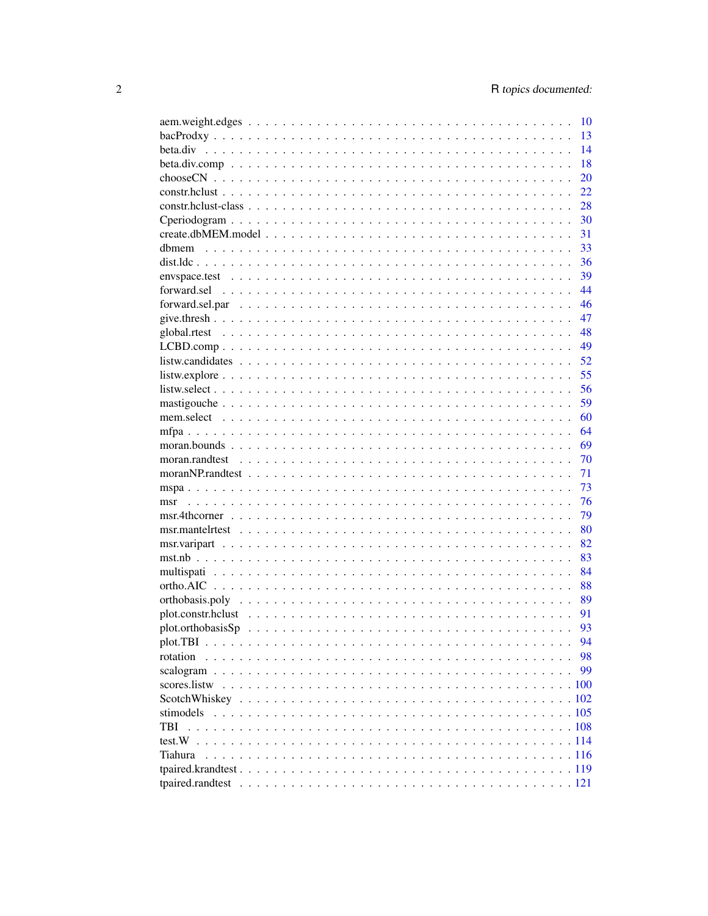aem.weight.edges . . . . . . . . . . . . . . . . . . . . . . . . . . . . . . . . . . 10
bacProdxy . . . . . . . . . . . . . . . . . . . . . . . . . . . . . . . . . . . . . . 13
beta.div . . . . . . . . . . . . . . . . . . . . . . . . . . . . . . . . . . . . . . . 14
beta.div.comp . . . . . . . . . . . . . . . . . . . . . . . . . . . . . . . . . . . . 18
chooseCN . . . . . . . . . . . . . . . . . . . . . . . . . . . . . . . . . . . . . . 20
constr.hclust . . . . . . . . . . . . . . . . . . . . . . . . . . . . . . . . . . . . 22
constr.hclust-class . . . . . . . . . . . . . . . . . . . . . . . . . . . . . . . . . 28
Cperiodogram . . . . . . . . . . . . . . . . . . . . . . . . . . . . . . . . . . . . 30
create.dbMEM.model . . . . . . . . . . . . . . . . . . . . . . . . . . . . . . . . 31
dbmem . . . . . . . . . . . . . . . . . . . . . . . . . . . . . . . . . . . . . . . 33
dist.ldc . . . . . . . . . . . . . . . . . . . . . . . . . . . . . . . . . . . . . . . 36
envspace.test . . . . . . . . . . . . . . . . . . . . . . . . . . . . . . . . . . . . 39
forward.sel . . . . . . . . . . . . . . . . . . . . . . . . . . . . . . . . . . . . . 44
forward.sel.par . . . . . . . . . . . . . . . . . . . . . . . . . . . . . . . . . . . 46
give.thresh . . . . . . . . . . . . . . . . . . . . . . . . . . . . . . . . . . . . . 47
global.rtest . . . . . . . . . . . . . . . . . . . . . . . . . . . . . . . . . . . . . 48
LCBD.comp . . . . . . . . . . . . . . . . . . . . . . . . . . . . . . . . . . . . . 49
listw.candidates . . . . . . . . . . . . . . . . . . . . . . . . . . . . . . . . . . 52
listw.explore . . . . . . . . . . . . . . . . . . . . . . . . . . . . . . . . . . . . 55
listw.select . . . . . . . . . . . . . . . . . . . . . . . . . . . . . . . . . . . . . 56
mastigouche . . . . . . . . . . . . . . . . . . . . . . . . . . . . . . . . . . . . . 59
mem.select . . . . . . . . . . . . . . . . . . . . . . . . . . . . . . . . . . . . . 60
mfpa . . . . . . . . . . . . . . . . . . . . . . . . . . . . . . . . . . . . . . . . 64
moran.bounds . . . . . . . . . . . . . . . . . . . . . . . . . . . . . . . . . . . . 69
moran.randtest . . . . . . . . . . . . . . . . . . . . . . . . . . . . . . . . . . . 70
moranNP.randtest . . . . . . . . . . . . . . . . . . . . . . . . . . . . . . . . . . 71
mspa . . . . . . . . . . . . . . . . . . . . . . . . . . . . . . . . . . . . . . . . 73
msr . . . . . . . . . . . . . . . . . . . . . . . . . . . . . . . . . . . . . . . . . 76
msr.4thcorner . . . . . . . . . . . . . . . . . . . . . . . . . . . . . . . . . . . . 79
msr.mantelrtest . . . . . . . . . . . . . . . . . . . . . . . . . . . . . . . . . . . 80
msr.varipart . . . . . . . . . . . . . . . . . . . . . . . . . . . . . . . . . . . . . 82
mst.nb . . . . . . . . . . . . . . . . . . . . . . . . . . . . . . . . . . . . . . . 83
multispati . . . . . . . . . . . . . . . . . . . . . . . . . . . . . . . . . . . . . . 84
ortho.AIC . . . . . . . . . . . . . . . . . . . . . . . . . . . . . . . . . . . . . . 88
orthobasis.poly . . . . . . . . . . . . . . . . . . . . . . . . . . . . . . . . . . . 89
plot.constr.hclust . . . . . . . . . . . . . . . . . . . . . . . . . . . . . . . . . . 91
plot.orthobasisSp . . . . . . . . . . . . . . . . . . . . . . . . . . . . . . . . . . 93
plot.TBI . . . . . . . . . . . . . . . . . . . . . . . . . . . . . . . . . . . . . . . 94
rotation . . . . . . . . . . . . . . . . . . . . . . . . . . . . . . . . . . . . . . . 98
scalogram . . . . . . . . . . . . . . . . . . . . . . . . . . . . . . . . . . . . . . 99
scores.listw . . . . . . . . . . . . . . . . . . . . . . . . . . . . . . . . . . . . . 100
ScotchWhiskey . . . . . . . . . . . . . . . . . . . . . . . . . . . . . . . . . . . . 102
stimodels . . . . . . . . . . . . . . . . . . . . . . . . . . . . . . . . . . . . . . 105
TBI . . . . . . . . . . . . . . . . . . . . . . . . . . . . . . . . . . . . . . . . . 108
test.W . . . . . . . . . . . . . . . . . . . . . . . . . . . . . . . . . . . . . . . . 114
Tiahura . . . . . . . . . . . . . . . . . . . . . . . . . . . . . . . . . . . . . . . 116
tpaired.krandtest . . . . . . . . . . . . . . . . . . . . . . . . . . . . . . . . . . 119
tpaired.randtest . . . . . . . . . . . . . . . . . . . . . . . . . . . . . . . . . . . 121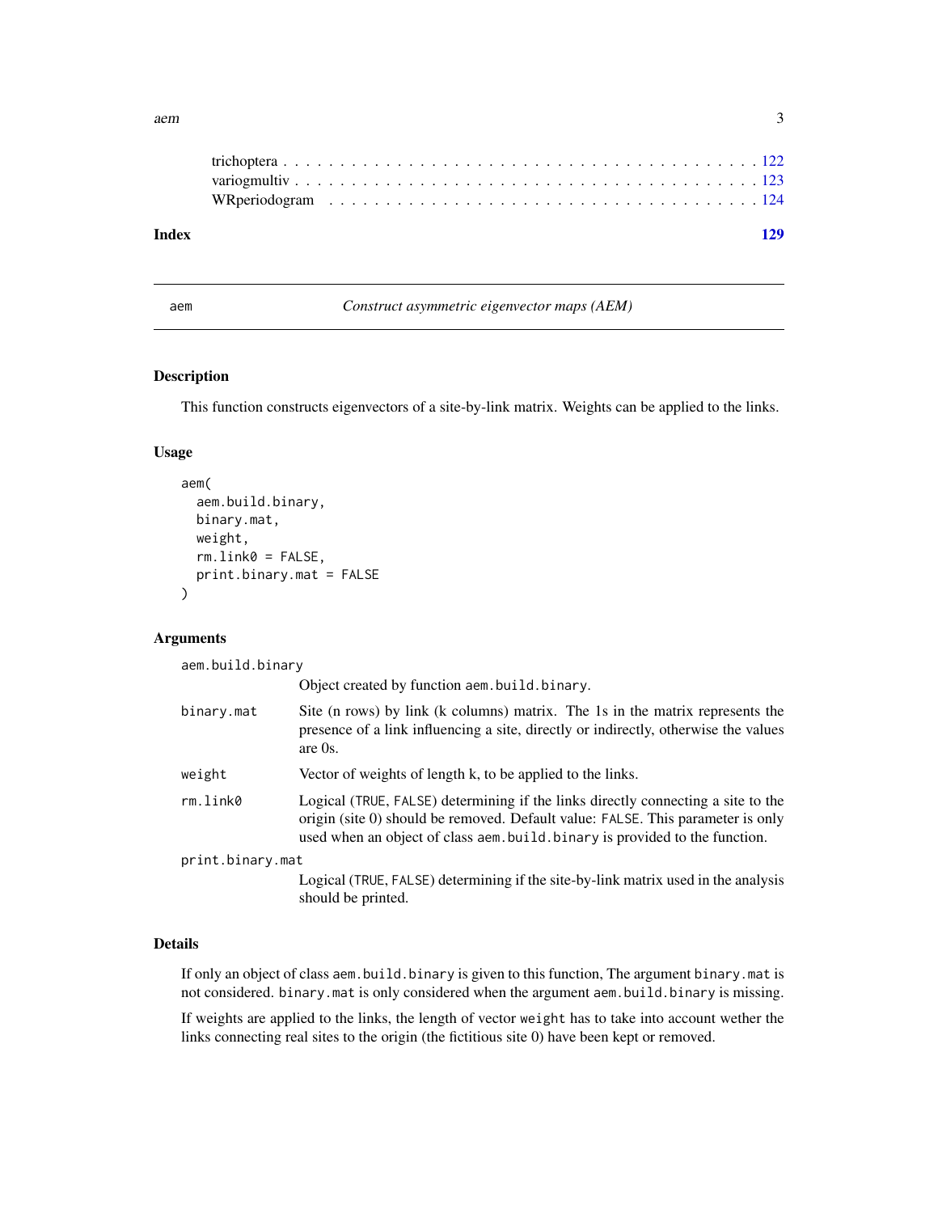trichoptera . . . . . . . . . . . . . . . . . . . . . . . . . . . . . . . . . . . . . . . 122
variogmultiv . . . . . . . . . . . . . . . . . . . . . . . . . . . . . . . . . . . . . . . 123
WRperiodogram . . . . . . . . . . . . . . . . . . . . . . . . . . . . . . . . . . . . . . 124

**Index** **129**

---

aem *Construct asymmetric eigenvector maps (AEM)*

---

## Description

This function constructs eigenvectors of a site-by-link matrix. Weights can be applied to the links.

## Usage

```
aem(
  aem.build.binary,
  binary.mat,
  weight,
  rm.link0 = FALSE,
  print.binary.mat = FALSE
)
```

## Arguments

| | |
|---|---|
| aem.build.binary | Object created by function aem.build.binary. |
| binary.mat | Site (n rows) by link (k columns) matrix. The 1s in the matrix represents the presence of a link influencing a site, directly or indirectly, otherwise the values are 0s. |
| weight | Vector of weights of length k, to be applied to the links. |
| rm.link0 | Logical (TRUE, FALSE) determining if the links directly connecting a site to the origin (site 0) should be removed. Default value: FALSE. This parameter is only used when an object of class aem.build.binary is provided to the function. |
| print.binary.mat | Logical (TRUE, FALSE) determining if the site-by-link matrix used in the analysis should be printed. |

## Details

If only an object of class aem.build.binary is given to this function, The argument binary.mat is not considered. binary.mat is only considered when the argument aem.build.binary is missing.

If weights are applied to the links, the length of vector weight has to take into account wether the links connecting real sites to the origin (the fictitious site 0) have been kept or removed.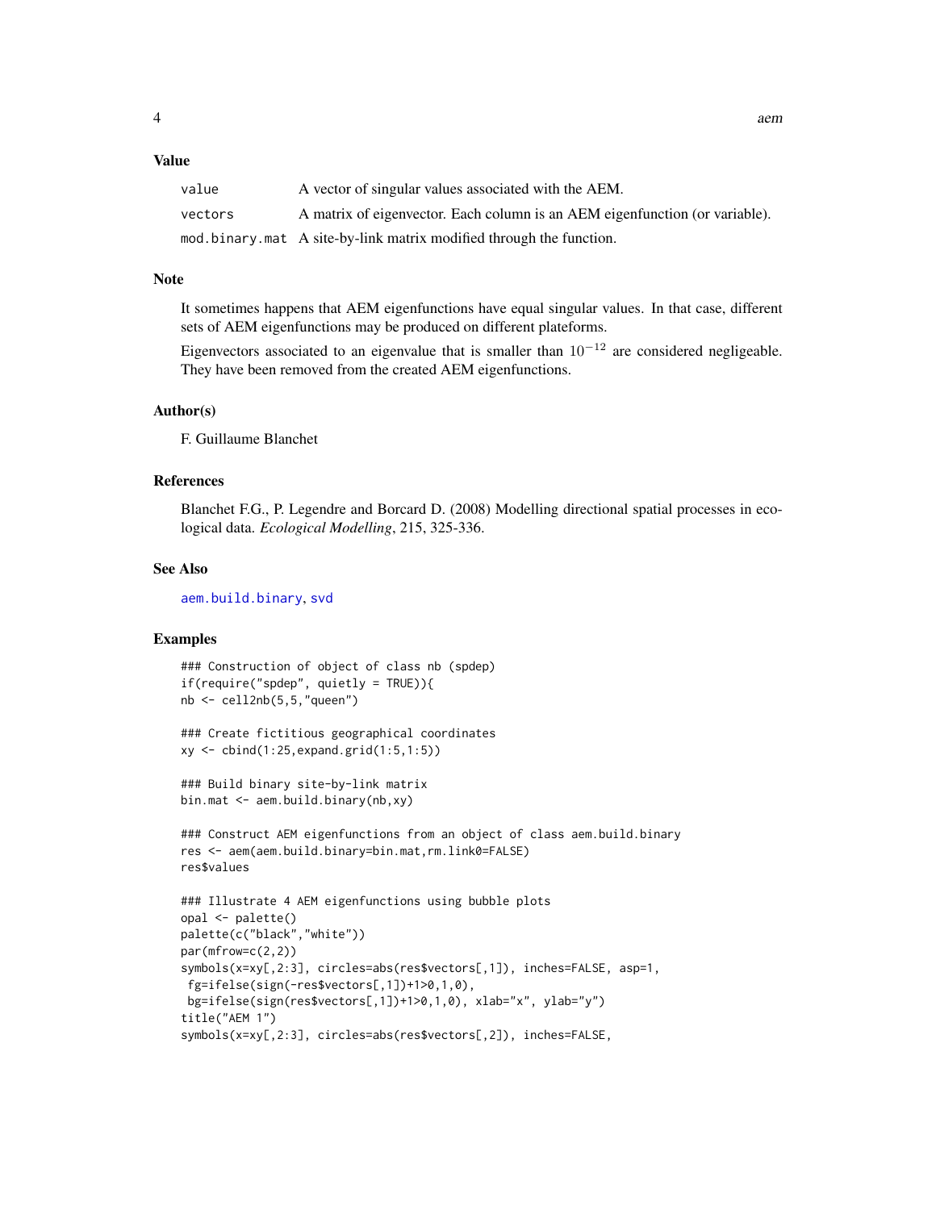## Value

| | |
|---|---|
| `value` | A vector of singular values associated with the AEM. |
| `vectors` | A matrix of eigenvector. Each column is an AEM eigenfunction (or variable). |
| `mod.binary.mat` | A site-by-link matrix modified through the function. |

## Note

It sometimes happens that AEM eigenfunctions have equal singular values. In that case, different sets of AEM eigenfunctions may be produced on different plateforms.

Eigenvectors associated to an eigenvalue that is smaller than $10^{-12}$ are considered negligeable. They have been removed from the created AEM eigenfunctions.

## Author(s)

F. Guillaume Blanchet

## References

Blanchet F.G., P. Legendre and Borcard D. (2008) Modelling directional spatial processes in ecological data. *Ecological Modelling*, 215, 325-336.

## See Also

aem.build.binary, svd

## Examples

```
### Construction of object of class nb (spdep)
if(require("spdep", quietly = TRUE)){
nb <- cell2nb(5,5,"queen")

### Create fictitious geographical coordinates
xy <- cbind(1:25,expand.grid(1:5,1:5))

### Build binary site-by-link matrix
bin.mat <- aem.build.binary(nb,xy)

### Construct AEM eigenfunctions from an object of class aem.build.binary
res <- aem(aem.build.binary=bin.mat,rm.link0=FALSE)
res$values

### Illustrate 4 AEM eigenfunctions using bubble plots
opal <- palette()
palette(c("black","white"))
par(mfrow=c(2,2))
symbols(x=xy[,2:3], circles=abs(res$vectors[,1]), inches=FALSE, asp=1,
 fg=ifelse(sign(-res$vectors[,1])+1>0,1,0),
 bg=ifelse(sign(res$vectors[,1])+1>0,1,0), xlab="x", ylab="y")
title("AEM 1")
symbols(x=xy[,2:3], circles=abs(res$vectors[,2]), inches=FALSE,
```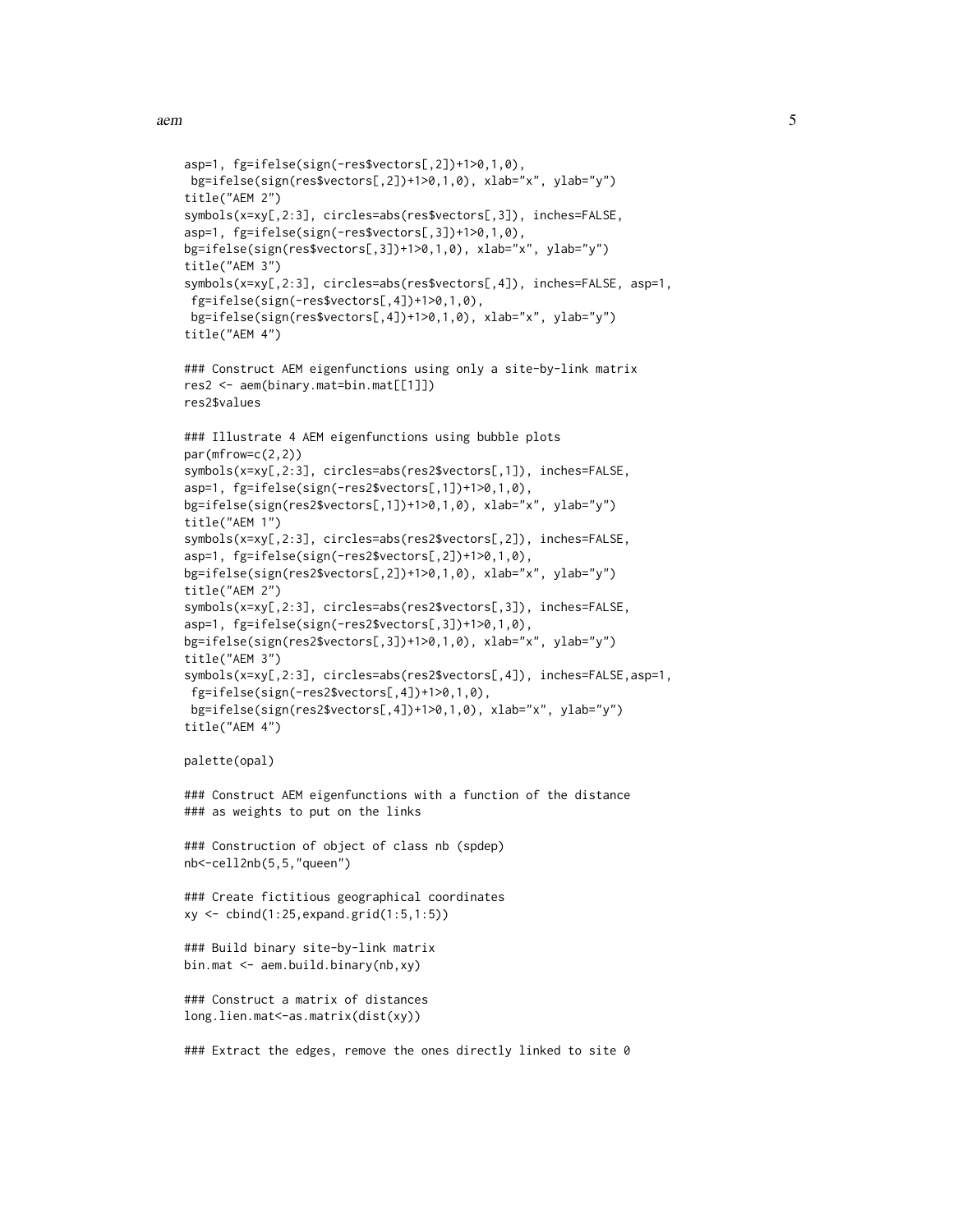```
asp=1, fg=ifelse(sign(-res$vectors[,2])+1>0,1,0),
 bg=ifelse(sign(res$vectors[,2])+1>0,1,0), xlab="x", ylab="y")
title("AEM 2")
symbols(x=xy[,2:3], circles=abs(res$vectors[,3]), inches=FALSE,
asp=1, fg=ifelse(sign(-res$vectors[,3])+1>0,1,0),
bg=ifelse(sign(res$vectors[,3])+1>0,1,0), xlab="x", ylab="y")
title("AEM 3")
symbols(x=xy[,2:3], circles=abs(res$vectors[,4]), inches=FALSE, asp=1,
 fg=ifelse(sign(-res$vectors[,4])+1>0,1,0),
 bg=ifelse(sign(res$vectors[,4])+1>0,1,0), xlab="x", ylab="y")
title("AEM 4")

### Construct AEM eigenfunctions using only a site-by-link matrix
res2 <- aem(binary.mat=bin.mat[[1]])
res2$values

### Illustrate 4 AEM eigenfunctions using bubble plots
par(mfrow=c(2,2))
symbols(x=xy[,2:3], circles=abs(res2$vectors[,1]), inches=FALSE,
asp=1, fg=ifelse(sign(-res2$vectors[,1])+1>0,1,0),
bg=ifelse(sign(res2$vectors[,1])+1>0,1,0), xlab="x", ylab="y")
title("AEM 1")
symbols(x=xy[,2:3], circles=abs(res2$vectors[,2]), inches=FALSE,
asp=1, fg=ifelse(sign(-res2$vectors[,2])+1>0,1,0),
bg=ifelse(sign(res2$vectors[,2])+1>0,1,0), xlab="x", ylab="y")
title("AEM 2")
symbols(x=xy[,2:3], circles=abs(res2$vectors[,3]), inches=FALSE,
asp=1, fg=ifelse(sign(-res2$vectors[,3])+1>0,1,0),
bg=ifelse(sign(res2$vectors[,3])+1>0,1,0), xlab="x", ylab="y")
title("AEM 3")
symbols(x=xy[,2:3], circles=abs(res2$vectors[,4]), inches=FALSE,asp=1,
 fg=ifelse(sign(-res2$vectors[,4])+1>0,1,0),
 bg=ifelse(sign(res2$vectors[,4])+1>0,1,0), xlab="x", ylab="y")
title("AEM 4")

palette(opal)

### Construct AEM eigenfunctions with a function of the distance
### as weights to put on the links

### Construction of object of class nb (spdep)
nb<-cell2nb(5,5,"queen")

### Create fictitious geographical coordinates
xy <- cbind(1:25,expand.grid(1:5,1:5))

### Build binary site-by-link matrix
bin.mat <- aem.build.binary(nb,xy)

### Construct a matrix of distances
long.lien.mat<-as.matrix(dist(xy))

### Extract the edges, remove the ones directly linked to site 0
```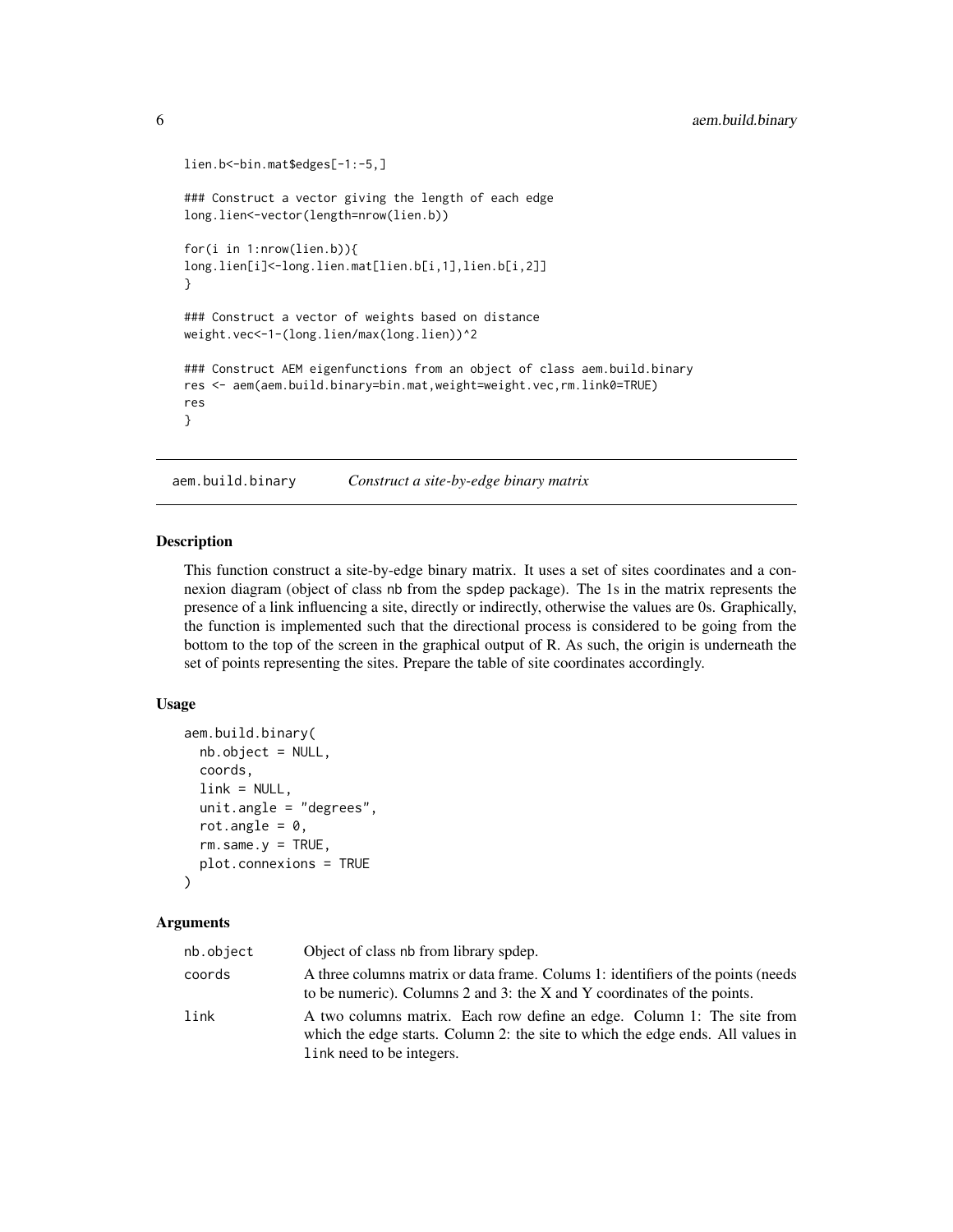```
lien.b<-bin.mat$edges[-1:-5,]

### Construct a vector giving the length of each edge
long.lien<-vector(length=nrow(lien.b))

for(i in 1:nrow(lien.b)){
long.lien[i]<-long.lien.mat[lien.b[i,1],lien.b[i,2]]
}

### Construct a vector of weights based on distance
weight.vec<-1-(long.lien/max(long.lien))^2

### Construct AEM eigenfunctions from an object of class aem.build.binary
res <- aem(aem.build.binary=bin.mat,weight=weight.vec,rm.link0=TRUE)
res
}
```

## aem.build.binary — *Construct a site-by-edge binary matrix*

### Description

This function construct a site-by-edge binary matrix. It uses a set of sites coordinates and a connexion diagram (object of class nb from the spdep package). The 1s in the matrix represents the presence of a link influencing a site, directly or indirectly, otherwise the values are 0s. Graphically, the function is implemented such that the directional process is considered to be going from the bottom to the top of the screen in the graphical output of R. As such, the origin is underneath the set of points representing the sites. Prepare the table of site coordinates accordingly.

### Usage

```
aem.build.binary(
  nb.object = NULL,
  coords,
  link = NULL,
  unit.angle = "degrees",
  rot.angle = 0,
  rm.same.y = TRUE,
  plot.connexions = TRUE
)
```

### Arguments

| | |
|---|---|
| nb.object | Object of class nb from library spdep. |
| coords | A three columns matrix or data frame. Colums 1: identifiers of the points (needs to be numeric). Columns 2 and 3: the X and Y coordinates of the points. |
| link | A two columns matrix. Each row define an edge. Column 1: The site from which the edge starts. Column 2: the site to which the edge ends. All values in `link` need to be integers. |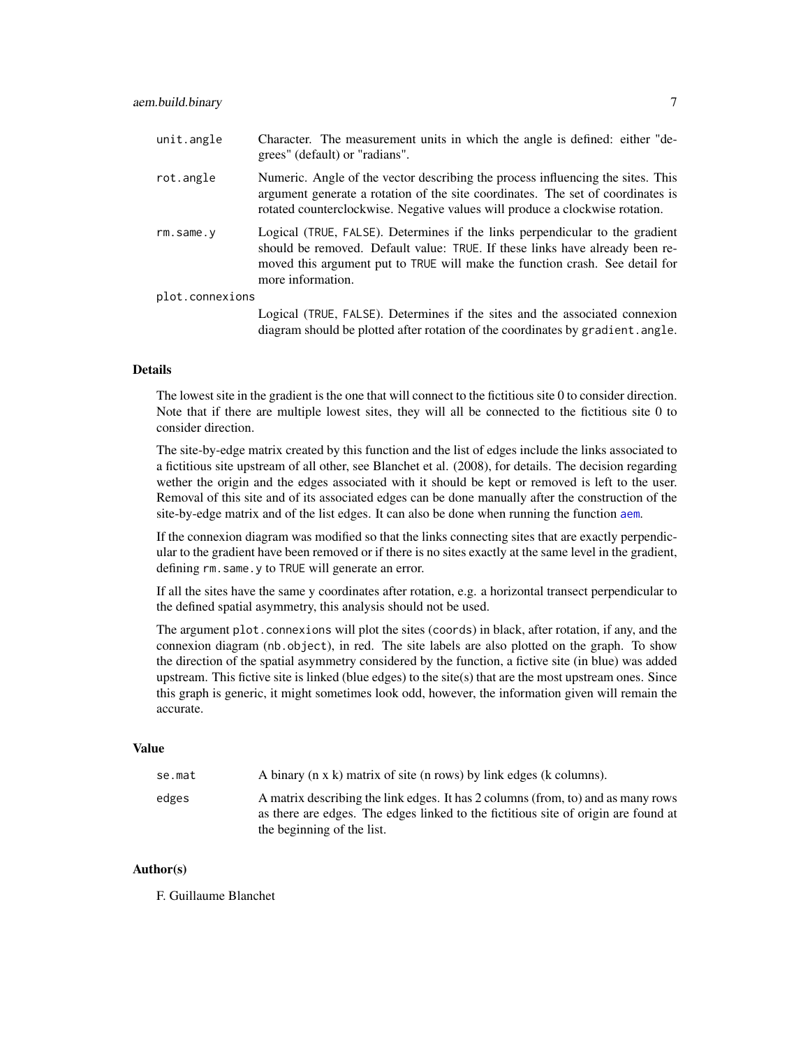| | |
|---|---|
| `unit.angle` | Character. The measurement units in which the angle is defined: either "degrees" (default) or "radians". |
| `rot.angle` | Numeric. Angle of the vector describing the process influencing the sites. This argument generate a rotation of the site coordinates. The set of coordinates is rotated counterclockwise. Negative values will produce a clockwise rotation. |
| `rm.same.y` | Logical (`TRUE`, `FALSE`). Determines if the links perpendicular to the gradient should be removed. Default value: `TRUE`. If these links have already been removed this argument put to `TRUE` will make the function crash. See detail for more information. |
| `plot.connexions` | Logical (`TRUE`, `FALSE`). Determines if the sites and the associated connexion diagram should be plotted after rotation of the coordinates by `gradient.angle`. |

### Details

The lowest site in the gradient is the one that will connect to the fictitious site 0 to consider direction. Note that if there are multiple lowest sites, they will all be connected to the fictitious site 0 to consider direction.

The site-by-edge matrix created by this function and the list of edges include the links associated to a fictitious site upstream of all other, see Blanchet et al. (2008), for details. The decision regarding wether the origin and the edges associated with it should be kept or removed is left to the user. Removal of this site and of its associated edges can be done manually after the construction of the site-by-edge matrix and of the list edges. It can also be done when running the function `aem`.

If the connexion diagram was modified so that the links connecting sites that are exactly perpendicular to the gradient have been removed or if there is no sites exactly at the same level in the gradient, defining `rm.same.y` to `TRUE` will generate an error.

If all the sites have the same y coordinates after rotation, e.g. a horizontal transect perpendicular to the defined spatial asymmetry, this analysis should not be used.

The argument `plot.connexions` will plot the sites (`coords`) in black, after rotation, if any, and the connexion diagram (`nb.object`), in red. The site labels are also plotted on the graph. To show the direction of the spatial asymmetry considered by the function, a fictive site (in blue) was added upstream. This fictive site is linked (blue edges) to the site(s) that are the most upstream ones. Since this graph is generic, it might sometimes look odd, however, the information given will remain the accurate.

### Value

| | |
|---|---|
| `se.mat` | A binary (n x k) matrix of site (n rows) by link edges (k columns). |
| `edges` | A matrix describing the link edges. It has 2 columns (from, to) and as many rows as there are edges. The edges linked to the fictitious site of origin are found at the beginning of the list. |

### Author(s)

F. Guillaume Blanchet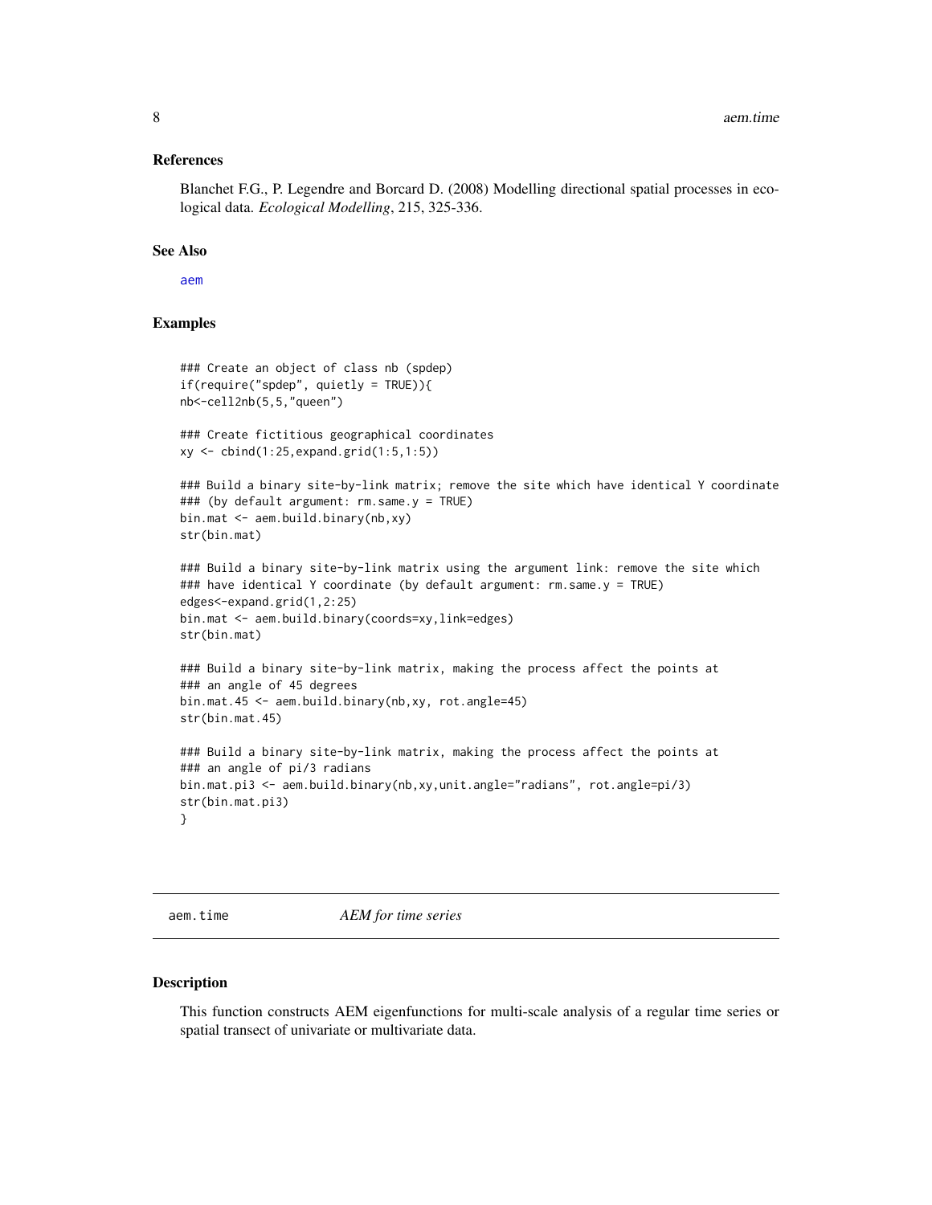### References

Blanchet F.G., P. Legendre and Borcard D. (2008) Modelling directional spatial processes in ecological data. *Ecological Modelling*, 215, 325-336.

### See Also

aem

### Examples

```
### Create an object of class nb (spdep)
if(require("spdep", quietly = TRUE)){
nb<-cell2nb(5,5,"queen")

### Create fictitious geographical coordinates
xy <- cbind(1:25,expand.grid(1:5,1:5))

### Build a binary site-by-link matrix; remove the site which have identical Y coordinate
### (by default argument: rm.same.y = TRUE)
bin.mat <- aem.build.binary(nb,xy)
str(bin.mat)

### Build a binary site-by-link matrix using the argument link: remove the site which
### have identical Y coordinate (by default argument: rm.same.y = TRUE)
edges<-expand.grid(1,2:25)
bin.mat <- aem.build.binary(coords=xy,link=edges)
str(bin.mat)

### Build a binary site-by-link matrix, making the process affect the points at
### an angle of 45 degrees
bin.mat.45 <- aem.build.binary(nb,xy, rot.angle=45)
str(bin.mat.45)

### Build a binary site-by-link matrix, making the process affect the points at
### an angle of pi/3 radians
bin.mat.pi3 <- aem.build.binary(nb,xy,unit.angle="radians", rot.angle=pi/3)
str(bin.mat.pi3)
}
```

---

## aem.time *AEM for time series*

### Description

This function constructs AEM eigenfunctions for multi-scale analysis of a regular time series or spatial transect of univariate or multivariate data.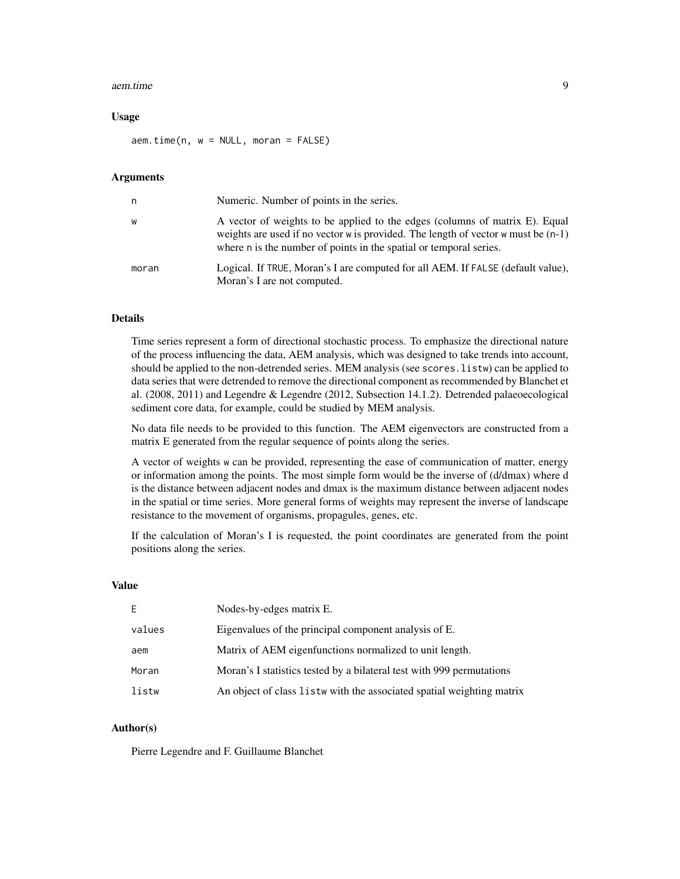### Usage

```
aem.time(n, w = NULL, moran = FALSE)
```

### Arguments

| | |
|---|---|
| n | Numeric. Number of points in the series. |
| w | A vector of weights to be applied to the edges (columns of matrix E). Equal weights are used if no vector w is provided. The length of vector w must be (n-1) where n is the number of points in the spatial or temporal series. |
| moran | Logical. If TRUE, Moran's I are computed for all AEM. If FALSE (default value), Moran's I are not computed. |

### Details

Time series represent a form of directional stochastic process. To emphasize the directional nature of the process influencing the data, AEM analysis, which was designed to take trends into account, should be applied to the non-detrended series. MEM analysis (see `scores.listw`) can be applied to data series that were detrended to remove the directional component as recommended by Blanchet et al. (2008, 2011) and Legendre & Legendre (2012, Subsection 14.1.2). Detrended palaeoecological sediment core data, for example, could be studied by MEM analysis.

No data file needs to be provided to this function. The AEM eigenvectors are constructed from a matrix E generated from the regular sequence of points along the series.

A vector of weights w can be provided, representing the ease of communication of matter, energy or information among the points. The most simple form would be the inverse of (d/dmax) where d is the distance between adjacent nodes and dmax is the maximum distance between adjacent nodes in the spatial or time series. More general forms of weights may represent the inverse of landscape resistance to the movement of organisms, propagules, genes, etc.

If the calculation of Moran's I is requested, the point coordinates are generated from the point positions along the series.

### Value

| | |
|---|---|
| E | Nodes-by-edges matrix E. |
| values | Eigenvalues of the principal component analysis of E. |
| aem | Matrix of AEM eigenfunctions normalized to unit length. |
| Moran | Moran's I statistics tested by a bilateral test with 999 permutations |
| listw | An object of class `listw` with the associated spatial weighting matrix |

### Author(s)

Pierre Legendre and F. Guillaume Blanchet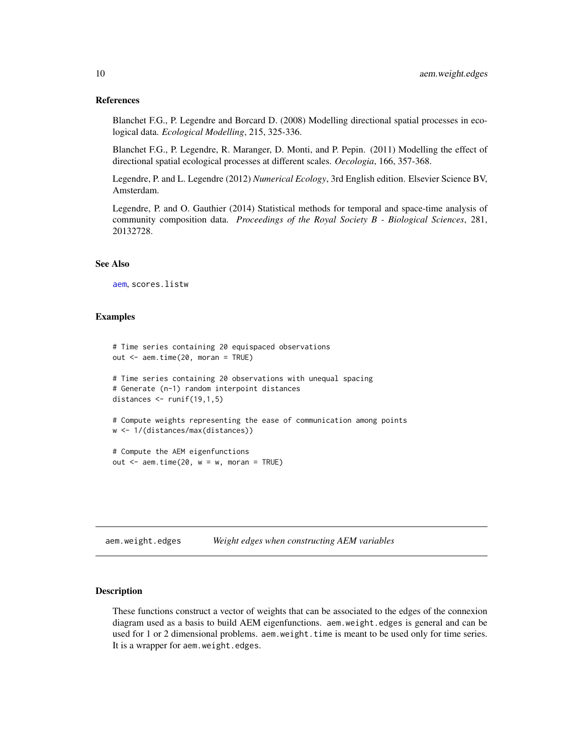### References

Blanchet F.G., P. Legendre and Borcard D. (2008) Modelling directional spatial processes in ecological data. *Ecological Modelling*, 215, 325-336.

Blanchet F.G., P. Legendre, R. Maranger, D. Monti, and P. Pepin. (2011) Modelling the effect of directional spatial ecological processes at different scales. *Oecologia*, 166, 357-368.

Legendre, P. and L. Legendre (2012) *Numerical Ecology*, 3rd English edition. Elsevier Science BV, Amsterdam.

Legendre, P. and O. Gauthier (2014) Statistical methods for temporal and space-time analysis of community composition data. *Proceedings of the Royal Society B - Biological Sciences*, 281, 20132728.

### See Also

aem, scores.listw

### Examples

```
# Time series containing 20 equispaced observations
out <- aem.time(20, moran = TRUE)

# Time series containing 20 observations with unequal spacing
# Generate (n-1) random interpoint distances
distances <- runif(19,1,5)

# Compute weights representing the ease of communication among points
w <- 1/(distances/max(distances))

# Compute the AEM eigenfunctions
out <- aem.time(20, w = w, moran = TRUE)
```

---

## aem.weight.edges *Weight edges when constructing AEM variables*

### Description

These functions construct a vector of weights that can be associated to the edges of the connexion diagram used as a basis to build AEM eigenfunctions. aem.weight.edges is general and can be used for 1 or 2 dimensional problems. aem.weight.time is meant to be used only for time series. It is a wrapper for aem.weight.edges.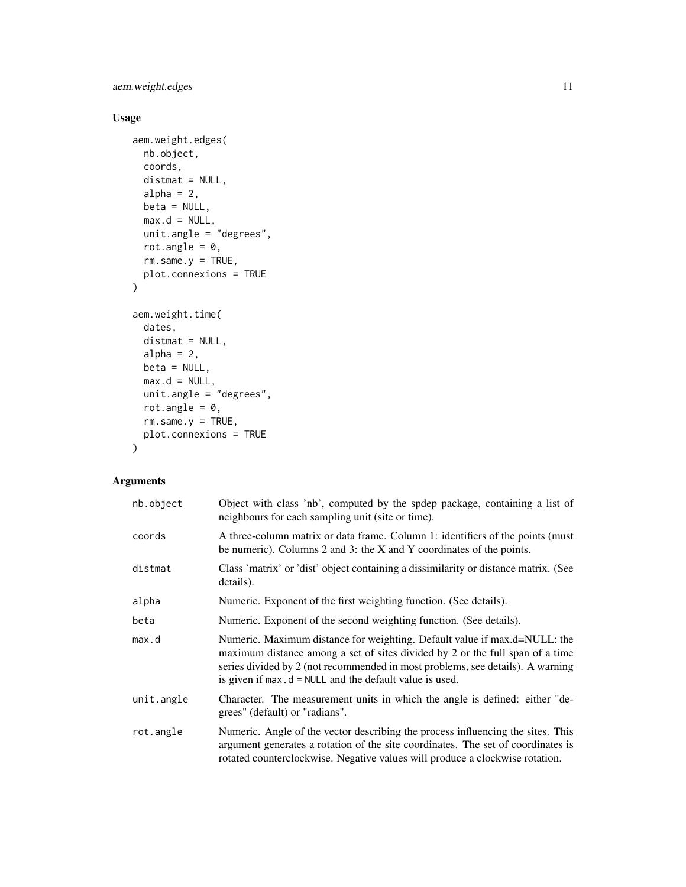## Usage

```
aem.weight.edges(
  nb.object,
  coords,
  distmat = NULL,
  alpha = 2,
  beta = NULL,
  max.d = NULL,
  unit.angle = "degrees",
  rot.angle = 0,
  rm.same.y = TRUE,
  plot.connexions = TRUE
)

aem.weight.time(
  dates,
  distmat = NULL,
  alpha = 2,
  beta = NULL,
  max.d = NULL,
  unit.angle = "degrees",
  rot.angle = 0,
  rm.same.y = TRUE,
  plot.connexions = TRUE
)
```

## Arguments

| | |
|---|---|
| nb.object | Object with class 'nb', computed by the spdep package, containing a list of neighbours for each sampling unit (site or time). |
| coords | A three-column matrix or data frame. Column 1: identifiers of the points (must be numeric). Columns 2 and 3: the X and Y coordinates of the points. |
| distmat | Class 'matrix' or 'dist' object containing a dissimilarity or distance matrix. (See details). |
| alpha | Numeric. Exponent of the first weighting function. (See details). |
| beta | Numeric. Exponent of the second weighting function. (See details). |
| max.d | Numeric. Maximum distance for weighting. Default value if max.d=NULL: the maximum distance among a set of sites divided by 2 or the full span of a time series divided by 2 (not recommended in most problems, see details). A warning is given if `max.d = NULL` and the default value is used. |
| unit.angle | Character. The measurement units in which the angle is defined: either "degrees" (default) or "radians". |
| rot.angle | Numeric. Angle of the vector describing the process influencing the sites. This argument generates a rotation of the site coordinates. The set of coordinates is rotated counterclockwise. Negative values will produce a clockwise rotation. |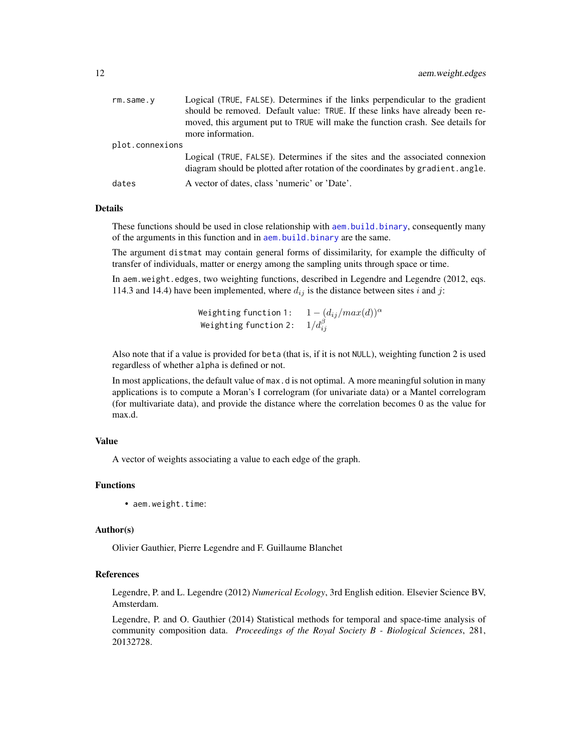| | |
|---|---|
| rm.same.y | Logical (TRUE, FALSE). Determines if the links perpendicular to the gradient should be removed. Default value: TRUE. If these links have already been removed, this argument put to TRUE will make the function crash. See details for more information. |
| plot.connexions | Logical (TRUE, FALSE). Determines if the sites and the associated connexion diagram should be plotted after rotation of the coordinates by gradient.angle. |
| dates | A vector of dates, class 'numeric' or 'Date'. |

### Details

These functions should be used in close relationship with aem.build.binary, consequently many of the arguments in this function and in aem.build.binary are the same.

The argument distmat may contain general forms of dissimilarity, for example the difficulty of transfer of individuals, matter or energy among the sampling units through space or time.

In aem.weight.edges, two weighting functions, described in Legendre and Legendre (2012, eqs. 114.3 and 14.4) have been implemented, where $d_{ij}$ is the distance between sites $i$ and $j$:

Weighting function 1: $1 - (d_{ij}/max(d))^{\alpha}$
Weighting function 2: $1/d_{ij}^{\beta}$

Also note that if a value is provided for beta (that is, if it is not NULL), weighting function 2 is used regardless of whether alpha is defined or not.

In most applications, the default value of max.d is not optimal. A more meaningful solution in many applications is to compute a Moran's I correlogram (for univariate data) or a Mantel correlogram (for multivariate data), and provide the distance where the correlation becomes 0 as the value for max.d.

### Value

A vector of weights associating a value to each edge of the graph.

### Functions

- aem.weight.time:

### Author(s)

Olivier Gauthier, Pierre Legendre and F. Guillaume Blanchet

### References

Legendre, P. and L. Legendre (2012) *Numerical Ecology*, 3rd English edition. Elsevier Science BV, Amsterdam.

Legendre, P. and O. Gauthier (2014) Statistical methods for temporal and space-time analysis of community composition data. *Proceedings of the Royal Society B - Biological Sciences*, 281, 20132728.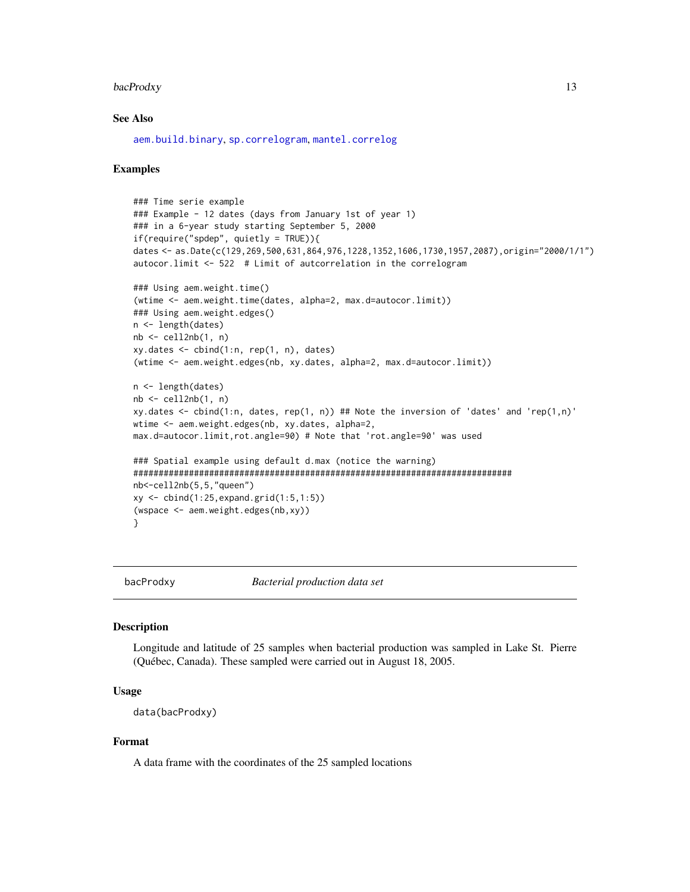## See Also

aem.build.binary, sp.correlogram, mantel.correlog

## Examples

```
### Time serie example
### Example - 12 dates (days from January 1st of year 1)
### in a 6-year study starting September 5, 2000
if(require("spdep", quietly = TRUE)){
dates <- as.Date(c(129,269,500,631,864,976,1228,1352,1606,1730,1957,2087),origin="2000/1/1")
autocor.limit <- 522  # Limit of autcorrelation in the correlogram

### Using aem.weight.time()
(wtime <- aem.weight.time(dates, alpha=2, max.d=autocor.limit))
### Using aem.weight.edges()
n <- length(dates)
nb <- cell2nb(1, n)
xy.dates <- cbind(1:n, rep(1, n), dates)
(wtime <- aem.weight.edges(nb, xy.dates, alpha=2, max.d=autocor.limit))

n <- length(dates)
nb <- cell2nb(1, n)
xy.dates <- cbind(1:n, dates, rep(1, n)) ## Note the inversion of 'dates' and 'rep(1,n)'
wtime <- aem.weight.edges(nb, xy.dates, alpha=2,
max.d=autocor.limit,rot.angle=90) # Note that 'rot.angle=90' was used

### Spatial example using default d.max (notice the warning)
###########################################################################
nb<-cell2nb(5,5,"queen")
xy <- cbind(1:25,expand.grid(1:5,1:5))
(wspace <- aem.weight.edges(nb,xy))
}
```

---

# bacProdxy — *Bacterial production data set*

## Description

Longitude and latitude of 25 samples when bacterial production was sampled in Lake St. Pierre (Québec, Canada). These sampled were carried out in August 18, 2005.

## Usage

```
data(bacProdxy)
```

## Format

A data frame with the coordinates of the 25 sampled locations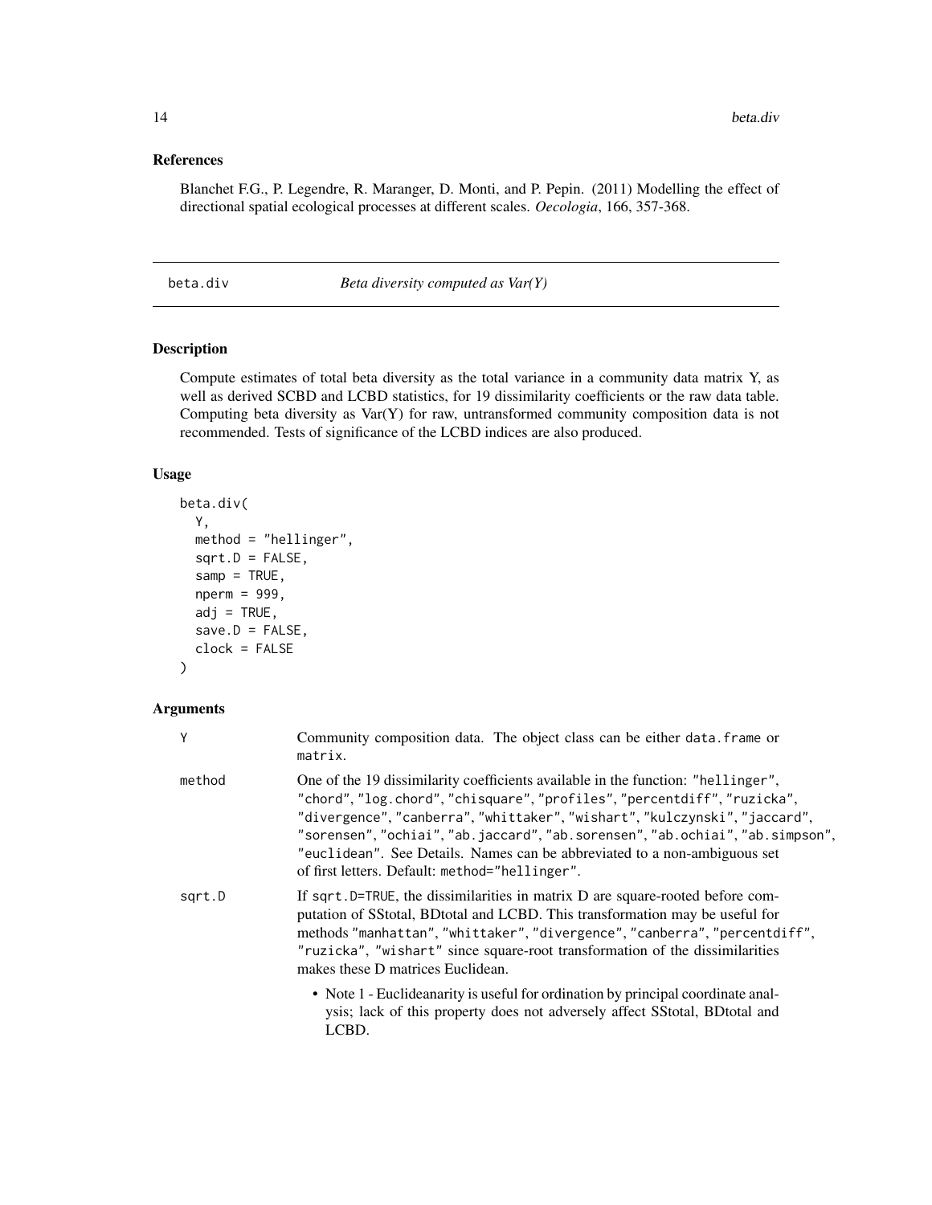### References

Blanchet F.G., P. Legendre, R. Maranger, D. Monti, and P. Pepin. (2011) Modelling the effect of directional spatial ecological processes at different scales. *Oecologia*, 166, 357-368.

---

## beta.div — *Beta diversity computed as Var(Y)*

### Description

Compute estimates of total beta diversity as the total variance in a community data matrix Y, as well as derived SCBD and LCBD statistics, for 19 dissimilarity coefficients or the raw data table. Computing beta diversity as Var(Y) for raw, untransformed community composition data is not recommended. Tests of significance of the LCBD indices are also produced.

### Usage

```
beta.div(
  Y,
  method = "hellinger",
  sqrt.D = FALSE,
  samp = TRUE,
  nperm = 999,
  adj = TRUE,
  save.D = FALSE,
  clock = FALSE
)
```

### Arguments

| | |
|---|---|
| `Y` | Community composition data. The object class can be either `data.frame` or `matrix`. |
| `method` | One of the 19 dissimilarity coefficients available in the function: `"hellinger"`, `"chord"`, `"log.chord"`, `"chisquare"`, `"profiles"`, `"percentdiff"`, `"ruzicka"`, `"divergence"`, `"canberra"`, `"whittaker"`, `"wishart"`, `"kulczynski"`, `"jaccard"`, `"sorensen"`, `"ochiai"`, `"ab.jaccard"`, `"ab.sorensen"`, `"ab.ochiai"`, `"ab.simpson"`, `"euclidean"`. See Details. Names can be abbreviated to a non-ambiguous set of first letters. Default: `method="hellinger"`. |
| `sqrt.D` | If `sqrt.D=TRUE`, the dissimilarities in matrix D are square-rooted before computation of SStotal, BDtotal and LCBD. This transformation may be useful for methods `"manhattan"`, `"whittaker"`, `"divergence"`, `"canberra"`, `"percentdiff"`, `"ruzicka"`, `"wishart"` since square-root transformation of the dissimilarities makes these D matrices Euclidean.<br><br>• Note 1 - Euclideanarity is useful for ordination by principal coordinate analysis; lack of this property does not adversely affect SStotal, BDtotal and LCBD. |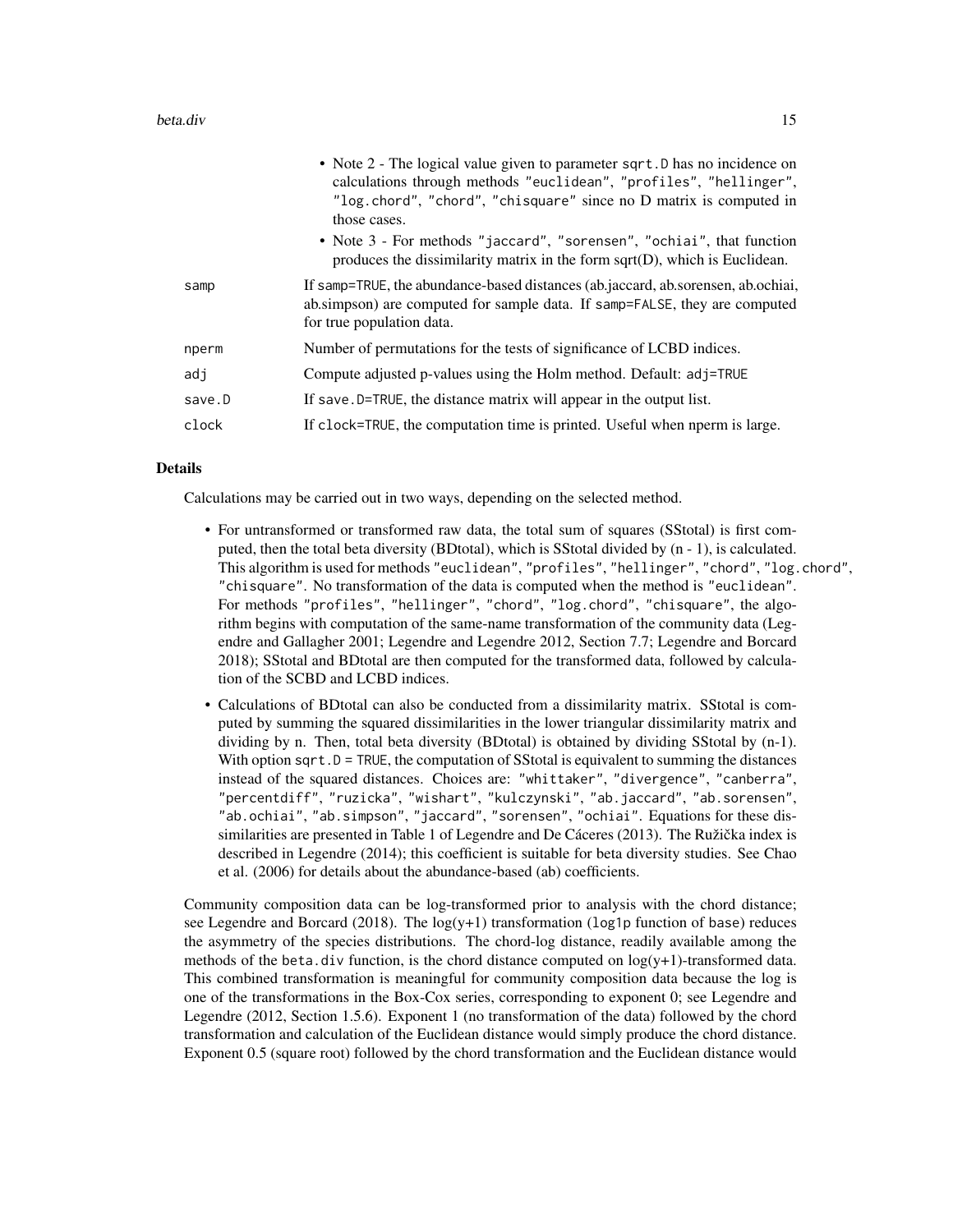- Note 2 - The logical value given to parameter `sqrt.D` has no incidence on calculations through methods `"euclidean"`, `"profiles"`, `"hellinger"`, `"log.chord"`, `"chord"`, `"chisquare"` since no D matrix is computed in those cases.
- Note 3 - For methods `"jaccard"`, `"sorensen"`, `"ochiai"`, that function produces the dissimilarity matrix in the form sqrt(D), which is Euclidean.

| | |
|---|---|
| samp | If `samp=TRUE`, the abundance-based distances (ab.jaccard, ab.sorensen, ab.ochiai, ab.simpson) are computed for sample data. If `samp=FALSE`, they are computed for true population data. |
| nperm | Number of permutations for the tests of significance of LCBD indices. |
| adj | Compute adjusted p-values using the Holm method. Default: `adj=TRUE` |
| save.D | If `save.D=TRUE`, the distance matrix will appear in the output list. |
| clock | If `clock=TRUE`, the computation time is printed. Useful when nperm is large. |

## Details

Calculations may be carried out in two ways, depending on the selected method.

- For untransformed or transformed raw data, the total sum of squares (SStotal) is first computed, then the total beta diversity (BDtotal), which is SStotal divided by (n - 1), is calculated. This algorithm is used for methods `"euclidean"`, `"profiles"`, `"hellinger"`, `"chord"`, `"log.chord"`, `"chisquare"`. No transformation of the data is computed when the method is `"euclidean"`. For methods `"profiles"`, `"hellinger"`, `"chord"`, `"log.chord"`, `"chisquare"`, the algorithm begins with computation of the same-name transformation of the community data (Legendre and Gallagher 2001; Legendre and Legendre 2012, Section 7.7; Legendre and Borcard 2018); SStotal and BDtotal are then computed for the transformed data, followed by calculation of the SCBD and LCBD indices.
- Calculations of BDtotal can also be conducted from a dissimilarity matrix. SStotal is computed by summing the squared dissimilarities in the lower triangular dissimilarity matrix and dividing by n. Then, total beta diversity (BDtotal) is obtained by dividing SStotal by (n-1). With option `sqrt.D = TRUE`, the computation of SStotal is equivalent to summing the distances instead of the squared distances. Choices are: `"whittaker"`, `"divergence"`, `"canberra"`, `"percentdiff"`, `"ruzicka"`, `"wishart"`, `"kulczynski"`, `"ab.jaccard"`, `"ab.sorensen"`, `"ab.ochiai"`, `"ab.simpson"`, `"jaccard"`, `"sorensen"`, `"ochiai"`. Equations for these dissimilarities are presented in Table 1 of Legendre and De Cáceres (2013). The Ružička index is described in Legendre (2014); this coefficient is suitable for beta diversity studies. See Chao et al. (2006) for details about the abundance-based (ab) coefficients.

Community composition data can be log-transformed prior to analysis with the chord distance; see Legendre and Borcard (2018). The log(y+1) transformation (`log1p` function of `base`) reduces the asymmetry of the species distributions. The chord-log distance, readily available among the methods of the `beta.div` function, is the chord distance computed on log(y+1)-transformed data. This combined transformation is meaningful for community composition data because the log is one of the transformations in the Box-Cox series, corresponding to exponent 0; see Legendre and Legendre (2012, Section 1.5.6). Exponent 1 (no transformation of the data) followed by the chord transformation and calculation of the Euclidean distance would simply produce the chord distance. Exponent 0.5 (square root) followed by the chord transformation and the Euclidean distance would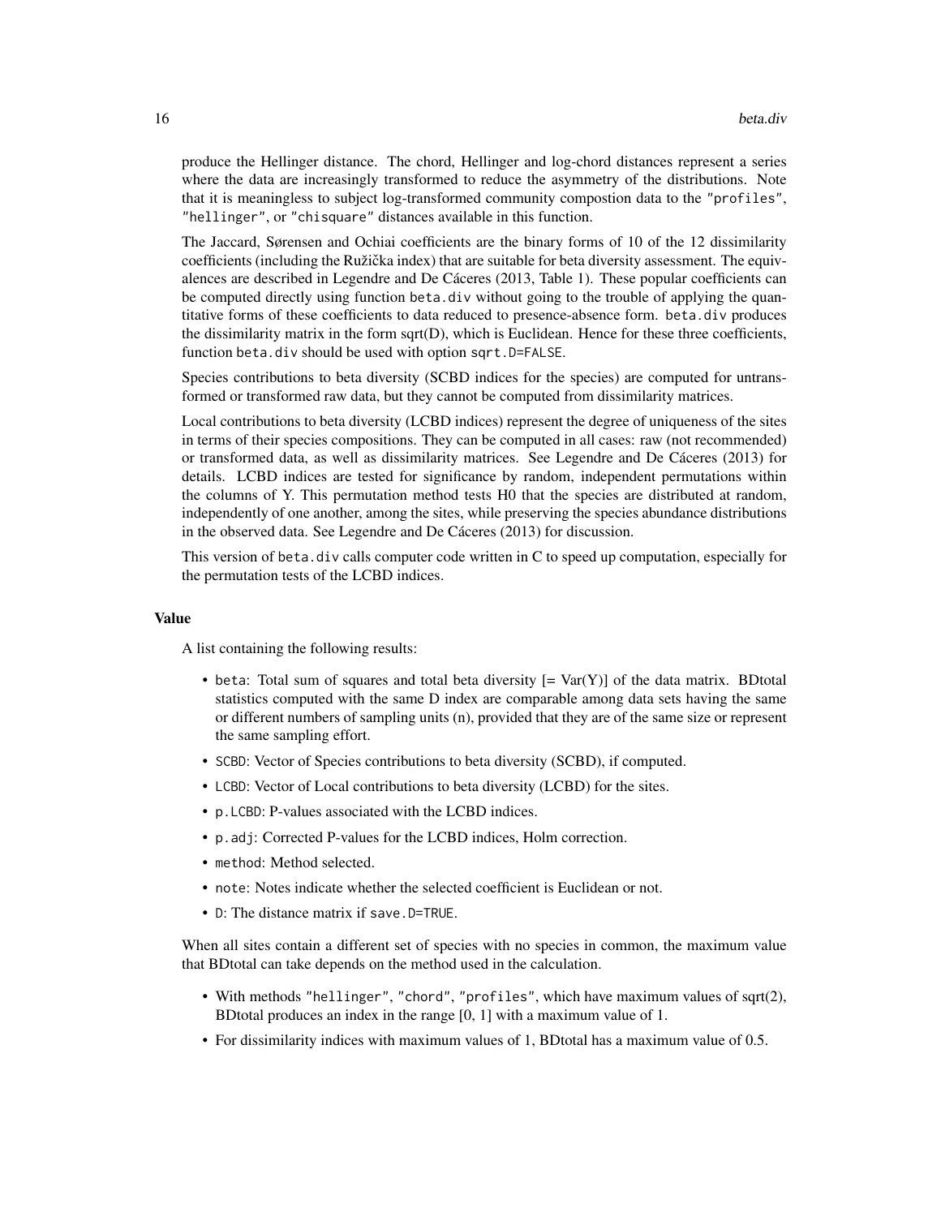produce the Hellinger distance. The chord, Hellinger and log-chord distances represent a series where the data are increasingly transformed to reduce the asymmetry of the distributions. Note that it is meaningless to subject log-transformed community compostion data to the "profiles", "hellinger", or "chisquare" distances available in this function.

The Jaccard, Sørensen and Ochiai coefficients are the binary forms of 10 of the 12 dissimilarity coefficients (including the Ružička index) that are suitable for beta diversity assessment. The equivalences are described in Legendre and De Cáceres (2013, Table 1). These popular coefficients can be computed directly using function `beta.div` without going to the trouble of applying the quantitative forms of these coefficients to data reduced to presence-absence form. `beta.div` produces the dissimilarity matrix in the form sqrt(D), which is Euclidean. Hence for these three coefficients, function `beta.div` should be used with option `sqrt.D=FALSE`.

Species contributions to beta diversity (SCBD indices for the species) are computed for untransformed or transformed raw data, but they cannot be computed from dissimilarity matrices.

Local contributions to beta diversity (LCBD indices) represent the degree of uniqueness of the sites in terms of their species compositions. They can be computed in all cases: raw (not recommended) or transformed data, as well as dissimilarity matrices. See Legendre and De Cáceres (2013) for details. LCBD indices are tested for significance by random, independent permutations within the columns of Y. This permutation method tests H0 that the species are distributed at random, independently of one another, among the sites, while preserving the species abundance distributions in the observed data. See Legendre and De Cáceres (2013) for discussion.

This version of `beta.div` calls computer code written in C to speed up computation, especially for the permutation tests of the LCBD indices.

### Value

A list containing the following results:

- `beta`: Total sum of squares and total beta diversity [= Var(Y)] of the data matrix. BDtotal statistics computed with the same D index are comparable among data sets having the same or different numbers of sampling units (n), provided that they are of the same size or represent the same sampling effort.
- `SCBD`: Vector of Species contributions to beta diversity (SCBD), if computed.
- `LCBD`: Vector of Local contributions to beta diversity (LCBD) for the sites.
- `p.LCBD`: P-values associated with the LCBD indices.
- `p.adj`: Corrected P-values for the LCBD indices, Holm correction.
- `method`: Method selected.
- `note`: Notes indicate whether the selected coefficient is Euclidean or not.
- `D`: The distance matrix if `save.D=TRUE`.

When all sites contain a different set of species with no species in common, the maximum value that BDtotal can take depends on the method used in the calculation.

- With methods "hellinger", "chord", "profiles", which have maximum values of sqrt(2), BDtotal produces an index in the range [0, 1] with a maximum value of 1.
- For dissimilarity indices with maximum values of 1, BDtotal has a maximum value of 0.5.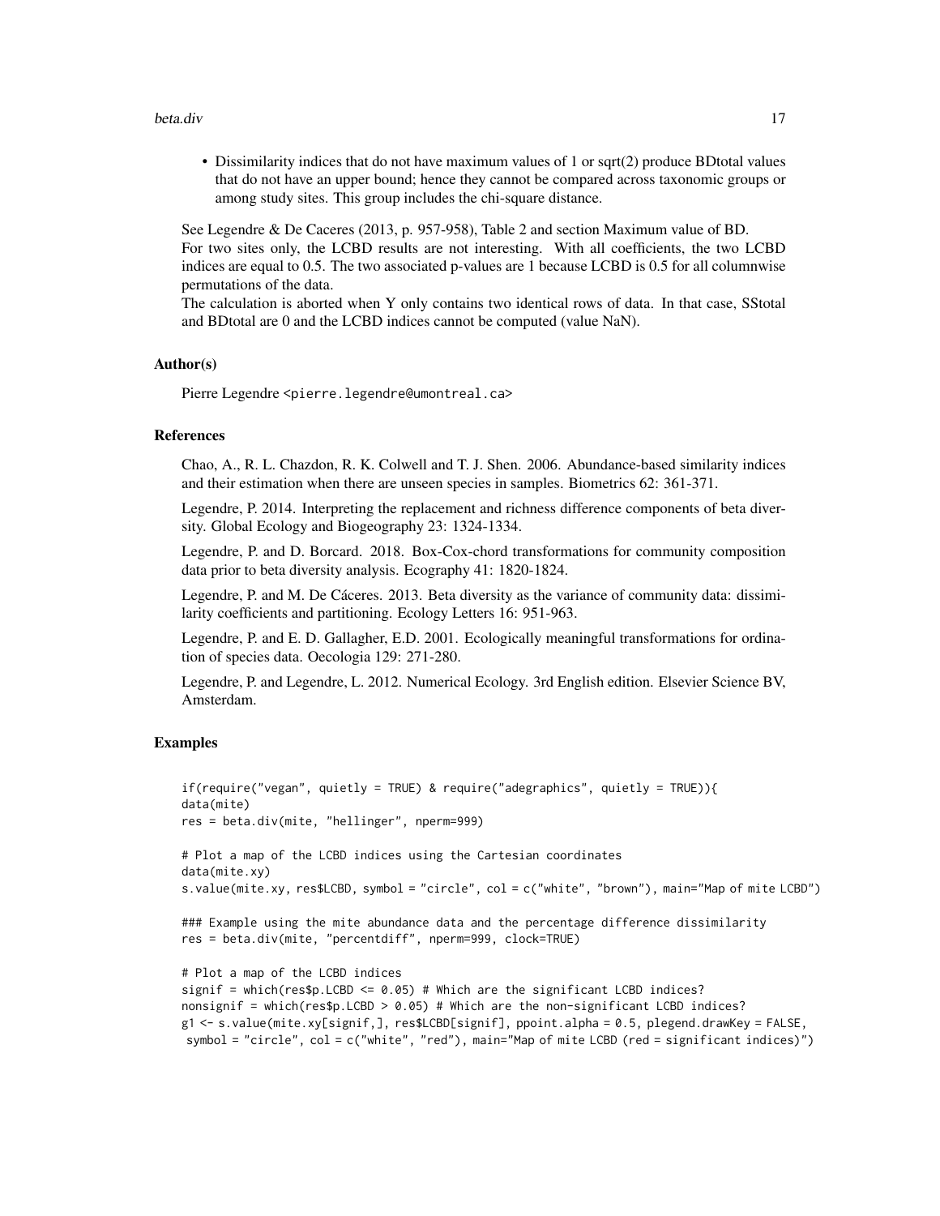- Dissimilarity indices that do not have maximum values of 1 or sqrt(2) produce BDtotal values that do not have an upper bound; hence they cannot be compared across taxonomic groups or among study sites. This group includes the chi-square distance.

See Legendre & De Caceres (2013, p. 957-958), Table 2 and section Maximum value of BD.
For two sites only, the LCBD results are not interesting. With all coefficients, the two LCBD indices are equal to 0.5. The two associated p-values are 1 because LCBD is 0.5 for all columnwise permutations of the data.
The calculation is aborted when Y only contains two identical rows of data. In that case, SStotal and BDtotal are 0 and the LCBD indices cannot be computed (value NaN).

### Author(s)

Pierre Legendre <pierre.legendre@umontreal.ca>

### References

Chao, A., R. L. Chazdon, R. K. Colwell and T. J. Shen. 2006. Abundance-based similarity indices and their estimation when there are unseen species in samples. Biometrics 62: 361-371.

Legendre, P. 2014. Interpreting the replacement and richness difference components of beta diversity. Global Ecology and Biogeography 23: 1324-1334.

Legendre, P. and D. Borcard. 2018. Box-Cox-chord transformations for community composition data prior to beta diversity analysis. Ecography 41: 1820-1824.

Legendre, P. and M. De Cáceres. 2013. Beta diversity as the variance of community data: dissimilarity coefficients and partitioning. Ecology Letters 16: 951-963.

Legendre, P. and E. D. Gallagher, E.D. 2001. Ecologically meaningful transformations for ordination of species data. Oecologia 129: 271-280.

Legendre, P. and Legendre, L. 2012. Numerical Ecology. 3rd English edition. Elsevier Science BV, Amsterdam.

### Examples

```
if(require("vegan", quietly = TRUE) & require("adegraphics", quietly = TRUE)){
data(mite)
res = beta.div(mite, "hellinger", nperm=999)

# Plot a map of the LCBD indices using the Cartesian coordinates
data(mite.xy)
s.value(mite.xy, res$LCBD, symbol = "circle", col = c("white", "brown"), main="Map of mite LCBD")

### Example using the mite abundance data and the percentage difference dissimilarity
res = beta.div(mite, "percentdiff", nperm=999, clock=TRUE)

# Plot a map of the LCBD indices
signif = which(res$p.LCBD <= 0.05) # Which are the significant LCBD indices?
nonsignif = which(res$p.LCBD > 0.05) # Which are the non-significant LCBD indices?
g1 <- s.value(mite.xy[signif,], res$LCBD[signif], ppoint.alpha = 0.5, plegend.drawKey = FALSE,
 symbol = "circle", col = c("white", "red"), main="Map of mite LCBD (red = significant indices)")
```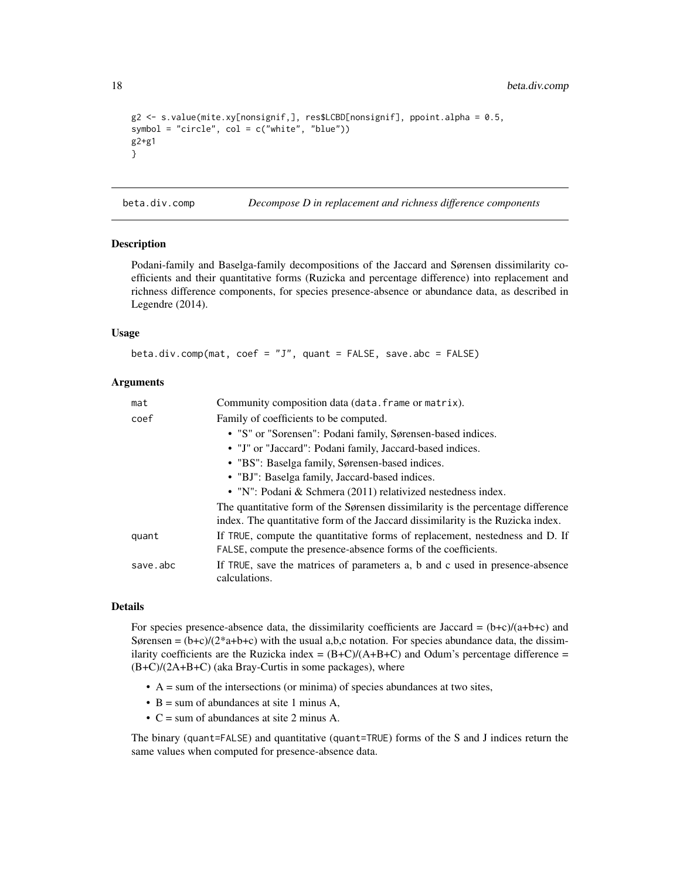```
g2 <- s.value(mite.xy[nonsignif,], res$LCBD[nonsignif], ppoint.alpha = 0.5,
symbol = "circle", col = c("white", "blue"))
g2+g1
}
```

## beta.div.comp — *Decompose D in replacement and richness difference components*

### Description

Podani-family and Baselga-family decompositions of the Jaccard and Sørensen dissimilarity coefficients and their quantitative forms (Ruzicka and percentage difference) into replacement and richness difference components, for species presence-absence or abundance data, as described in Legendre (2014).

### Usage

```
beta.div.comp(mat, coef = "J", quant = FALSE, save.abc = FALSE)
```

### Arguments

| | |
|---|---|
| mat | Community composition data (`data.frame` or `matrix`). |
| coef | Family of coefficients to be computed.<br>• "S" or "Sorensen": Podani family, Sørensen-based indices.<br>• "J" or "Jaccard": Podani family, Jaccard-based indices.<br>• "BS": Baselga family, Sørensen-based indices.<br>• "BJ": Baselga family, Jaccard-based indices.<br>• "N": Podani & Schmera (2011) relativized nestedness index.<br>The quantitative form of the Sørensen dissimilarity is the percentage difference index. The quantitative form of the Jaccard dissimilarity is the Ruzicka index. |
| quant | If `TRUE`, compute the quantitative forms of replacement, nestedness and D. If `FALSE`, compute the presence-absence forms of the coefficients. |
| save.abc | If `TRUE`, save the matrices of parameters a, b and c used in presence-absence calculations. |

### Details

For species presence-absence data, the dissimilarity coefficients are Jaccard = (b+c)/(a+b+c) and Sørensen = (b+c)/(2*a+b+c) with the usual a,b,c notation. For species abundance data, the dissimilarity coefficients are the Ruzicka index = (B+C)/(A+B+C) and Odum's percentage difference = (B+C)/(2A+B+C) (aka Bray-Curtis in some packages), where

- A = sum of the intersections (or minima) of species abundances at two sites,
- B = sum of abundances at site 1 minus A,
- C = sum of abundances at site 2 minus A.

The binary (`quant=FALSE`) and quantitative (`quant=TRUE`) forms of the S and J indices return the same values when computed for presence-absence data.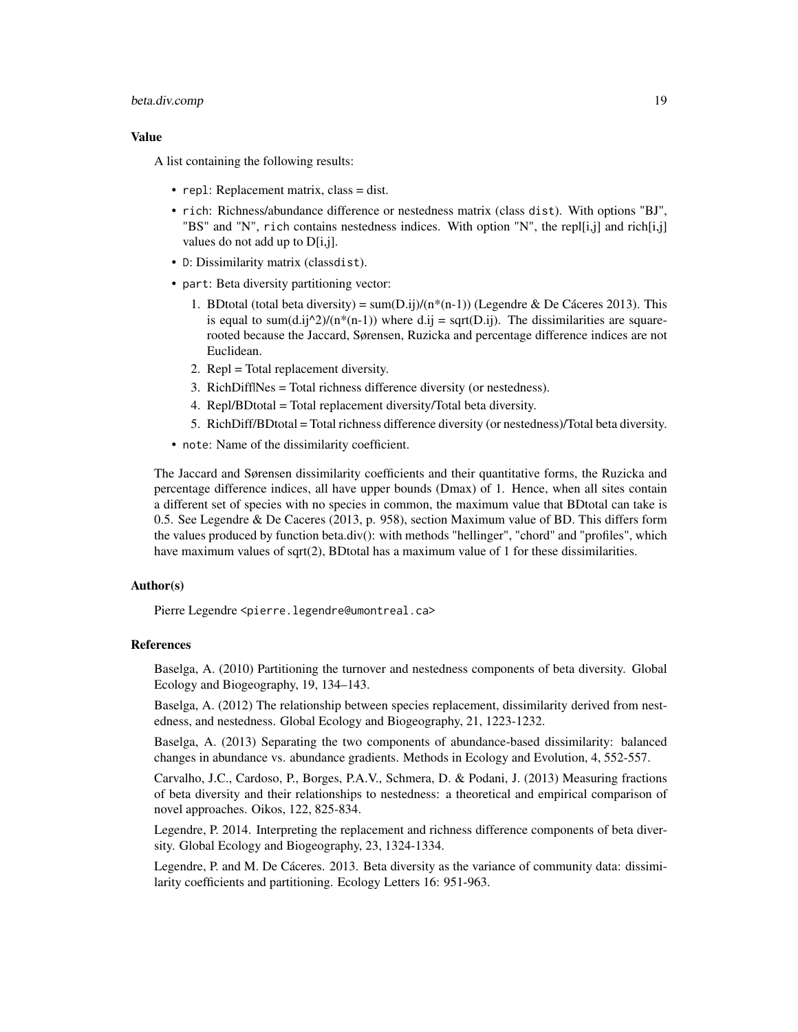**Value**

A list containing the following results:

- `repl`: Replacement matrix, class = dist.
- `rich`: Richness/abundance difference or nestedness matrix (class `dist`). With options "BJ", "BS" and "N", `rich` contains nestedness indices. With option "N", the repl[i,j] and rich[i,j] values do not add up to D[i,j].
- `D`: Dissimilarity matrix (class`dist`).
- `part`: Beta diversity partitioning vector:
  1. BDtotal (total beta diversity) = sum(D.ij)/(n*(n-1)) (Legendre & De Cáceres 2013). This is equal to sum(d.ij^2)/(n*(n-1)) where d.ij = sqrt(D.ij). The dissimilarities are square-rooted because the Jaccard, Sørensen, Ruzicka and percentage difference indices are not Euclidean.
  2. Repl = Total replacement diversity.
  3. RichDiff|Nes = Total richness difference diversity (or nestedness).
  4. Repl/BDtotal = Total replacement diversity/Total beta diversity.
  5. RichDiff/BDtotal = Total richness difference diversity (or nestedness)/Total beta diversity.
- `note`: Name of the dissimilarity coefficient.

The Jaccard and Sørensen dissimilarity coefficients and their quantitative forms, the Ruzicka and percentage difference indices, all have upper bounds (Dmax) of 1. Hence, when all sites contain a different set of species with no species in common, the maximum value that BDtotal can take is 0.5. See Legendre & De Caceres (2013, p. 958), section Maximum value of BD. This differs form the values produced by function beta.div(): with methods "hellinger", "chord" and "profiles", which have maximum values of sqrt(2), BDtotal has a maximum value of 1 for these dissimilarities.

**Author(s)**

Pierre Legendre <pierre.legendre@umontreal.ca>

**References**

Baselga, A. (2010) Partitioning the turnover and nestedness components of beta diversity. Global Ecology and Biogeography, 19, 134–143.

Baselga, A. (2012) The relationship between species replacement, dissimilarity derived from nestedness, and nestedness. Global Ecology and Biogeography, 21, 1223-1232.

Baselga, A. (2013) Separating the two components of abundance-based dissimilarity: balanced changes in abundance vs. abundance gradients. Methods in Ecology and Evolution, 4, 552-557.

Carvalho, J.C., Cardoso, P., Borges, P.A.V., Schmera, D. & Podani, J. (2013) Measuring fractions of beta diversity and their relationships to nestedness: a theoretical and empirical comparison of novel approaches. Oikos, 122, 825-834.

Legendre, P. 2014. Interpreting the replacement and richness difference components of beta diversity. Global Ecology and Biogeography, 23, 1324-1334.

Legendre, P. and M. De Cáceres. 2013. Beta diversity as the variance of community data: dissimilarity coefficients and partitioning. Ecology Letters 16: 951-963.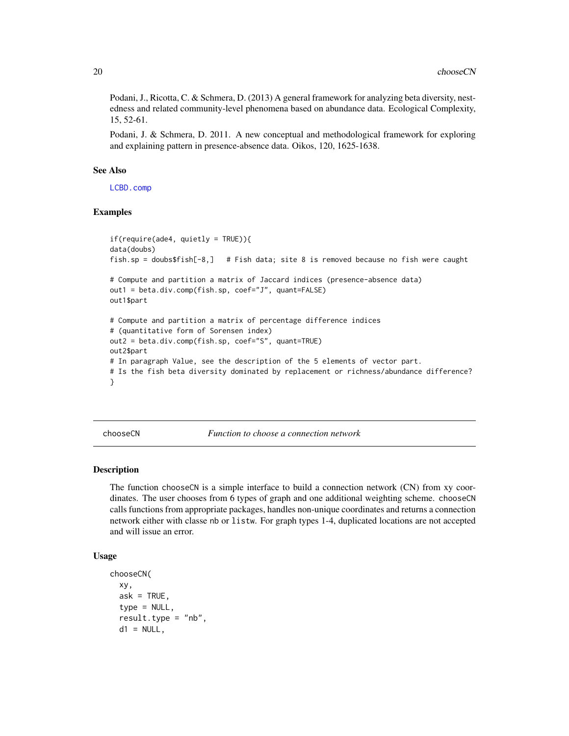Podani, J., Ricotta, C. & Schmera, D. (2013) A general framework for analyzing beta diversity, nestedness and related community-level phenomena based on abundance data. Ecological Complexity, 15, 52-61.

Podani, J. & Schmera, D. 2011. A new conceptual and methodological framework for exploring and explaining pattern in presence-absence data. Oikos, 120, 1625-1638.

### See Also

LCBD.comp

### Examples

```
if(require(ade4, quietly = TRUE)){
data(doubs)
fish.sp = doubs$fish[-8,]   # Fish data; site 8 is removed because no fish were caught

# Compute and partition a matrix of Jaccard indices (presence-absence data)
out1 = beta.div.comp(fish.sp, coef="J", quant=FALSE)
out1$part

# Compute and partition a matrix of percentage difference indices
# (quantitative form of Sorensen index)
out2 = beta.div.comp(fish.sp, coef="S", quant=TRUE)
out2$part
# In paragraph Value, see the description of the 5 elements of vector part.
# Is the fish beta diversity dominated by replacement or richness/abundance difference?
}
```

---

## chooseCN *Function to choose a connection network*

### Description

The function chooseCN is a simple interface to build a connection network (CN) from xy coordinates. The user chooses from 6 types of graph and one additional weighting scheme. chooseCN calls functions from appropriate packages, handles non-unique coordinates and returns a connection network either with classe nb or listw. For graph types 1-4, duplicated locations are not accepted and will issue an error.

### Usage

```
chooseCN(
  xy,
  ask = TRUE,
  type = NULL,
  result.type = "nb",
  d1 = NULL,
```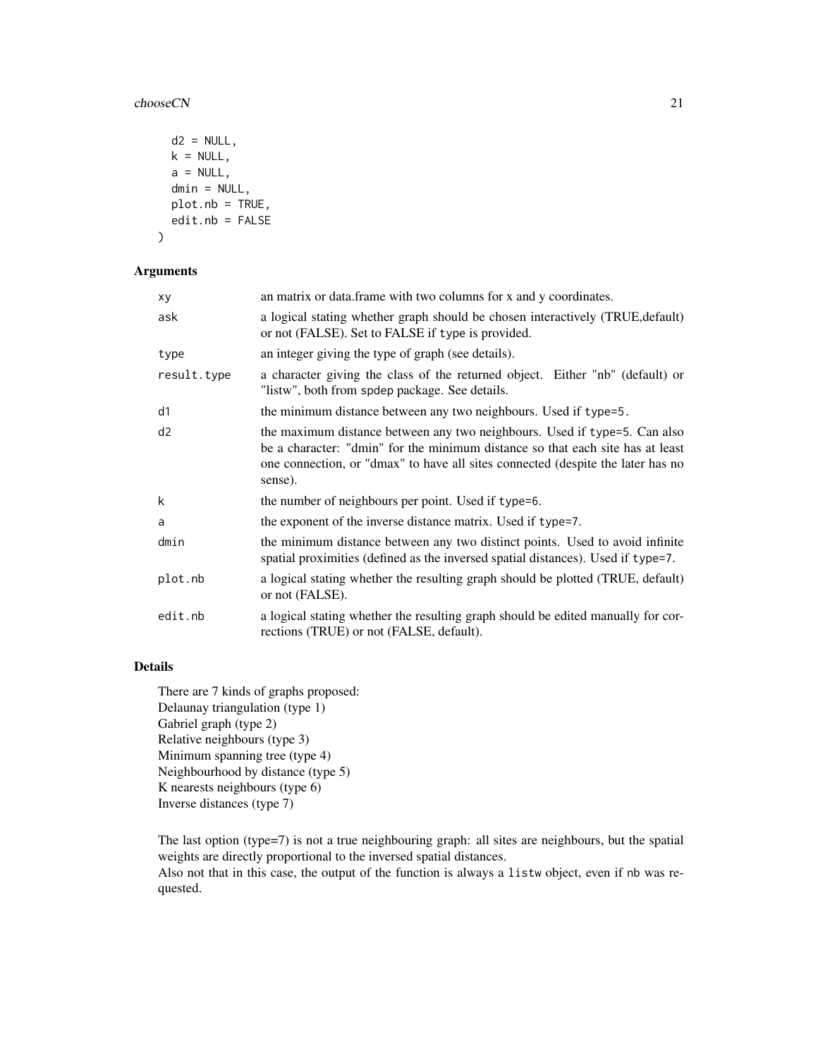```
  d2 = NULL,
  k = NULL,
  a = NULL,
  dmin = NULL,
  plot.nb = TRUE,
  edit.nb = FALSE
)
```

### Arguments

| | |
|---|---|
| xy | an matrix or data.frame with two columns for x and y coordinates. |
| ask | a logical stating whether graph should be chosen interactively (TRUE,default) or not (FALSE). Set to FALSE if type is provided. |
| type | an integer giving the type of graph (see details). |
| result.type | a character giving the class of the returned object. Either "nb" (default) or "listw", both from spdep package. See details. |
| d1 | the minimum distance between any two neighbours. Used if type=5. |
| d2 | the maximum distance between any two neighbours. Used if type=5. Can also be a character: "dmin" for the minimum distance so that each site has at least one connection, or "dmax" to have all sites connected (despite the later has no sense). |
| k | the number of neighbours per point. Used if type=6. |
| a | the exponent of the inverse distance matrix. Used if type=7. |
| dmin | the minimum distance between any two distinct points. Used to avoid infinite spatial proximities (defined as the inversed spatial distances). Used if type=7. |
| plot.nb | a logical stating whether the resulting graph should be plotted (TRUE, default) or not (FALSE). |
| edit.nb | a logical stating whether the resulting graph should be edited manually for corrections (TRUE) or not (FALSE, default). |

### Details

There are 7 kinds of graphs proposed:
Delaunay triangulation (type 1)
Gabriel graph (type 2)
Relative neighbours (type 3)
Minimum spanning tree (type 4)
Neighbourhood by distance (type 5)
K nearests neighbours (type 6)
Inverse distances (type 7)

The last option (type=7) is not a true neighbouring graph: all sites are neighbours, but the spatial weights are directly proportional to the inversed spatial distances.
Also not that in this case, the output of the function is always a listw object, even if nb was requested.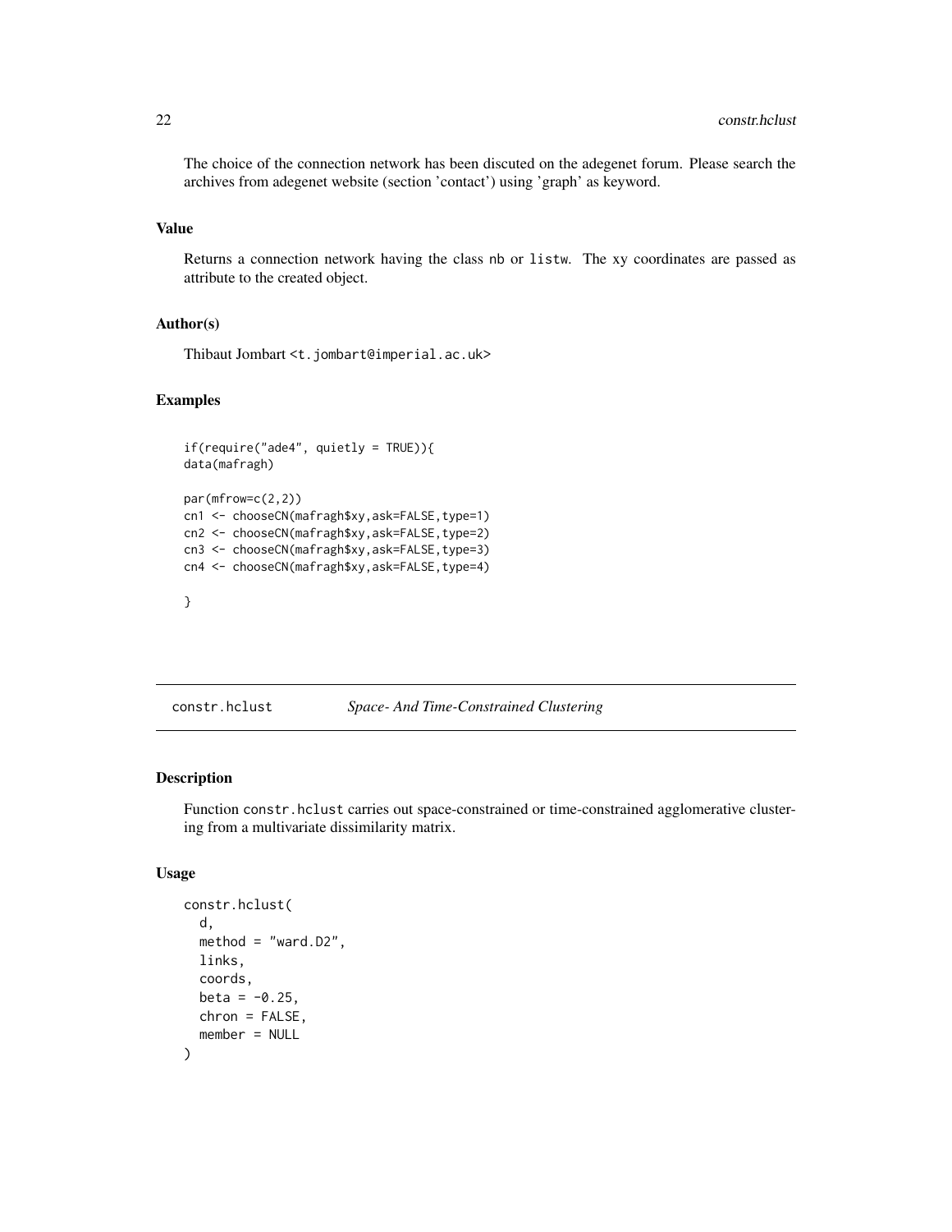The choice of the connection network has been discuted on the adegenet forum. Please search the archives from adegenet website (section 'contact') using 'graph' as keyword.

### Value

Returns a connection network having the class nb or listw. The xy coordinates are passed as attribute to the created object.

### Author(s)

Thibaut Jombart <t.jombart@imperial.ac.uk>

### Examples

```
if(require("ade4", quietly = TRUE)){
data(mafragh)

par(mfrow=c(2,2))
cn1 <- chooseCN(mafragh$xy,ask=FALSE,type=1)
cn2 <- chooseCN(mafragh$xy,ask=FALSE,type=2)
cn3 <- chooseCN(mafragh$xy,ask=FALSE,type=3)
cn4 <- chooseCN(mafragh$xy,ask=FALSE,type=4)

}
```

---

## constr.hclust *Space- And Time-Constrained Clustering*

---

### Description

Function constr.hclust carries out space-constrained or time-constrained agglomerative clustering from a multivariate dissimilarity matrix.

### Usage

```
constr.hclust(
  d,
  method = "ward.D2",
  links,
  coords,
  beta = -0.25,
  chron = FALSE,
  member = NULL
)
```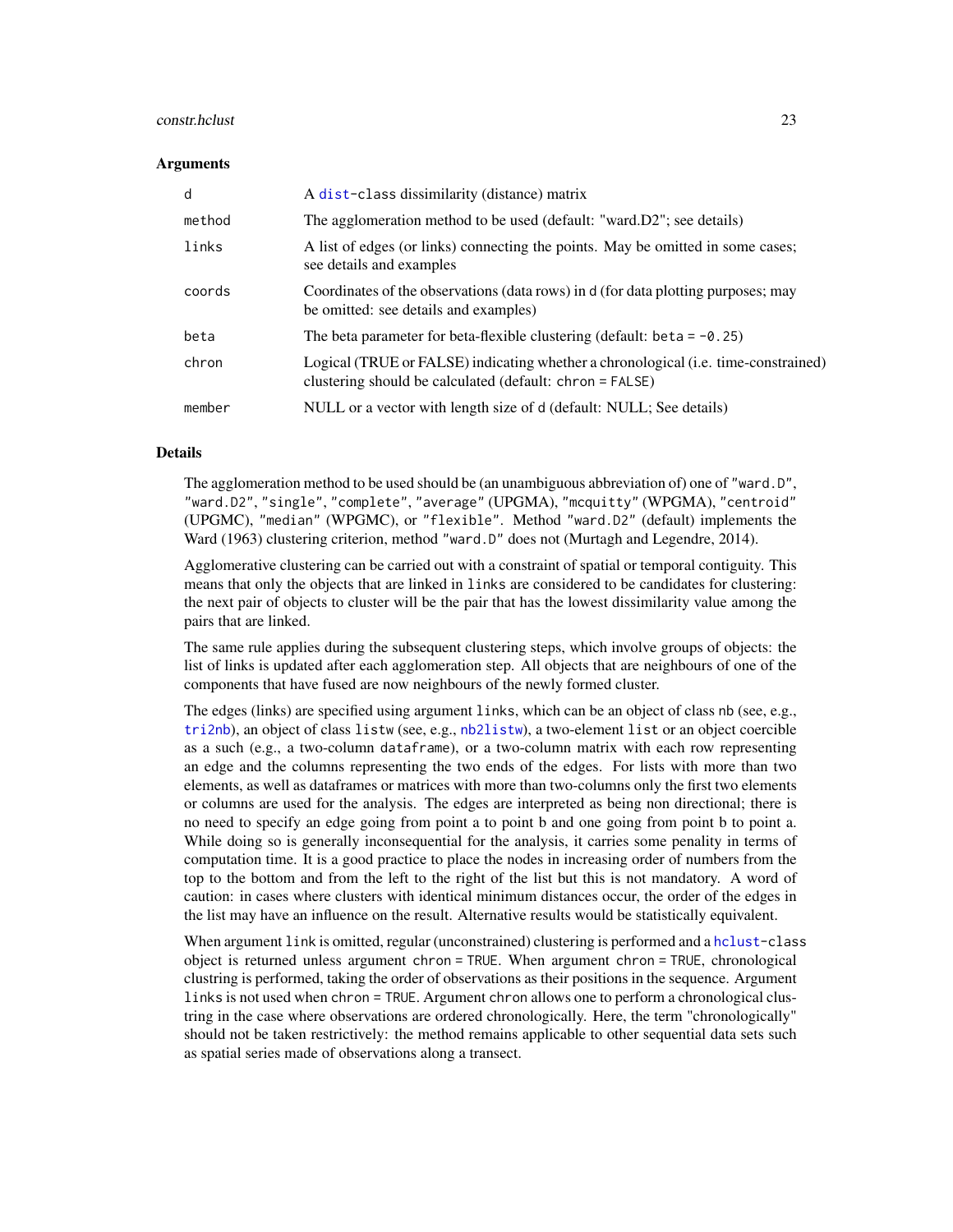### Arguments

| | |
|---|---|
| `d` | A `dist`-class dissimilarity (distance) matrix |
| `method` | The agglomeration method to be used (default: "ward.D2"; see details) |
| `links` | A list of edges (or links) connecting the points. May be omitted in some cases; see details and examples |
| `coords` | Coordinates of the observations (data rows) in `d` (for data plotting purposes; may be omitted: see details and examples) |
| `beta` | The beta parameter for beta-flexible clustering (default: `beta = -0.25`) |
| `chron` | Logical (TRUE or FALSE) indicating whether a chronological (i.e. time-constrained) clustering should be calculated (default: `chron = FALSE`) |
| `member` | NULL or a vector with length size of `d` (default: NULL; See details) |

### Details

The agglomeration method to be used should be (an unambiguous abbreviation of) one of `"ward.D"`, `"ward.D2"`, `"single"`, `"complete"`, `"average"` (UPGMA), `"mcquitty"` (WPGMA), `"centroid"` (UPGMC), `"median"` (WPGMC), or `"flexible"`. Method `"ward.D2"` (default) implements the Ward (1963) clustering criterion, method `"ward.D"` does not (Murtagh and Legendre, 2014).

Agglomerative clustering can be carried out with a constraint of spatial or temporal contiguity. This means that only the objects that are linked in `links` are considered to be candidates for clustering: the next pair of objects to cluster will be the pair that has the lowest dissimilarity value among the pairs that are linked.

The same rule applies during the subsequent clustering steps, which involve groups of objects: the list of links is updated after each agglomeration step. All objects that are neighbours of one of the components that have fused are now neighbours of the newly formed cluster.

The edges (links) are specified using argument `links`, which can be an object of class `nb` (see, e.g., `tri2nb`), an object of class `listw` (see, e.g., `nb2listw`), a two-element `list` or an object coercible as a such (e.g., a two-column `dataframe`), or a two-column matrix with each row representing an edge and the columns representing the two ends of the edges. For lists with more than two elements, as well as dataframes or matrices with more than two-columns only the first two elements or columns are used for the analysis. The edges are interpreted as being non directional; there is no need to specify an edge going from point a to point b and one going from point b to point a. While doing so is generally inconsequential for the analysis, it carries some penality in terms of computation time. It is a good practice to place the nodes in increasing order of numbers from the top to the bottom and from the left to the right of the list but this is not mandatory. A word of caution: in cases where clusters with identical minimum distances occur, the order of the edges in the list may have an influence on the result. Alternative results would be statistically equivalent.

When argument `link` is omitted, regular (unconstrained) clustering is performed and a `hclust`-class object is returned unless argument `chron = TRUE`. When argument `chron = TRUE`, chronological clustring is performed, taking the order of observations as their positions in the sequence. Argument `links` is not used when `chron = TRUE`. Argument `chron` allows one to perform a chronological clustring in the case where observations are ordered chronologically. Here, the term "chronologically" should not be taken restrictively: the method remains applicable to other sequential data sets such as spatial series made of observations along a transect.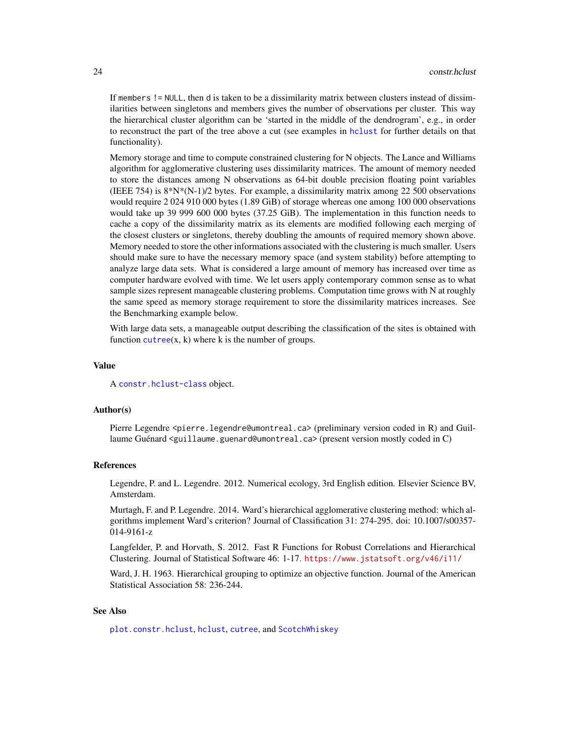If `members != NULL`, then `d` is taken to be a dissimilarity matrix between clusters instead of dissimilarities between singletons and members gives the number of observations per cluster. This way the hierarchical cluster algorithm can be 'started in the middle of the dendrogram', e.g., in order to reconstruct the part of the tree above a cut (see examples in `hclust` for further details on that functionality).

Memory storage and time to compute constrained clustering for N objects. The Lance and Williams algorithm for agglomerative clustering uses dissimilarity matrices. The amount of memory needed to store the distances among N observations as 64-bit double precision floating point variables (IEEE 754) is 8*N*(N-1)/2 bytes. For example, a dissimilarity matrix among 22 500 observations would require 2 024 910 000 bytes (1.89 GiB) of storage whereas one among 100 000 observations would take up 39 999 600 000 bytes (37.25 GiB). The implementation in this function needs to cache a copy of the dissimilarity matrix as its elements are modified following each merging of the closest clusters or singletons, thereby doubling the amounts of required memory shown above. Memory needed to store the other informations associated with the clustering is much smaller. Users should make sure to have the necessary memory space (and system stability) before attempting to analyze large data sets. What is considered a large amount of memory has increased over time as computer hardware evolved with time. We let users apply contemporary common sense as to what sample sizes represent manageable clustering problems. Computation time grows with N at roughly the same speed as memory storage requirement to store the dissimilarity matrices increases. See the Benchmarking example below.

With large data sets, a manageable output describing the classification of the sites is obtained with function `cutree`(x, k) where k is the number of groups.

## Value

A `constr.hclust-class` object.

## Author(s)

Pierre Legendre <pierre.legendre@umontreal.ca> (preliminary version coded in R) and Guillaume Guénard <guillaume.guenard@umontreal.ca> (present version mostly coded in C)

## References

Legendre, P. and L. Legendre. 2012. Numerical ecology, 3rd English edition. Elsevier Science BV, Amsterdam.

Murtagh, F. and P. Legendre. 2014. Ward's hierarchical agglomerative clustering method: which algorithms implement Ward's criterion? Journal of Classification 31: 274-295. doi: 10.1007/s00357-014-9161-z

Langfelder, P. and Horvath, S. 2012. Fast R Functions for Robust Correlations and Hierarchical Clustering. Journal of Statistical Software 46: 1-17. https://www.jstatsoft.org/v46/i11/

Ward, J. H. 1963. Hierarchical grouping to optimize an objective function. Journal of the American Statistical Association 58: 236-244.

## See Also

`plot.constr.hclust`, `hclust`, `cutree`, and `ScotchWhiskey`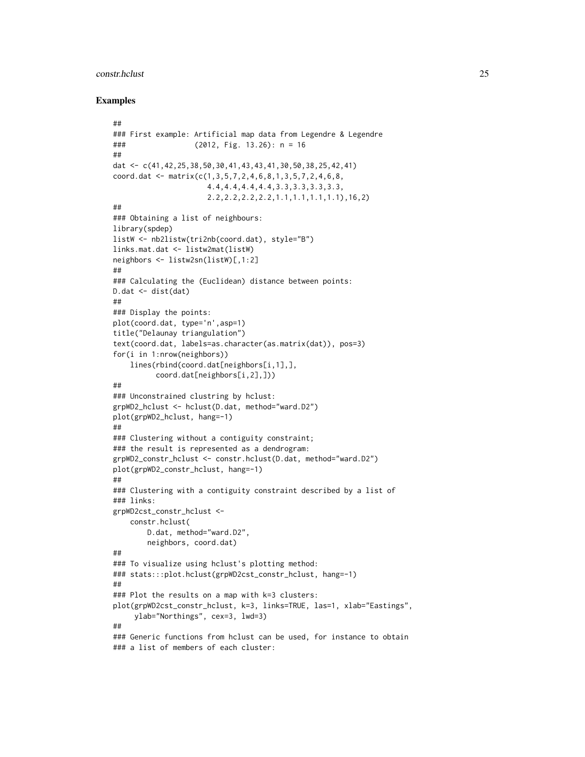## Examples

```
##
### First example: Artificial map data from Legendre & Legendre
###                (2012, Fig. 13.26): n = 16
##
dat <- c(41,42,25,38,50,30,41,43,43,41,30,50,38,25,42,41)
coord.dat <- matrix(c(1,3,5,7,2,4,6,8,1,3,5,7,2,4,6,8,
                      4.4,4.4,4.4,4.4,3.3,3.3,3.3,3.3,
                      2.2,2.2,2.2,2.2,1.1,1.1,1.1,1.1),16,2)
##
### Obtaining a list of neighbours:
library(spdep)
listW <- nb2listw(tri2nb(coord.dat), style="B")
links.mat.dat <- listw2mat(listW)
neighbors <- listw2sn(listW)[,1:2]
##
### Calculating the (Euclidean) distance between points:
D.dat <- dist(dat)
##
### Display the points:
plot(coord.dat, type='n',asp=1)
title("Delaunay triangulation")
text(coord.dat, labels=as.character(as.matrix(dat)), pos=3)
for(i in 1:nrow(neighbors))
    lines(rbind(coord.dat[neighbors[i,1],],
          coord.dat[neighbors[i,2],]))
##
### Unconstrained clustring by hclust:
grpWD2_hclust <- hclust(D.dat, method="ward.D2")
plot(grpWD2_hclust, hang=-1)
##
### Clustering without a contiguity constraint;
### the result is represented as a dendrogram:
grpWD2_constr_hclust <- constr.hclust(D.dat, method="ward.D2")
plot(grpWD2_constr_hclust, hang=-1)
##
### Clustering with a contiguity constraint described by a list of
### links:
grpWD2cst_constr_hclust <-
    constr.hclust(
        D.dat, method="ward.D2",
        neighbors, coord.dat)
##
### To visualize using hclust's plotting method:
### stats:::plot.hclust(grpWD2cst_constr_hclust, hang=-1)
##
### Plot the results on a map with k=3 clusters:
plot(grpWD2cst_constr_hclust, k=3, links=TRUE, las=1, xlab="Eastings",
     ylab="Northings", cex=3, lwd=3)
##
### Generic functions from hclust can be used, for instance to obtain
### a list of members of each cluster:
```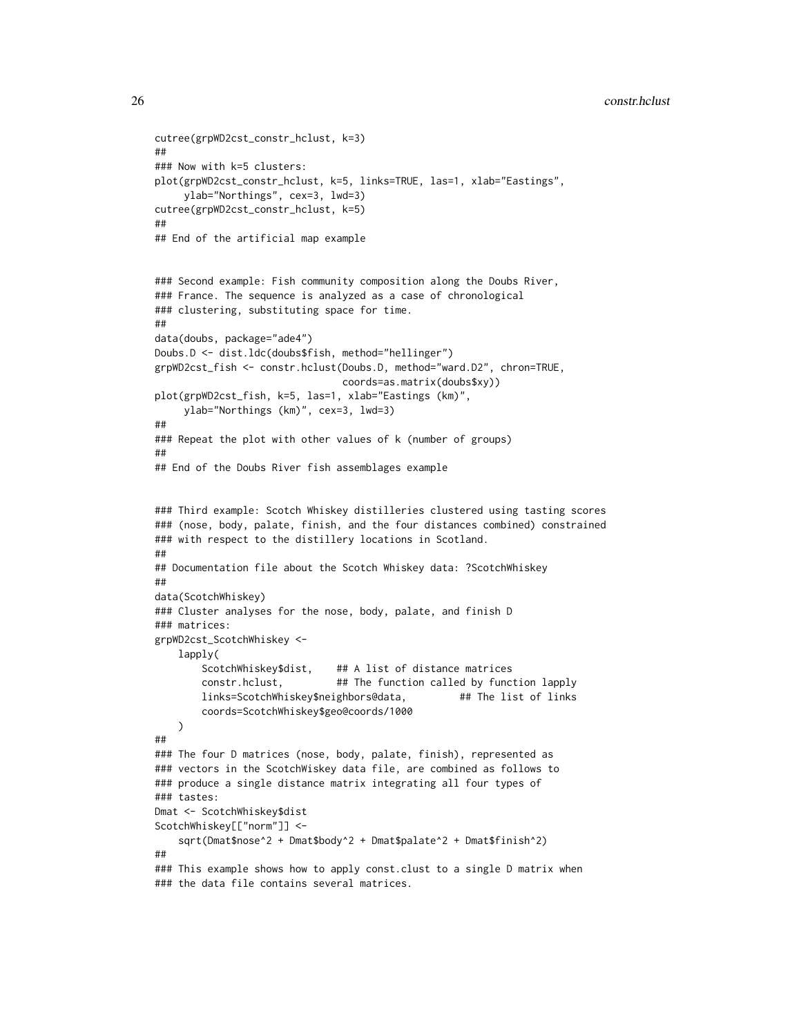```
cutree(grpWD2cst_constr_hclust, k=3)
##
### Now with k=5 clusters:
plot(grpWD2cst_constr_hclust, k=5, links=TRUE, las=1, xlab="Eastings",
     ylab="Northings", cex=3, lwd=3)
cutree(grpWD2cst_constr_hclust, k=5)
##
## End of the artificial map example


### Second example: Fish community composition along the Doubs River,
### France. The sequence is analyzed as a case of chronological
### clustering, substituting space for time.
##
data(doubs, package="ade4")
Doubs.D <- dist.ldc(doubs$fish, method="hellinger")
grpWD2cst_fish <- constr.hclust(Doubs.D, method="ward.D2", chron=TRUE,
                                coords=as.matrix(doubs$xy))
plot(grpWD2cst_fish, k=5, las=1, xlab="Eastings (km)",
     ylab="Northings (km)", cex=3, lwd=3)
##
### Repeat the plot with other values of k (number of groups)
##
## End of the Doubs River fish assemblages example


### Third example: Scotch Whiskey distilleries clustered using tasting scores
### (nose, body, palate, finish, and the four distances combined) constrained
### with respect to the distillery locations in Scotland.
##
## Documentation file about the Scotch Whiskey data: ?ScotchWhiskey
##
data(ScotchWhiskey)
### Cluster analyses for the nose, body, palate, and finish D
### matrices:
grpWD2cst_ScotchWhiskey <-
    lapply(
        ScotchWhiskey$dist,    ## A list of distance matrices
        constr.hclust,         ## The function called by function lapply
        links=ScotchWhiskey$neighbors@data,         ## The list of links
        coords=ScotchWhiskey$geo@coords/1000
    )
##
### The four D matrices (nose, body, palate, finish), represented as
### vectors in the ScotchWiskey data file, are combined as follows to
### produce a single distance matrix integrating all four types of
### tastes:
Dmat <- ScotchWhiskey$dist
ScotchWhiskey[["norm"]] <-
    sqrt(Dmat$nose^2 + Dmat$body^2 + Dmat$palate^2 + Dmat$finish^2)
##
### This example shows how to apply const.clust to a single D matrix when
### the data file contains several matrices.
```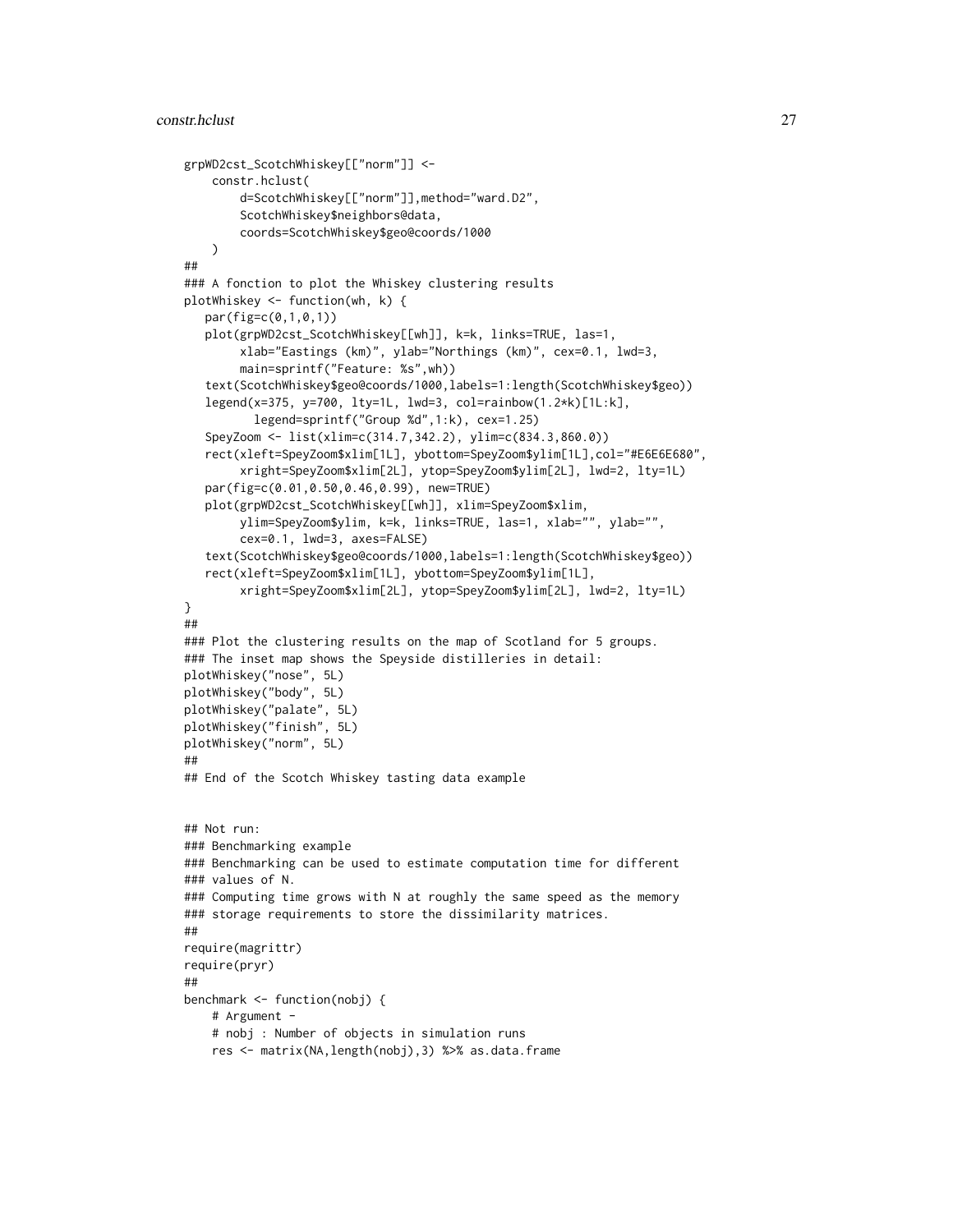```
grpWD2cst_ScotchWhiskey[["norm"]] <-
    constr.hclust(
        d=ScotchWhiskey[["norm"]],method="ward.D2",
        ScotchWhiskey$neighbors@data,
        coords=ScotchWhiskey$geo@coords/1000
    )
##
### A fonction to plot the Whiskey clustering results
plotWhiskey <- function(wh, k) {
   par(fig=c(0,1,0,1))
   plot(grpWD2cst_ScotchWhiskey[[wh]], k=k, links=TRUE, las=1,
        xlab="Eastings (km)", ylab="Northings (km)", cex=0.1, lwd=3,
        main=sprintf("Feature: %s",wh))
   text(ScotchWhiskey$geo@coords/1000,labels=1:length(ScotchWhiskey$geo))
   legend(x=375, y=700, lty=1L, lwd=3, col=rainbow(1.2*k)[1L:k],
          legend=sprintf("Group %d",1:k), cex=1.25)
   SpeyZoom <- list(xlim=c(314.7,342.2), ylim=c(834.3,860.0))
   rect(xleft=SpeyZoom$xlim[1L], ybottom=SpeyZoom$ylim[1L],col="#E6E6E680",
        xright=SpeyZoom$xlim[2L], ytop=SpeyZoom$ylim[2L], lwd=2, lty=1L)
   par(fig=c(0.01,0.50,0.46,0.99), new=TRUE)
   plot(grpWD2cst_ScotchWhiskey[[wh]], xlim=SpeyZoom$xlim,
        ylim=SpeyZoom$ylim, k=k, links=TRUE, las=1, xlab="", ylab="",
        cex=0.1, lwd=3, axes=FALSE)
   text(ScotchWhiskey$geo@coords/1000,labels=1:length(ScotchWhiskey$geo))
   rect(xleft=SpeyZoom$xlim[1L], ybottom=SpeyZoom$ylim[1L],
        xright=SpeyZoom$xlim[2L], ytop=SpeyZoom$ylim[2L], lwd=2, lty=1L)
}
##
### Plot the clustering results on the map of Scotland for 5 groups.
### The inset map shows the Speyside distilleries in detail:
plotWhiskey("nose", 5L)
plotWhiskey("body", 5L)
plotWhiskey("palate", 5L)
plotWhiskey("finish", 5L)
plotWhiskey("norm", 5L)
##
## End of the Scotch Whiskey tasting data example


## Not run:
### Benchmarking example
### Benchmarking can be used to estimate computation time for different
### values of N.
### Computing time grows with N at roughly the same speed as the memory
### storage requirements to store the dissimilarity matrices.
##
require(magrittr)
require(pryr)
##
benchmark <- function(nobj) {
    # Argument -
    # nobj : Number of objects in simulation runs
    res <- matrix(NA,length(nobj),3) %>% as.data.frame
```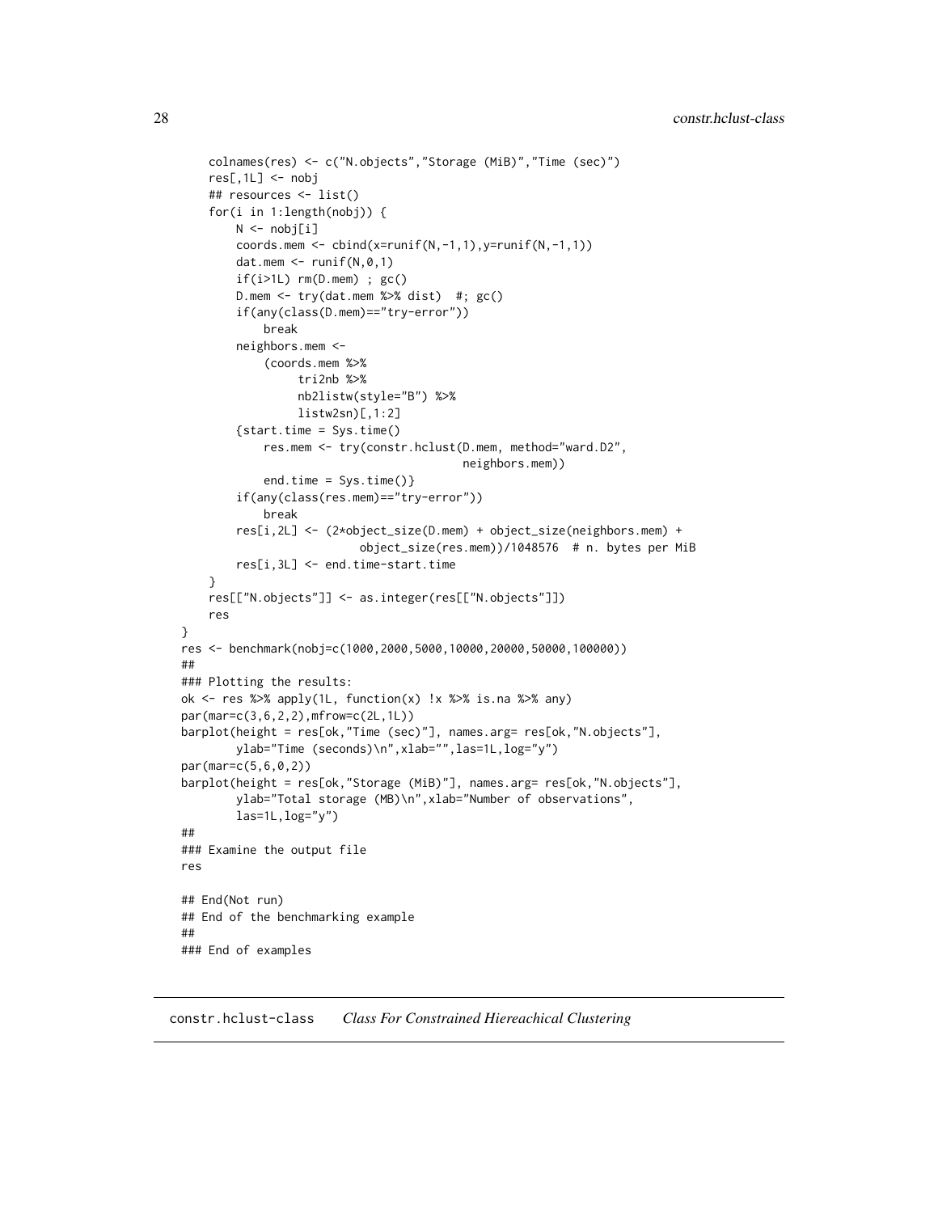```
    colnames(res) <- c("N.objects","Storage (MiB)","Time (sec)")
    res[,1L] <- nobj
    ## resources <- list()
    for(i in 1:length(nobj)) {
        N <- nobj[i]
        coords.mem <- cbind(x=runif(N,-1,1),y=runif(N,-1,1))
        dat.mem <- runif(N,0,1)
        if(i>1L) rm(D.mem) ; gc()
        D.mem <- try(dat.mem %>% dist)  #; gc()
        if(any(class(D.mem)=="try-error"))
            break
        neighbors.mem <-
            (coords.mem %>%
                 tri2nb %>%
                 nb2listw(style="B") %>%
                 listw2sn)[,1:2]
        {start.time = Sys.time()
            res.mem <- try(constr.hclust(D.mem, method="ward.D2",
                                         neighbors.mem))
            end.time = Sys.time()}
        if(any(class(res.mem)=="try-error"))
            break
        res[i,2L] <- (2*object_size(D.mem) + object_size(neighbors.mem) +
                          object_size(res.mem))/1048576  # n. bytes per MiB
        res[i,3L] <- end.time-start.time
    }
    res[["N.objects"]] <- as.integer(res[["N.objects"]])
    res
}
res <- benchmark(nobj=c(1000,2000,5000,10000,20000,50000,100000))
##
### Plotting the results:
ok <- res %>% apply(1L, function(x) !x %>% is.na %>% any)
par(mar=c(3,6,2,2),mfrow=c(2L,1L))
barplot(height = res[ok,"Time (sec)"], names.arg= res[ok,"N.objects"],
        ylab="Time (seconds)\n",xlab="",las=1L,log="y")
par(mar=c(5,6,0,2))
barplot(height = res[ok,"Storage (MiB)"], names.arg= res[ok,"N.objects"],
        ylab="Total storage (MB)\n",xlab="Number of observations",
        las=1L,log="y")
##
### Examine the output file
res

## End(Not run)
## End of the benchmarking example
##
### End of examples
```

## constr.hclust-class *Class For Constrained Hiereachical Clustering*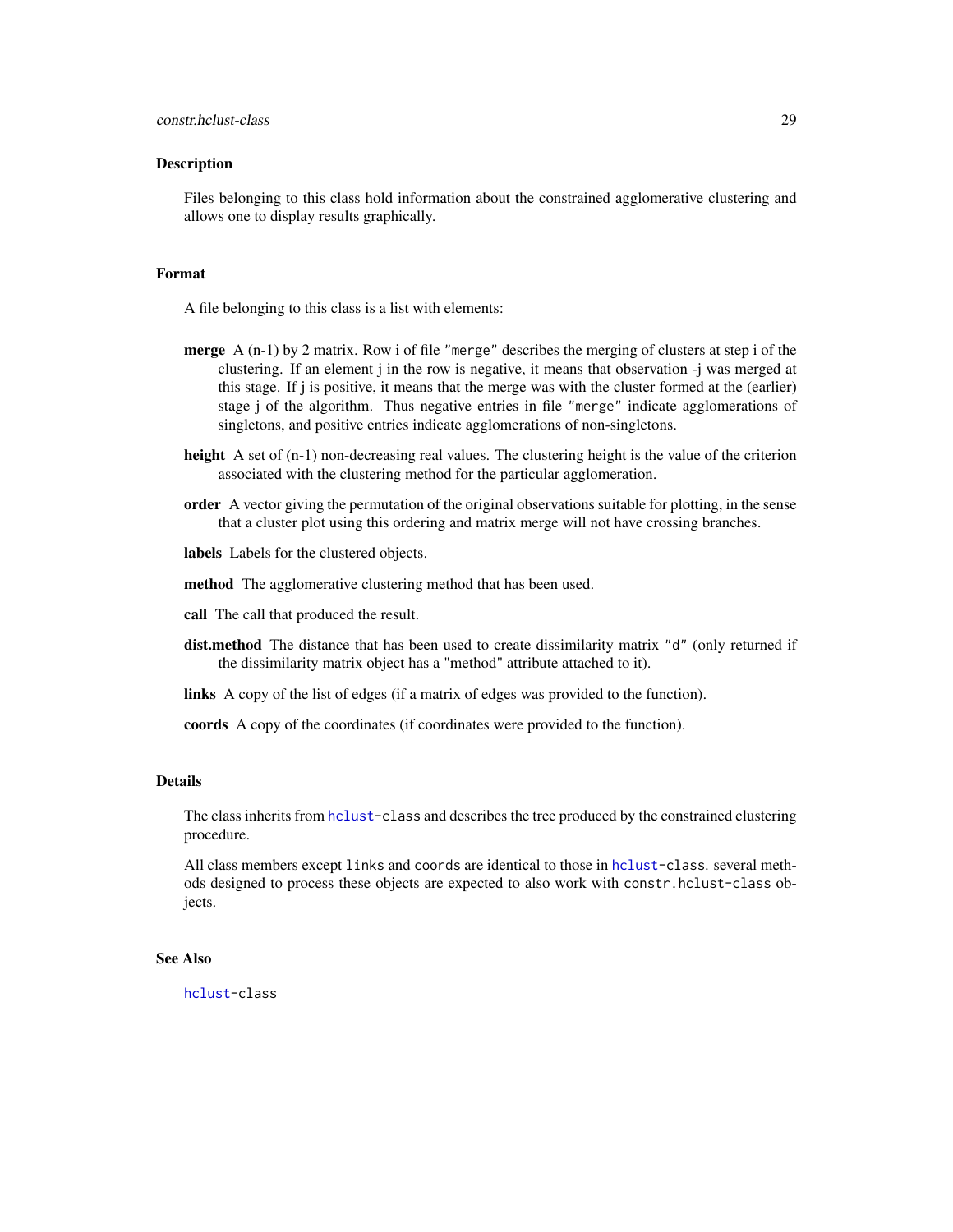## Description

Files belonging to this class hold information about the constrained agglomerative clustering and allows one to display results graphically.

## Format

A file belonging to this class is a list with elements:

**merge** A (n-1) by 2 matrix. Row i of file `"merge"` describes the merging of clusters at step i of the clustering. If an element j in the row is negative, it means that observation -j was merged at this stage. If j is positive, it means that the merge was with the cluster formed at the (earlier) stage j of the algorithm. Thus negative entries in file `"merge"` indicate agglomerations of singletons, and positive entries indicate agglomerations of non-singletons.

**height** A set of (n-1) non-decreasing real values. The clustering height is the value of the criterion associated with the clustering method for the particular agglomeration.

**order** A vector giving the permutation of the original observations suitable for plotting, in the sense that a cluster plot using this ordering and matrix merge will not have crossing branches.

**labels** Labels for the clustered objects.

**method** The agglomerative clustering method that has been used.

**call** The call that produced the result.

**dist.method** The distance that has been used to create dissimilarity matrix `"d"` (only returned if the dissimilarity matrix object has a "method" attribute attached to it).

**links** A copy of the list of edges (if a matrix of edges was provided to the function).

**coords** A copy of the coordinates (if coordinates were provided to the function).

## Details

The class inherits from `hclust-class` and describes the tree produced by the constrained clustering procedure.

All class members except `links` and `coords` are identical to those in `hclust-class`. several methods designed to process these objects are expected to also work with `constr.hclust-class` objects.

## See Also

`hclust-class`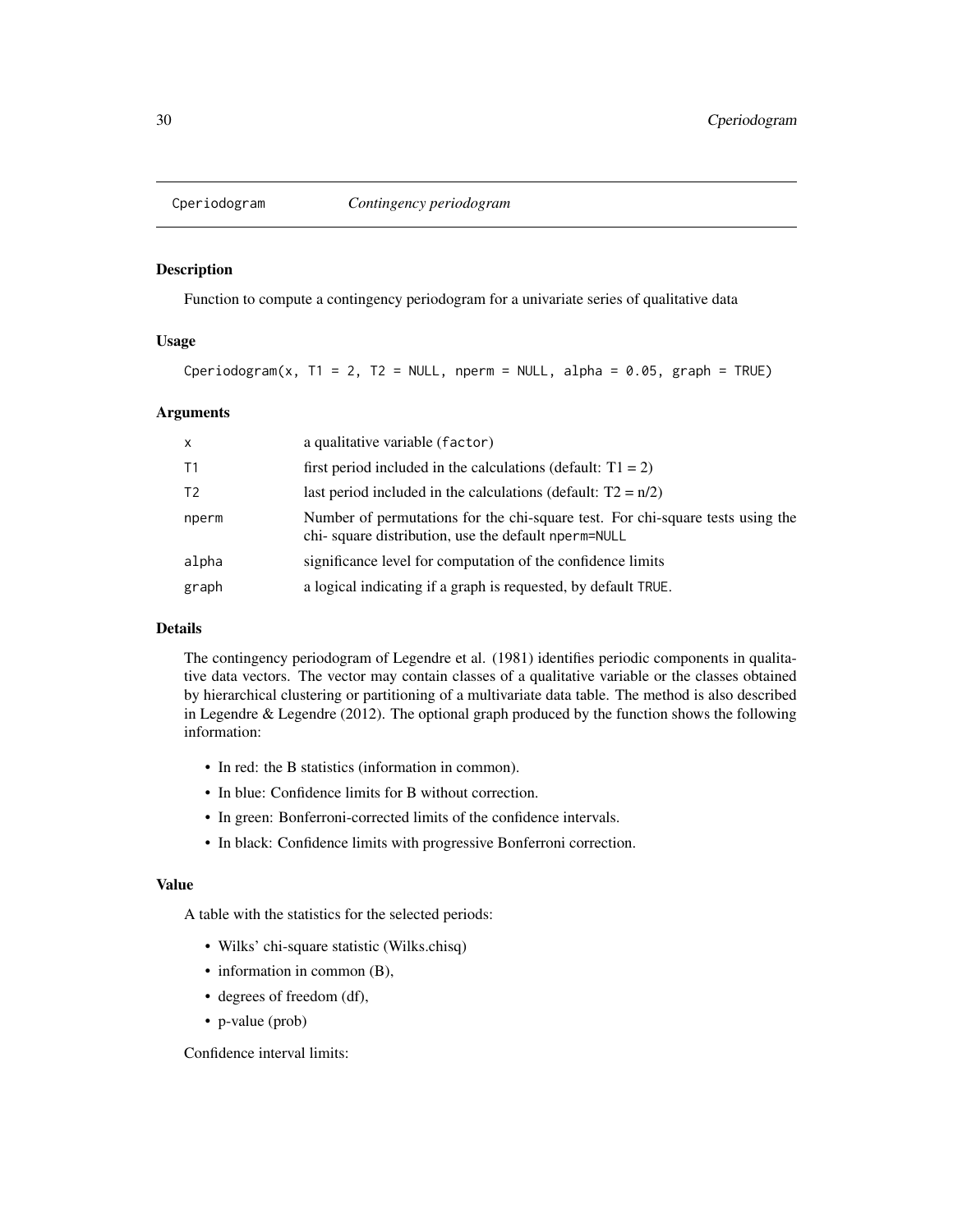# Cperiodogram *Contingency periodogram*

## Description

Function to compute a contingency periodogram for a univariate series of qualitative data

## Usage

```
Cperiodogram(x, T1 = 2, T2 = NULL, nperm = NULL, alpha = 0.05, graph = TRUE)
```

## Arguments

| | |
|---|---|
| x | a qualitative variable (factor) |
| T1 | first period included in the calculations (default: T1 = 2) |
| T2 | last period included in the calculations (default: T2 = n/2) |
| nperm | Number of permutations for the chi-square test. For chi-square tests using the chi- square distribution, use the default nperm=NULL |
| alpha | significance level for computation of the confidence limits |
| graph | a logical indicating if a graph is requested, by default TRUE. |

## Details

The contingency periodogram of Legendre et al. (1981) identifies periodic components in qualitative data vectors. The vector may contain classes of a qualitative variable or the classes obtained by hierarchical clustering or partitioning of a multivariate data table. The method is also described in Legendre & Legendre (2012). The optional graph produced by the function shows the following information:

- In red: the B statistics (information in common).
- In blue: Confidence limits for B without correction.
- In green: Bonferroni-corrected limits of the confidence intervals.
- In black: Confidence limits with progressive Bonferroni correction.

## Value

A table with the statistics for the selected periods:

- Wilks' chi-square statistic (Wilks.chisq)
- information in common (B),
- degrees of freedom (df),
- p-value (prob)

Confidence interval limits: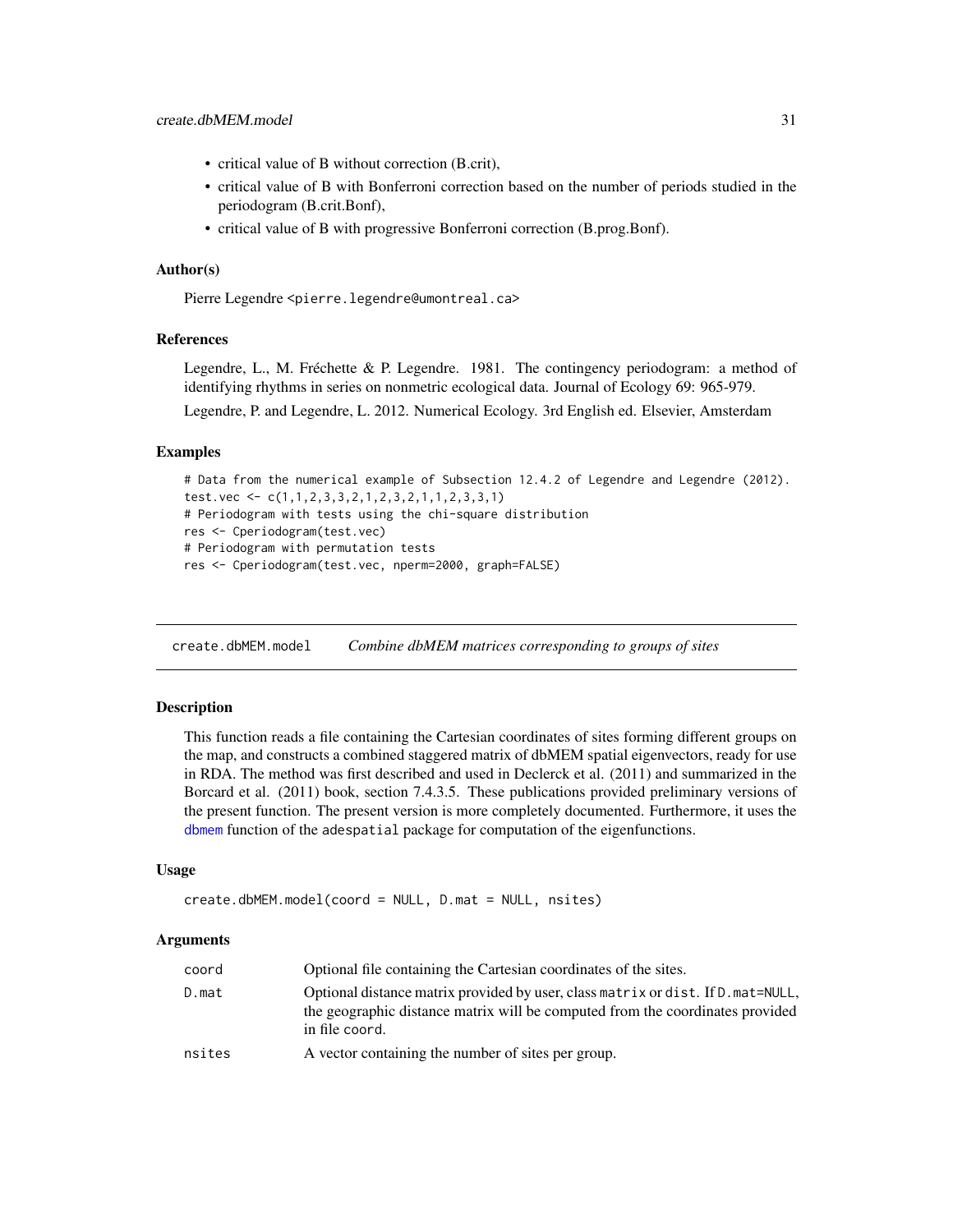- critical value of B without correction (B.crit),
- critical value of B with Bonferroni correction based on the number of periods studied in the periodogram (B.crit.Bonf),
- critical value of B with progressive Bonferroni correction (B.prog.Bonf).

### Author(s)

Pierre Legendre <pierre.legendre@umontreal.ca>

### References

Legendre, L., M. Fréchette & P. Legendre. 1981. The contingency periodogram: a method of identifying rhythms in series on nonmetric ecological data. Journal of Ecology 69: 965-979.

Legendre, P. and Legendre, L. 2012. Numerical Ecology. 3rd English ed. Elsevier, Amsterdam

### Examples

```
# Data from the numerical example of Subsection 12.4.2 of Legendre and Legendre (2012).
test.vec <- c(1,1,2,3,3,2,1,2,3,2,1,1,2,3,3,1)
# Periodogram with tests using the chi-square distribution
res <- Cperiodogram(test.vec)
# Periodogram with permutation tests
res <- Cperiodogram(test.vec, nperm=2000, graph=FALSE)
```

---

## create.dbMEM.model *Combine dbMEM matrices corresponding to groups of sites*

### Description

This function reads a file containing the Cartesian coordinates of sites forming different groups on the map, and constructs a combined staggered matrix of dbMEM spatial eigenvectors, ready for use in RDA. The method was first described and used in Declerck et al. (2011) and summarized in the Borcard et al. (2011) book, section 7.4.3.5. These publications provided preliminary versions of the present function. The present version is more completely documented. Furthermore, it uses the dbmem function of the adespatial package for computation of the eigenfunctions.

### Usage

```
create.dbMEM.model(coord = NULL, D.mat = NULL, nsites)
```

### Arguments

| | |
|---|---|
| coord | Optional file containing the Cartesian coordinates of the sites. |
| D.mat | Optional distance matrix provided by user, class matrix or dist. If D.mat=NULL, the geographic distance matrix will be computed from the coordinates provided in file coord. |
| nsites | A vector containing the number of sites per group. |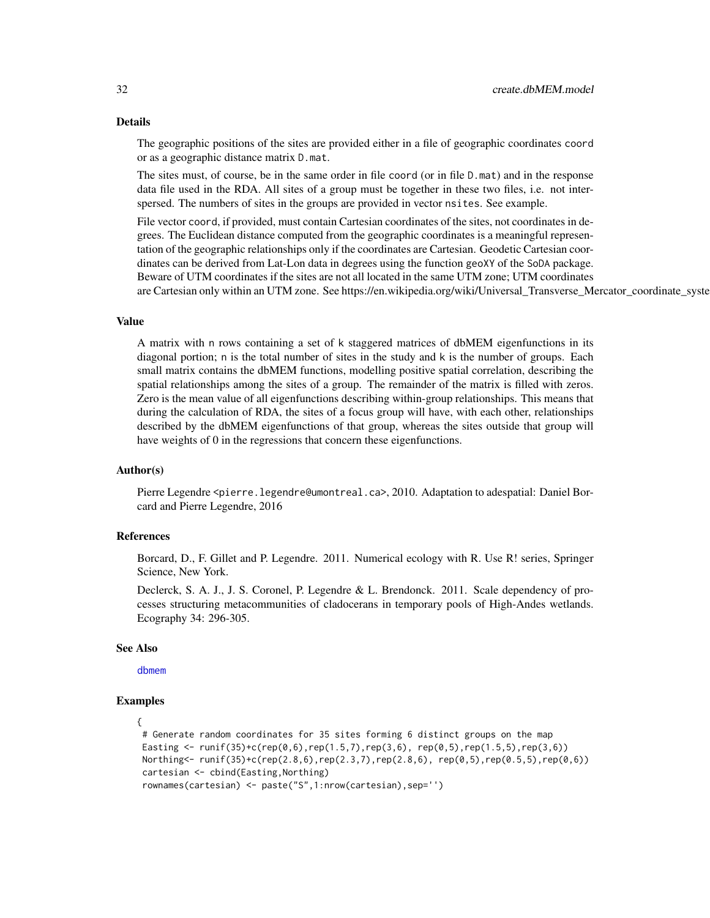## Details

The geographic positions of the sites are provided either in a file of geographic coordinates `coord` or as a geographic distance matrix `D.mat`.

The sites must, of course, be in the same order in file `coord` (or in file `D.mat`) and in the response data file used in the RDA. All sites of a group must be together in these two files, i.e. not interspersed. The numbers of sites in the groups are provided in vector `nsites`. See example.

File vector `coord`, if provided, must contain Cartesian coordinates of the sites, not coordinates in degrees. The Euclidean distance computed from the geographic coordinates is a meaningful representation of the geographic relationships only if the coordinates are Cartesian. Geodetic Cartesian coordinates can be derived from Lat-Lon data in degrees using the function `geoXY` of the `SoDA` package. Beware of UTM coordinates if the sites are not all located in the same UTM zone; UTM coordinates are Cartesian only within an UTM zone. See https://en.wikipedia.org/wiki/Universal_Transverse_Mercator_coordinate_syste

## Value

A matrix with `n` rows containing a set of `k` staggered matrices of dbMEM eigenfunctions in its diagonal portion; `n` is the total number of sites in the study and `k` is the number of groups. Each small matrix contains the dbMEM functions, modelling positive spatial correlation, describing the spatial relationships among the sites of a group. The remainder of the matrix is filled with zeros. Zero is the mean value of all eigenfunctions describing within-group relationships. This means that during the calculation of RDA, the sites of a focus group will have, with each other, relationships described by the dbMEM eigenfunctions of that group, whereas the sites outside that group will have weights of 0 in the regressions that concern these eigenfunctions.

## Author(s)

Pierre Legendre <pierre.legendre@umontreal.ca>, 2010. Adaptation to adespatial: Daniel Borcard and Pierre Legendre, 2016

## References

Borcard, D., F. Gillet and P. Legendre. 2011. Numerical ecology with R. Use R! series, Springer Science, New York.

Declerck, S. A. J., J. S. Coronel, P. Legendre & L. Brendonck. 2011. Scale dependency of processes structuring metacommunities of cladocerans in temporary pools of High-Andes wetlands. Ecography 34: 296-305.

## See Also

dbmem

## Examples

```
{
 # Generate random coordinates for 35 sites forming 6 distinct groups on the map
 Easting <- runif(35)+c(rep(0,6),rep(1.5,7),rep(3,6), rep(0,5),rep(1.5,5),rep(3,6))
 Northing<- runif(35)+c(rep(2.8,6),rep(2.3,7),rep(2.8,6), rep(0,5),rep(0.5,5),rep(0,6))
 cartesian <- cbind(Easting,Northing)
 rownames(cartesian) <- paste("S",1:nrow(cartesian),sep='')
```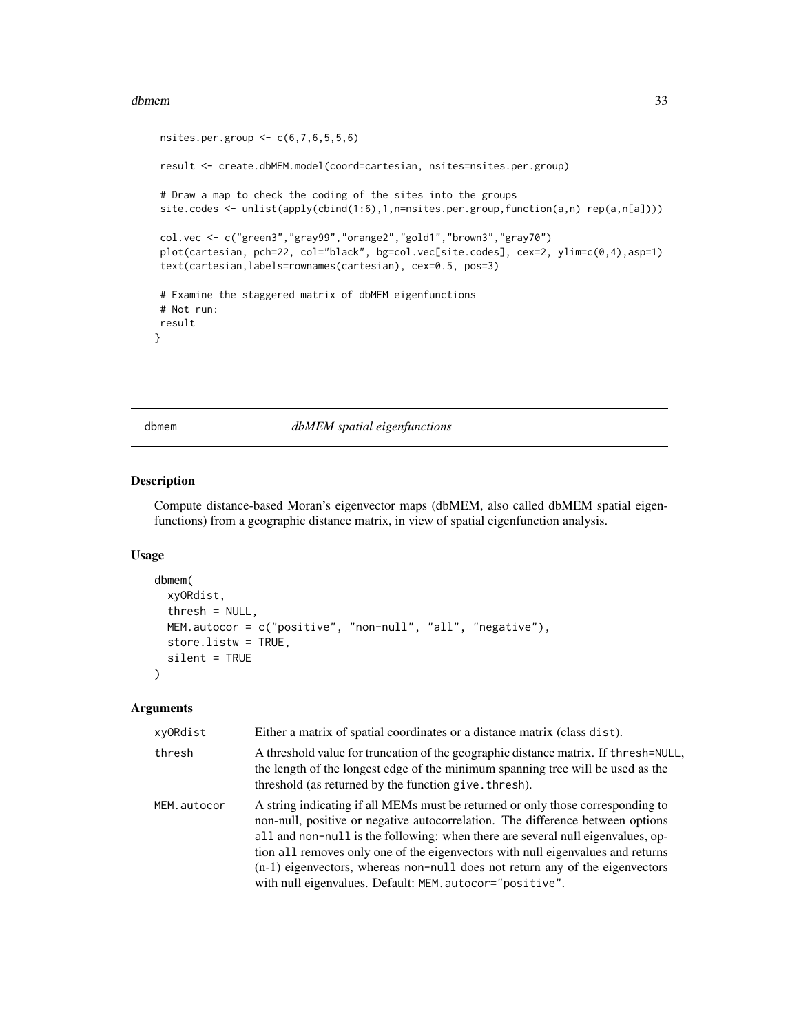```
 nsites.per.group <- c(6,7,6,5,5,6)

 result <- create.dbMEM.model(coord=cartesian, nsites=nsites.per.group)

 # Draw a map to check the coding of the sites into the groups
 site.codes <- unlist(apply(cbind(1:6),1,n=nsites.per.group,function(a,n) rep(a,n[a])))

 col.vec <- c("green3","gray99","orange2","gold1","brown3","gray70")
 plot(cartesian, pch=22, col="black", bg=col.vec[site.codes], cex=2, ylim=c(0,4),asp=1)
 text(cartesian,labels=rownames(cartesian), cex=0.5, pos=3)

 # Examine the staggered matrix of dbMEM eigenfunctions
 # Not run:
 result
}
```

## dbmem *dbMEM spatial eigenfunctions*

### Description

Compute distance-based Moran's eigenvector maps (dbMEM, also called dbMEM spatial eigenfunctions) from a geographic distance matrix, in view of spatial eigenfunction analysis.

### Usage

```
dbmem(
  xyORdist,
  thresh = NULL,
  MEM.autocor = c("positive", "non-null", "all", "negative"),
  store.listw = TRUE,
  silent = TRUE
)
```

### Arguments

| | |
|---|---|
| xyORdist | Either a matrix of spatial coordinates or a distance matrix (class dist). |
| thresh | A threshold value for truncation of the geographic distance matrix. If thresh=NULL, the length of the longest edge of the minimum spanning tree will be used as the threshold (as returned by the function give.thresh). |
| MEM.autocor | A string indicating if all MEMs must be returned or only those corresponding to non-null, positive or negative autocorrelation. The difference between options all and non-null is the following: when there are several null eigenvalues, option all removes only one of the eigenvectors with null eigenvalues and returns (n-1) eigenvectors, whereas non-null does not return any of the eigenvectors with null eigenvalues. Default: MEM.autocor="positive". |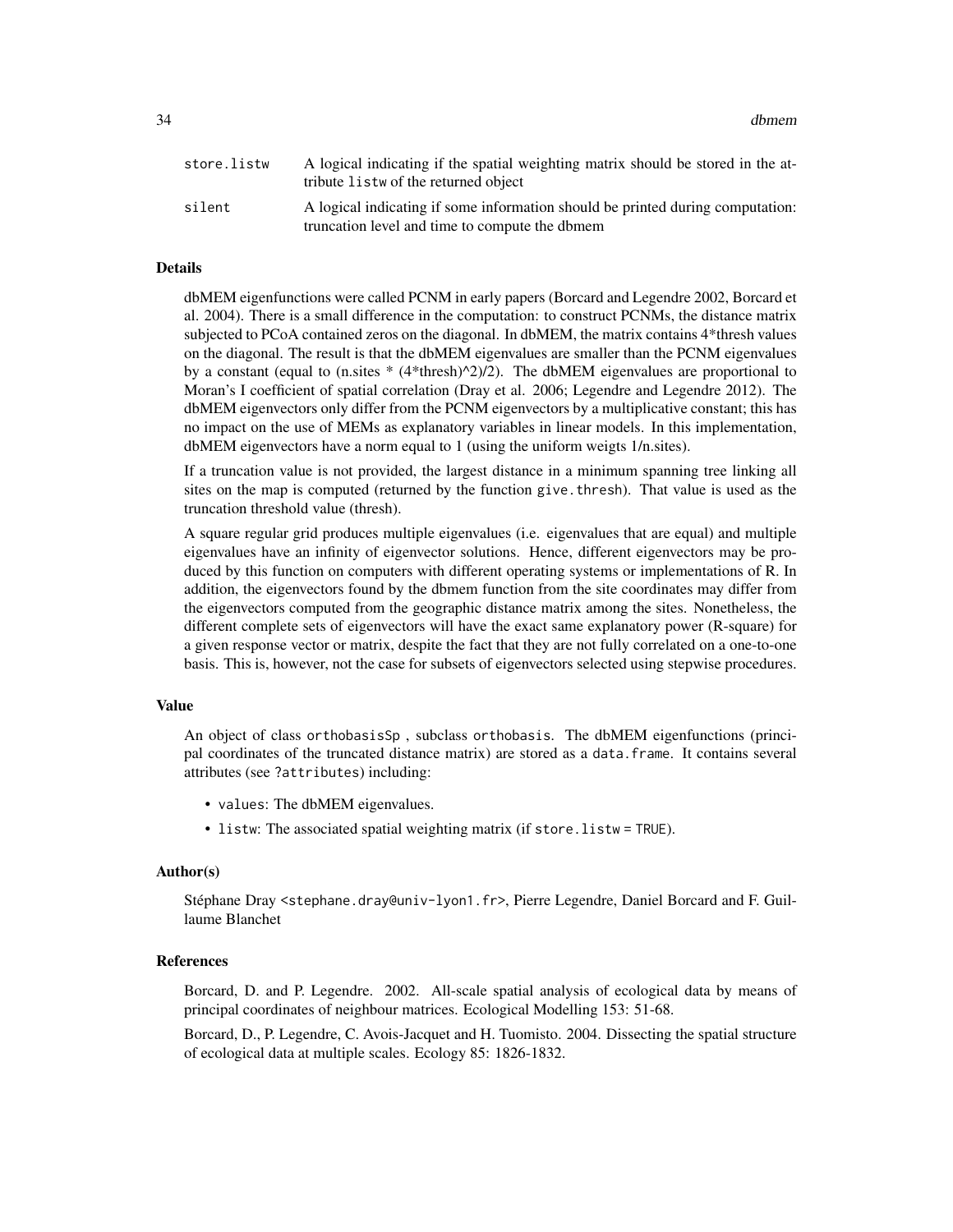| | |
|---|---|
| store.listw | A logical indicating if the spatial weighting matrix should be stored in the attribute listw of the returned object |
| silent | A logical indicating if some information should be printed during computation: truncation level and time to compute the dbmem |

## Details

dbMEM eigenfunctions were called PCNM in early papers (Borcard and Legendre 2002, Borcard et al. 2004). There is a small difference in the computation: to construct PCNMs, the distance matrix subjected to PCoA contained zeros on the diagonal. In dbMEM, the matrix contains 4*thresh values on the diagonal. The result is that the dbMEM eigenvalues are smaller than the PCNM eigenvalues by a constant (equal to (n.sites * (4*thresh)^2)/2). The dbMEM eigenvalues are proportional to Moran's I coefficient of spatial correlation (Dray et al. 2006; Legendre and Legendre 2012). The dbMEM eigenvectors only differ from the PCNM eigenvectors by a multiplicative constant; this has no impact on the use of MEMs as explanatory variables in linear models. In this implementation, dbMEM eigenvectors have a norm equal to 1 (using the uniform weigts 1/n.sites).

If a truncation value is not provided, the largest distance in a minimum spanning tree linking all sites on the map is computed (returned by the function give.thresh). That value is used as the truncation threshold value (thresh).

A square regular grid produces multiple eigenvalues (i.e. eigenvalues that are equal) and multiple eigenvalues have an infinity of eigenvector solutions. Hence, different eigenvectors may be produced by this function on computers with different operating systems or implementations of R. In addition, the eigenvectors found by the dbmem function from the site coordinates may differ from the eigenvectors computed from the geographic distance matrix among the sites. Nonetheless, the different complete sets of eigenvectors will have the exact same explanatory power (R-square) for a given response vector or matrix, despite the fact that they are not fully correlated on a one-to-one basis. This is, however, not the case for subsets of eigenvectors selected using stepwise procedures.

## Value

An object of class orthobasisSp , subclass orthobasis. The dbMEM eigenfunctions (principal coordinates of the truncated distance matrix) are stored as a data.frame. It contains several attributes (see ?attributes) including:

- values: The dbMEM eigenvalues.
- listw: The associated spatial weighting matrix (if store.listw = TRUE).

## Author(s)

Stéphane Dray <stephane.dray@univ-lyon1.fr>, Pierre Legendre, Daniel Borcard and F. Guillaume Blanchet

## References

Borcard, D. and P. Legendre. 2002. All-scale spatial analysis of ecological data by means of principal coordinates of neighbour matrices. Ecological Modelling 153: 51-68.

Borcard, D., P. Legendre, C. Avois-Jacquet and H. Tuomisto. 2004. Dissecting the spatial structure of ecological data at multiple scales. Ecology 85: 1826-1832.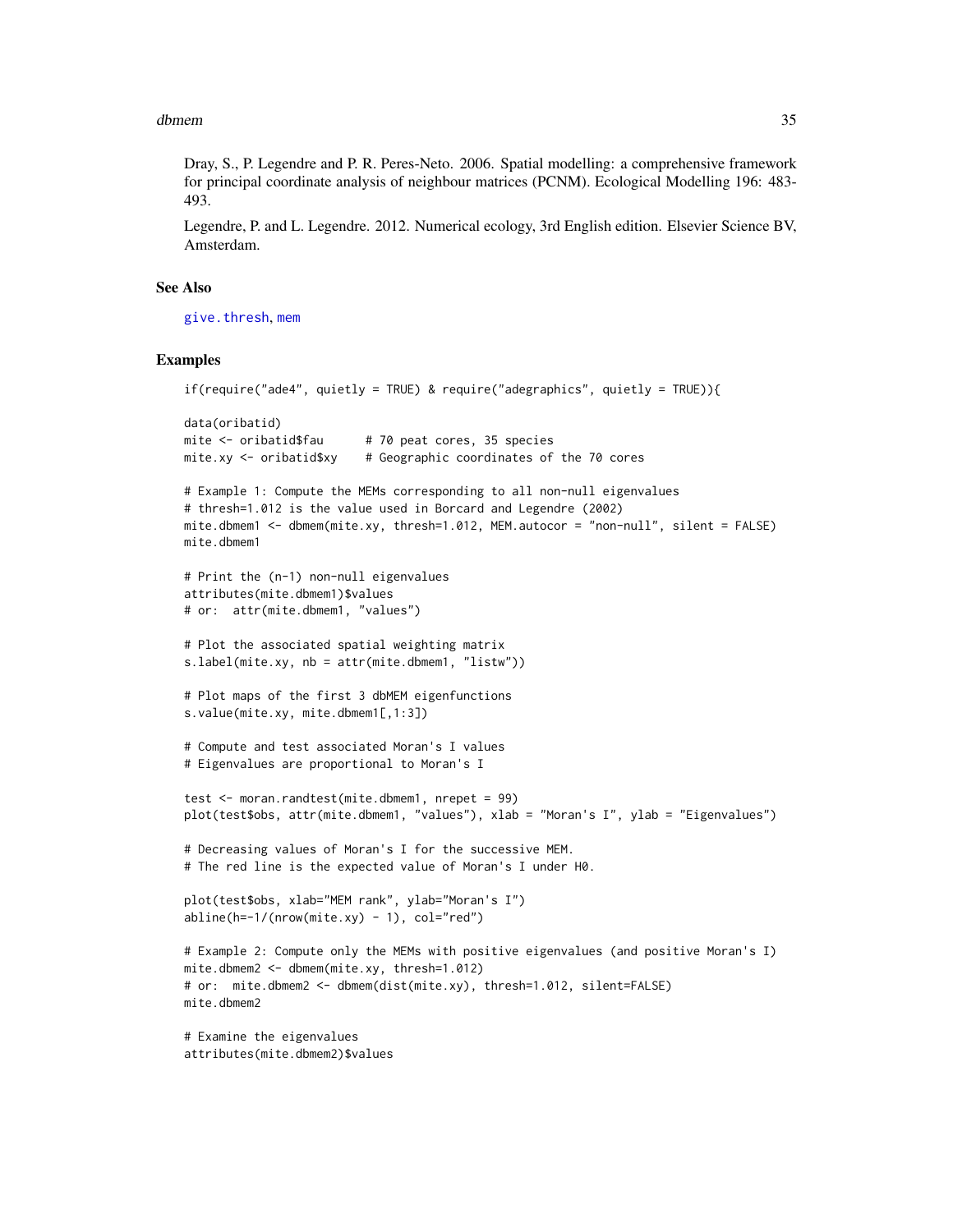Dray, S., P. Legendre and P. R. Peres-Neto. 2006. Spatial modelling: a comprehensive framework for principal coordinate analysis of neighbour matrices (PCNM). Ecological Modelling 196: 483-493.

Legendre, P. and L. Legendre. 2012. Numerical ecology, 3rd English edition. Elsevier Science BV, Amsterdam.

## See Also

give.thresh, mem

## Examples

```
if(require("ade4", quietly = TRUE) & require("adegraphics", quietly = TRUE)){

data(oribatid)
mite <- oribatid$fau      # 70 peat cores, 35 species
mite.xy <- oribatid$xy    # Geographic coordinates of the 70 cores

# Example 1: Compute the MEMs corresponding to all non-null eigenvalues
# thresh=1.012 is the value used in Borcard and Legendre (2002)
mite.dbmem1 <- dbmem(mite.xy, thresh=1.012, MEM.autocor = "non-null", silent = FALSE)
mite.dbmem1

# Print the (n-1) non-null eigenvalues
attributes(mite.dbmem1)$values
# or:  attr(mite.dbmem1, "values")

# Plot the associated spatial weighting matrix
s.label(mite.xy, nb = attr(mite.dbmem1, "listw"))

# Plot maps of the first 3 dbMEM eigenfunctions
s.value(mite.xy, mite.dbmem1[,1:3])

# Compute and test associated Moran's I values
# Eigenvalues are proportional to Moran's I

test <- moran.randtest(mite.dbmem1, nrepet = 99)
plot(test$obs, attr(mite.dbmem1, "values"), xlab = "Moran's I", ylab = "Eigenvalues")

# Decreasing values of Moran's I for the successive MEM.
# The red line is the expected value of Moran's I under H0.

plot(test$obs, xlab="MEM rank", ylab="Moran's I")
abline(h=-1/(nrow(mite.xy) - 1), col="red")

# Example 2: Compute only the MEMs with positive eigenvalues (and positive Moran's I)
mite.dbmem2 <- dbmem(mite.xy, thresh=1.012)
# or:  mite.dbmem2 <- dbmem(dist(mite.xy), thresh=1.012, silent=FALSE)
mite.dbmem2

# Examine the eigenvalues
attributes(mite.dbmem2)$values
```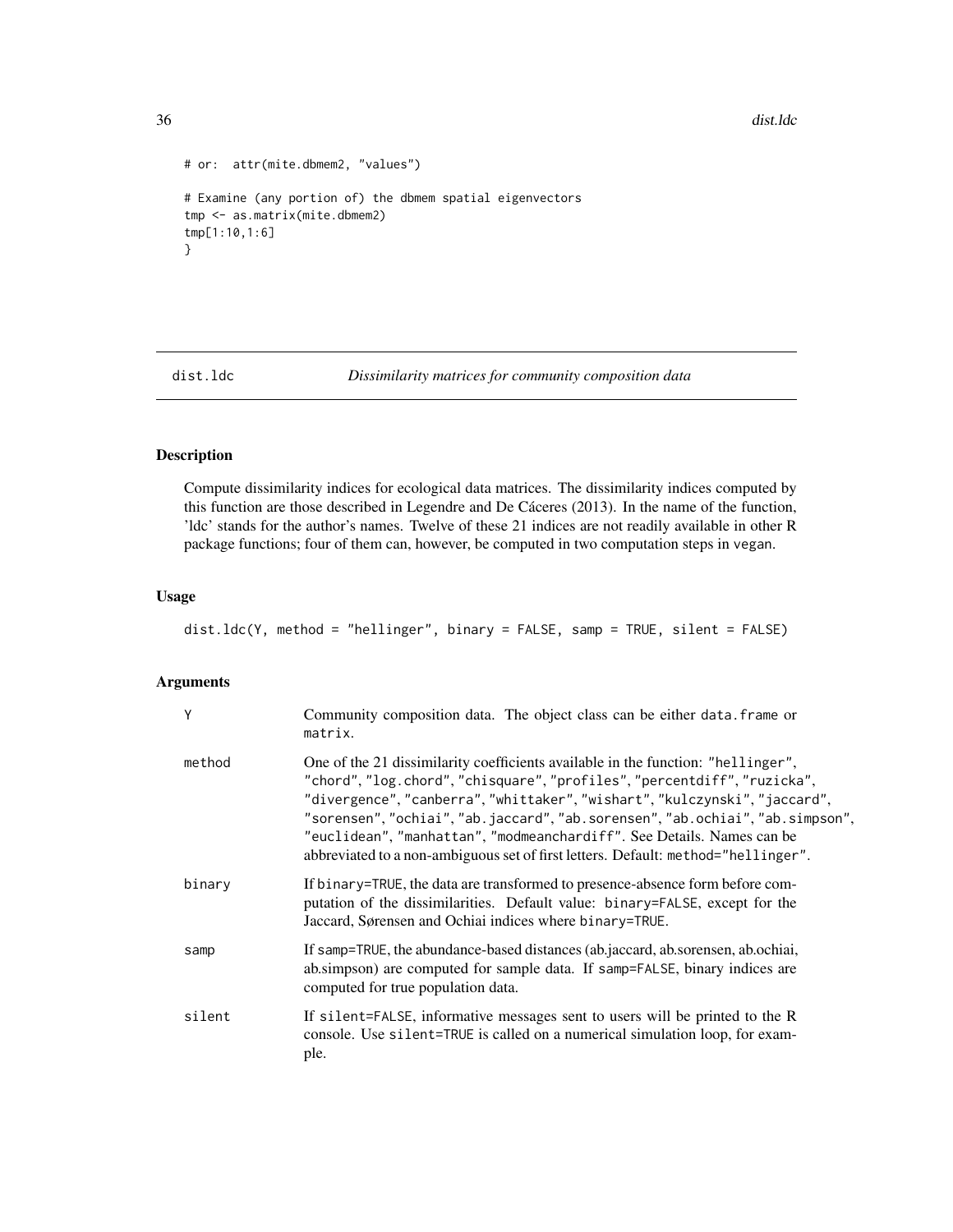```
# or:  attr(mite.dbmem2, "values")

# Examine (any portion of) the dbmem spatial eigenvectors
tmp <- as.matrix(mite.dbmem2)
tmp[1:10,1:6]
}
```

## dist.ldc — *Dissimilarity matrices for community composition data*

### Description

Compute dissimilarity indices for ecological data matrices. The dissimilarity indices computed by this function are those described in Legendre and De Cáceres (2013). In the name of the function, 'ldc' stands for the author's names. Twelve of these 21 indices are not readily available in other R package functions; four of them can, however, be computed in two computation steps in vegan.

### Usage

```
dist.ldc(Y, method = "hellinger", binary = FALSE, samp = TRUE, silent = FALSE)
```

### Arguments

| | |
|---|---|
| Y | Community composition data. The object class can be either data.frame or matrix. |
| method | One of the 21 dissimilarity coefficients available in the function: "hellinger", "chord", "log.chord", "chisquare", "profiles", "percentdiff", "ruzicka", "divergence", "canberra", "whittaker", "wishart", "kulczynski", "jaccard", "sorensen", "ochiai", "ab.jaccard", "ab.sorensen", "ab.ochiai", "ab.simpson", "euclidean", "manhattan", "modmeanchardiff". See Details. Names can be abbreviated to a non-ambiguous set of first letters. Default: method="hellinger". |
| binary | If binary=TRUE, the data are transformed to presence-absence form before computation of the dissimilarities. Default value: binary=FALSE, except for the Jaccard, Sørensen and Ochiai indices where binary=TRUE. |
| samp | If samp=TRUE, the abundance-based distances (ab.jaccard, ab.sorensen, ab.ochiai, ab.simpson) are computed for sample data. If samp=FALSE, binary indices are computed for true population data. |
| silent | If silent=FALSE, informative messages sent to users will be printed to the R console. Use silent=TRUE is called on a numerical simulation loop, for example. |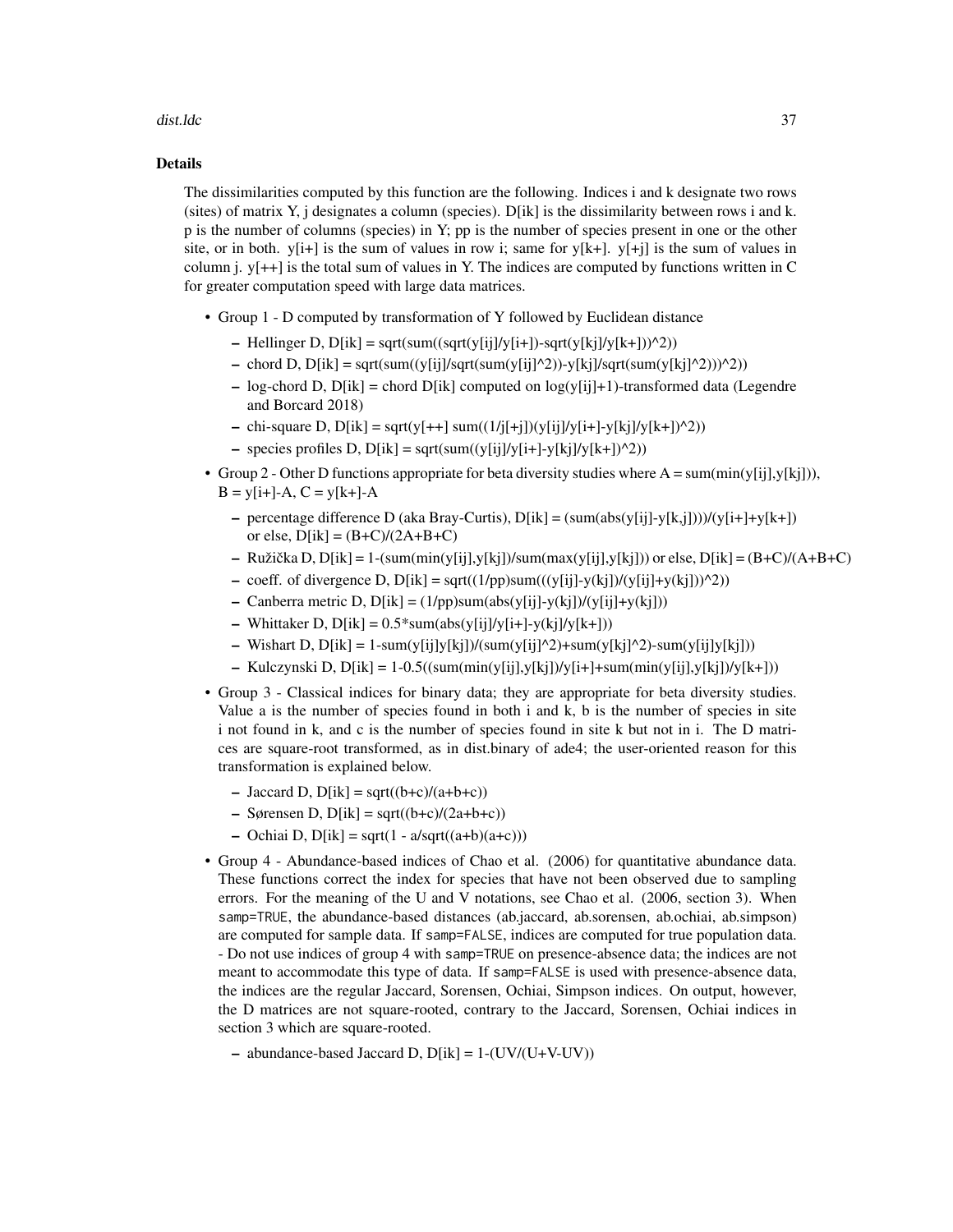### Details

The dissimilarities computed by this function are the following. Indices i and k designate two rows (sites) of matrix Y, j designates a column (species). D[ik] is the dissimilarity between rows i and k. p is the number of columns (species) in Y; pp is the number of species present in one or the other site, or in both. y[i+] is the sum of values in row i; same for y[k+]. y[+j] is the sum of values in column j. y[++] is the total sum of values in Y. The indices are computed by functions written in C for greater computation speed with large data matrices.

- Group 1 - D computed by transformation of Y followed by Euclidean distance
  - Hellinger D, D[ik] = sqrt(sum((sqrt(y[ij]/y[i+])-sqrt(y[kj]/y[k+]))^2))
  - chord D, D[ik] = sqrt(sum((y[ij]/sqrt(sum(y[ij]^2))-y[kj]/sqrt(sum(y[kj]^2)))^2))
  - log-chord D, D[ik] = chord D[ik] computed on log(y[ij]+1)-transformed data (Legendre and Borcard 2018)
  - chi-square D, D[ik] = sqrt(y[++] sum((1/j[+j])(y[ij]/y[i+]-y[kj]/y[k+])^2))
  - species profiles D, D[ik] = sqrt(sum((y[ij]/y[i+]-y[kj]/y[k+])^2))
- Group 2 - Other D functions appropriate for beta diversity studies where A = sum(min(y[ij],y[kj])), B = y[i+]-A, C = y[k+]-A
  - percentage difference D (aka Bray-Curtis), D[ik] = (sum(abs(y[ij]-y[k,j])))/(y[i+]+y[k+]) or else, D[ik] = (B+C)/(2A+B+C)
  - Ružička D, D[ik] = 1-(sum(min(y[ij],y[kj])/sum(max(y[ij],y[kj])) or else, D[ik] = (B+C)/(A+B+C)
  - coeff. of divergence D, D[ik] = sqrt((1/pp)sum(((y[ij]-y(kj])/(y[ij]+y(kj]))^2))
  - Canberra metric D, D[ik] = (1/pp)sum(abs(y[ij]-y(kj])/(y[ij]+y(kj]))
  - Whittaker D, D[ik] = 0.5*sum(abs(y[ij]/y[i+]-y(kj]/y[k+]))
  - Wishart D, D[ik] = 1-sum(y[ij]y[kj])/(sum(y[ij]^2)+sum(y[kj]^2)-sum(y[ij]y[kj]))
  - Kulczynski D, D[ik] = 1-0.5((sum(min(y[ij],y[kj])/y[i+]+sum(min(y[ij],y[kj])/y[k+]))
- Group 3 - Classical indices for binary data; they are appropriate for beta diversity studies. Value a is the number of species found in both i and k, b is the number of species in site i not found in k, and c is the number of species found in site k but not in i. The D matrices are square-root transformed, as in dist.binary of ade4; the user-oriented reason for this transformation is explained below.
  - Jaccard D, D[ik] = sqrt((b+c)/(a+b+c))
  - Sørensen D, D[ik] = sqrt((b+c)/(2a+b+c))
  - Ochiai D, D[ik] = sqrt(1 - a/sqrt((a+b)(a+c)))
- Group 4 - Abundance-based indices of Chao et al. (2006) for quantitative abundance data. These functions correct the index for species that have not been observed due to sampling errors. For the meaning of the U and V notations, see Chao et al. (2006, section 3). When `samp=TRUE`, the abundance-based distances (ab.jaccard, ab.sorensen, ab.ochiai, ab.simpson) are computed for sample data. If `samp=FALSE`, indices are computed for true population data. - Do not use indices of group 4 with `samp=TRUE` on presence-absence data; the indices are not meant to accommodate this type of data. If `samp=FALSE` is used with presence-absence data, the indices are the regular Jaccard, Sorensen, Ochiai, Simpson indices. On output, however, the D matrices are not square-rooted, contrary to the Jaccard, Sorensen, Ochiai indices in section 3 which are square-rooted.
  - abundance-based Jaccard D, D[ik] = 1-(UV/(U+V-UV))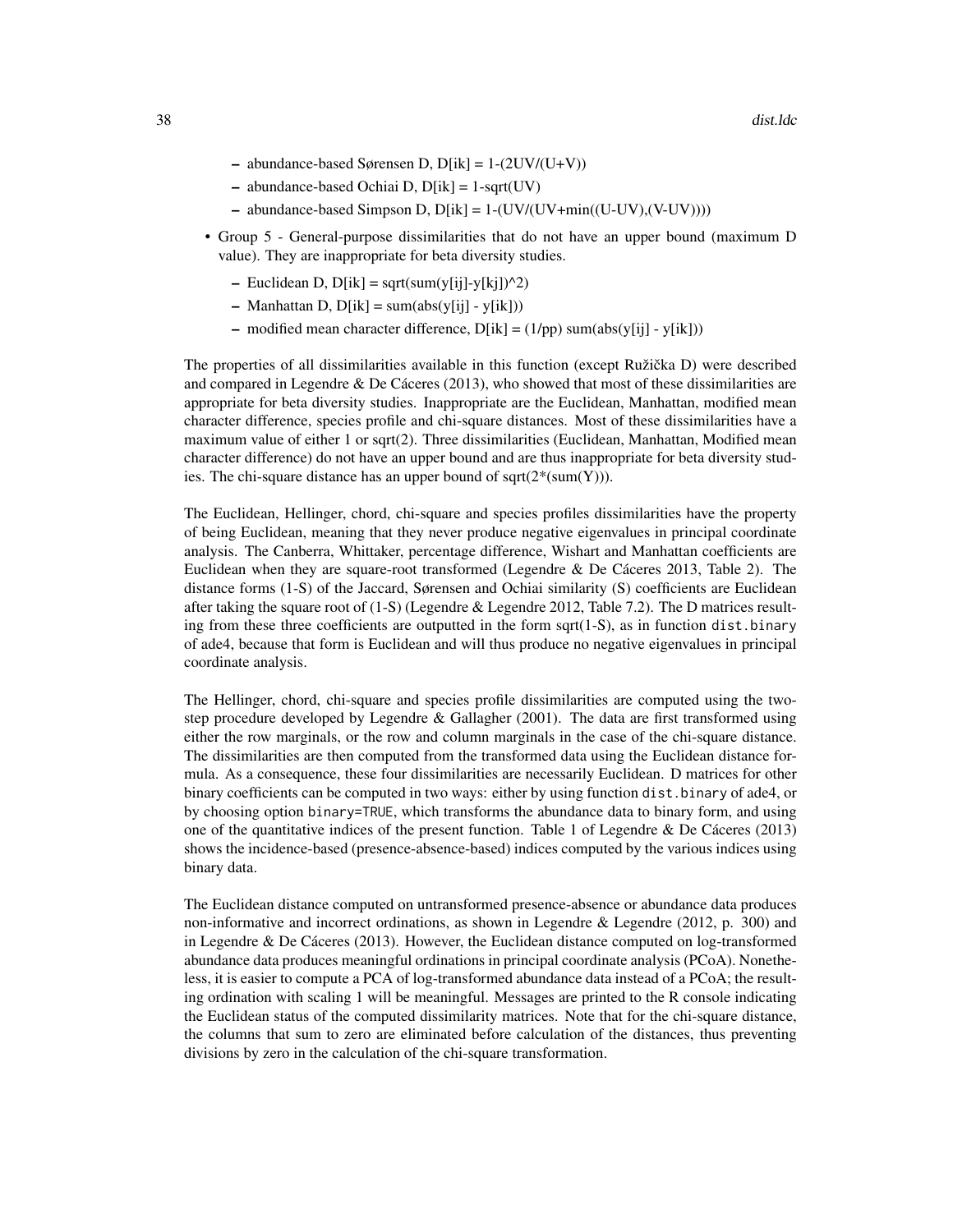- abundance-based Sørensen D, D[ik] = 1-(2UV/(U+V))
- abundance-based Ochiai D, D[ik] = 1-sqrt(UV)
- abundance-based Simpson D, D[ik] = 1-(UV/(UV+min((U-UV),(V-UV))))

- Group 5 - General-purpose dissimilarities that do not have an upper bound (maximum D value). They are inappropriate for beta diversity studies.
  - Euclidean D, D[ik] = sqrt(sum(y[ij]-y[kj])^2)
  - Manhattan D, D[ik] = sum(abs(y[ij] - y[ik]))
  - modified mean character difference, D[ik] = (1/pp) sum(abs(y[ij] - y[ik]))

The properties of all dissimilarities available in this function (except Ružička D) were described and compared in Legendre & De Cáceres (2013), who showed that most of these dissimilarities are appropriate for beta diversity studies. Inappropriate are the Euclidean, Manhattan, modified mean character difference, species profile and chi-square distances. Most of these dissimilarities have a maximum value of either 1 or sqrt(2). Three dissimilarities (Euclidean, Manhattan, Modified mean character difference) do not have an upper bound and are thus inappropriate for beta diversity studies. The chi-square distance has an upper bound of sqrt(2*(sum(Y))).

The Euclidean, Hellinger, chord, chi-square and species profiles dissimilarities have the property of being Euclidean, meaning that they never produce negative eigenvalues in principal coordinate analysis. The Canberra, Whittaker, percentage difference, Wishart and Manhattan coefficients are Euclidean when they are square-root transformed (Legendre & De Cáceres 2013, Table 2). The distance forms (1-S) of the Jaccard, Sørensen and Ochiai similarity (S) coefficients are Euclidean after taking the square root of (1-S) (Legendre & Legendre 2012, Table 7.2). The D matrices resulting from these three coefficients are outputted in the form sqrt(1-S), as in function `dist.binary` of ade4, because that form is Euclidean and will thus produce no negative eigenvalues in principal coordinate analysis.

The Hellinger, chord, chi-square and species profile dissimilarities are computed using the two-step procedure developed by Legendre & Gallagher (2001). The data are first transformed using either the row marginals, or the row and column marginals in the case of the chi-square distance. The dissimilarities are then computed from the transformed data using the Euclidean distance formula. As a consequence, these four dissimilarities are necessarily Euclidean. D matrices for other binary coefficients can be computed in two ways: either by using function `dist.binary` of ade4, or by choosing option `binary=TRUE`, which transforms the abundance data to binary form, and using one of the quantitative indices of the present function. Table 1 of Legendre & De Cáceres (2013) shows the incidence-based (presence-absence-based) indices computed by the various indices using binary data.

The Euclidean distance computed on untransformed presence-absence or abundance data produces non-informative and incorrect ordinations, as shown in Legendre & Legendre (2012, p. 300) and in Legendre & De Cáceres (2013). However, the Euclidean distance computed on log-transformed abundance data produces meaningful ordinations in principal coordinate analysis (PCoA). Nonetheless, it is easier to compute a PCA of log-transformed abundance data instead of a PCoA; the resulting ordination with scaling 1 will be meaningful. Messages are printed to the R console indicating the Euclidean status of the computed dissimilarity matrices. Note that for the chi-square distance, the columns that sum to zero are eliminated before calculation of the distances, thus preventing divisions by zero in the calculation of the chi-square transformation.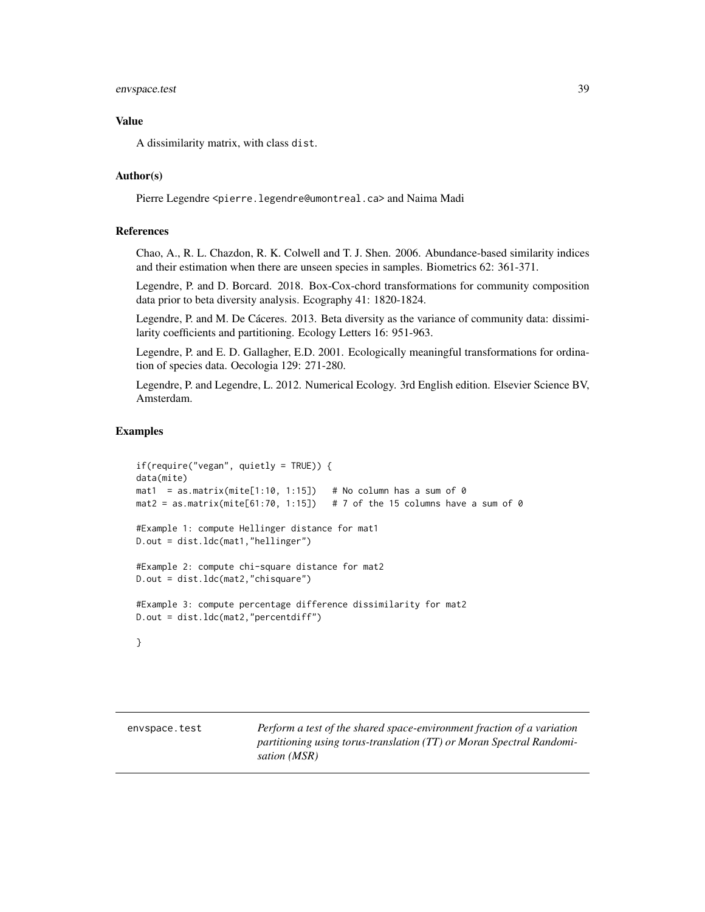### Value

A dissimilarity matrix, with class dist.

### Author(s)

Pierre Legendre <pierre.legendre@umontreal.ca> and Naima Madi

### References

Chao, A., R. L. Chazdon, R. K. Colwell and T. J. Shen. 2006. Abundance-based similarity indices and their estimation when there are unseen species in samples. Biometrics 62: 361-371.

Legendre, P. and D. Borcard. 2018. Box-Cox-chord transformations for community composition data prior to beta diversity analysis. Ecography 41: 1820-1824.

Legendre, P. and M. De Cáceres. 2013. Beta diversity as the variance of community data: dissimilarity coefficients and partitioning. Ecology Letters 16: 951-963.

Legendre, P. and E. D. Gallagher, E.D. 2001. Ecologically meaningful transformations for ordination of species data. Oecologia 129: 271-280.

Legendre, P. and Legendre, L. 2012. Numerical Ecology. 3rd English edition. Elsevier Science BV, Amsterdam.

### Examples

```
if(require("vegan", quietly = TRUE)) {
data(mite)
mat1  = as.matrix(mite[1:10, 1:15])   # No column has a sum of 0
mat2 = as.matrix(mite[61:70, 1:15])   # 7 of the 15 columns have a sum of 0

#Example 1: compute Hellinger distance for mat1
D.out = dist.ldc(mat1,"hellinger")

#Example 2: compute chi-square distance for mat2
D.out = dist.ldc(mat2,"chisquare")

#Example 3: compute percentage difference dissimilarity for mat2
D.out = dist.ldc(mat2,"percentdiff")

}
```

---

## envspace.test — *Perform a test of the shared space-environment fraction of a variation partitioning using torus-translation (TT) or Moran Spectral Randomisation (MSR)*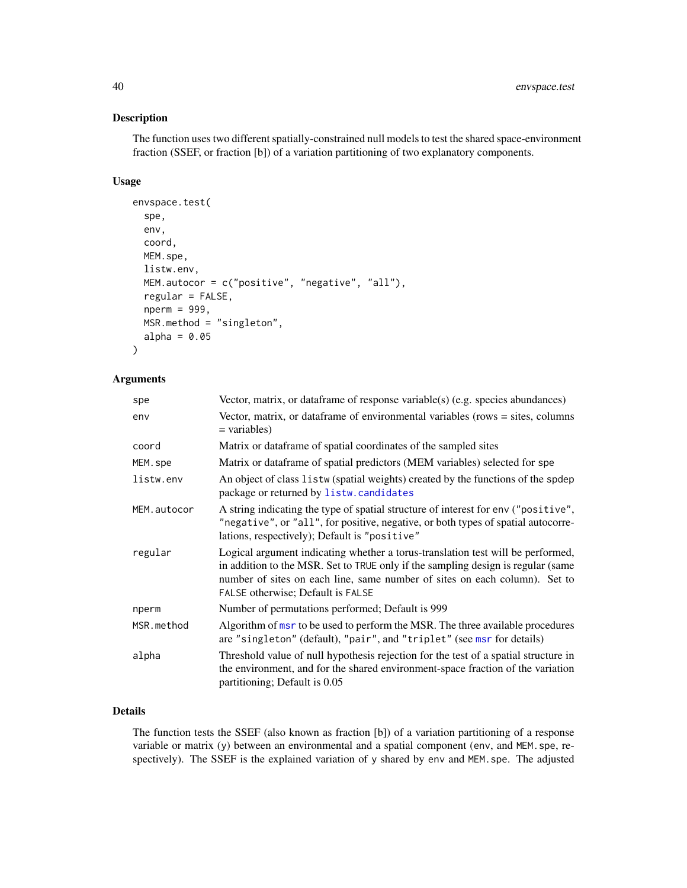## Description

The function uses two different spatially-constrained null models to test the shared space-environment fraction (SSEF, or fraction [b]) of a variation partitioning of two explanatory components.

## Usage

```
envspace.test(
  spe,
  env,
  coord,
  MEM.spe,
  listw.env,
  MEM.autocor = c("positive", "negative", "all"),
  regular = FALSE,
  nperm = 999,
  MSR.method = "singleton",
  alpha = 0.05
)
```

## Arguments

| | |
|---|---|
| `spe` | Vector, matrix, or dataframe of response variable(s) (e.g. species abundances) |
| `env` | Vector, matrix, or dataframe of environmental variables (rows = sites, columns = variables) |
| `coord` | Matrix or dataframe of spatial coordinates of the sampled sites |
| `MEM.spe` | Matrix or dataframe of spatial predictors (MEM variables) selected for `spe` |
| `listw.env` | An object of class `listw` (spatial weights) created by the functions of the spdep package or returned by `listw.candidates` |
| `MEM.autocor` | A string indicating the type of spatial structure of interest for `env` (`"positive"`, `"negative"`, or `"all"`, for positive, negative, or both types of spatial autocorrelations, respectively); Default is `"positive"` |
| `regular` | Logical argument indicating whether a torus-translation test will be performed, in addition to the MSR. Set to `TRUE` only if the sampling design is regular (same number of sites on each line, same number of sites on each column). Set to `FALSE` otherwise; Default is `FALSE` |
| `nperm` | Number of permutations performed; Default is 999 |
| `MSR.method` | Algorithm of `msr` to be used to perform the MSR. The three available procedures are `"singleton"` (default), `"pair"`, and `"triplet"` (see `msr` for details) |
| `alpha` | Threshold value of null hypothesis rejection for the test of a spatial structure in the environment, and for the shared environment-space fraction of the variation partitioning; Default is 0.05 |

## Details

The function tests the SSEF (also known as fraction [b]) of a variation partitioning of a response variable or matrix (`y`) between an environmental and a spatial component (`env`, and `MEM.spe`, respectively). The SSEF is the explained variation of `y` shared by `env` and `MEM.spe`. The adjusted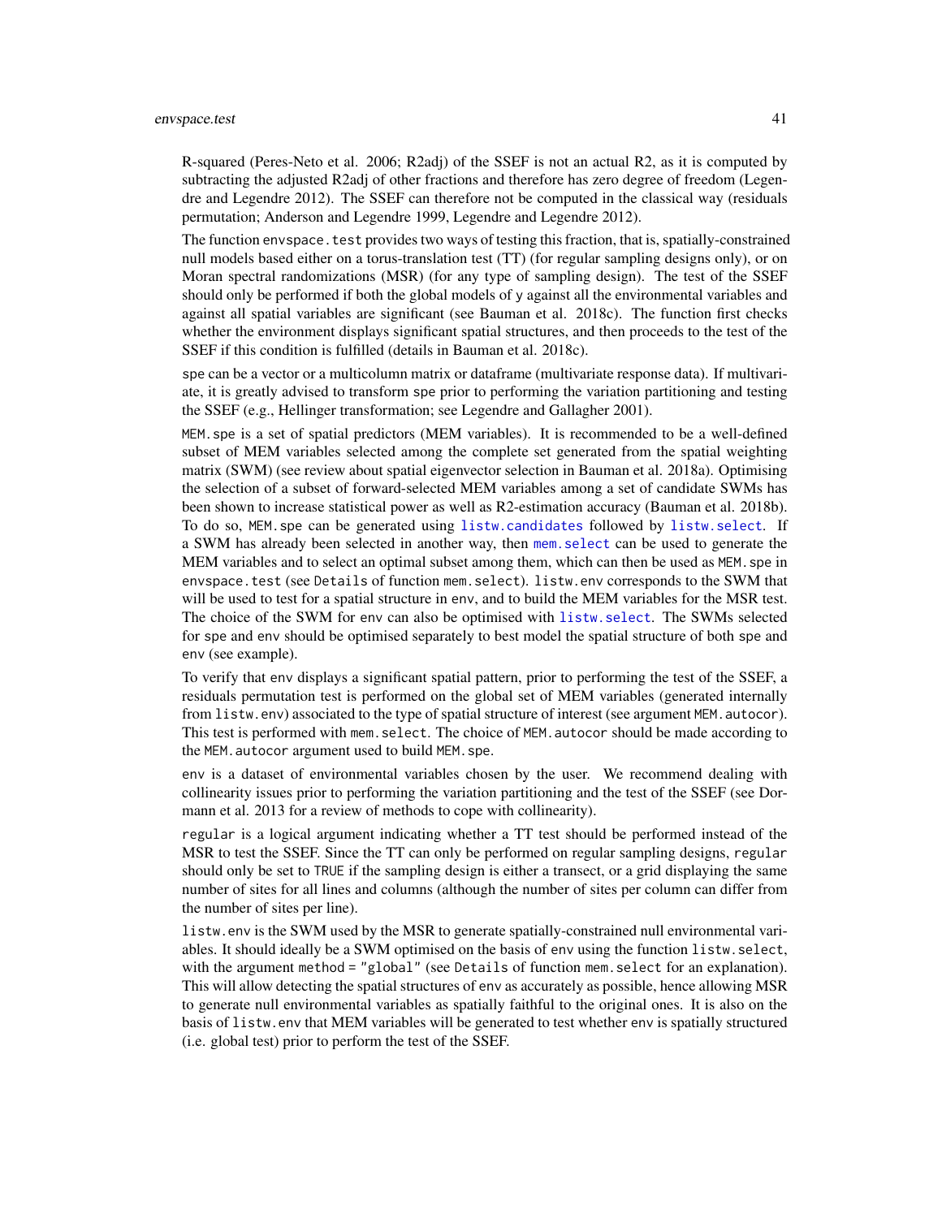R-squared (Peres-Neto et al. 2006; R2adj) of the SSEF is not an actual R2, as it is computed by subtracting the adjusted R2adj of other fractions and therefore has zero degree of freedom (Legendre and Legendre 2012). The SSEF can therefore not be computed in the classical way (residuals permutation; Anderson and Legendre 1999, Legendre and Legendre 2012).

The function `envspace.test` provides two ways of testing this fraction, that is, spatially-constrained null models based either on a torus-translation test (TT) (for regular sampling designs only), or on Moran spectral randomizations (MSR) (for any type of sampling design). The test of the SSEF should only be performed if both the global models of `y` against all the environmental variables and against all spatial variables are significant (see Bauman et al. 2018c). The function first checks whether the environment displays significant spatial structures, and then proceeds to the test of the SSEF if this condition is fulfilled (details in Bauman et al. 2018c).

`spe` can be a vector or a multicolumn matrix or dataframe (multivariate response data). If multivariate, it is greatly advised to transform `spe` prior to performing the variation partitioning and testing the SSEF (e.g., Hellinger transformation; see Legendre and Gallagher 2001).

`MEM.spe` is a set of spatial predictors (MEM variables). It is recommended to be a well-defined subset of MEM variables selected among the complete set generated from the spatial weighting matrix (SWM) (see review about spatial eigenvector selection in Bauman et al. 2018a). Optimising the selection of a subset of forward-selected MEM variables among a set of candidate SWMs has been shown to increase statistical power as well as R2-estimation accuracy (Bauman et al. 2018b). To do so, `MEM.spe` can be generated using `listw.candidates` followed by `listw.select`. If a SWM has already been selected in another way, then `mem.select` can be used to generate the MEM variables and to select an optimal subset among them, which can then be used as `MEM.spe` in `envspace.test` (see `Details` of function `mem.select`). `listw.env` corresponds to the SWM that will be used to test for a spatial structure in `env`, and to build the MEM variables for the MSR test. The choice of the SWM for `env` can also be optimised with `listw.select`. The SWMs selected for `spe` and `env` should be optimised separately to best model the spatial structure of both `spe` and `env` (see example).

To verify that `env` displays a significant spatial pattern, prior to performing the test of the SSEF, a residuals permutation test is performed on the global set of MEM variables (generated internally from `listw.env`) associated to the type of spatial structure of interest (see argument `MEM.autocor`). This test is performed with `mem.select`. The choice of `MEM.autocor` should be made according to the `MEM.autocor` argument used to build `MEM.spe`.

`env` is a dataset of environmental variables chosen by the user. We recommend dealing with collinearity issues prior to performing the variation partitioning and the test of the SSEF (see Dormann et al. 2013 for a review of methods to cope with collinearity).

`regular` is a logical argument indicating whether a TT test should be performed instead of the MSR to test the SSEF. Since the TT can only be performed on regular sampling designs, `regular` should only be set to `TRUE` if the sampling design is either a transect, or a grid displaying the same number of sites for all lines and columns (although the number of sites per column can differ from the number of sites per line).

`listw.env` is the SWM used by the MSR to generate spatially-constrained null environmental variables. It should ideally be a SWM optimised on the basis of `env` using the function `listw.select`, with the argument `method = "global"` (see `Details` of function `mem.select` for an explanation). This will allow detecting the spatial structures of `env` as accurately as possible, hence allowing MSR to generate null environmental variables as spatially faithful to the original ones. It is also on the basis of `listw.env` that MEM variables will be generated to test whether `env` is spatially structured (i.e. global test) prior to perform the test of the SSEF.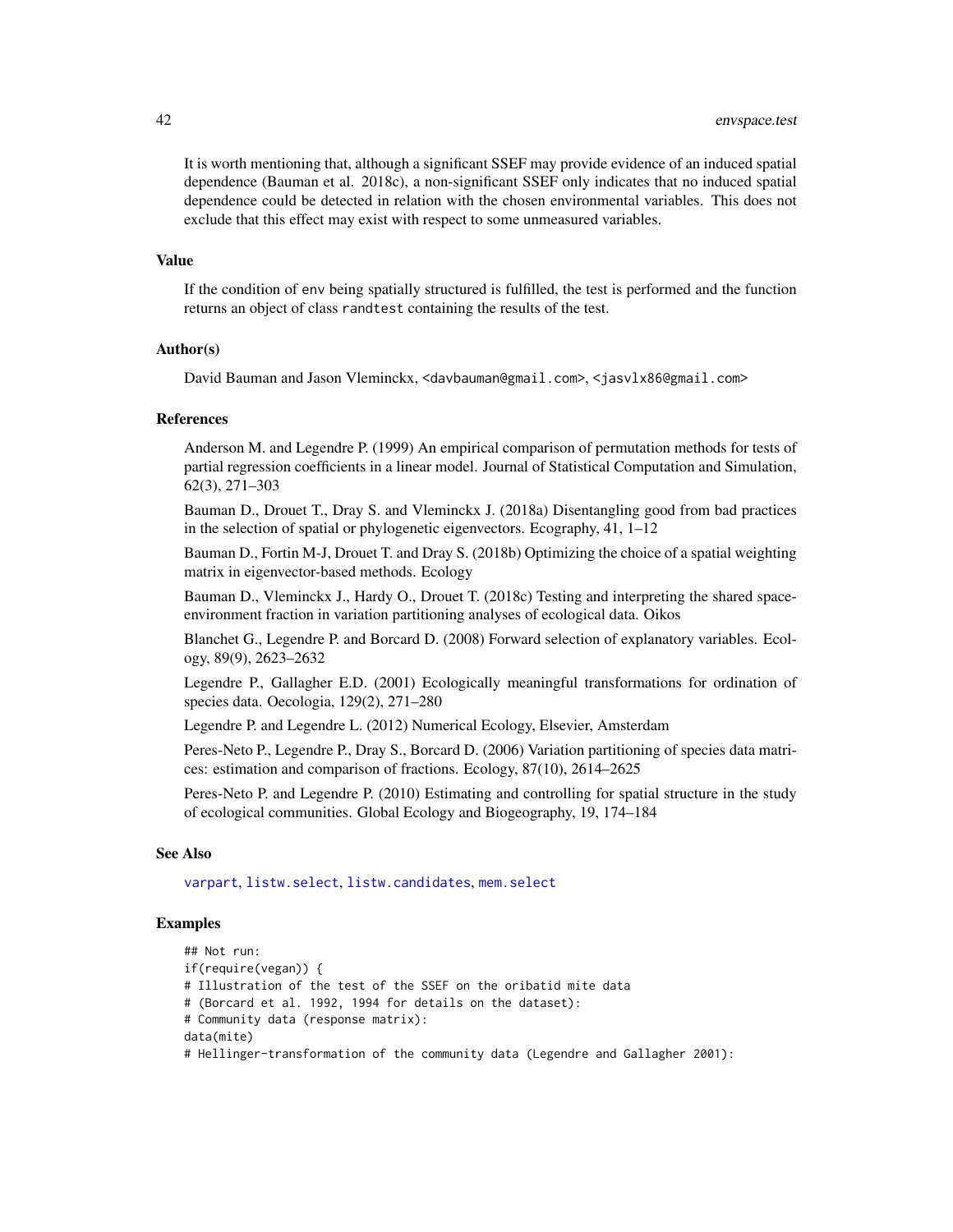It is worth mentioning that, although a significant SSEF may provide evidence of an induced spatial dependence (Bauman et al. 2018c), a non-significant SSEF only indicates that no induced spatial dependence could be detected in relation with the chosen environmental variables. This does not exclude that this effect may exist with respect to some unmeasured variables.

### Value

If the condition of `env` being spatially structured is fulfilled, the test is performed and the function returns an object of class `randtest` containing the results of the test.

### Author(s)

David Bauman and Jason Vleminckx, <davbauman@gmail.com>, <jasvlx86@gmail.com>

### References

Anderson M. and Legendre P. (1999) An empirical comparison of permutation methods for tests of partial regression coefficients in a linear model. Journal of Statistical Computation and Simulation, 62(3), 271–303

Bauman D., Drouet T., Dray S. and Vleminckx J. (2018a) Disentangling good from bad practices in the selection of spatial or phylogenetic eigenvectors. Ecography, 41, 1–12

Bauman D., Fortin M-J, Drouet T. and Dray S. (2018b) Optimizing the choice of a spatial weighting matrix in eigenvector-based methods. Ecology

Bauman D., Vleminckx J., Hardy O., Drouet T. (2018c) Testing and interpreting the shared space-environment fraction in variation partitioning analyses of ecological data. Oikos

Blanchet G., Legendre P. and Borcard D. (2008) Forward selection of explanatory variables. Ecology, 89(9), 2623–2632

Legendre P., Gallagher E.D. (2001) Ecologically meaningful transformations for ordination of species data. Oecologia, 129(2), 271–280

Legendre P. and Legendre L. (2012) Numerical Ecology, Elsevier, Amsterdam

Peres-Neto P., Legendre P., Dray S., Borcard D. (2006) Variation partitioning of species data matrices: estimation and comparison of fractions. Ecology, 87(10), 2614–2625

Peres-Neto P. and Legendre P. (2010) Estimating and controlling for spatial structure in the study of ecological communities. Global Ecology and Biogeography, 19, 174–184

### See Also

`varpart`, `listw.select`, `listw.candidates`, `mem.select`

### Examples

```
## Not run:
if(require(vegan)) {
# Illustration of the test of the SSEF on the oribatid mite data
# (Borcard et al. 1992, 1994 for details on the dataset):
# Community data (response matrix):
data(mite)
# Hellinger-transformation of the community data (Legendre and Gallagher 2001):
```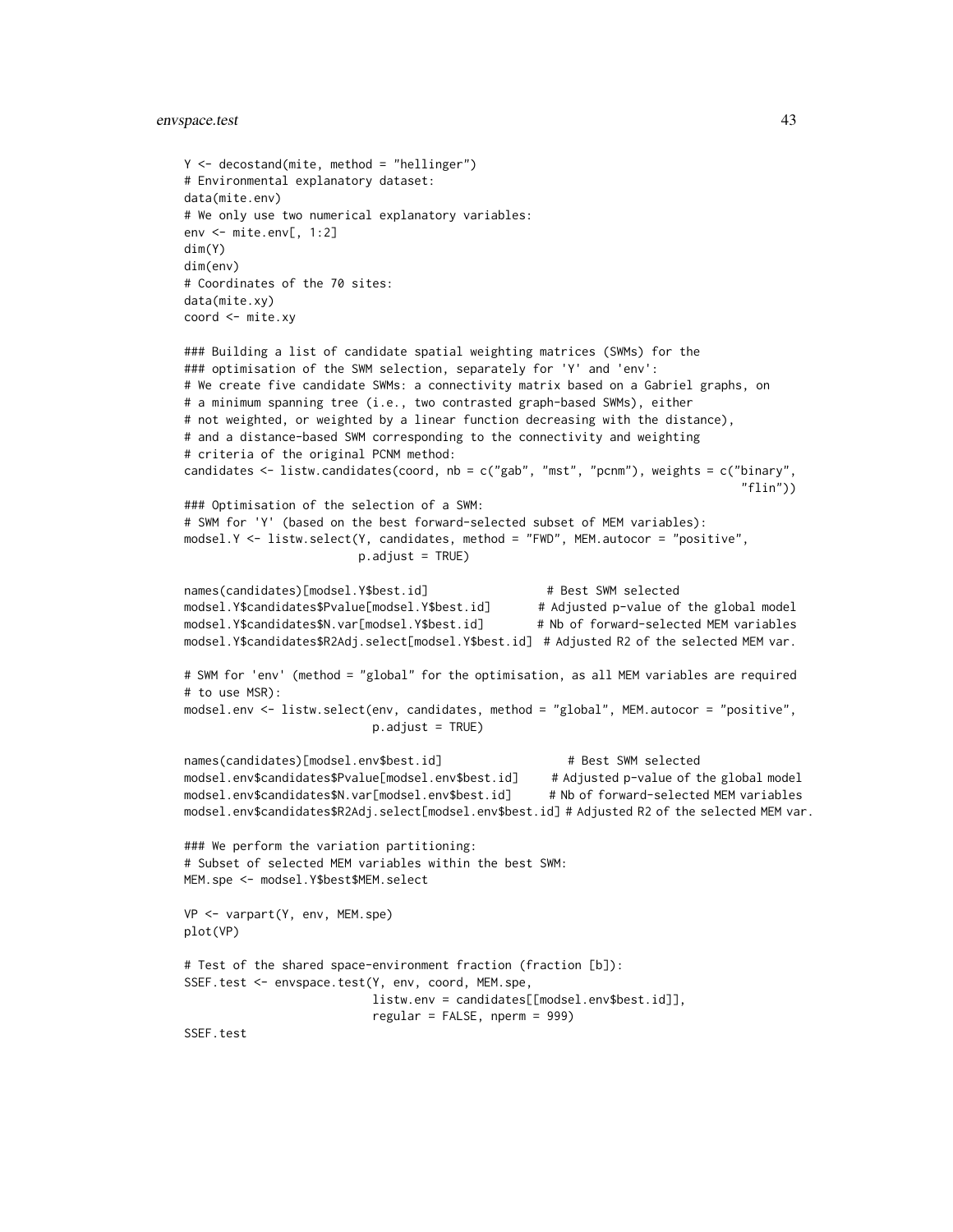```
Y <- decostand(mite, method = "hellinger")
# Environmental explanatory dataset:
data(mite.env)
# We only use two numerical explanatory variables:
env <- mite.env[, 1:2]
dim(Y)
dim(env)
# Coordinates of the 70 sites:
data(mite.xy)
coord <- mite.xy

### Building a list of candidate spatial weighting matrices (SWMs) for the
### optimisation of the SWM selection, separately for 'Y' and 'env':
# We create five candidate SWMs: a connectivity matrix based on a Gabriel graphs, on
# a minimum spanning tree (i.e., two contrasted graph-based SWMs), either
# not weighted, or weighted by a linear function decreasing with the distance),
# and a distance-based SWM corresponding to the connectivity and weighting
# criteria of the original PCNM method:
candidates <- listw.candidates(coord, nb = c("gab", "mst", "pcnm"), weights = c("binary",
                                                                               "flin"))
### Optimisation of the selection of a SWM:
# SWM for 'Y' (based on the best forward-selected subset of MEM variables):
modsel.Y <- listw.select(Y, candidates, method = "FWD", MEM.autocor = "positive",
                         p.adjust = TRUE)

names(candidates)[modsel.Y$best.id]                 # Best SWM selected
modsel.Y$candidates$Pvalue[modsel.Y$best.id]       # Adjusted p-value of the global model
modsel.Y$candidates$N.var[modsel.Y$best.id]        # Nb of forward-selected MEM variables
modsel.Y$candidates$R2Adj.select[modsel.Y$best.id]  # Adjusted R2 of the selected MEM var.

# SWM for 'env' (method = "global" for the optimisation, as all MEM variables are required
# to use MSR):
modsel.env <- listw.select(env, candidates, method = "global", MEM.autocor = "positive",
                           p.adjust = TRUE)

names(candidates)[modsel.env$best.id]                  # Best SWM selected
modsel.env$candidates$Pvalue[modsel.env$best.id]     # Adjusted p-value of the global model
modsel.env$candidates$N.var[modsel.env$best.id]      # Nb of forward-selected MEM variables
modsel.env$candidates$R2Adj.select[modsel.env$best.id] # Adjusted R2 of the selected MEM var.

### We perform the variation partitioning:
# Subset of selected MEM variables within the best SWM:
MEM.spe <- modsel.Y$best$MEM.select

VP <- varpart(Y, env, MEM.spe)
plot(VP)

# Test of the shared space-environment fraction (fraction [b]):
SSEF.test <- envspace.test(Y, env, coord, MEM.spe,
                           listw.env = candidates[[modsel.env$best.id]],
                           regular = FALSE, nperm = 999)
SSEF.test
```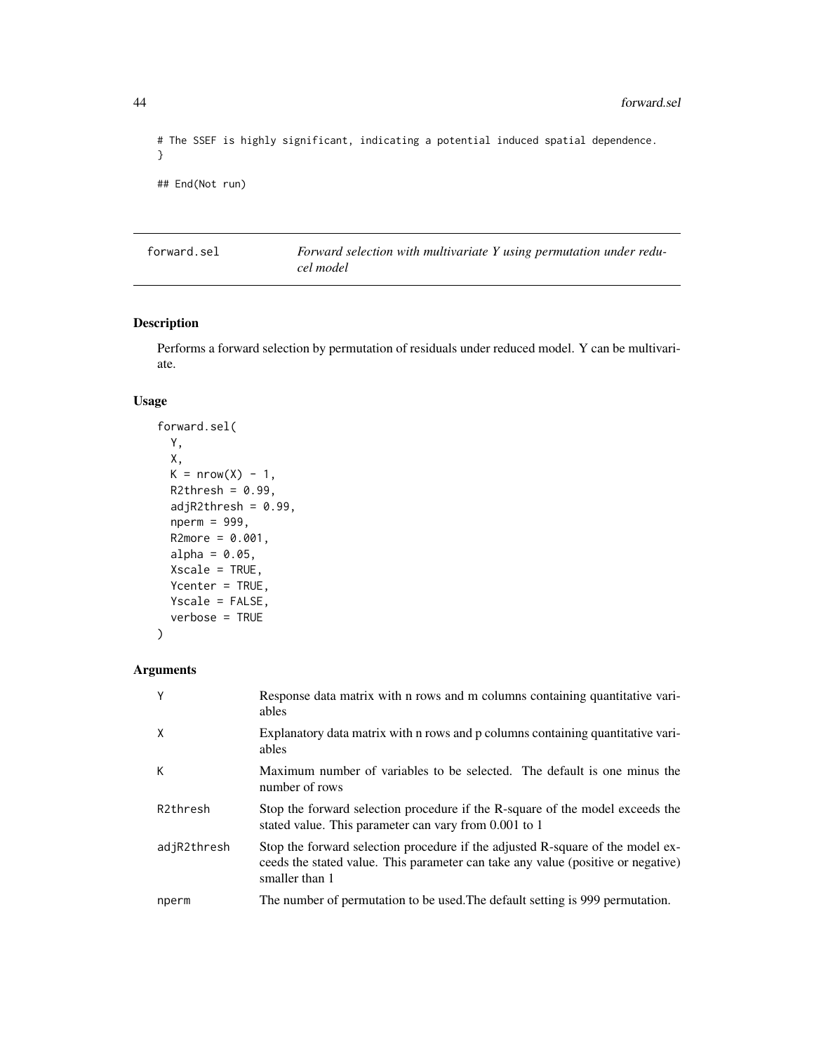```
# The SSEF is highly significant, indicating a potential induced spatial dependence.
}

## End(Not run)
```

---

## forward.sel — *Forward selection with multivariate Y using permutation under reducel model*

---

### Description

Performs a forward selection by permutation of residuals under reduced model. Y can be multivariate.

### Usage

```
forward.sel(
  Y,
  X,
  K = nrow(X) - 1,
  R2thresh = 0.99,
  adjR2thresh = 0.99,
  nperm = 999,
  R2more = 0.001,
  alpha = 0.05,
  Xscale = TRUE,
  Ycenter = TRUE,
  Yscale = FALSE,
  verbose = TRUE
)
```

### Arguments

| | |
|---|---|
| `Y` | Response data matrix with n rows and m columns containing quantitative variables |
| `X` | Explanatory data matrix with n rows and p columns containing quantitative variables |
| `K` | Maximum number of variables to be selected. The default is one minus the number of rows |
| `R2thresh` | Stop the forward selection procedure if the R-square of the model exceeds the stated value. This parameter can vary from 0.001 to 1 |
| `adjR2thresh` | Stop the forward selection procedure if the adjusted R-square of the model exceeds the stated value. This parameter can take any value (positive or negative) smaller than 1 |
| `nperm` | The number of permutation to be used.The default setting is 999 permutation. |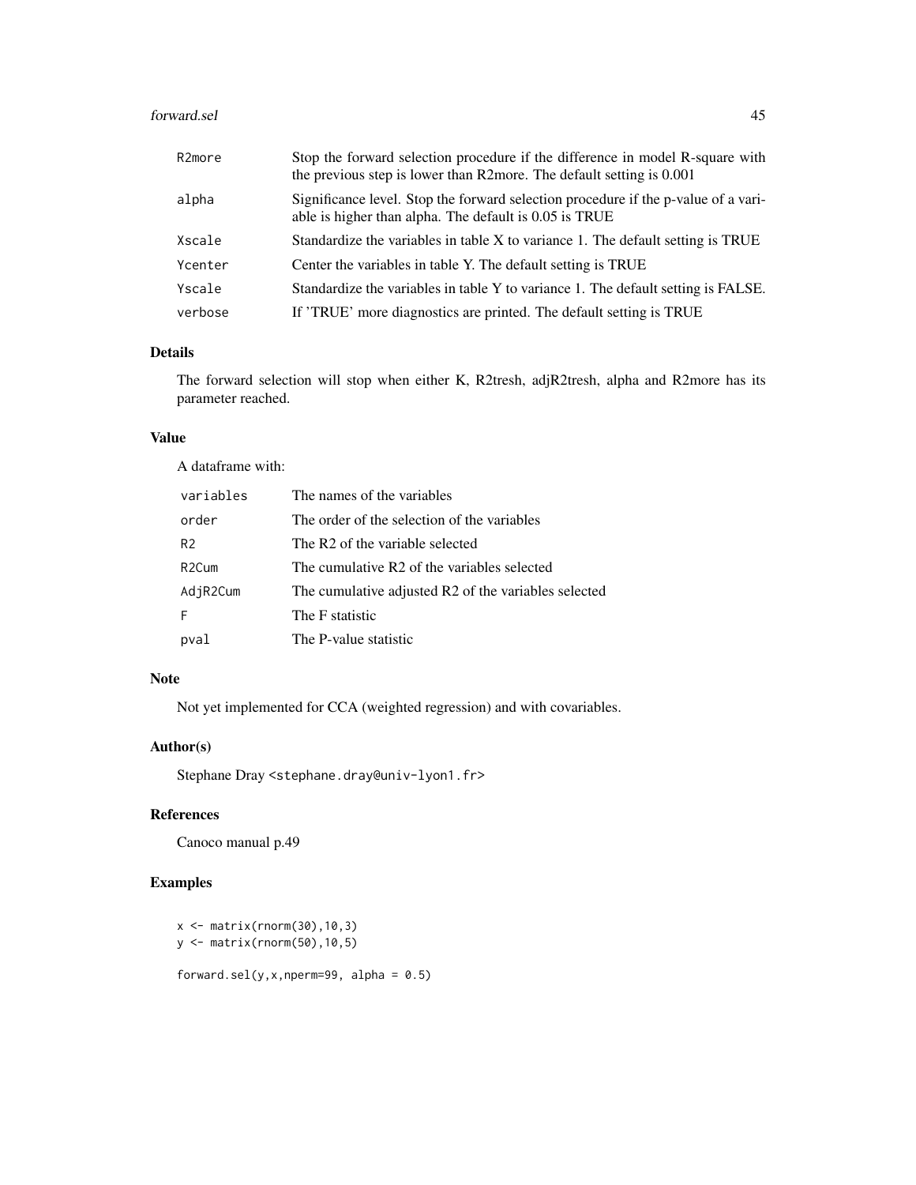| | |
|---|---|
| R2more | Stop the forward selection procedure if the difference in model R-square with the previous step is lower than R2more. The default setting is 0.001 |
| alpha | Significance level. Stop the forward selection procedure if the p-value of a variable is higher than alpha. The default is 0.05 is TRUE |
| Xscale | Standardize the variables in table X to variance 1. The default setting is TRUE |
| Ycenter | Center the variables in table Y. The default setting is TRUE |
| Yscale | Standardize the variables in table Y to variance 1. The default setting is FALSE. |
| verbose | If 'TRUE' more diagnostics are printed. The default setting is TRUE |

## Details

The forward selection will stop when either K, R2tresh, adjR2tresh, alpha and R2more has its parameter reached.

## Value

A dataframe with:

| | |
|---|---|
| variables | The names of the variables |
| order | The order of the selection of the variables |
| R2 | The R2 of the variable selected |
| R2Cum | The cumulative R2 of the variables selected |
| AdjR2Cum | The cumulative adjusted R2 of the variables selected |
| F | The F statistic |
| pval | The P-value statistic |

## Note

Not yet implemented for CCA (weighted regression) and with covariables.

## Author(s)

Stephane Dray <stephane.dray@univ-lyon1.fr>

## References

Canoco manual p.49

## Examples

```
x <- matrix(rnorm(30),10,3)
y <- matrix(rnorm(50),10,5)

forward.sel(y,x,nperm=99, alpha = 0.5)
```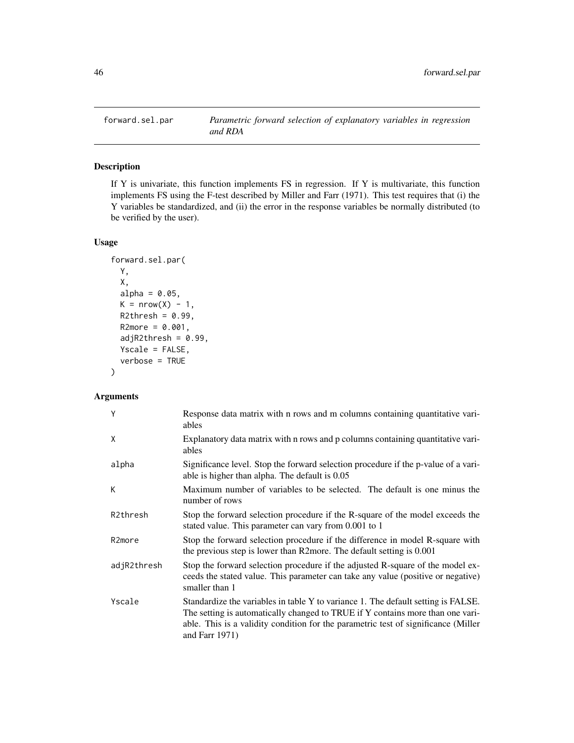# forward.sel.par

*Parametric forward selection of explanatory variables in regression and RDA*

## Description

If Y is univariate, this function implements FS in regression. If Y is multivariate, this function implements FS using the F-test described by Miller and Farr (1971). This test requires that (i) the Y variables be standardized, and (ii) the error in the response variables be normally distributed (to be verified by the user).

## Usage

```
forward.sel.par(
  Y,
  X,
  alpha = 0.05,
  K = nrow(X) - 1,
  R2thresh = 0.99,
  R2more = 0.001,
  adjR2thresh = 0.99,
  Yscale = FALSE,
  verbose = TRUE
)
```

## Arguments

| | |
|---|---|
| Y | Response data matrix with n rows and m columns containing quantitative variables |
| X | Explanatory data matrix with n rows and p columns containing quantitative variables |
| alpha | Significance level. Stop the forward selection procedure if the p-value of a variable is higher than alpha. The default is 0.05 |
| K | Maximum number of variables to be selected. The default is one minus the number of rows |
| R2thresh | Stop the forward selection procedure if the R-square of the model exceeds the stated value. This parameter can vary from 0.001 to 1 |
| R2more | Stop the forward selection procedure if the difference in model R-square with the previous step is lower than R2more. The default setting is 0.001 |
| adjR2thresh | Stop the forward selection procedure if the adjusted R-square of the model exceeds the stated value. This parameter can take any value (positive or negative) smaller than 1 |
| Yscale | Standardize the variables in table Y to variance 1. The default setting is FALSE. The setting is automatically changed to TRUE if Y contains more than one variable. This is a validity condition for the parametric test of significance (Miller and Farr 1971) |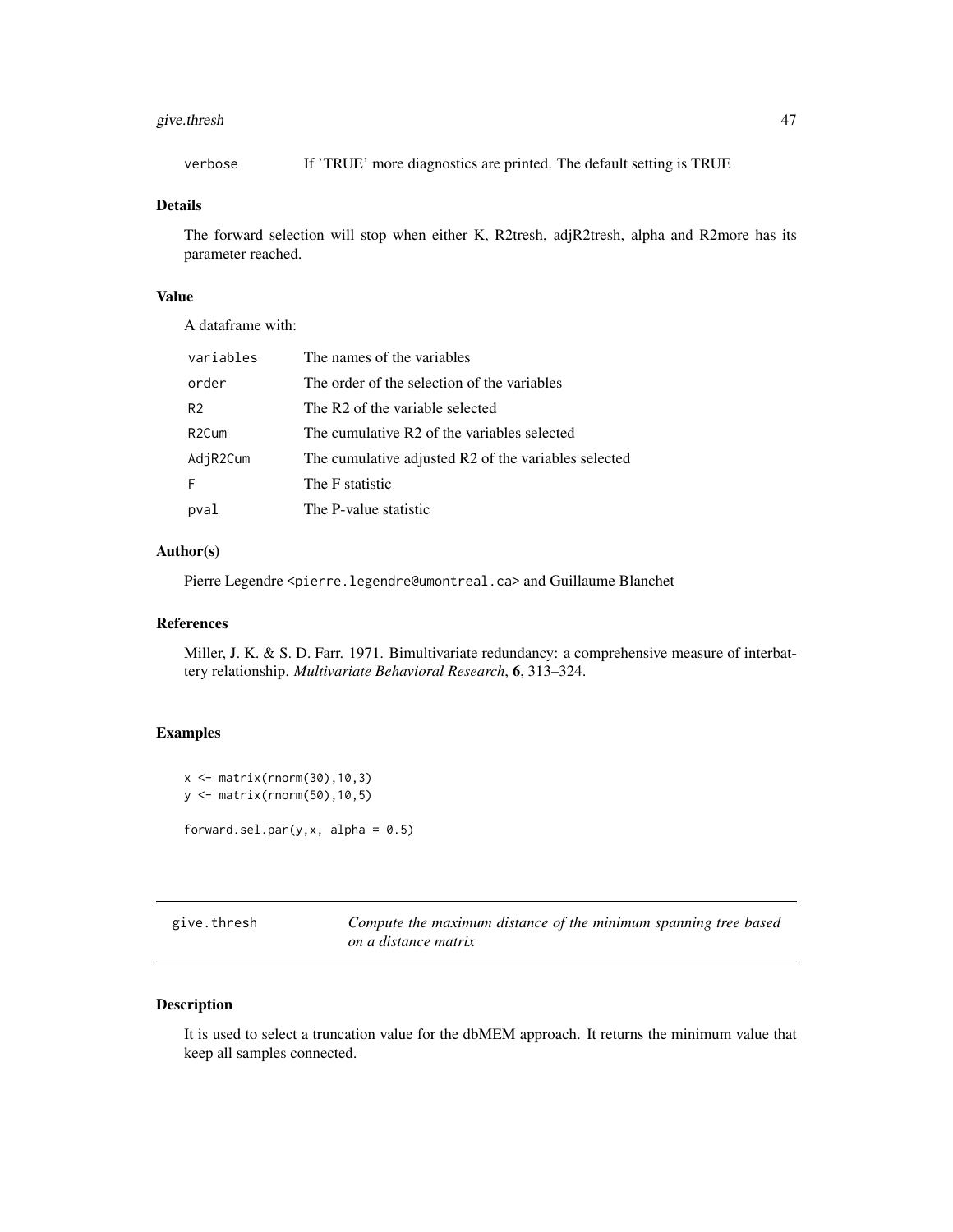| | |
|---|---|
| verbose | If 'TRUE' more diagnostics are printed. The default setting is TRUE |

### Details

The forward selection will stop when either K, R2tresh, adjR2tresh, alpha and R2more has its parameter reached.

### Value

A dataframe with:

| | |
|---|---|
| variables | The names of the variables |
| order | The order of the selection of the variables |
| R2 | The R2 of the variable selected |
| R2Cum | The cumulative R2 of the variables selected |
| AdjR2Cum | The cumulative adjusted R2 of the variables selected |
| F | The F statistic |
| pval | The P-value statistic |

### Author(s)

Pierre Legendre <pierre.legendre@umontreal.ca> and Guillaume Blanchet

### References

Miller, J. K. & S. D. Farr. 1971. Bimultivariate redundancy: a comprehensive measure of interbattery relationship. *Multivariate Behavioral Research*, **6**, 313–324.

### Examples

```
x <- matrix(rnorm(30),10,3)
y <- matrix(rnorm(50),10,5)

forward.sel.par(y,x, alpha = 0.5)
```

---

## give.thresh — *Compute the maximum distance of the minimum spanning tree based on a distance matrix*

### Description

It is used to select a truncation value for the dbMEM approach. It returns the minimum value that keep all samples connected.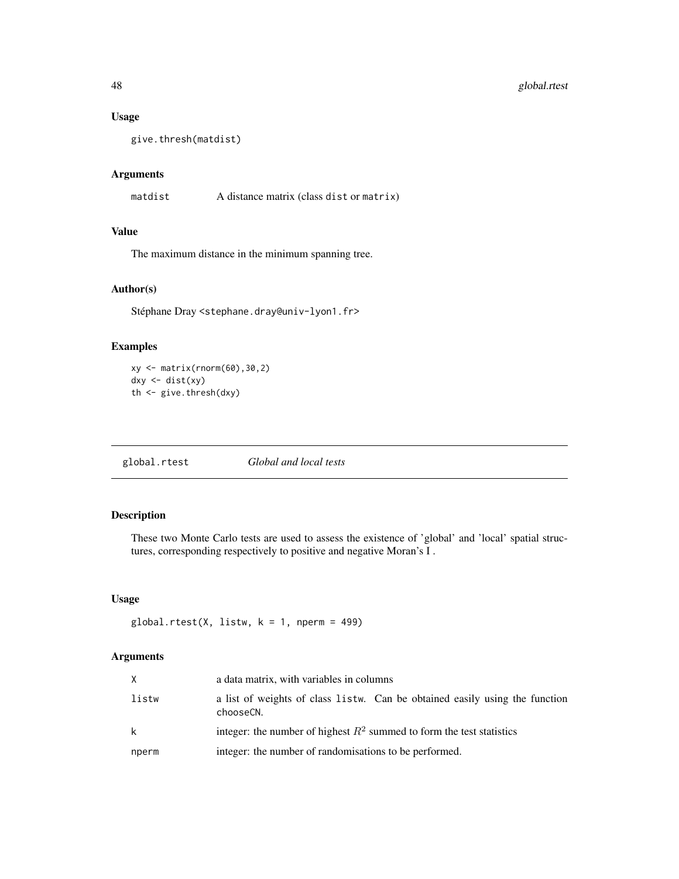### Usage

```
give.thresh(matdist)
```

### Arguments

| | |
|---|---|
| matdist | A distance matrix (class dist or matrix) |

### Value

The maximum distance in the minimum spanning tree.

### Author(s)

Stéphane Dray <stephane.dray@univ-lyon1.fr>

### Examples

```
xy <- matrix(rnorm(60),30,2)
dxy <- dist(xy)
th <- give.thresh(dxy)
```

---

## global.rtest    *Global and local tests*

---

### Description

These two Monte Carlo tests are used to assess the existence of 'global' and 'local' spatial structures, corresponding respectively to positive and negative Moran's I .

### Usage

```
global.rtest(X, listw, k = 1, nperm = 499)
```

### Arguments

| | |
|---|---|
| X | a data matrix, with variables in columns |
| listw | a list of weights of class listw. Can be obtained easily using the function chooseCN. |
| k | integer: the number of highest $R^2$ summed to form the test statistics |
| nperm | integer: the number of randomisations to be performed. |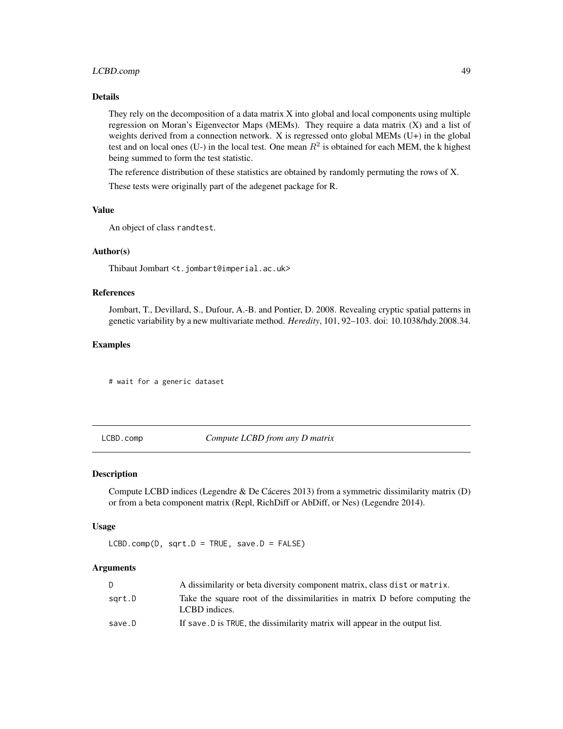### Details

They rely on the decomposition of a data matrix X into global and local components using multiple regression on Moran's Eigenvector Maps (MEMs). They require a data matrix (X) and a list of weights derived from a connection network. X is regressed onto global MEMs (U+) in the global test and on local ones (U-) in the local test. One mean $R^2$ is obtained for each MEM, the k highest being summed to form the test statistic.

The reference distribution of these statistics are obtained by randomly permuting the rows of X.

These tests were originally part of the adegenet package for R.

### Value

An object of class `randtest`.

### Author(s)

Thibaut Jombart <t.jombart@imperial.ac.uk>

### References

Jombart, T., Devillard, S., Dufour, A.-B. and Pontier, D. 2008. Revealing cryptic spatial patterns in genetic variability by a new multivariate method. *Heredity*, 101, 92–103. doi: 10.1038/hdy.2008.34.

### Examples

```
# wait for a generic dataset
```

---

## LCBD.comp — *Compute LCBD from any D matrix*

### Description

Compute LCBD indices (Legendre & De Cáceres 2013) from a symmetric dissimilarity matrix (D) or from a beta component matrix (Repl, RichDiff or AbDiff, or Nes) (Legendre 2014).

### Usage

```
LCBD.comp(D, sqrt.D = TRUE, save.D = FALSE)
```

### Arguments

| | |
|---|---|
| D | A dissimilarity or beta diversity component matrix, class `dist` or `matrix`. |
| sqrt.D | Take the square root of the dissimilarities in matrix D before computing the LCBD indices. |
| save.D | If `save.D` is `TRUE`, the dissimilarity matrix will appear in the output list. |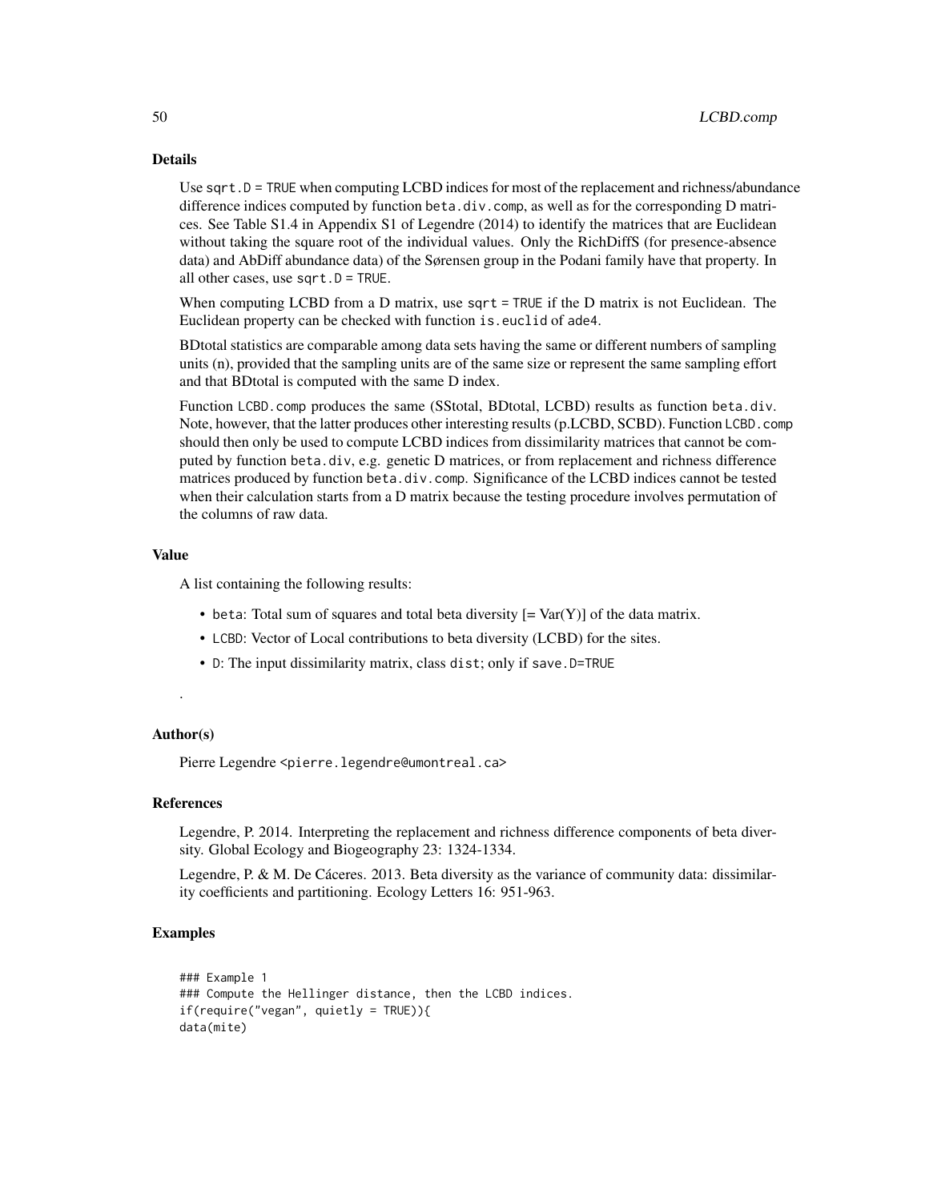## Details

Use `sqrt.D = TRUE` when computing LCBD indices for most of the replacement and richness/abundance difference indices computed by function `beta.div.comp`, as well as for the corresponding D matrices. See Table S1.4 in Appendix S1 of Legendre (2014) to identify the matrices that are Euclidean without taking the square root of the individual values. Only the RichDiffS (for presence-absence data) and AbDiff abundance data) of the Sørensen group in the Podani family have that property. In all other cases, use `sqrt.D = TRUE`.

When computing LCBD from a D matrix, use `sqrt = TRUE` if the D matrix is not Euclidean. The Euclidean property can be checked with function `is.euclid` of `ade4`.

BDtotal statistics are comparable among data sets having the same or different numbers of sampling units (n), provided that the sampling units are of the same size or represent the same sampling effort and that BDtotal is computed with the same D index.

Function `LCBD.comp` produces the same (SStotal, BDtotal, LCBD) results as function `beta.div`. Note, however, that the latter produces other interesting results (p.LCBD, SCBD). Function `LCBD.comp` should then only be used to compute LCBD indices from dissimilarity matrices that cannot be computed by function `beta.div`, e.g. genetic D matrices, or from replacement and richness difference matrices produced by function `beta.div.comp`. Significance of the LCBD indices cannot be tested when their calculation starts from a D matrix because the testing procedure involves permutation of the columns of raw data.

## Value

A list containing the following results:

- `beta`: Total sum of squares and total beta diversity [= Var(Y)] of the data matrix.
- `LCBD`: Vector of Local contributions to beta diversity (LCBD) for the sites.
- `D`: The input dissimilarity matrix, class `dist`; only if `save.D=TRUE`

.

## Author(s)

Pierre Legendre <pierre.legendre@umontreal.ca>

## References

Legendre, P. 2014. Interpreting the replacement and richness difference components of beta diversity. Global Ecology and Biogeography 23: 1324-1334.

Legendre, P. & M. De Cáceres. 2013. Beta diversity as the variance of community data: dissimilarity coefficients and partitioning. Ecology Letters 16: 951-963.

## Examples

```
### Example 1
### Compute the Hellinger distance, then the LCBD indices.
if(require("vegan", quietly = TRUE)){
data(mite)
```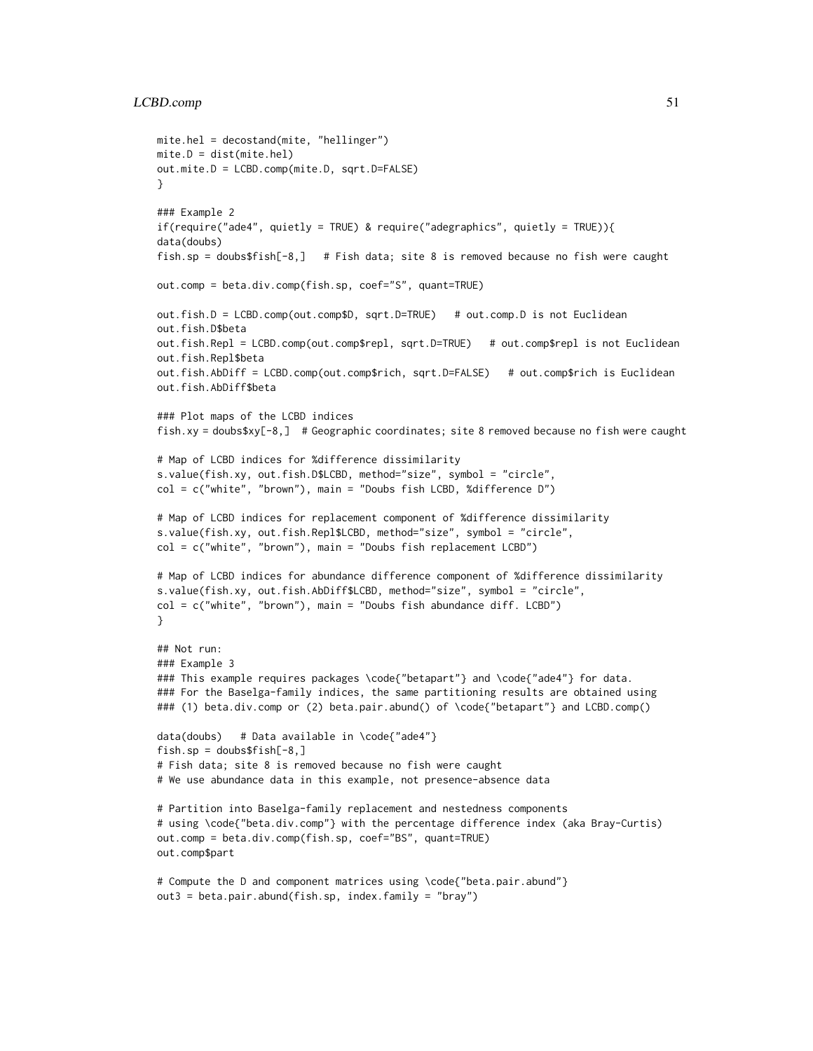```
mite.hel = decostand(mite, "hellinger")
mite.D = dist(mite.hel)
out.mite.D = LCBD.comp(mite.D, sqrt.D=FALSE)
}

### Example 2
if(require("ade4", quietly = TRUE) & require("adegraphics", quietly = TRUE)){
data(doubs)
fish.sp = doubs$fish[-8,]   # Fish data; site 8 is removed because no fish were caught

out.comp = beta.div.comp(fish.sp, coef="S", quant=TRUE)

out.fish.D = LCBD.comp(out.comp$D, sqrt.D=TRUE)   # out.comp.D is not Euclidean
out.fish.D$beta
out.fish.Repl = LCBD.comp(out.comp$repl, sqrt.D=TRUE)   # out.comp$repl is not Euclidean
out.fish.Repl$beta
out.fish.AbDiff = LCBD.comp(out.comp$rich, sqrt.D=FALSE)   # out.comp$rich is Euclidean
out.fish.AbDiff$beta

### Plot maps of the LCBD indices
fish.xy = doubs$xy[-8,]  # Geographic coordinates; site 8 removed because no fish were caught

# Map of LCBD indices for %difference dissimilarity
s.value(fish.xy, out.fish.D$LCBD, method="size", symbol = "circle",
col = c("white", "brown"), main = "Doubs fish LCBD, %difference D")

# Map of LCBD indices for replacement component of %difference dissimilarity
s.value(fish.xy, out.fish.Repl$LCBD, method="size", symbol = "circle",
col = c("white", "brown"), main = "Doubs fish replacement LCBD")

# Map of LCBD indices for abundance difference component of %difference dissimilarity
s.value(fish.xy, out.fish.AbDiff$LCBD, method="size", symbol = "circle",
col = c("white", "brown"), main = "Doubs fish abundance diff. LCBD")
}

## Not run:
### Example 3
### This example requires packages \code{"betapart"} and \code{"ade4"} for data.
### For the Baselga-family indices, the same partitioning results are obtained using
### (1) beta.div.comp or (2) beta.pair.abund() of \code{"betapart"} and LCBD.comp()

data(doubs)   # Data available in \code{"ade4"}
fish.sp = doubs$fish[-8,]
# Fish data; site 8 is removed because no fish were caught
# We use abundance data in this example, not presence-absence data

# Partition into Baselga-family replacement and nestedness components
# using \code{"beta.div.comp"} with the percentage difference index (aka Bray-Curtis)
out.comp = beta.div.comp(fish.sp, coef="BS", quant=TRUE)
out.comp$part

# Compute the D and component matrices using \code{"beta.pair.abund"}
out3 = beta.pair.abund(fish.sp, index.family = "bray")
```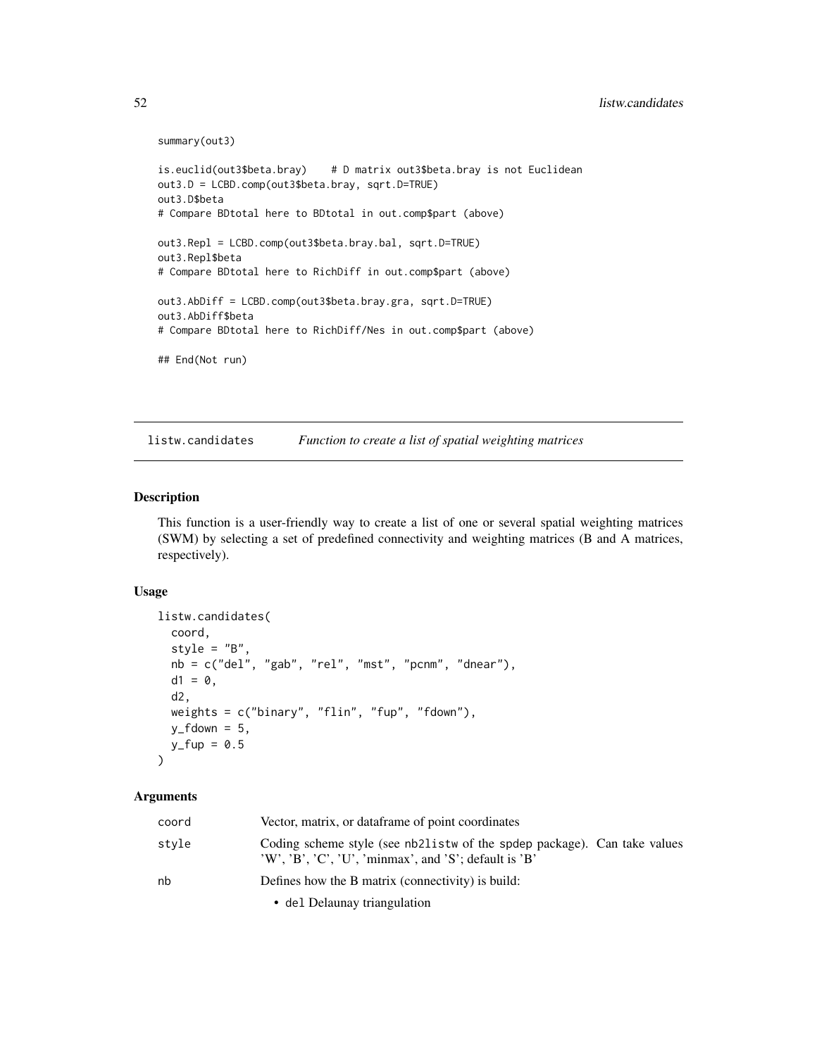```
summary(out3)

is.euclid(out3$beta.bray)    # D matrix out3$beta.bray is not Euclidean
out3.D = LCBD.comp(out3$beta.bray, sqrt.D=TRUE)
out3.D$beta
# Compare BDtotal here to BDtotal in out.comp$part (above)

out3.Repl = LCBD.comp(out3$beta.bray.bal, sqrt.D=TRUE)
out3.Repl$beta
# Compare BDtotal here to RichDiff in out.comp$part (above)

out3.AbDiff = LCBD.comp(out3$beta.bray.gra, sqrt.D=TRUE)
out3.AbDiff$beta
# Compare BDtotal here to RichDiff/Nes in out.comp$part (above)

## End(Not run)
```

## listw.candidates — *Function to create a list of spatial weighting matrices*

### Description

This function is a user-friendly way to create a list of one or several spatial weighting matrices (SWM) by selecting a set of predefined connectivity and weighting matrices (B and A matrices, respectively).

### Usage

```
listw.candidates(
  coord,
  style = "B",
  nb = c("del", "gab", "rel", "mst", "pcnm", "dnear"),
  d1 = 0,
  d2,
  weights = c("binary", "flin", "fup", "fdown"),
  y_fdown = 5,
  y_fup = 0.5
)
```

### Arguments

| | |
|---|---|
| coord | Vector, matrix, or dataframe of point coordinates |
| style | Coding scheme style (see nb2listw of the spdep package). Can take values 'W', 'B', 'C', 'U', 'minmax', and 'S'; default is 'B' |
| nb | Defines how the B matrix (connectivity) is build: <br> • del Delaunay triangulation |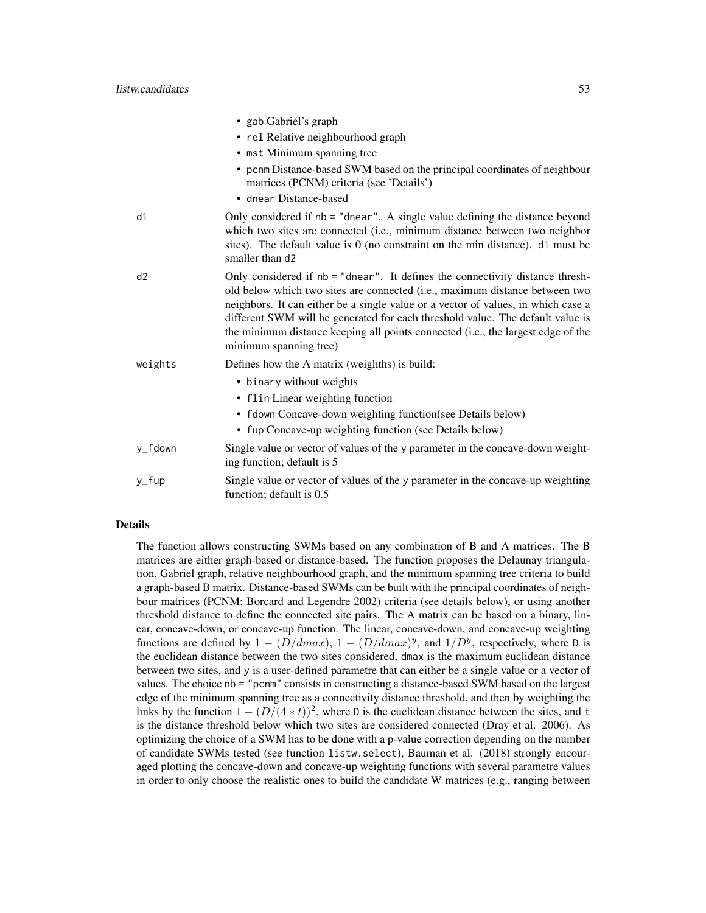- gab Gabriel's graph
- rel Relative neighbourhood graph
- mst Minimum spanning tree
- pcnm Distance-based SWM based on the principal coordinates of neighbour matrices (PCNM) criteria (see 'Details')
- dnear Distance-based

| | |
|---|---|
| d1 | Only considered if nb = "dnear". A single value defining the distance beyond which two sites are connected (i.e., minimum distance between two neighbor sites). The default value is 0 (no constraint on the min distance). d1 must be smaller than d2 |
| d2 | Only considered if nb = "dnear". It defines the connectivity distance threshold below which two sites are connected (i.e., maximum distance between two neighbors. It can either be a single value or a vector of values, in which case a different SWM will be generated for each threshold value. The default value is the minimum distance keeping all points connected (i.e., the largest edge of the minimum spanning tree) |
| weights | Defines how the A matrix (weighths) is build: <br>• binary without weights <br>• flin Linear weighting function <br>• fdown Concave-down weighting function(see Details below) <br>• fup Concave-up weighting function (see Details below) |
| y_fdown | Single value or vector of values of the y parameter in the concave-down weighting function; default is 5 |
| y_fup | Single value or vector of values of the y parameter in the concave-up weighting function; default is 0.5 |

## Details

The function allows constructing SWMs based on any combination of B and A matrices. The B matrices are either graph-based or distance-based. The function proposes the Delaunay triangulation, Gabriel graph, relative neighbourhood graph, and the minimum spanning tree criteria to build a graph-based B matrix. Distance-based SWMs can be built with the principal coordinates of neighbour matrices (PCNM; Borcard and Legendre 2002) criteria (see details below), or using another threshold distance to define the connected site pairs. The A matrix can be based on a binary, linear, concave-down, or concave-up function. The linear, concave-down, and concave-up weighting functions are defined by $1 - (D/dmax)$, $1 - (D/dmax)^y$, and $1/D^y$, respectively, where D is the euclidean distance between the two sites considered, dmax is the maximum euclidean distance between two sites, and y is a user-defined parametre that can either be a single value or a vector of values. The choice nb = "pcnm" consists in constructing a distance-based SWM based on the largest edge of the minimum spanning tree as a connectivity distance threshold, and then by weighting the links by the function $1 - (D/(4 * t))^2$, where D is the euclidean distance between the sites, and t is the distance threshold below which two sites are considered connected (Dray et al. 2006). As optimizing the choice of a SWM has to be done with a p-value correction depending on the number of candidate SWMs tested (see function listw.select), Bauman et al. (2018) strongly encouraged plotting the concave-down and concave-up weighting functions with several parametre values in order to only choose the realistic ones to build the candidate W matrices (e.g., ranging between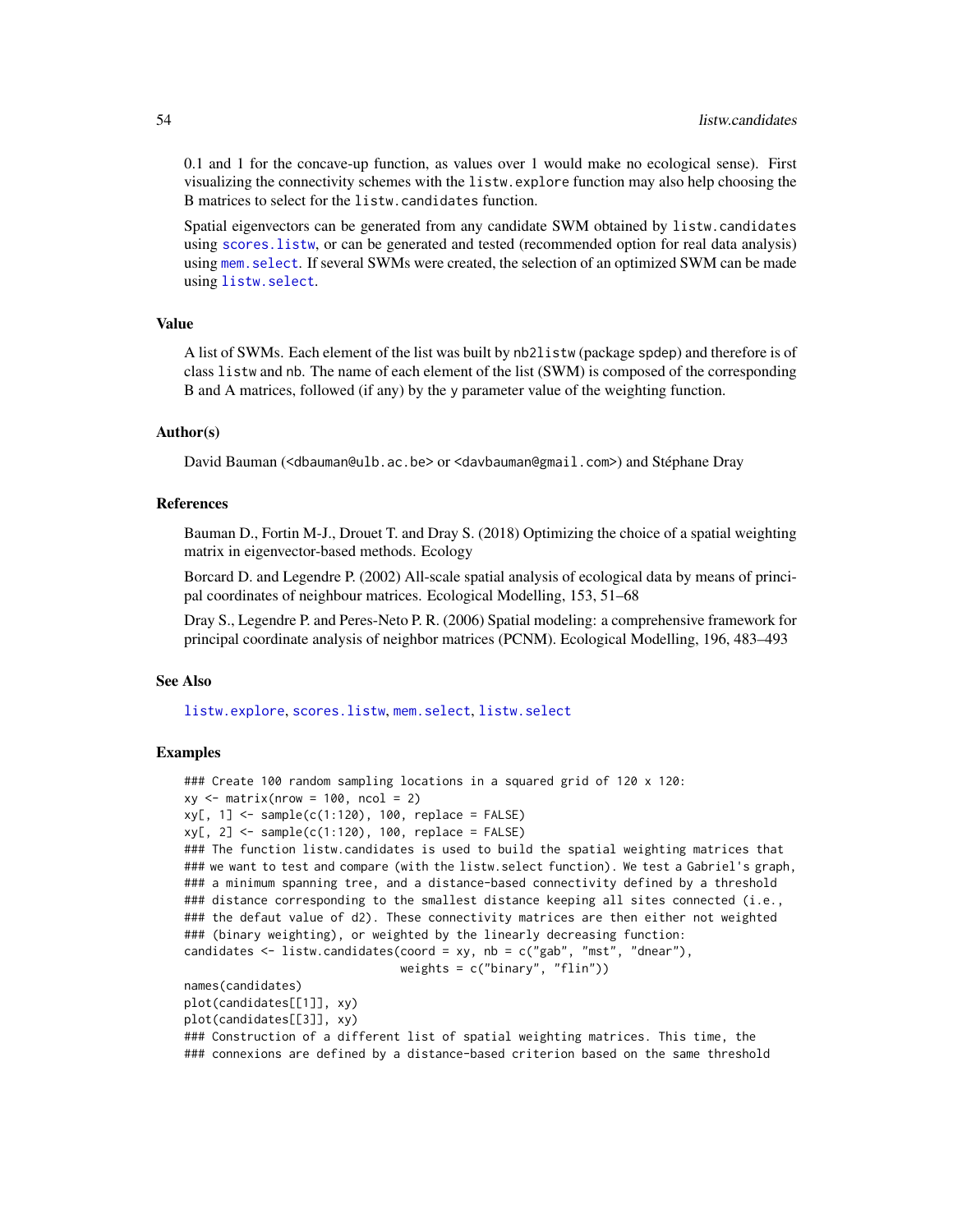0.1 and 1 for the concave-up function, as values over 1 would make no ecological sense). First visualizing the connectivity schemes with the `listw.explore` function may also help choosing the B matrices to select for the `listw.candidates` function.

Spatial eigenvectors can be generated from any candidate SWM obtained by `listw.candidates` using `scores.listw`, or can be generated and tested (recommended option for real data analysis) using `mem.select`. If several SWMs were created, the selection of an optimized SWM can be made using `listw.select`.

### Value

A list of SWMs. Each element of the list was built by `nb2listw` (package `spdep`) and therefore is of class `listw` and `nb`. The name of each element of the list (SWM) is composed of the corresponding B and A matrices, followed (if any) by the y parameter value of the weighting function.

### Author(s)

David Bauman (<dbauman@ulb.ac.be> or <davbauman@gmail.com>) and Stéphane Dray

### References

Bauman D., Fortin M-J., Drouet T. and Dray S. (2018) Optimizing the choice of a spatial weighting matrix in eigenvector-based methods. Ecology

Borcard D. and Legendre P. (2002) All-scale spatial analysis of ecological data by means of principal coordinates of neighbour matrices. Ecological Modelling, 153, 51–68

Dray S., Legendre P. and Peres-Neto P. R. (2006) Spatial modeling: a comprehensive framework for principal coordinate analysis of neighbor matrices (PCNM). Ecological Modelling, 196, 483–493

### See Also

`listw.explore`, `scores.listw`, `mem.select`, `listw.select`

### Examples

```
### Create 100 random sampling locations in a squared grid of 120 x 120:
xy <- matrix(nrow = 100, ncol = 2)
xy[, 1] <- sample(c(1:120), 100, replace = FALSE)
xy[, 2] <- sample(c(1:120), 100, replace = FALSE)
### The function listw.candidates is used to build the spatial weighting matrices that
### we want to test and compare (with the listw.select function). We test a Gabriel's graph,
### a minimum spanning tree, and a distance-based connectivity defined by a threshold
### distance corresponding to the smallest distance keeping all sites connected (i.e.,
### the defaut value of d2). These connectivity matrices are then either not weighted
### (binary weighting), or weighted by the linearly decreasing function:
candidates <- listw.candidates(coord = xy, nb = c("gab", "mst", "dnear"),
                               weights = c("binary", "flin"))
names(candidates)
plot(candidates[[1]], xy)
plot(candidates[[3]], xy)
### Construction of a different list of spatial weighting matrices. This time, the
### connexions are defined by a distance-based criterion based on the same threshold
```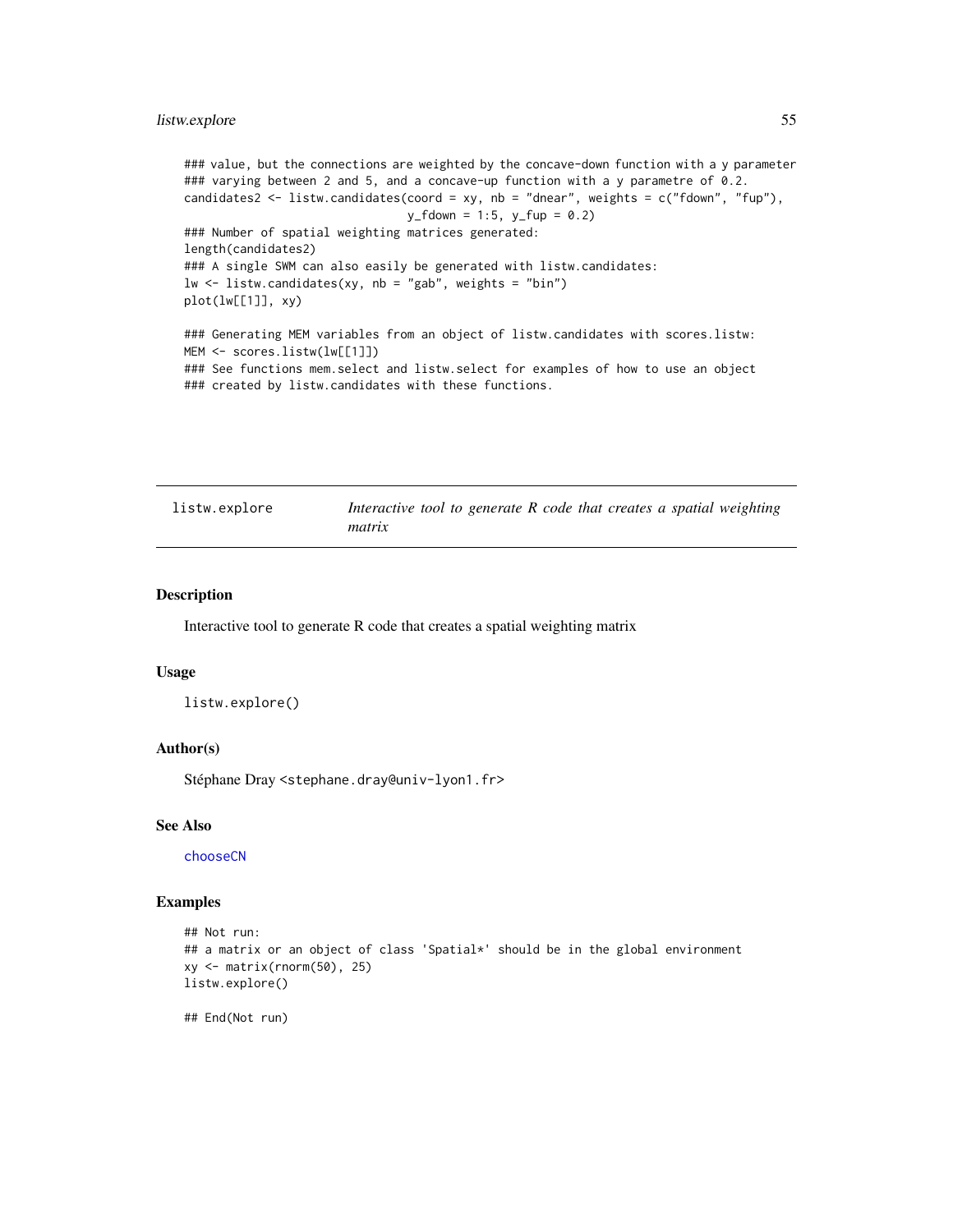```
### value, but the connections are weighted by the concave-down function with a y parameter
### varying between 2 and 5, and a concave-up function with a y parametre of 0.2.
candidates2 <- listw.candidates(coord = xy, nb = "dnear", weights = c("fdown", "fup"),
                                y_fdown = 1:5, y_fup = 0.2)
### Number of spatial weighting matrices generated:
length(candidates2)
### A single SWM can also easily be generated with listw.candidates:
lw <- listw.candidates(xy, nb = "gab", weights = "bin")
plot(lw[[1]], xy)

### Generating MEM variables from an object of listw.candidates with scores.listw:
MEM <- scores.listw(lw[[1]])
### See functions mem.select and listw.select for examples of how to use an object
### created by listw.candidates with these functions.
```

---

`listw.explore` — *Interactive tool to generate R code that creates a spatial weighting matrix*

---

## Description

Interactive tool to generate R code that creates a spatial weighting matrix

## Usage

```
listw.explore()
```

## Author(s)

Stéphane Dray <stephane.dray@univ-lyon1.fr>

## See Also

chooseCN

## Examples

```
## Not run:
## a matrix or an object of class 'Spatial*' should be in the global environment
xy <- matrix(rnorm(50), 25)
listw.explore()

## End(Not run)
```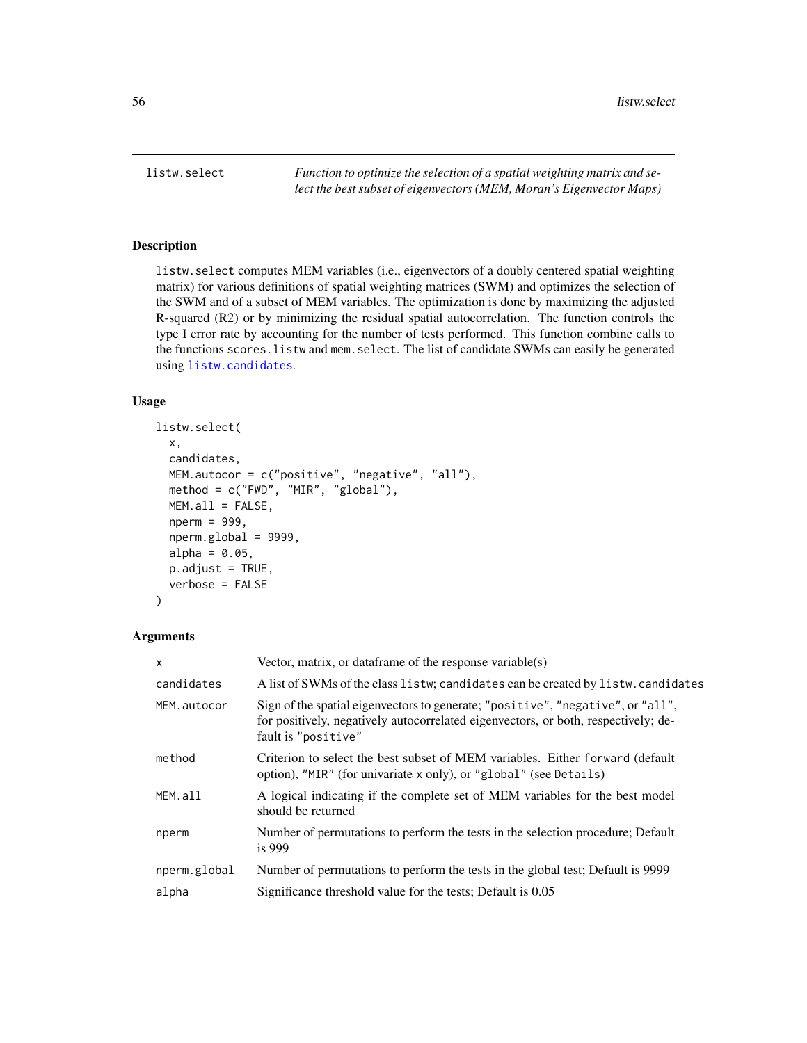# listw.select

*Function to optimize the selection of a spatial weighting matrix and select the best subset of eigenvectors (MEM, Moran's Eigenvector Maps)*

## Description

`listw.select` computes MEM variables (i.e., eigenvectors of a doubly centered spatial weighting matrix) for various definitions of spatial weighting matrices (SWM) and optimizes the selection of the SWM and of a subset of MEM variables. The optimization is done by maximizing the adjusted R-squared (R2) or by minimizing the residual spatial autocorrelation. The function controls the type I error rate by accounting for the number of tests performed. This function combine calls to the functions `scores.listw` and `mem.select`. The list of candidate SWMs can easily be generated using `listw.candidates`.

## Usage

```
listw.select(
  x,
  candidates,
  MEM.autocor = c("positive", "negative", "all"),
  method = c("FWD", "MIR", "global"),
  MEM.all = FALSE,
  nperm = 999,
  nperm.global = 9999,
  alpha = 0.05,
  p.adjust = TRUE,
  verbose = FALSE
)
```

## Arguments

| | |
|---|---|
| `x` | Vector, matrix, or dataframe of the response variable(s) |
| `candidates` | A list of SWMs of the class `listw`; `candidates` can be created by `listw.candidates` |
| `MEM.autocor` | Sign of the spatial eigenvectors to generate; `"positive"`, `"negative"`, or `"all"`, for positively, negatively autocorrelated eigenvectors, or both, respectively; default is `"positive"` |
| `method` | Criterion to select the best subset of MEM variables. Either `forward` (default option), `"MIR"` (for univariate `x` only), or `"global"` (see `Details`) |
| `MEM.all` | A logical indicating if the complete set of MEM variables for the best model should be returned |
| `nperm` | Number of permutations to perform the tests in the selection procedure; Default is 999 |
| `nperm.global` | Number of permutations to perform the tests in the global test; Default is 9999 |
| `alpha` | Significance threshold value for the tests; Default is 0.05 |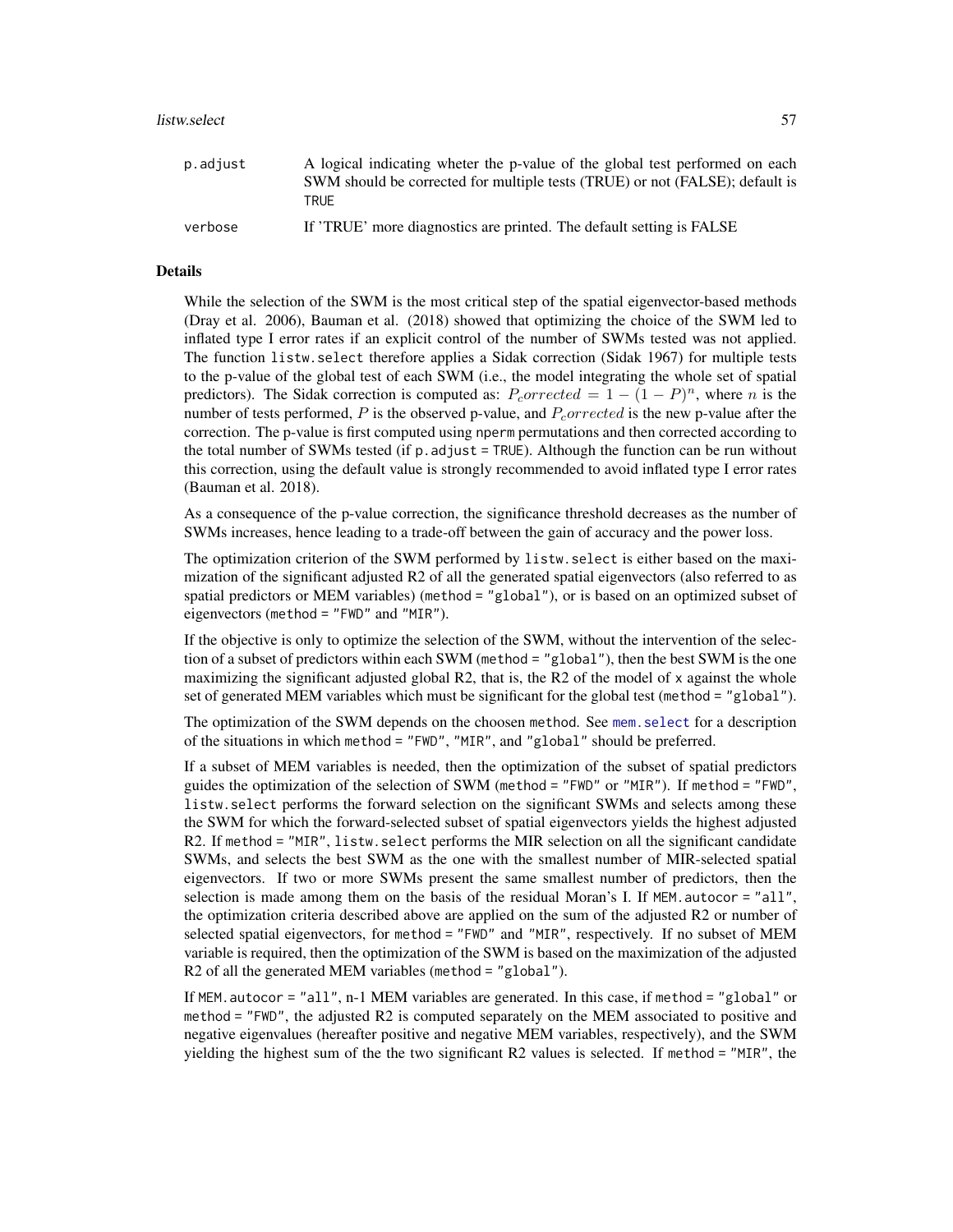| | |
|---|---|
| p.adjust | A logical indicating wheter the p-value of the global test performed on each SWM should be corrected for multiple tests (TRUE) or not (FALSE); default is TRUE |
| verbose | If 'TRUE' more diagnostics are printed. The default setting is FALSE |

## Details

While the selection of the SWM is the most critical step of the spatial eigenvector-based methods (Dray et al. 2006), Bauman et al. (2018) showed that optimizing the choice of the SWM led to inflated type I error rates if an explicit control of the number of SWMs tested was not applied. The function `listw.select` therefore applies a Sidak correction (Sidak 1967) for multiple tests to the p-value of the global test of each SWM (i.e., the model integrating the whole set of spatial predictors). The Sidak correction is computed as: $P_corrected = 1 - (1 - P)^n$, where $n$ is the number of tests performed, $P$ is the observed p-value, and $P_corrected$ is the new p-value after the correction. The p-value is first computed using `nperm` permutations and then corrected according to the total number of SWMs tested (if `p.adjust = TRUE`). Although the function can be run without this correction, using the default value is strongly recommended to avoid inflated type I error rates (Bauman et al. 2018).

As a consequence of the p-value correction, the significance threshold decreases as the number of SWMs increases, hence leading to a trade-off between the gain of accuracy and the power loss.

The optimization criterion of the SWM performed by `listw.select` is either based on the maximization of the significant adjusted R2 of all the generated spatial eigenvectors (also referred to as spatial predictors or MEM variables) (`method = "global"`), or is based on an optimized subset of eigenvectors (`method = "FWD"` and `"MIR"`).

If the objective is only to optimize the selection of the SWM, without the intervention of the selection of a subset of predictors within each SWM (`method = "global"`), then the best SWM is the one maximizing the significant adjusted global R2, that is, the R2 of the model of `x` against the whole set of generated MEM variables which must be significant for the global test (`method = "global"`).

The optimization of the SWM depends on the choosen `method`. See `mem.select` for a description of the situations in which `method = "FWD"`, `"MIR"`, and `"global"` should be preferred.

If a subset of MEM variables is needed, then the optimization of the subset of spatial predictors guides the optimization of the selection of SWM (`method = "FWD"` or `"MIR"`). If `method = "FWD"`, `listw.select` performs the forward selection on the significant SWMs and selects among these the SWM for which the forward-selected subset of spatial eigenvectors yields the highest adjusted R2. If `method = "MIR"`, `listw.select` performs the MIR selection on all the significant candidate SWMs, and selects the best SWM as the one with the smallest number of MIR-selected spatial eigenvectors. If two or more SWMs present the same smallest number of predictors, then the selection is made among them on the basis of the residual Moran's I. If `MEM.autocor = "all"`, the optimization criteria described above are applied on the sum of the adjusted R2 or number of selected spatial eigenvectors, for `method = "FWD"` and `"MIR"`, respectively. If no subset of MEM variable is required, then the optimization of the SWM is based on the maximization of the adjusted R2 of all the generated MEM variables (`method = "global"`).

If `MEM.autocor = "all"`, n-1 MEM variables are generated. In this case, if `method = "global"` or `method = "FWD"`, the adjusted R2 is computed separately on the MEM associated to positive and negative eigenvalues (hereafter positive and negative MEM variables, respectively), and the SWM yielding the highest sum of the the two significant R2 values is selected. If `method = "MIR"`, the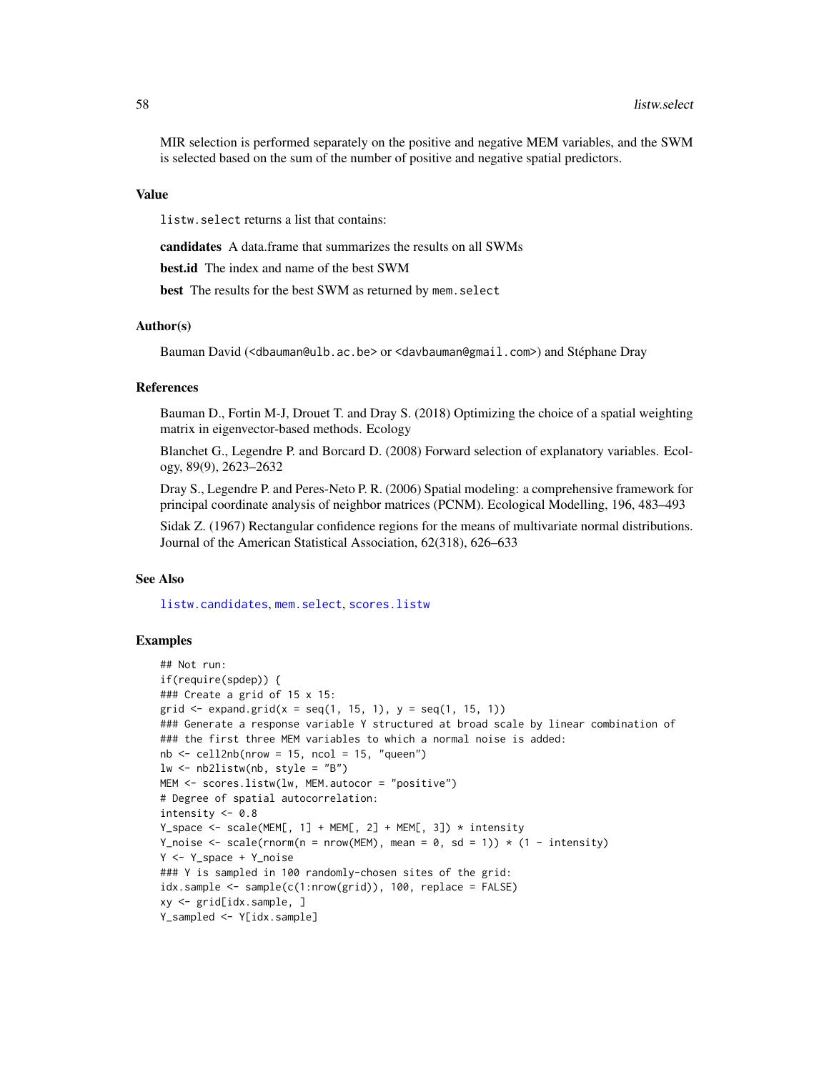MIR selection is performed separately on the positive and negative MEM variables, and the SWM is selected based on the sum of the number of positive and negative spatial predictors.

## Value

listw.select returns a list that contains:

**candidates** A data.frame that summarizes the results on all SWMs

**best.id** The index and name of the best SWM

**best** The results for the best SWM as returned by mem.select

## Author(s)

Bauman David (<dbauman@ulb.ac.be> or <davbauman@gmail.com>) and Stéphane Dray

## References

Bauman D., Fortin M-J, Drouet T. and Dray S. (2018) Optimizing the choice of a spatial weighting matrix in eigenvector-based methods. Ecology

Blanchet G., Legendre P. and Borcard D. (2008) Forward selection of explanatory variables. Ecology, 89(9), 2623–2632

Dray S., Legendre P. and Peres-Neto P. R. (2006) Spatial modeling: a comprehensive framework for principal coordinate analysis of neighbor matrices (PCNM). Ecological Modelling, 196, 483–493

Sidak Z. (1967) Rectangular confidence regions for the means of multivariate normal distributions. Journal of the American Statistical Association, 62(318), 626–633

## See Also

listw.candidates, mem.select, scores.listw

## Examples

```
## Not run:
if(require(spdep)) {
### Create a grid of 15 x 15:
grid <- expand.grid(x = seq(1, 15, 1), y = seq(1, 15, 1))
### Generate a response variable Y structured at broad scale by linear combination of
### the first three MEM variables to which a normal noise is added:
nb <- cell2nb(nrow = 15, ncol = 15, "queen")
lw <- nb2listw(nb, style = "B")
MEM <- scores.listw(lw, MEM.autocor = "positive")
# Degree of spatial autocorrelation:
intensity <- 0.8
Y_space <- scale(MEM[, 1] + MEM[, 2] + MEM[, 3]) * intensity
Y_noise <- scale(rnorm(n = nrow(MEM), mean = 0, sd = 1)) * (1 - intensity)
Y <- Y_space + Y_noise
### Y is sampled in 100 randomly-chosen sites of the grid:
idx.sample <- sample(c(1:nrow(grid)), 100, replace = FALSE)
xy <- grid[idx.sample, ]
Y_sampled <- Y[idx.sample]
```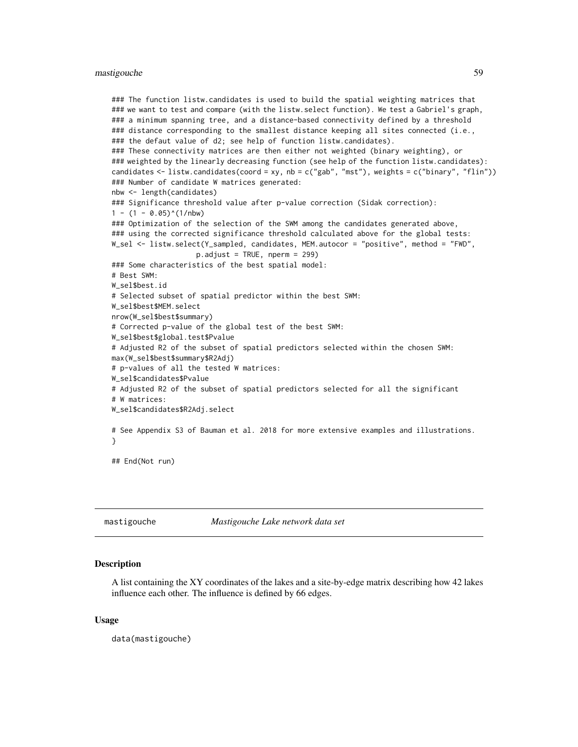```
### The function listw.candidates is used to build the spatial weighting matrices that
### we want to test and compare (with the listw.select function). We test a Gabriel's graph,
### a minimum spanning tree, and a distance-based connectivity defined by a threshold
### distance corresponding to the smallest distance keeping all sites connected (i.e.,
### the defaut value of d2; see help of function listw.candidates).
### These connectivity matrices are then either not weighted (binary weighting), or
### weighted by the linearly decreasing function (see help of the function listw.candidates):
candidates <- listw.candidates(coord = xy, nb = c("gab", "mst"), weights = c("binary", "flin"))
### Number of candidate W matrices generated:
nbw <- length(candidates)
### Significance threshold value after p-value correction (Sidak correction):
1 - (1 - 0.05)^(1/nbw)
### Optimization of the selection of the SWM among the candidates generated above,
### using the corrected significance threshold calculated above for the global tests:
W_sel <- listw.select(Y_sampled, candidates, MEM.autocor = "positive", method = "FWD",
                     p.adjust = TRUE, nperm = 299)
### Some characteristics of the best spatial model:
# Best SWM:
W_sel$best.id
# Selected subset of spatial predictor within the best SWM:
W_sel$best$MEM.select
nrow(W_sel$best$summary)
# Corrected p-value of the global test of the best SWM:
W_sel$best$global.test$Pvalue
# Adjusted R2 of the subset of spatial predictors selected within the chosen SWM:
max(W_sel$best$summary$R2Adj)
# p-values of all the tested W matrices:
W_sel$candidates$Pvalue
# Adjusted R2 of the subset of spatial predictors selected for all the significant
# W matrices:
W_sel$candidates$R2Adj.select

# See Appendix S3 of Bauman et al. 2018 for more extensive examples and illustrations.
}

## End(Not run)
```

## mastigouche — *Mastigouche Lake network data set*

### Description

A list containing the XY coordinates of the lakes and a site-by-edge matrix describing how 42 lakes influence each other. The influence is defined by 66 edges.

### Usage

```
data(mastigouche)
```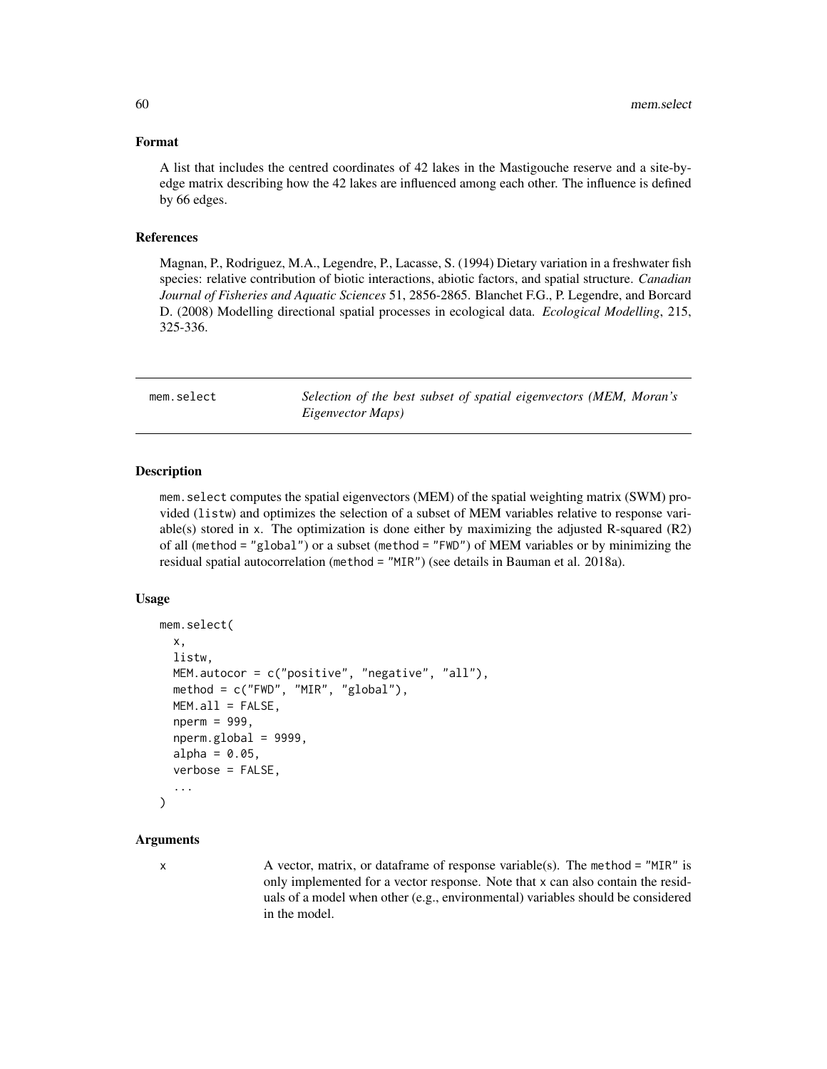## Format

A list that includes the centred coordinates of 42 lakes in the Mastigouche reserve and a site-by-edge matrix describing how the 42 lakes are influenced among each other. The influence is defined by 66 edges.

## References

Magnan, P., Rodriguez, M.A., Legendre, P., Lacasse, S. (1994) Dietary variation in a freshwater fish species: relative contribution of biotic interactions, abiotic factors, and spatial structure. *Canadian Journal of Fisheries and Aquatic Sciences* 51, 2856-2865. Blanchet F.G., P. Legendre, and Borcard D. (2008) Modelling directional spatial processes in ecological data. *Ecological Modelling*, 215, 325-336.

---

# mem.select — *Selection of the best subset of spatial eigenvectors (MEM, Moran's Eigenvector Maps)*

## Description

mem.select computes the spatial eigenvectors (MEM) of the spatial weighting matrix (SWM) provided (listw) and optimizes the selection of a subset of MEM variables relative to response variable(s) stored in x. The optimization is done either by maximizing the adjusted R-squared (R2) of all (method = "global") or a subset (method = "FWD") of MEM variables or by minimizing the residual spatial autocorrelation (method = "MIR") (see details in Bauman et al. 2018a).

## Usage

```
mem.select(
  x,
  listw,
  MEM.autocor = c("positive", "negative", "all"),
  method = c("FWD", "MIR", "global"),
  MEM.all = FALSE,
  nperm = 999,
  nperm.global = 9999,
  alpha = 0.05,
  verbose = FALSE,
  ...
)
```

## Arguments

x — A vector, matrix, or dataframe of response variable(s). The method = "MIR" is only implemented for a vector response. Note that x can also contain the residuals of a model when other (e.g., environmental) variables should be considered in the model.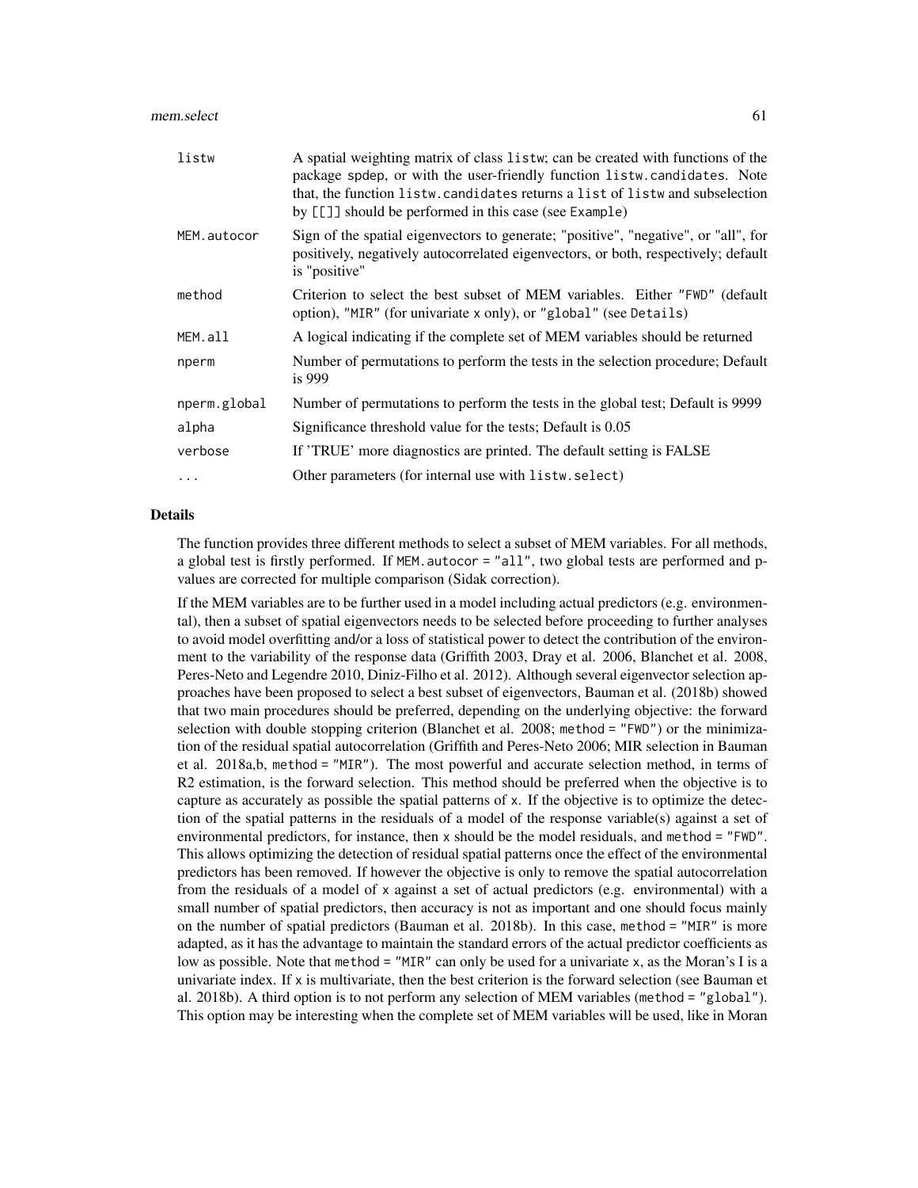| | |
|---|---|
| `listw` | A spatial weighting matrix of class `listw`; can be created with functions of the package `spdep`, or with the user-friendly function `listw.candidates`. Note that, the function `listw.candidates` returns a `list` of `listw` and subselection by `[[]]` should be performed in this case (see `Example`) |
| `MEM.autocor` | Sign of the spatial eigenvectors to generate; "positive", "negative", or "all", for positively, negatively autocorrelated eigenvectors, or both, respectively; default is "positive" |
| `method` | Criterion to select the best subset of MEM variables. Either `"FWD"` (default option), `"MIR"` (for univariate `x` only), or `"global"` (see `Details`) |
| `MEM.all` | A logical indicating if the complete set of MEM variables should be returned |
| `nperm` | Number of permutations to perform the tests in the selection procedure; Default is 999 |
| `nperm.global` | Number of permutations to perform the tests in the global test; Default is 9999 |
| `alpha` | Significance threshold value for the tests; Default is 0.05 |
| `verbose` | If 'TRUE' more diagnostics are printed. The default setting is FALSE |
| `...` | Other parameters (for internal use with `listw.select`) |

## Details

The function provides three different methods to select a subset of MEM variables. For all methods, a global test is firstly performed. If `MEM.autocor = "all"`, two global tests are performed and p-values are corrected for multiple comparison (Sidak correction).

If the MEM variables are to be further used in a model including actual predictors (e.g. environmental), then a subset of spatial eigenvectors needs to be selected before proceeding to further analyses to avoid model overfitting and/or a loss of statistical power to detect the contribution of the environment to the variability of the response data (Griffith 2003, Dray et al. 2006, Blanchet et al. 2008, Peres-Neto and Legendre 2010, Diniz-Filho et al. 2012). Although several eigenvector selection approaches have been proposed to select a best subset of eigenvectors, Bauman et al. (2018b) showed that two main procedures should be preferred, depending on the underlying objective: the forward selection with double stopping criterion (Blanchet et al. 2008; `method = "FWD"`) or the minimization of the residual spatial autocorrelation (Griffith and Peres-Neto 2006; MIR selection in Bauman et al. 2018a,b, `method = "MIR"`). The most powerful and accurate selection method, in terms of R2 estimation, is the forward selection. This method should be preferred when the objective is to capture as accurately as possible the spatial patterns of `x`. If the objective is to optimize the detection of the spatial patterns in the residuals of a model of the response variable(s) against a set of environmental predictors, for instance, then `x` should be the model residuals, and `method = "FWD"`. This allows optimizing the detection of residual spatial patterns once the effect of the environmental predictors has been removed. If however the objective is only to remove the spatial autocorrelation from the residuals of a model of `x` against a set of actual predictors (e.g. environmental) with a small number of spatial predictors, then accuracy is not as important and one should focus mainly on the number of spatial predictors (Bauman et al. 2018b). In this case, `method = "MIR"` is more adapted, as it has the advantage to maintain the standard errors of the actual predictor coefficients as low as possible. Note that `method = "MIR"` can only be used for a univariate `x`, as the Moran's I is a univariate index. If `x` is multivariate, then the best criterion is the forward selection (see Bauman et al. 2018b). A third option is to not perform any selection of MEM variables (`method = "global"`). This option may be interesting when the complete set of MEM variables will be used, like in Moran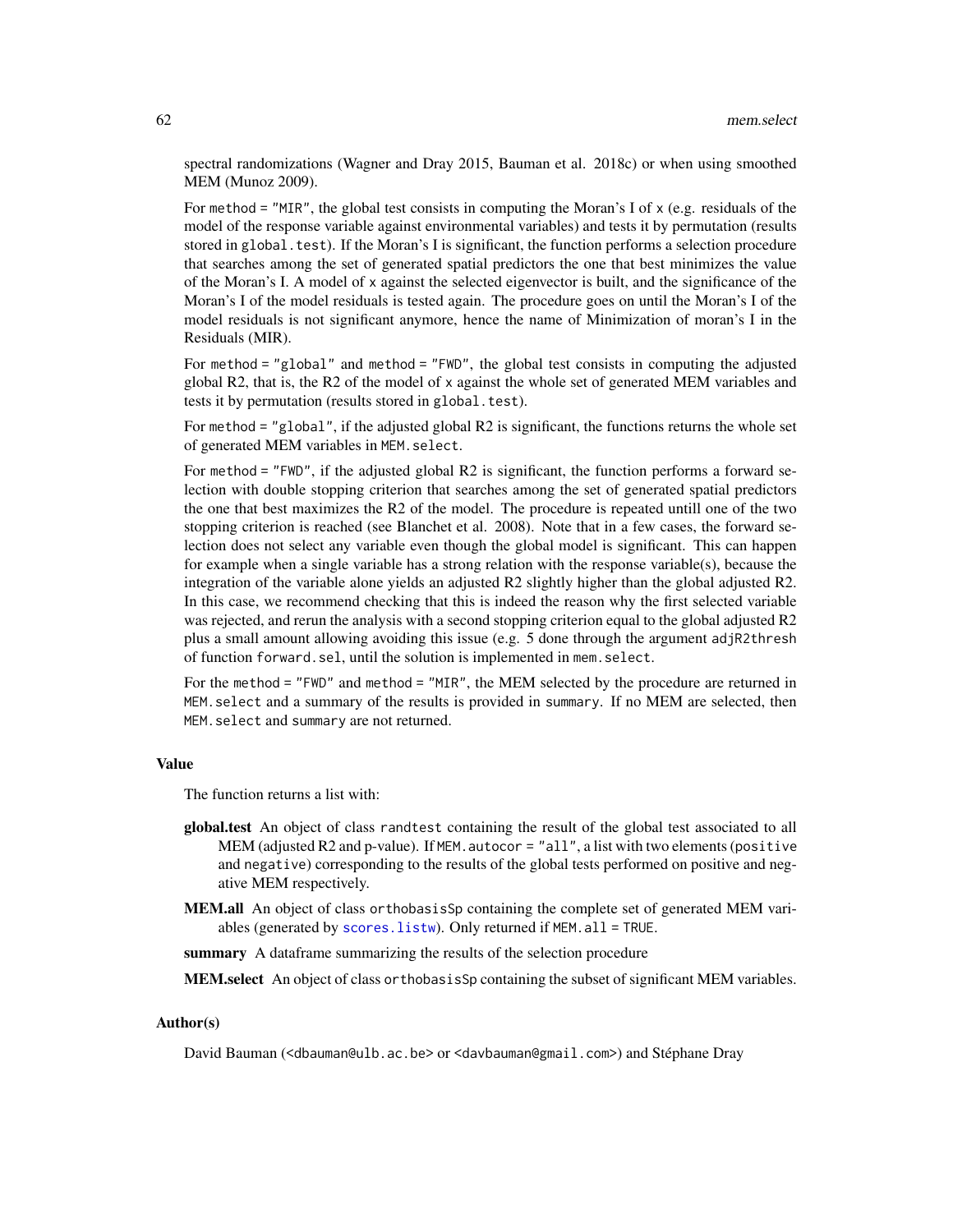spectral randomizations (Wagner and Dray 2015, Bauman et al. 2018c) or when using smoothed MEM (Munoz 2009).

For `method = "MIR"`, the global test consists in computing the Moran's I of `x` (e.g. residuals of the model of the response variable against environmental variables) and tests it by permutation (results stored in `global.test`). If the Moran's I is significant, the function performs a selection procedure that searches among the set of generated spatial predictors the one that best minimizes the value of the Moran's I. A model of `x` against the selected eigenvector is built, and the significance of the Moran's I of the model residuals is tested again. The procedure goes on until the Moran's I of the model residuals is not significant anymore, hence the name of Minimization of moran's I in the Residuals (MIR).

For `method = "global"` and `method = "FWD"`, the global test consists in computing the adjusted global R2, that is, the R2 of the model of x against the whole set of generated MEM variables and tests it by permutation (results stored in `global.test`).

For `method = "global"`, if the adjusted global R2 is significant, the functions returns the whole set of generated MEM variables in `MEM.select`.

For `method = "FWD"`, if the adjusted global R2 is significant, the function performs a forward selection with double stopping criterion that searches among the set of generated spatial predictors the one that best maximizes the R2 of the model. The procedure is repeated untill one of the two stopping criterion is reached (see Blanchet et al. 2008). Note that in a few cases, the forward selection does not select any variable even though the global model is significant. This can happen for example when a single variable has a strong relation with the response variable(s), because the integration of the variable alone yields an adjusted R2 slightly higher than the global adjusted R2. In this case, we recommend checking that this is indeed the reason why the first selected variable was rejected, and rerun the analysis with a second stopping criterion equal to the global adjusted R2 plus a small amount allowing avoiding this issue (e.g. 5 done through the argument `adjR2thresh` of function `forward.sel`, until the solution is implemented in `mem.select`.

For the `method = "FWD"` and `method = "MIR"`, the MEM selected by the procedure are returned in `MEM.select` and a summary of the results is provided in `summary`. If no MEM are selected, then `MEM.select` and `summary` are not returned.

### Value

The function returns a list with:

**global.test** An object of class `randtest` containing the result of the global test associated to all MEM (adjusted R2 and p-value). If `MEM.autocor = "all"`, a list with two elements (`positive` and `negative`) corresponding to the results of the global tests performed on positive and negative MEM respectively.

**MEM.all** An object of class `orthobasisSp` containing the complete set of generated MEM variables (generated by `scores.listw`). Only returned if `MEM.all = TRUE`.

**summary** A dataframe summarizing the results of the selection procedure

**MEM.select** An object of class `orthobasisSp` containing the subset of significant MEM variables.

### Author(s)

David Bauman (<dbauman@ulb.ac.be> or <davbauman@gmail.com>) and Stéphane Dray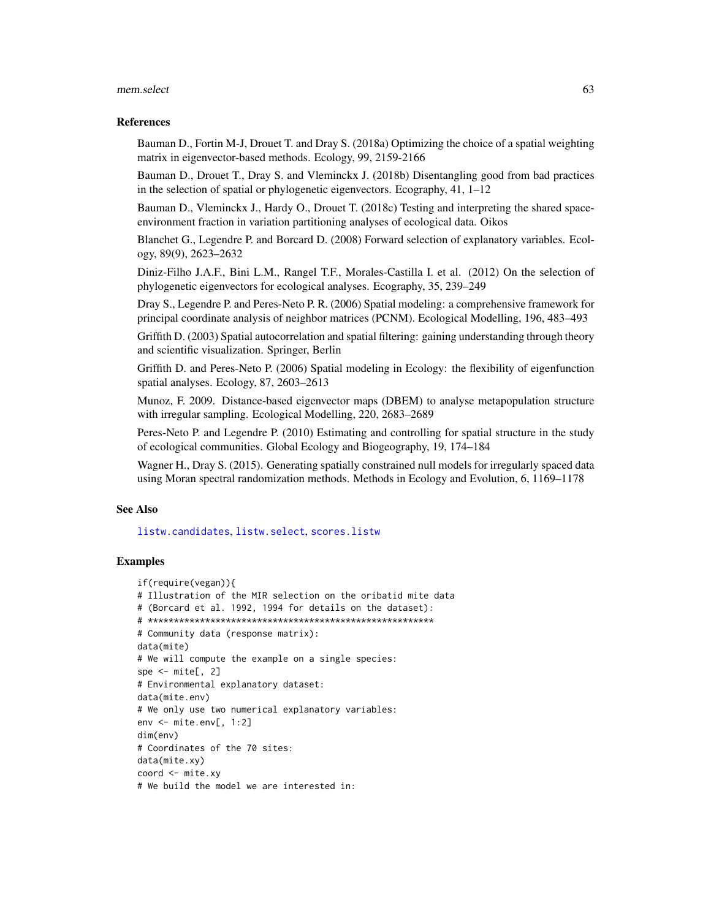## References

Bauman D., Fortin M-J, Drouet T. and Dray S. (2018a) Optimizing the choice of a spatial weighting matrix in eigenvector-based methods. Ecology, 99, 2159-2166

Bauman D., Drouet T., Dray S. and Vleminckx J. (2018b) Disentangling good from bad practices in the selection of spatial or phylogenetic eigenvectors. Ecography, 41, 1–12

Bauman D., Vleminckx J., Hardy O., Drouet T. (2018c) Testing and interpreting the shared space-environment fraction in variation partitioning analyses of ecological data. Oikos

Blanchet G., Legendre P. and Borcard D. (2008) Forward selection of explanatory variables. Ecology, 89(9), 2623–2632

Diniz-Filho J.A.F., Bini L.M., Rangel T.F., Morales-Castilla I. et al. (2012) On the selection of phylogenetic eigenvectors for ecological analyses. Ecography, 35, 239–249

Dray S., Legendre P. and Peres-Neto P. R. (2006) Spatial modeling: a comprehensive framework for principal coordinate analysis of neighbor matrices (PCNM). Ecological Modelling, 196, 483–493

Griffith D. (2003) Spatial autocorrelation and spatial filtering: gaining understanding through theory and scientific visualization. Springer, Berlin

Griffith D. and Peres-Neto P. (2006) Spatial modeling in Ecology: the flexibility of eigenfunction spatial analyses. Ecology, 87, 2603–2613

Munoz, F. 2009. Distance-based eigenvector maps (DBEM) to analyse metapopulation structure with irregular sampling. Ecological Modelling, 220, 2683–2689

Peres-Neto P. and Legendre P. (2010) Estimating and controlling for spatial structure in the study of ecological communities. Global Ecology and Biogeography, 19, 174–184

Wagner H., Dray S. (2015). Generating spatially constrained null models for irregularly spaced data using Moran spectral randomization methods. Methods in Ecology and Evolution, 6, 1169–1178

## See Also

listw.candidates, listw.select, scores.listw

## Examples

```
if(require(vegan)){
# Illustration of the MIR selection on the oribatid mite data
# (Borcard et al. 1992, 1994 for details on the dataset):
# *******************************************************
# Community data (response matrix):
data(mite)
# We will compute the example on a single species:
spe <- mite[, 2]
# Environmental explanatory dataset:
data(mite.env)
# We only use two numerical explanatory variables:
env <- mite.env[, 1:2]
dim(env)
# Coordinates of the 70 sites:
data(mite.xy)
coord <- mite.xy
# We build the model we are interested in:
```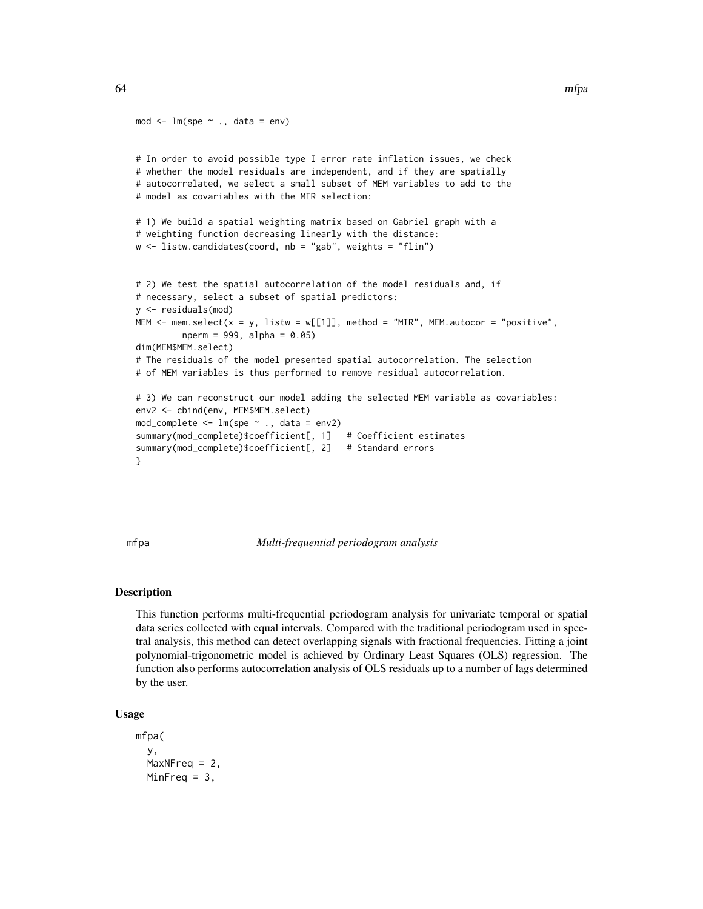```
mod <- lm(spe ~ ., data = env)

# In order to avoid possible type I error rate inflation issues, we check
# whether the model residuals are independent, and if they are spatially
# autocorrelated, we select a small subset of MEM variables to add to the
# model as covariables with the MIR selection:

# 1) We build a spatial weighting matrix based on Gabriel graph with a
# weighting function decreasing linearly with the distance:
w <- listw.candidates(coord, nb = "gab", weights = "flin")


# 2) We test the spatial autocorrelation of the model residuals and, if
# necessary, select a subset of spatial predictors:
y <- residuals(mod)
MEM <- mem.select(x = y, listw = w[[1]], method = "MIR", MEM.autocor = "positive",
         nperm = 999, alpha = 0.05)
dim(MEM$MEM.select)
# The residuals of the model presented spatial autocorrelation. The selection
# of MEM variables is thus performed to remove residual autocorrelation.

# 3) We can reconstruct our model adding the selected MEM variable as covariables:
env2 <- cbind(env, MEM$MEM.select)
mod_complete <- lm(spe ~ ., data = env2)
summary(mod_complete)$coefficient[, 1]   # Coefficient estimates
summary(mod_complete)$coefficient[, 2]   # Standard errors
}
```

## mfpa — *Multi-frequential periodogram analysis*

### Description

This function performs multi-frequential periodogram analysis for univariate temporal or spatial data series collected with equal intervals. Compared with the traditional periodogram used in spectral analysis, this method can detect overlapping signals with fractional frequencies. Fitting a joint polynomial-trigonometric model is achieved by Ordinary Least Squares (OLS) regression. The function also performs autocorrelation analysis of OLS residuals up to a number of lags determined by the user.

### Usage

```
mfpa(
  y,
  MaxNFreq = 2,
  MinFreq = 3,
```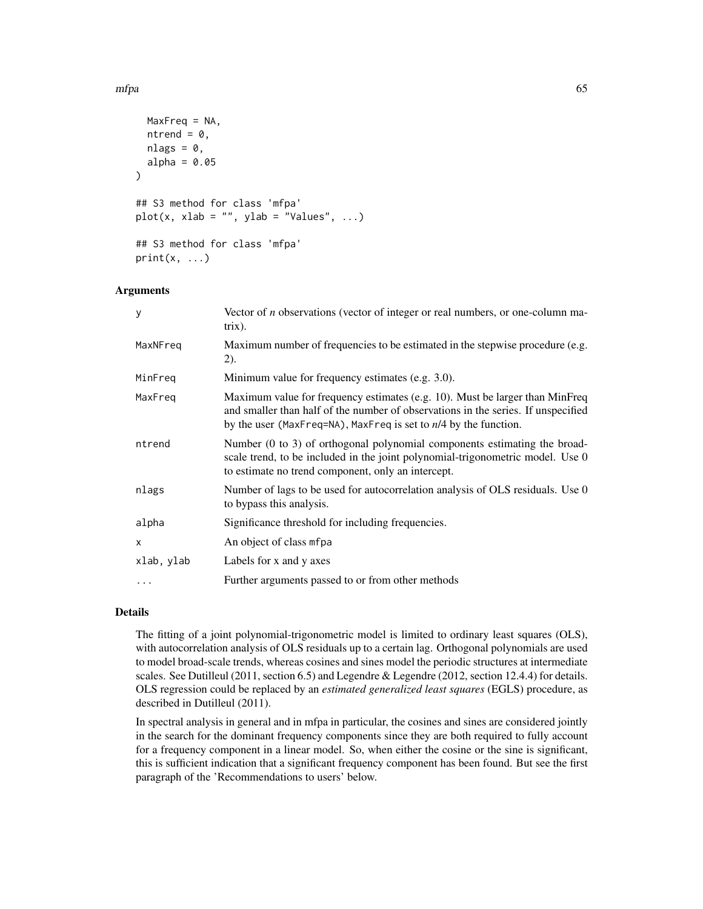```
  MaxFreq = NA,
  ntrend = 0,
  nlags = 0,
  alpha = 0.05
)

## S3 method for class 'mfpa'
plot(x, xlab = "", ylab = "Values", ...)

## S3 method for class 'mfpa'
print(x, ...)
```

## Arguments

| | |
|---|---|
| y | Vector of *n* observations (vector of integer or real numbers, or one-column matrix). |
| MaxNFreq | Maximum number of frequencies to be estimated in the stepwise procedure (e.g. 2). |
| MinFreq | Minimum value for frequency estimates (e.g. 3.0). |
| MaxFreq | Maximum value for frequency estimates (e.g. 10). Must be larger than MinFreq and smaller than half of the number of observations in the series. If unspecified by the user (`MaxFreq=NA`), `MaxFreq` is set to *n*/4 by the function. |
| ntrend | Number (0 to 3) of orthogonal polynomial components estimating the broad-scale trend, to be included in the joint polynomial-trigonometric model. Use 0 to estimate no trend component, only an intercept. |
| nlags | Number of lags to be used for autocorrelation analysis of OLS residuals. Use 0 to bypass this analysis. |
| alpha | Significance threshold for including frequencies. |
| x | An object of class `mfpa` |
| xlab, ylab | Labels for x and y axes |
| ... | Further arguments passed to or from other methods |

## Details

The fitting of a joint polynomial-trigonometric model is limited to ordinary least squares (OLS), with autocorrelation analysis of OLS residuals up to a certain lag. Orthogonal polynomials are used to model broad-scale trends, whereas cosines and sines model the periodic structures at intermediate scales. See Dutilleul (2011, section 6.5) and Legendre & Legendre (2012, section 12.4.4) for details. OLS regression could be replaced by an *estimated generalized least squares* (EGLS) procedure, as described in Dutilleul (2011).

In spectral analysis in general and in mfpa in particular, the cosines and sines are considered jointly in the search for the dominant frequency components since they are both required to fully account for a frequency component in a linear model. So, when either the cosine or the sine is significant, this is sufficient indication that a significant frequency component has been found. But see the first paragraph of the 'Recommendations to users' below.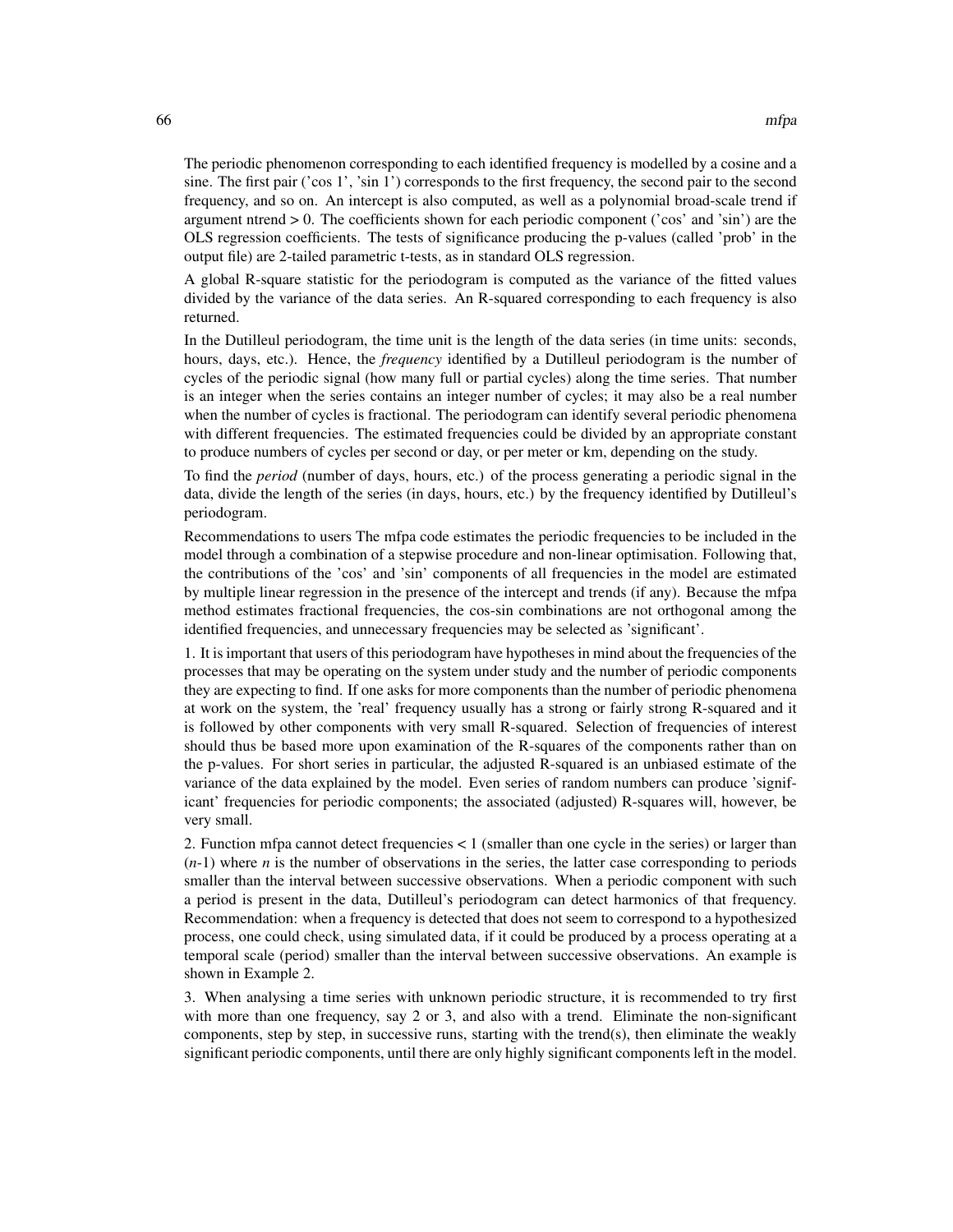The periodic phenomenon corresponding to each identified frequency is modelled by a cosine and a sine. The first pair ('cos 1', 'sin 1') corresponds to the first frequency, the second pair to the second frequency, and so on. An intercept is also computed, as well as a polynomial broad-scale trend if argument ntrend > 0. The coefficients shown for each periodic component ('cos' and 'sin') are the OLS regression coefficients. The tests of significance producing the p-values (called 'prob' in the output file) are 2-tailed parametric t-tests, as in standard OLS regression.

A global R-square statistic for the periodogram is computed as the variance of the fitted values divided by the variance of the data series. An R-squared corresponding to each frequency is also returned.

In the Dutilleul periodogram, the time unit is the length of the data series (in time units: seconds, hours, days, etc.). Hence, the *frequency* identified by a Dutilleul periodogram is the number of cycles of the periodic signal (how many full or partial cycles) along the time series. That number is an integer when the series contains an integer number of cycles; it may also be a real number when the number of cycles is fractional. The periodogram can identify several periodic phenomena with different frequencies. The estimated frequencies could be divided by an appropriate constant to produce numbers of cycles per second or day, or per meter or km, depending on the study.

To find the *period* (number of days, hours, etc.) of the process generating a periodic signal in the data, divide the length of the series (in days, hours, etc.) by the frequency identified by Dutilleul's periodogram.

Recommendations to users The mfpa code estimates the periodic frequencies to be included in the model through a combination of a stepwise procedure and non-linear optimisation. Following that, the contributions of the 'cos' and 'sin' components of all frequencies in the model are estimated by multiple linear regression in the presence of the intercept and trends (if any). Because the mfpa method estimates fractional frequencies, the cos-sin combinations are not orthogonal among the identified frequencies, and unnecessary frequencies may be selected as 'significant'.

1. It is important that users of this periodogram have hypotheses in mind about the frequencies of the processes that may be operating on the system under study and the number of periodic components they are expecting to find. If one asks for more components than the number of periodic phenomena at work on the system, the 'real' frequency usually has a strong or fairly strong R-squared and it is followed by other components with very small R-squared. Selection of frequencies of interest should thus be based more upon examination of the R-squares of the components rather than on the p-values. For short series in particular, the adjusted R-squared is an unbiased estimate of the variance of the data explained by the model. Even series of random numbers can produce 'significant' frequencies for periodic components; the associated (adjusted) R-squares will, however, be very small.

2. Function mfpa cannot detect frequencies < 1 (smaller than one cycle in the series) or larger than ($n$-1) where $n$ is the number of observations in the series, the latter case corresponding to periods smaller than the interval between successive observations. When a periodic component with such a period is present in the data, Dutilleul's periodogram can detect harmonics of that frequency. Recommendation: when a frequency is detected that does not seem to correspond to a hypothesized process, one could check, using simulated data, if it could be produced by a process operating at a temporal scale (period) smaller than the interval between successive observations. An example is shown in Example 2.

3. When analysing a time series with unknown periodic structure, it is recommended to try first with more than one frequency, say 2 or 3, and also with a trend. Eliminate the non-significant components, step by step, in successive runs, starting with the trend(s), then eliminate the weakly significant periodic components, until there are only highly significant components left in the model.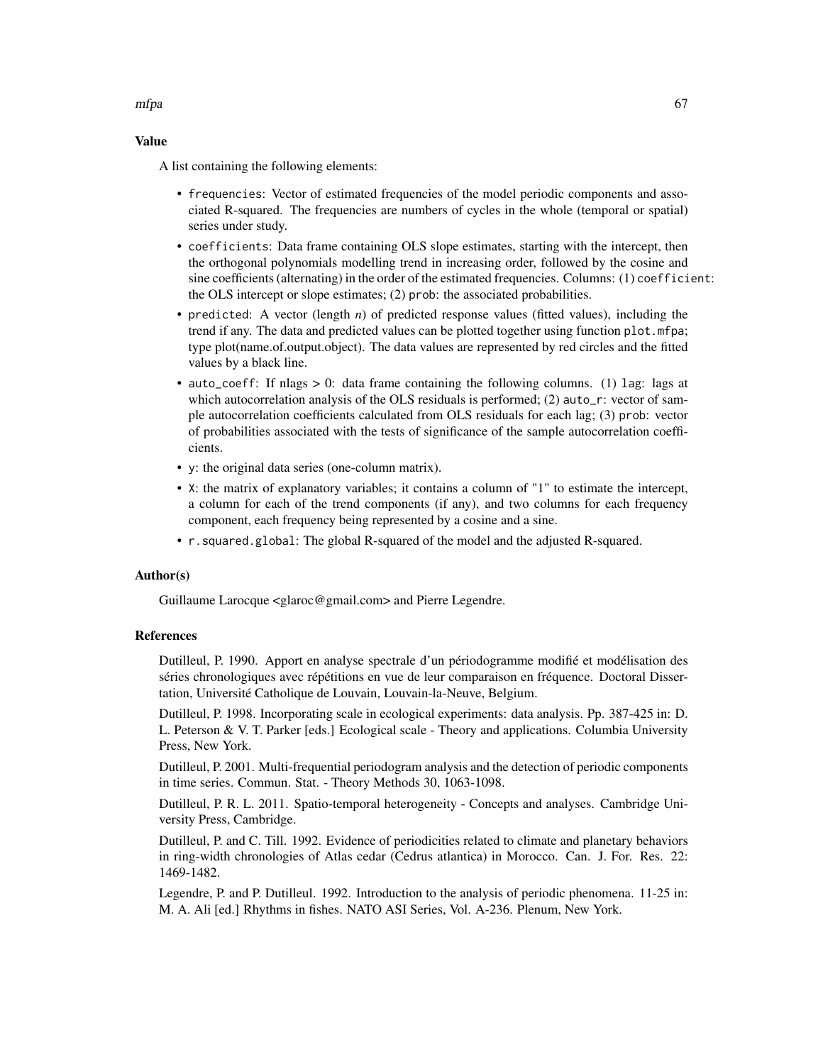### Value

A list containing the following elements:

- `frequencies`: Vector of estimated frequencies of the model periodic components and associated R-squared. The frequencies are numbers of cycles in the whole (temporal or spatial) series under study.
- `coefficients`: Data frame containing OLS slope estimates, starting with the intercept, then the orthogonal polynomials modelling trend in increasing order, followed by the cosine and sine coefficients (alternating) in the order of the estimated frequencies. Columns: (1) `coefficient`: the OLS intercept or slope estimates; (2) `prob`: the associated probabilities.
- `predicted`: A vector (length *n*) of predicted response values (fitted values), including the trend if any. The data and predicted values can be plotted together using function `plot.mfpa`; type plot(name.of.output.object). The data values are represented by red circles and the fitted values by a black line.
- `auto_coeff`: If nlags > 0: data frame containing the following columns. (1) `lag`: lags at which autocorrelation analysis of the OLS residuals is performed; (2) `auto_r`: vector of sample autocorrelation coefficients calculated from OLS residuals for each lag; (3) `prob`: vector of probabilities associated with the tests of significance of the sample autocorrelation coefficients.
- `y`: the original data series (one-column matrix).
- `X`: the matrix of explanatory variables; it contains a column of "1" to estimate the intercept, a column for each of the trend components (if any), and two columns for each frequency component, each frequency being represented by a cosine and a sine.
- `r.squared.global`: The global R-squared of the model and the adjusted R-squared.

### Author(s)

Guillaume Larocque <glaroc@gmail.com> and Pierre Legendre.

### References

Dutilleul, P. 1990. Apport en analyse spectrale d'un périodogramme modifié et modélisation des séries chronologiques avec répétitions en vue de leur comparaison en fréquence. Doctoral Dissertation, Université Catholique de Louvain, Louvain-la-Neuve, Belgium.

Dutilleul, P. 1998. Incorporating scale in ecological experiments: data analysis. Pp. 387-425 in: D. L. Peterson & V. T. Parker [eds.] Ecological scale - Theory and applications. Columbia University Press, New York.

Dutilleul, P. 2001. Multi-frequential periodogram analysis and the detection of periodic components in time series. Commun. Stat. - Theory Methods 30, 1063-1098.

Dutilleul, P. R. L. 2011. Spatio-temporal heterogeneity - Concepts and analyses. Cambridge University Press, Cambridge.

Dutilleul, P. and C. Till. 1992. Evidence of periodicities related to climate and planetary behaviors in ring-width chronologies of Atlas cedar (Cedrus atlantica) in Morocco. Can. J. For. Res. 22: 1469-1482.

Legendre, P. and P. Dutilleul. 1992. Introduction to the analysis of periodic phenomena. 11-25 in: M. A. Ali [ed.] Rhythms in fishes. NATO ASI Series, Vol. A-236. Plenum, New York.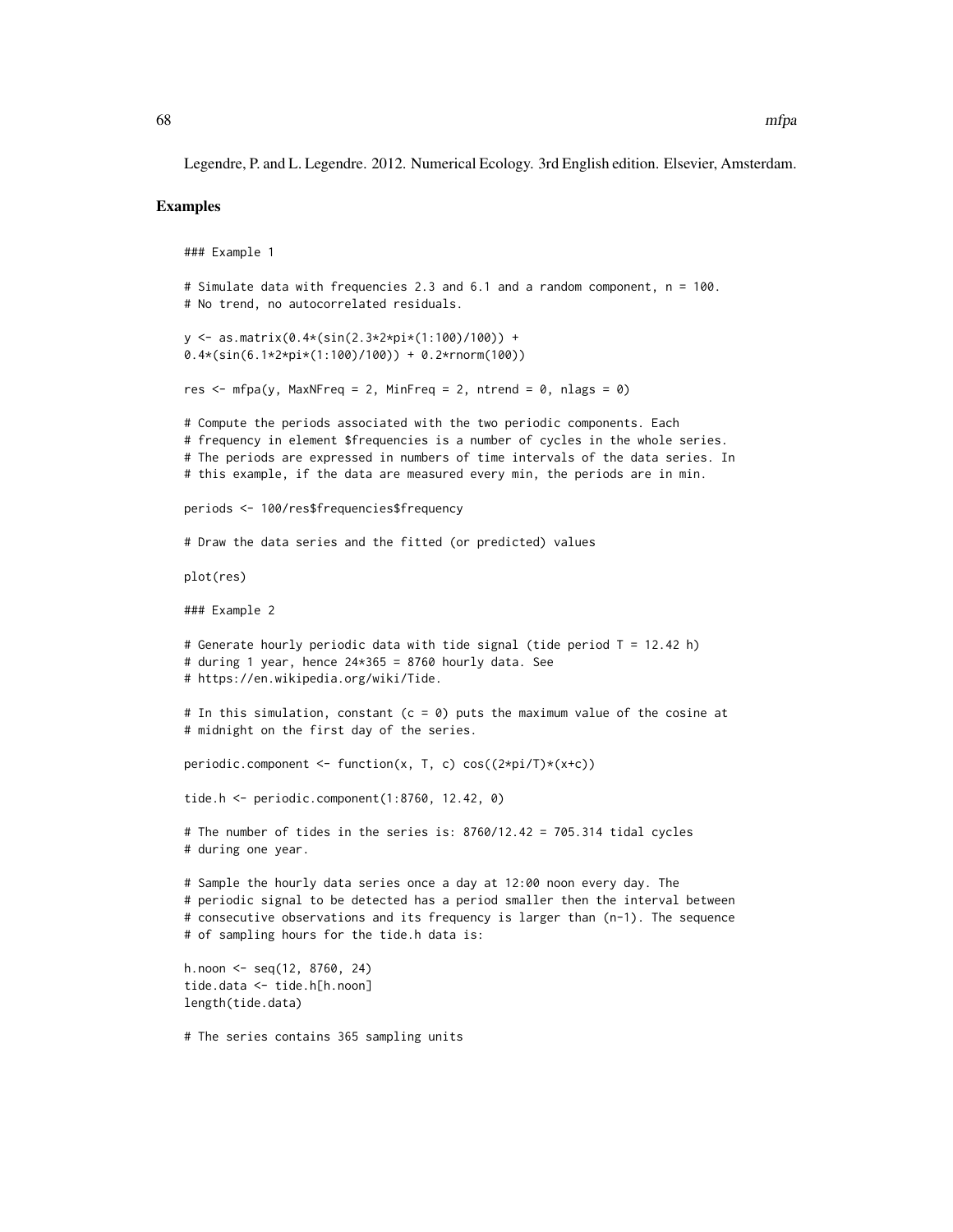Legendre, P. and L. Legendre. 2012. Numerical Ecology. 3rd English edition. Elsevier, Amsterdam.

## Examples

```
### Example 1

# Simulate data with frequencies 2.3 and 6.1 and a random component, n = 100.
# No trend, no autocorrelated residuals.

y <- as.matrix(0.4*(sin(2.3*2*pi*(1:100)/100)) +
0.4*(sin(6.1*2*pi*(1:100)/100)) + 0.2*rnorm(100))

res <- mfpa(y, MaxNFreq = 2, MinFreq = 2, ntrend = 0, nlags = 0)

# Compute the periods associated with the two periodic components. Each
# frequency in element $frequencies is a number of cycles in the whole series.
# The periods are expressed in numbers of time intervals of the data series. In
# this example, if the data are measured every min, the periods are in min.

periods <- 100/res$frequencies$frequency

# Draw the data series and the fitted (or predicted) values

plot(res)

### Example 2

# Generate hourly periodic data with tide signal (tide period T = 12.42 h)
# during 1 year, hence 24*365 = 8760 hourly data. See
# https://en.wikipedia.org/wiki/Tide.

# In this simulation, constant (c = 0) puts the maximum value of the cosine at
# midnight on the first day of the series.

periodic.component <- function(x, T, c) cos((2*pi/T)*(x+c))

tide.h <- periodic.component(1:8760, 12.42, 0)

# The number of tides in the series is: 8760/12.42 = 705.314 tidal cycles
# during one year.

# Sample the hourly data series once a day at 12:00 noon every day. The
# periodic signal to be detected has a period smaller then the interval between
# consecutive observations and its frequency is larger than (n-1). The sequence
# of sampling hours for the tide.h data is:

h.noon <- seq(12, 8760, 24)
tide.data <- tide.h[h.noon]
length(tide.data)

# The series contains 365 sampling units
```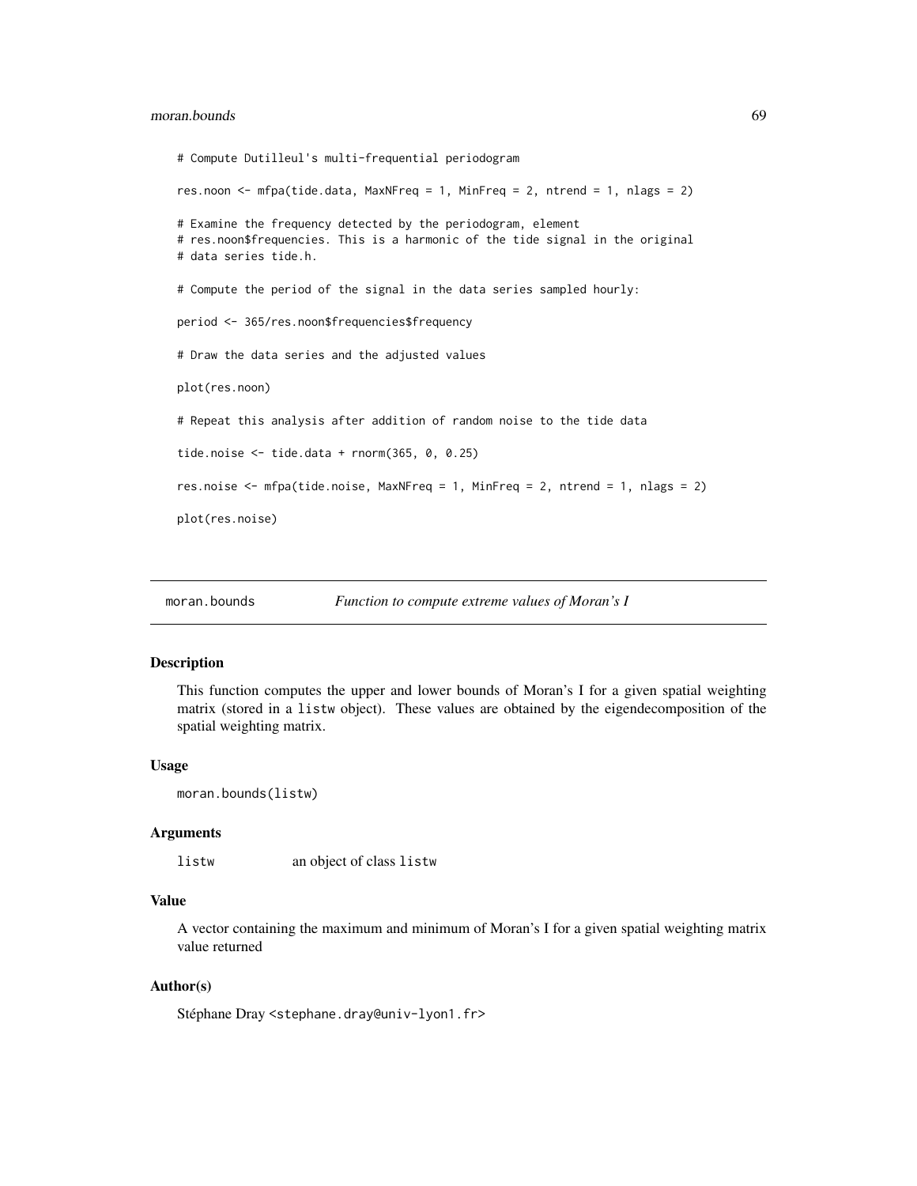```
# Compute Dutilleul's multi-frequential periodogram

res.noon <- mfpa(tide.data, MaxNFreq = 1, MinFreq = 2, ntrend = 1, nlags = 2)

# Examine the frequency detected by the periodogram, element
# res.noon$frequencies. This is a harmonic of the tide signal in the original
# data series tide.h.

# Compute the period of the signal in the data series sampled hourly:

period <- 365/res.noon$frequencies$frequency

# Draw the data series and the adjusted values

plot(res.noon)

# Repeat this analysis after addition of random noise to the tide data

tide.noise <- tide.data + rnorm(365, 0, 0.25)

res.noise <- mfpa(tide.noise, MaxNFreq = 1, MinFreq = 2, ntrend = 1, nlags = 2)

plot(res.noise)
```

---

moran.bounds *Function to compute extreme values of Moran's I*

---

### Description

This function computes the upper and lower bounds of Moran's I for a given spatial weighting matrix (stored in a `listw` object). These values are obtained by the eigendecomposition of the spatial weighting matrix.

### Usage

```
moran.bounds(listw)
```

### Arguments

| | |
|---|---|
| `listw` | an object of class `listw` |

### Value

A vector containing the maximum and minimum of Moran's I for a given spatial weighting matrix value returned

### Author(s)

Stéphane Dray <stephane.dray@univ-lyon1.fr>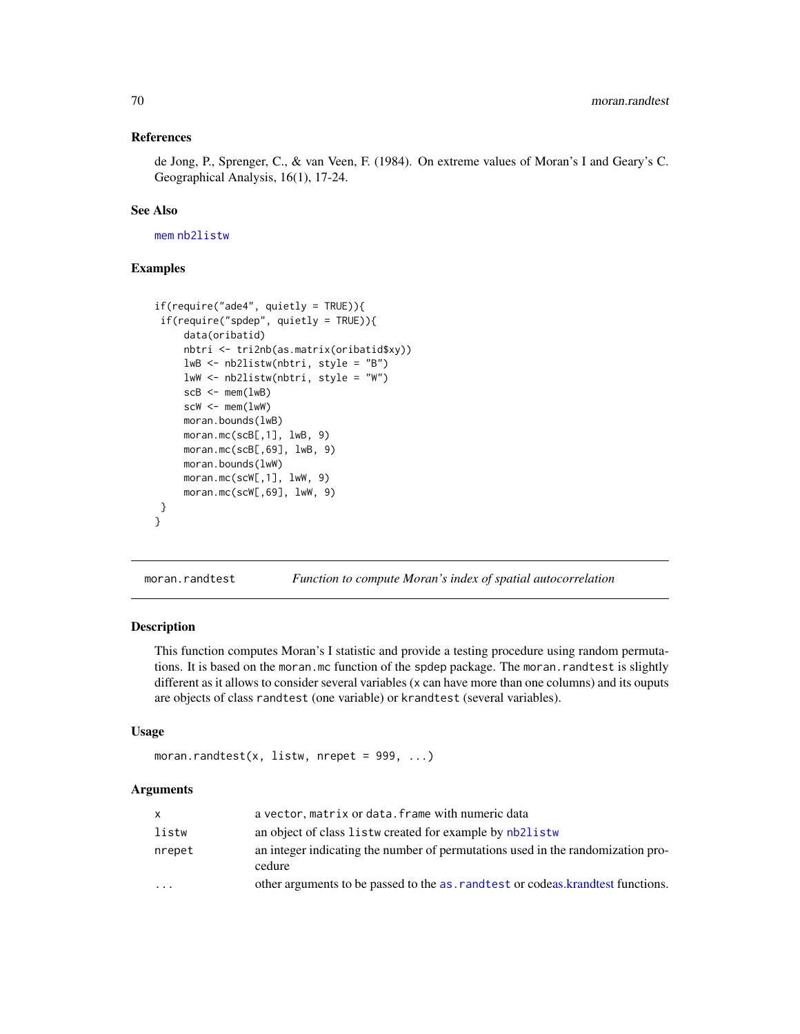### References

de Jong, P., Sprenger, C., & van Veen, F. (1984). On extreme values of Moran's I and Geary's C. Geographical Analysis, 16(1), 17-24.

### See Also

mem nb2listw

### Examples

```
if(require("ade4", quietly = TRUE)){
 if(require("spdep", quietly = TRUE)){
     data(oribatid)
     nbtri <- tri2nb(as.matrix(oribatid$xy))
     lwB <- nb2listw(nbtri, style = "B")
     lwW <- nb2listw(nbtri, style = "W")
     scB <- mem(lwB)
     scW <- mem(lwW)
     moran.bounds(lwB)
     moran.mc(scB[,1], lwB, 9)
     moran.mc(scB[,69], lwB, 9)
     moran.bounds(lwW)
     moran.mc(scW[,1], lwW, 9)
     moran.mc(scW[,69], lwW, 9)
 }
}
```

---

## moran.randtest — *Function to compute Moran's index of spatial autocorrelation*

### Description

This function computes Moran's I statistic and provide a testing procedure using random permutations. It is based on the `moran.mc` function of the `spdep` package. The `moran.randtest` is slightly different as it allows to consider several variables (`x` can have more than one columns) and its ouputs are objects of class `randtest` (one variable) or `krandtest` (several variables).

### Usage

```
moran.randtest(x, listw, nrepet = 999, ...)
```

### Arguments

| | |
|---|---|
| `x` | a `vector`, `matrix` or `data.frame` with numeric data |
| `listw` | an object of class `listw` created for example by `nb2listw` |
| `nrepet` | an integer indicating the number of permutations used in the randomization procedure |
| `...` | other arguments to be passed to the `as.randtest` or codeas.krandtest functions. |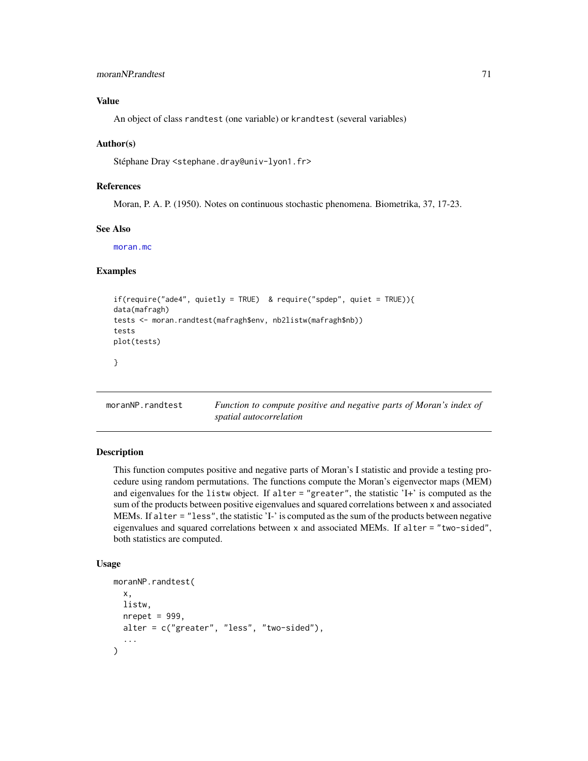### Value

An object of class randtest (one variable) or krandtest (several variables)

### Author(s)

Stéphane Dray <stephane.dray@univ-lyon1.fr>

### References

Moran, P. A. P. (1950). Notes on continuous stochastic phenomena. Biometrika, 37, 17-23.

### See Also

moran.mc

### Examples

```
if(require("ade4", quietly = TRUE)  & require("spdep", quiet = TRUE)){
data(mafragh)
tests <- moran.randtest(mafragh$env, nb2listw(mafragh$nb))
tests
plot(tests)

}
```

---

## moranNP.randtest — *Function to compute positive and negative parts of Moran's index of spatial autocorrelation*

### Description

This function computes positive and negative parts of Moran's I statistic and provide a testing procedure using random permutations. The functions compute the Moran's eigenvector maps (MEM) and eigenvalues for the listw object. If alter = "greater", the statistic 'I+' is computed as the sum of the products between positive eigenvalues and squared correlations between x and associated MEMs. If alter = "less", the statistic 'I-' is computed as the sum of the products between negative eigenvalues and squared correlations between x and associated MEMs. If alter = "two-sided", both statistics are computed.

### Usage

```
moranNP.randtest(
  x,
  listw,
  nrepet = 999,
  alter = c("greater", "less", "two-sided"),
  ...
)
```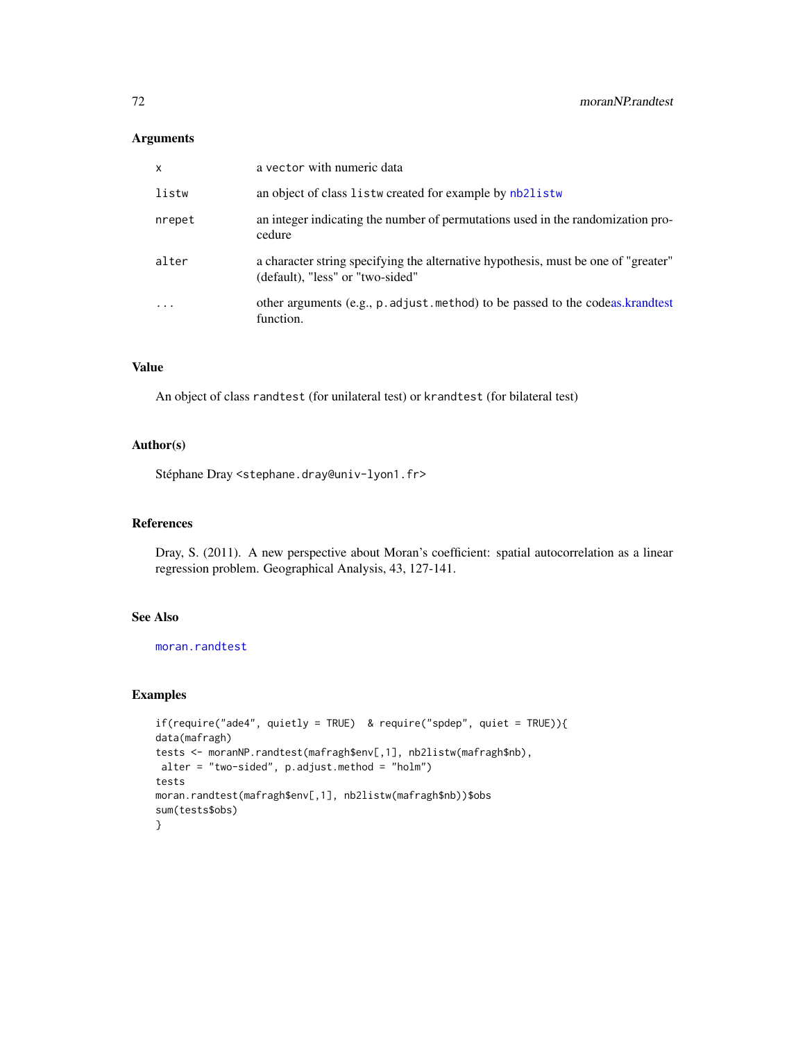## Arguments

| | |
|---|---|
| x | a vector with numeric data |
| listw | an object of class listw created for example by nb2listw |
| nrepet | an integer indicating the number of permutations used in the randomization procedure |
| alter | a character string specifying the alternative hypothesis, must be one of "greater" (default), "less" or "two-sided" |
| ... | other arguments (e.g., p.adjust.method) to be passed to the codeas.krandtest function. |

## Value

An object of class randtest (for unilateral test) or krandtest (for bilateral test)

## Author(s)

Stéphane Dray <stephane.dray@univ-lyon1.fr>

## References

Dray, S. (2011). A new perspective about Moran's coefficient: spatial autocorrelation as a linear regression problem. Geographical Analysis, 43, 127-141.

## See Also

moran.randtest

## Examples

```
if(require("ade4", quietly = TRUE)  & require("spdep", quiet = TRUE)){
data(mafragh)
tests <- moranNP.randtest(mafragh$env[,1], nb2listw(mafragh$nb),
 alter = "two-sided", p.adjust.method = "holm")
tests
moran.randtest(mafragh$env[,1], nb2listw(mafragh$nb))$obs
sum(tests$obs)
}
```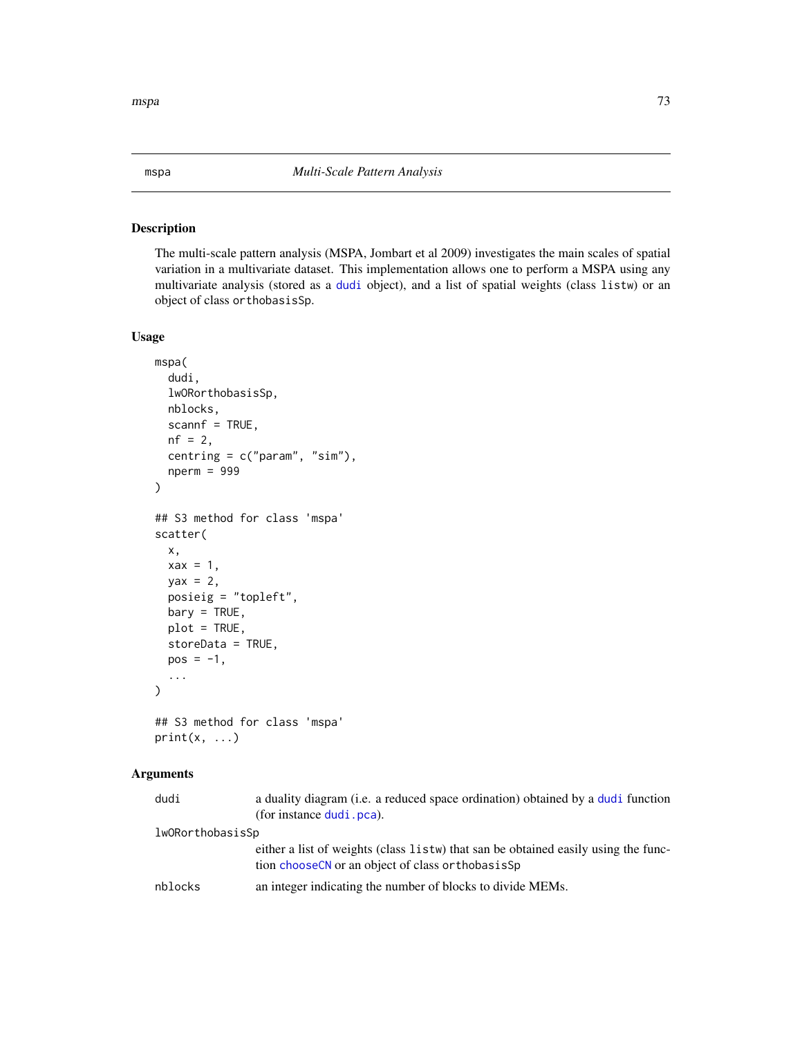# mspa — *Multi-Scale Pattern Analysis*

## Description

The multi-scale pattern analysis (MSPA, Jombart et al 2009) investigates the main scales of spatial variation in a multivariate dataset. This implementation allows one to perform a MSPA using any multivariate analysis (stored as a `dudi` object), and a list of spatial weights (class `listw`) or an object of class `orthobasisSp`.

## Usage

```
mspa(
  dudi,
  lwORorthobasisSp,
  nblocks,
  scannf = TRUE,
  nf = 2,
  centring = c("param", "sim"),
  nperm = 999
)

## S3 method for class 'mspa'
scatter(
  x,
  xax = 1,
  yax = 2,
  posieig = "topleft",
  bary = TRUE,
  plot = TRUE,
  storeData = TRUE,
  pos = -1,
  ...
)

## S3 method for class 'mspa'
print(x, ...)
```

## Arguments

| | |
|---|---|
| `dudi` | a duality diagram (i.e. a reduced space ordination) obtained by a `dudi` function (for instance `dudi.pca`). |
| `lwORorthobasisSp` | either a list of weights (class `listw`) that san be obtained easily using the function `chooseCN` or an object of class `orthobasisSp` |
| `nblocks` | an integer indicating the number of blocks to divide MEMs. |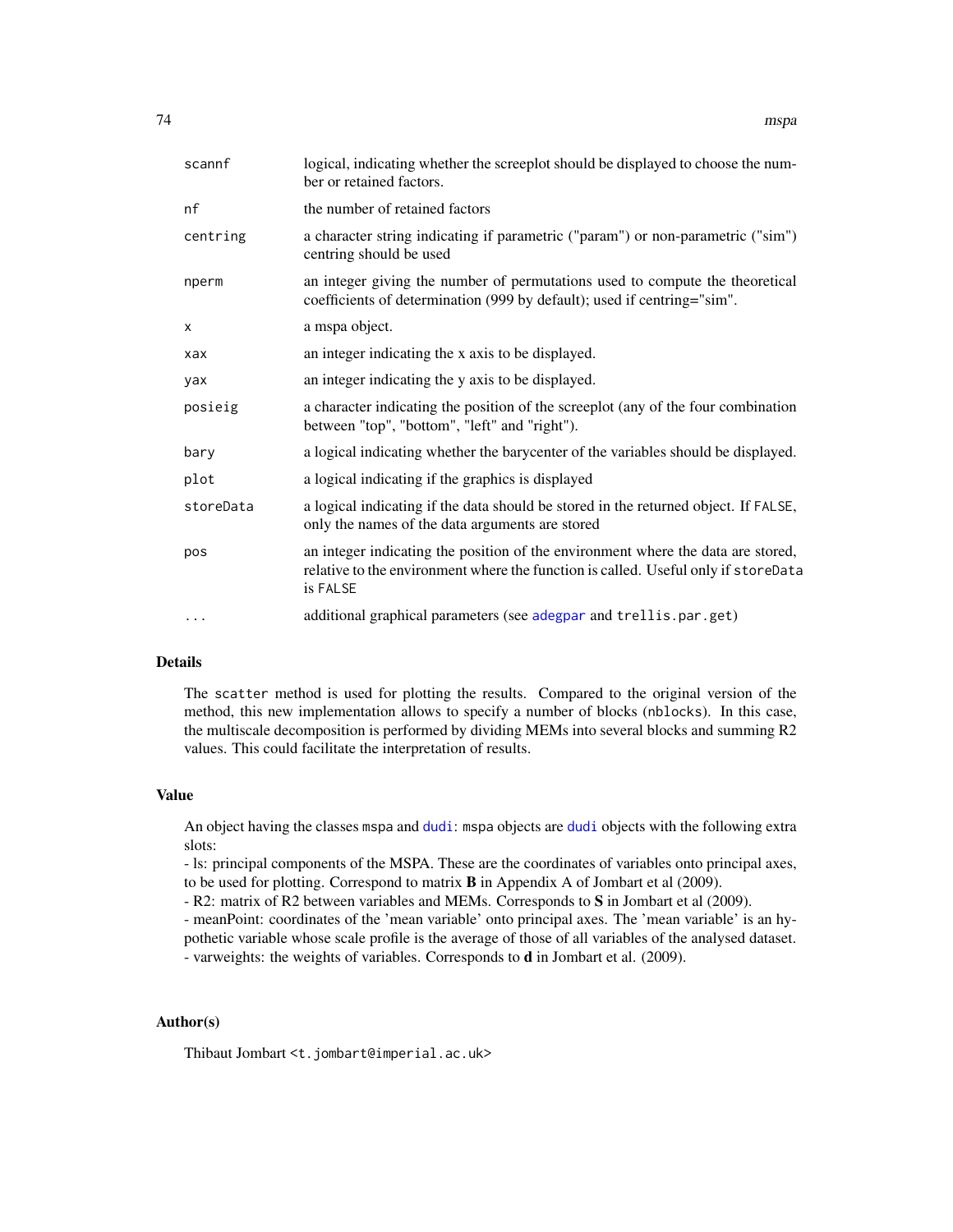| | |
|---|---|
| `scannf` | logical, indicating whether the screeplot should be displayed to choose the number or retained factors. |
| `nf` | the number of retained factors |
| `centring` | a character string indicating if parametric ("param") or non-parametric ("sim") centring should be used |
| `nperm` | an integer giving the number of permutations used to compute the theoretical coefficients of determination (999 by default); used if centring="sim". |
| `x` | a mspa object. |
| `xax` | an integer indicating the x axis to be displayed. |
| `yax` | an integer indicating the y axis to be displayed. |
| `posieig` | a character indicating the position of the screeplot (any of the four combination between "top", "bottom", "left" and "right"). |
| `bary` | a logical indicating whether the barycenter of the variables should be displayed. |
| `plot` | a logical indicating if the graphics is displayed |
| `storeData` | a logical indicating if the data should be stored in the returned object. If `FALSE`, only the names of the data arguments are stored |
| `pos` | an integer indicating the position of the environment where the data are stored, relative to the environment where the function is called. Useful only if `storeData` is `FALSE` |
| `...` | additional graphical parameters (see adegpar and `trellis.par.get`) |

## Details

The `scatter` method is used for plotting the results. Compared to the original version of the method, this new implementation allows to specify a number of blocks (`nblocks`). In this case, the multiscale decomposition is performed by dividing MEMs into several blocks and summing R2 values. This could facilitate the interpretation of results.

## Value

An object having the classes `mspa` and dudi: `mspa` objects are dudi objects with the following extra slots:

- ls: principal components of the MSPA. These are the coordinates of variables onto principal axes, to be used for plotting. Correspond to matrix **B** in Appendix A of Jombart et al (2009).
- R2: matrix of R2 between variables and MEMs. Corresponds to **S** in Jombart et al (2009).
- meanPoint: coordinates of the 'mean variable' onto principal axes. The 'mean variable' is an hypothetic variable whose scale profile is the average of those of all variables of the analysed dataset.
- varweights: the weights of variables. Corresponds to **d** in Jombart et al. (2009).

## Author(s)

Thibaut Jombart <`t.jombart@imperial.ac.uk`>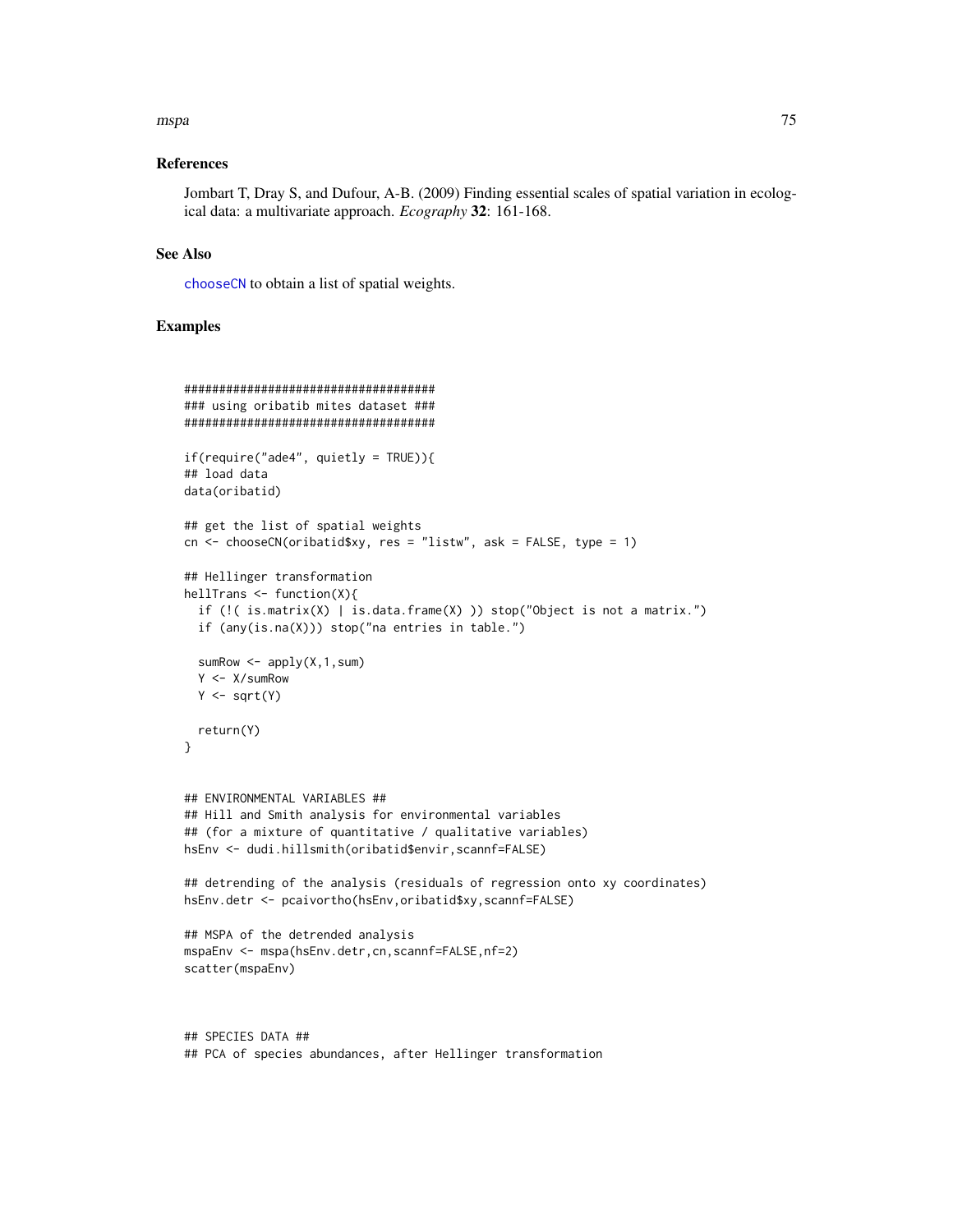## References

Jombart T, Dray S, and Dufour, A-B. (2009) Finding essential scales of spatial variation in ecological data: a multivariate approach. *Ecography* **32**: 161-168.

## See Also

chooseCN to obtain a list of spatial weights.

## Examples

```
####################################
### using oribatib mites dataset ###
####################################

if(require("ade4", quietly = TRUE)){
## load data
data(oribatid)

## get the list of spatial weights
cn <- chooseCN(oribatid$xy, res = "listw", ask = FALSE, type = 1)

## Hellinger transformation
hellTrans <- function(X){
  if (!( is.matrix(X) | is.data.frame(X) )) stop("Object is not a matrix.")
  if (any(is.na(X))) stop("na entries in table.")

  sumRow <- apply(X,1,sum)
  Y <- X/sumRow
  Y <- sqrt(Y)

  return(Y)
}


## ENVIRONMENTAL VARIABLES ##
## Hill and Smith analysis for environmental variables
## (for a mixture of quantitative / qualitative variables)
hsEnv <- dudi.hillsmith(oribatid$envir,scannf=FALSE)

## detrending of the analysis (residuals of regression onto xy coordinates)
hsEnv.detr <- pcaivortho(hsEnv,oribatid$xy,scannf=FALSE)

## MSPA of the detrended analysis
mspaEnv <- mspa(hsEnv.detr,cn,scannf=FALSE,nf=2)
scatter(mspaEnv)



## SPECIES DATA ##
## PCA of species abundances, after Hellinger transformation
```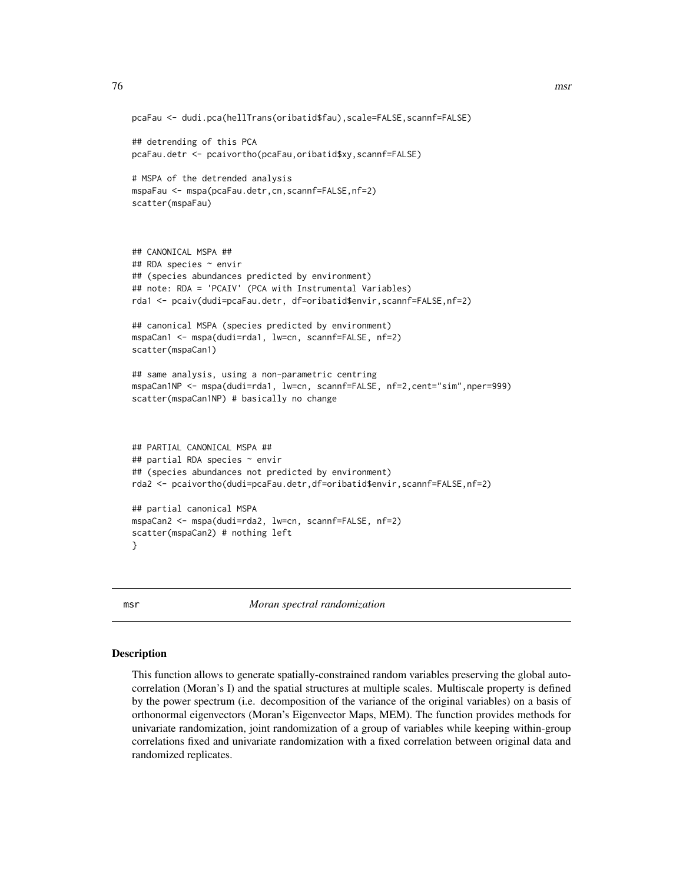```
pcaFau <- dudi.pca(hellTrans(oribatid$fau),scale=FALSE,scannf=FALSE)

## detrending of this PCA
pcaFau.detr <- pcaivortho(pcaFau,oribatid$xy,scannf=FALSE)

# MSPA of the detrended analysis
mspaFau <- mspa(pcaFau.detr,cn,scannf=FALSE,nf=2)
scatter(mspaFau)



## CANONICAL MSPA ##
## RDA species ~ envir
## (species abundances predicted by environment)
## note: RDA = 'PCAIV' (PCA with Instrumental Variables)
rda1 <- pcaiv(dudi=pcaFau.detr, df=oribatid$envir,scannf=FALSE,nf=2)

## canonical MSPA (species predicted by environment)
mspaCan1 <- mspa(dudi=rda1, lw=cn, scannf=FALSE, nf=2)
scatter(mspaCan1)

## same analysis, using a non-parametric centring
mspaCan1NP <- mspa(dudi=rda1, lw=cn, scannf=FALSE, nf=2,cent="sim",nper=999)
scatter(mspaCan1NP) # basically no change



## PARTIAL CANONICAL MSPA ##
## partial RDA species ~ envir
## (species abundances not predicted by environment)
rda2 <- pcaivortho(dudi=pcaFau.detr,df=oribatid$envir,scannf=FALSE,nf=2)

## partial canonical MSPA
mspaCan2 <- mspa(dudi=rda2, lw=cn, scannf=FALSE, nf=2)
scatter(mspaCan2) # nothing left
}
```

---

msr *Moran spectral randomization*

---

### Description

This function allows to generate spatially-constrained random variables preserving the global autocorrelation (Moran's I) and the spatial structures at multiple scales. Multiscale property is defined by the power spectrum (i.e. decomposition of the variance of the original variables) on a basis of orthonormal eigenvectors (Moran's Eigenvector Maps, MEM). The function provides methods for univariate randomization, joint randomization of a group of variables while keeping within-group correlations fixed and univariate randomization with a fixed correlation between original data and randomized replicates.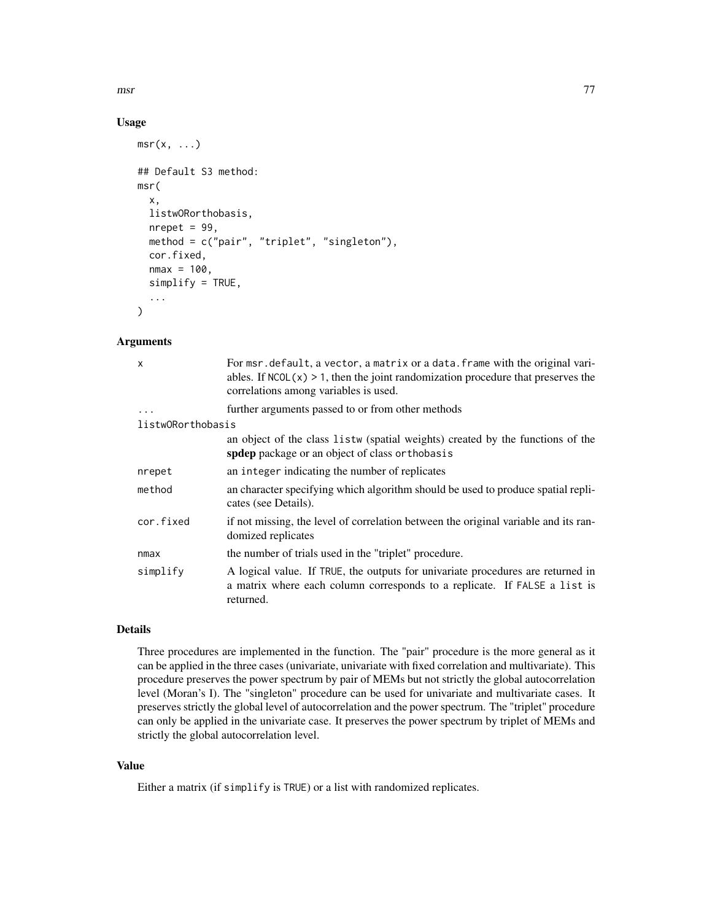### Usage

```
msr(x, ...)

## Default S3 method:
msr(
  x,
  listwORorthobasis,
  nrepet = 99,
  method = c("pair", "triplet", "singleton"),
  cor.fixed,
  nmax = 100,
  simplify = TRUE,
  ...
)
```

### Arguments

| | |
|---|---|
| x | For msr.default, a vector, a matrix or a data.frame with the original variables. If NCOL(x) > 1, then the joint randomization procedure that preserves the correlations among variables is used. |
| ... | further arguments passed to or from other methods |
| listwORorthobasis | an object of the class listw (spatial weights) created by the functions of the **spdep** package or an object of class orthobasis |
| nrepet | an integer indicating the number of replicates |
| method | an character specifying which algorithm should be used to produce spatial replicates (see Details). |
| cor.fixed | if not missing, the level of correlation between the original variable and its randomized replicates |
| nmax | the number of trials used in the "triplet" procedure. |
| simplify | A logical value. If TRUE, the outputs for univariate procedures are returned in a matrix where each column corresponds to a replicate. If FALSE a list is returned. |

### Details

Three procedures are implemented in the function. The "pair" procedure is the more general as it can be applied in the three cases (univariate, univariate with fixed correlation and multivariate). This procedure preserves the power spectrum by pair of MEMs but not strictly the global autocorrelation level (Moran's I). The "singleton" procedure can be used for univariate and multivariate cases. It preserves strictly the global level of autocorrelation and the power spectrum. The "triplet" procedure can only be applied in the univariate case. It preserves the power spectrum by triplet of MEMs and strictly the global autocorrelation level.

### Value

Either a matrix (if simplify is TRUE) or a list with randomized replicates.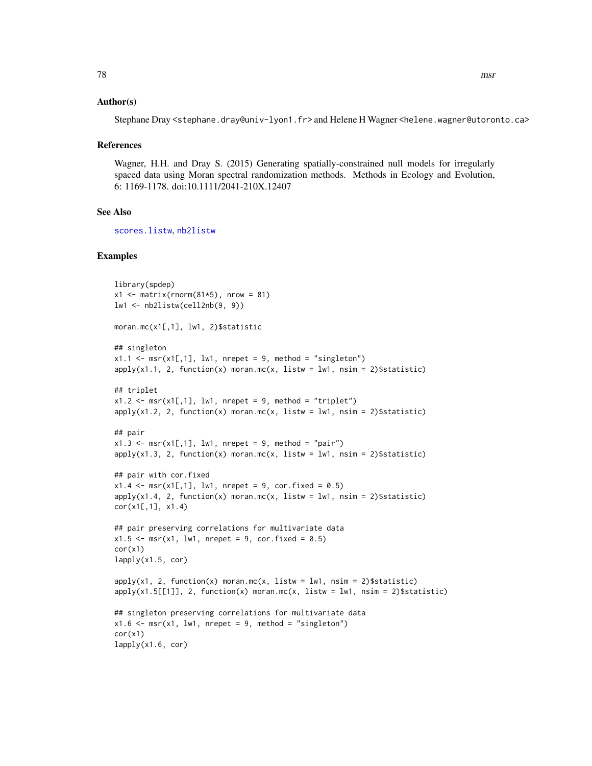## Author(s)

Stephane Dray <stephane.dray@univ-lyon1.fr> and Helene H Wagner <helene.wagner@utoronto.ca>

## References

Wagner, H.H. and Dray S. (2015) Generating spatially-constrained null models for irregularly spaced data using Moran spectral randomization methods. Methods in Ecology and Evolution, 6: 1169-1178. doi:10.1111/2041-210X.12407

## See Also

scores.listw, nb2listw

## Examples

```
library(spdep)
x1 <- matrix(rnorm(81*5), nrow = 81)
lw1 <- nb2listw(cell2nb(9, 9))

moran.mc(x1[,1], lw1, 2)$statistic

## singleton
x1.1 <- msr(x1[,1], lw1, nrepet = 9, method = "singleton")
apply(x1.1, 2, function(x) moran.mc(x, listw = lw1, nsim = 2)$statistic)

## triplet
x1.2 <- msr(x1[,1], lw1, nrepet = 9, method = "triplet")
apply(x1.2, 2, function(x) moran.mc(x, listw = lw1, nsim = 2)$statistic)

## pair
x1.3 <- msr(x1[,1], lw1, nrepet = 9, method = "pair")
apply(x1.3, 2, function(x) moran.mc(x, listw = lw1, nsim = 2)$statistic)

## pair with cor.fixed
x1.4 <- msr(x1[,1], lw1, nrepet = 9, cor.fixed = 0.5)
apply(x1.4, 2, function(x) moran.mc(x, listw = lw1, nsim = 2)$statistic)
cor(x1[,1], x1.4)

## pair preserving correlations for multivariate data
x1.5 <- msr(x1, lw1, nrepet = 9, cor.fixed = 0.5)
cor(x1)
lapply(x1.5, cor)

apply(x1, 2, function(x) moran.mc(x, listw = lw1, nsim = 2)$statistic)
apply(x1.5[[1]], 2, function(x) moran.mc(x, listw = lw1, nsim = 2)$statistic)

## singleton preserving correlations for multivariate data
x1.6 <- msr(x1, lw1, nrepet = 9, method = "singleton")
cor(x1)
lapply(x1.6, cor)
```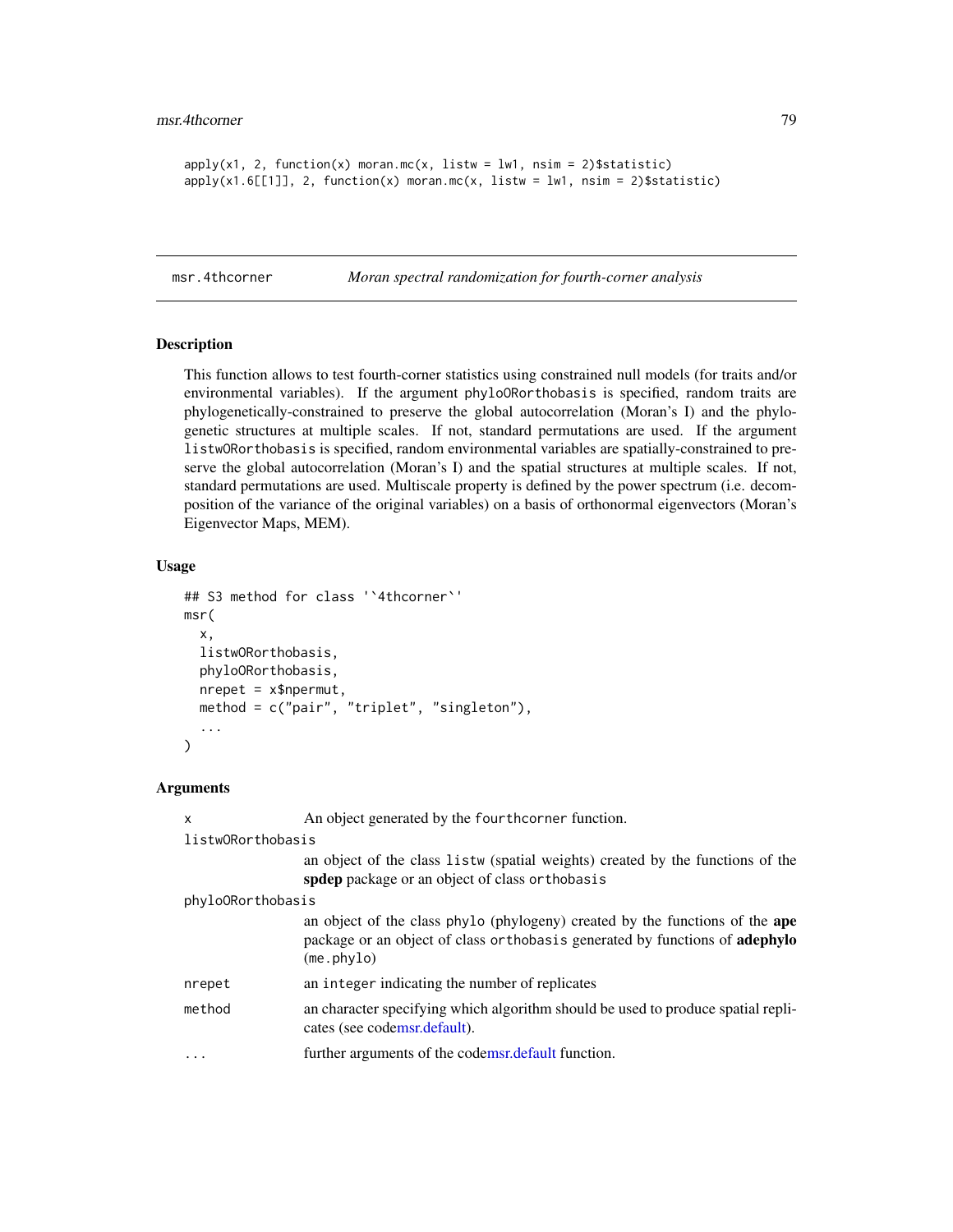```
apply(x1, 2, function(x) moran.mc(x, listw = lw1, nsim = 2)$statistic)
apply(x1.6[[1]], 2, function(x) moran.mc(x, listw = lw1, nsim = 2)$statistic)
```

## msr.4thcorner — *Moran spectral randomization for fourth-corner analysis*

### Description

This function allows to test fourth-corner statistics using constrained null models (for traits and/or environmental variables). If the argument phyloORorthobasis is specified, random traits are phylogenetically-constrained to preserve the global autocorrelation (Moran's I) and the phylogenetic structures at multiple scales. If not, standard permutations are used. If the argument listwORorthobasis is specified, random environmental variables are spatially-constrained to preserve the global autocorrelation (Moran's I) and the spatial structures at multiple scales. If not, standard permutations are used. Multiscale property is defined by the power spectrum (i.e. decomposition of the variance of the original variables) on a basis of orthonormal eigenvectors (Moran's Eigenvector Maps, MEM).

### Usage

```
## S3 method for class '`4thcorner`'
msr(
  x,
  listwORorthobasis,
  phyloORorthobasis,
  nrepet = x$npermut,
  method = c("pair", "triplet", "singleton"),
  ...
)
```

### Arguments

- `x` — An object generated by the fourthcorner function.
- `listwORorthobasis` — an object of the class listw (spatial weights) created by the functions of the **spdep** package or an object of class orthobasis
- `phyloORorthobasis` — an object of the class phylo (phylogeny) created by the functions of the **ape** package or an object of class orthobasis generated by functions of **adephylo** (me.phylo)
- `nrepet` — an integer indicating the number of replicates
- `method` — an character specifying which algorithm should be used to produce spatial replicates (see codemsr.default).
- `...` — further arguments of the codemsr.default function.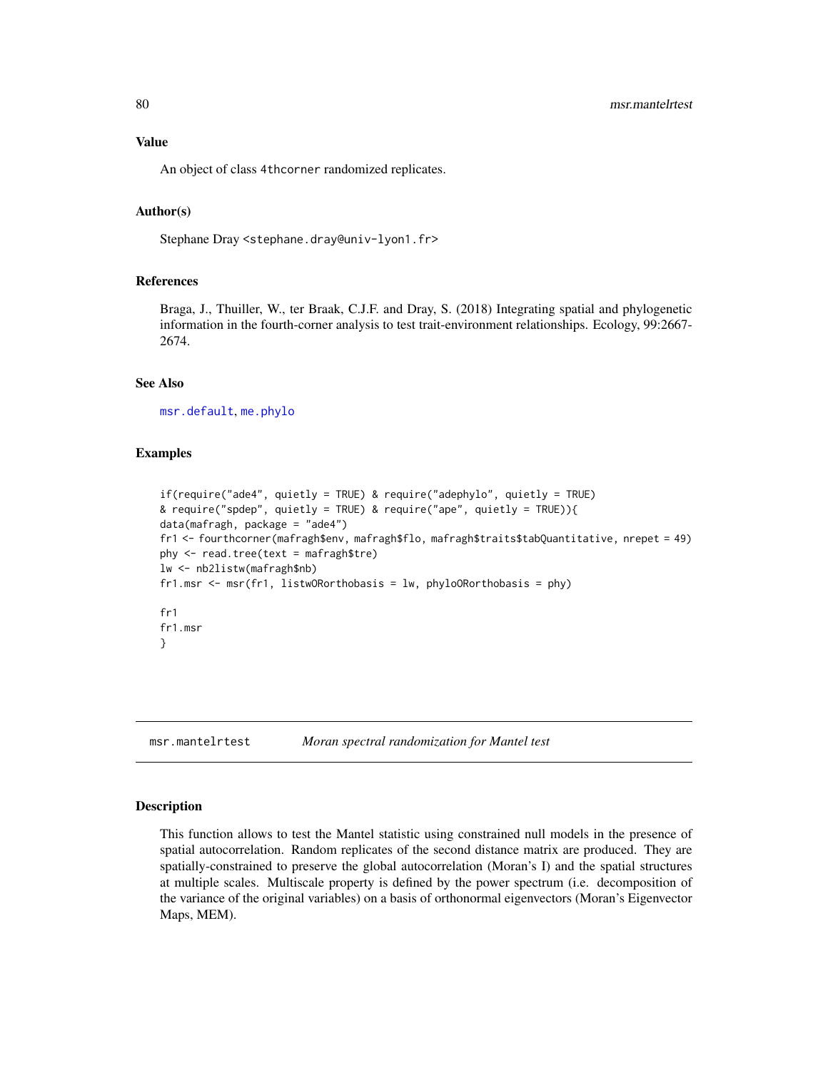### Value

An object of class 4thcorner randomized replicates.

### Author(s)

Stephane Dray <stephane.dray@univ-lyon1.fr>

### References

Braga, J., Thuiller, W., ter Braak, C.J.F. and Dray, S. (2018) Integrating spatial and phylogenetic information in the fourth-corner analysis to test trait-environment relationships. Ecology, 99:2667-2674.

### See Also

msr.default, me.phylo

### Examples

```
if(require("ade4", quietly = TRUE) & require("adephylo", quietly = TRUE)
& require("spdep", quietly = TRUE) & require("ape", quietly = TRUE)){
data(mafragh, package = "ade4")
fr1 <- fourthcorner(mafragh$env, mafragh$flo, mafragh$traits$tabQuantitative, nrepet = 49)
phy <- read.tree(text = mafragh$tre)
lw <- nb2listw(mafragh$nb)
fr1.msr <- msr(fr1, listwORorthobasis = lw, phyloORorthobasis = phy)

fr1
fr1.msr
}
```

## msr.mantelrtest    *Moran spectral randomization for Mantel test*

### Description

This function allows to test the Mantel statistic using constrained null models in the presence of spatial autocorrelation. Random replicates of the second distance matrix are produced. They are spatially-constrained to preserve the global autocorrelation (Moran's I) and the spatial structures at multiple scales. Multiscale property is defined by the power spectrum (i.e. decomposition of the variance of the original variables) on a basis of orthonormal eigenvectors (Moran's Eigenvector Maps, MEM).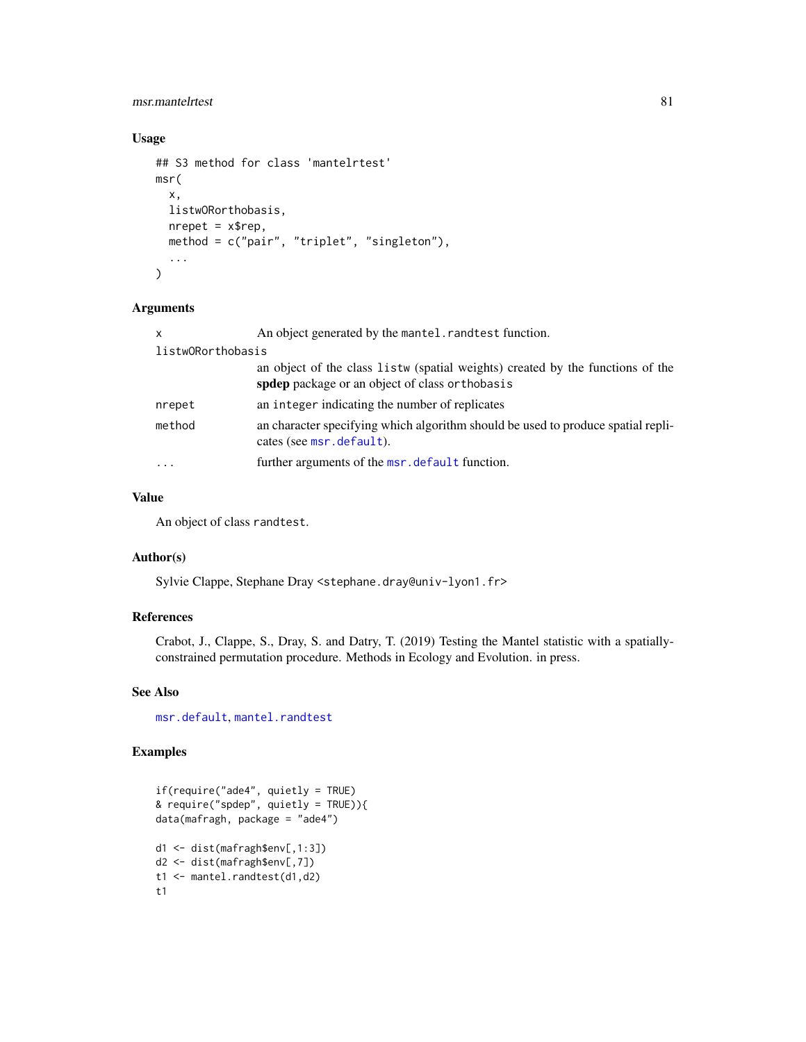## Usage

```
## S3 method for class 'mantelrtest'
msr(
  x,
  listwORorthobasis,
  nrepet = x$rep,
  method = c("pair", "triplet", "singleton"),
  ...
)
```

## Arguments

| | |
|---|---|
| x | An object generated by the `mantel.randtest` function. |
| listwORorthobasis | an object of the class `listw` (spatial weights) created by the functions of the **spdep** package or an object of class `orthobasis` |
| nrepet | an `integer` indicating the number of replicates |
| method | an character specifying which algorithm should be used to produce spatial replicates (see `msr.default`). |
| ... | further arguments of the `msr.default` function. |

## Value

An object of class `randtest`.

## Author(s)

Sylvie Clappe, Stephane Dray <stephane.dray@univ-lyon1.fr>

## References

Crabot, J., Clappe, S., Dray, S. and Datry, T. (2019) Testing the Mantel statistic with a spatially-constrained permutation procedure. Methods in Ecology and Evolution. in press.

## See Also

`msr.default`, `mantel.randtest`

## Examples

```
if(require("ade4", quietly = TRUE)
& require("spdep", quietly = TRUE)){
data(mafragh, package = "ade4")

d1 <- dist(mafragh$env[,1:3])
d2 <- dist(mafragh$env[,7])
t1 <- mantel.randtest(d1,d2)
t1
```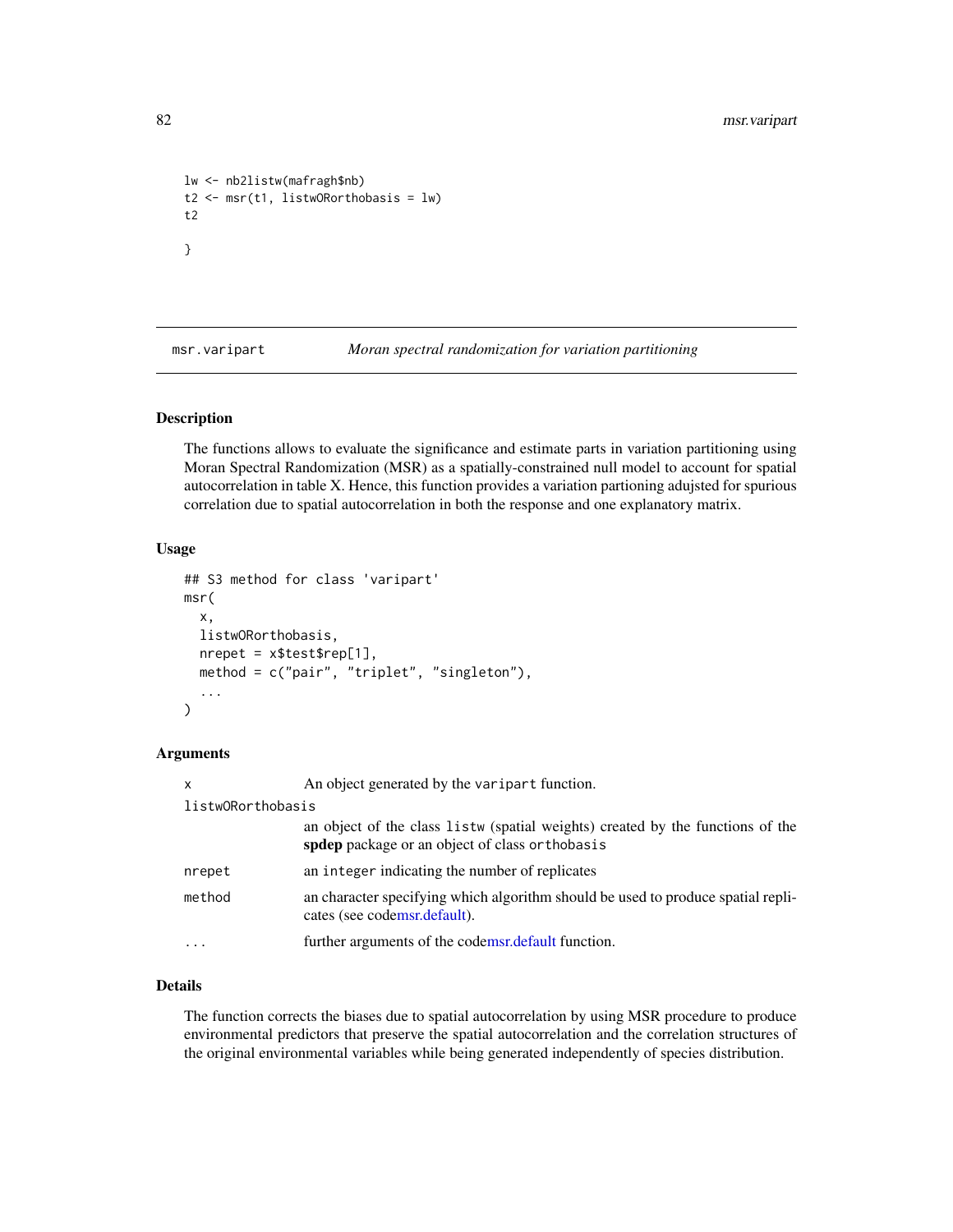```
lw <- nb2listw(mafragh$nb)
t2 <- msr(t1, listwORorthobasis = lw)
t2

}
```

## msr.varipart — *Moran spectral randomization for variation partitioning*

### Description

The functions allows to evaluate the significance and estimate parts in variation partitioning using Moran Spectral Randomization (MSR) as a spatially-constrained null model to account for spatial autocorrelation in table X. Hence, this function provides a variation partioning adujsted for spurious correlation due to spatial autocorrelation in both the response and one explanatory matrix.

### Usage

```
## S3 method for class 'varipart'
msr(
  x,
  listwORorthobasis,
  nrepet = x$test$rep[1],
  method = c("pair", "triplet", "singleton"),
  ...
)
```

### Arguments

| | |
|---|---|
| `x` | An object generated by the `varipart` function. |
| `listwORorthobasis` | an object of the class `listw` (spatial weights) created by the functions of the **spdep** package or an object of class `orthobasis` |
| `nrepet` | an `integer` indicating the number of replicates |
| `method` | an character specifying which algorithm should be used to produce spatial replicates (see codemsr.default). |
| `...` | further arguments of the codemsr.default function. |

### Details

The function corrects the biases due to spatial autocorrelation by using MSR procedure to produce environmental predictors that preserve the spatial autocorrelation and the correlation structures of the original environmental variables while being generated independently of species distribution.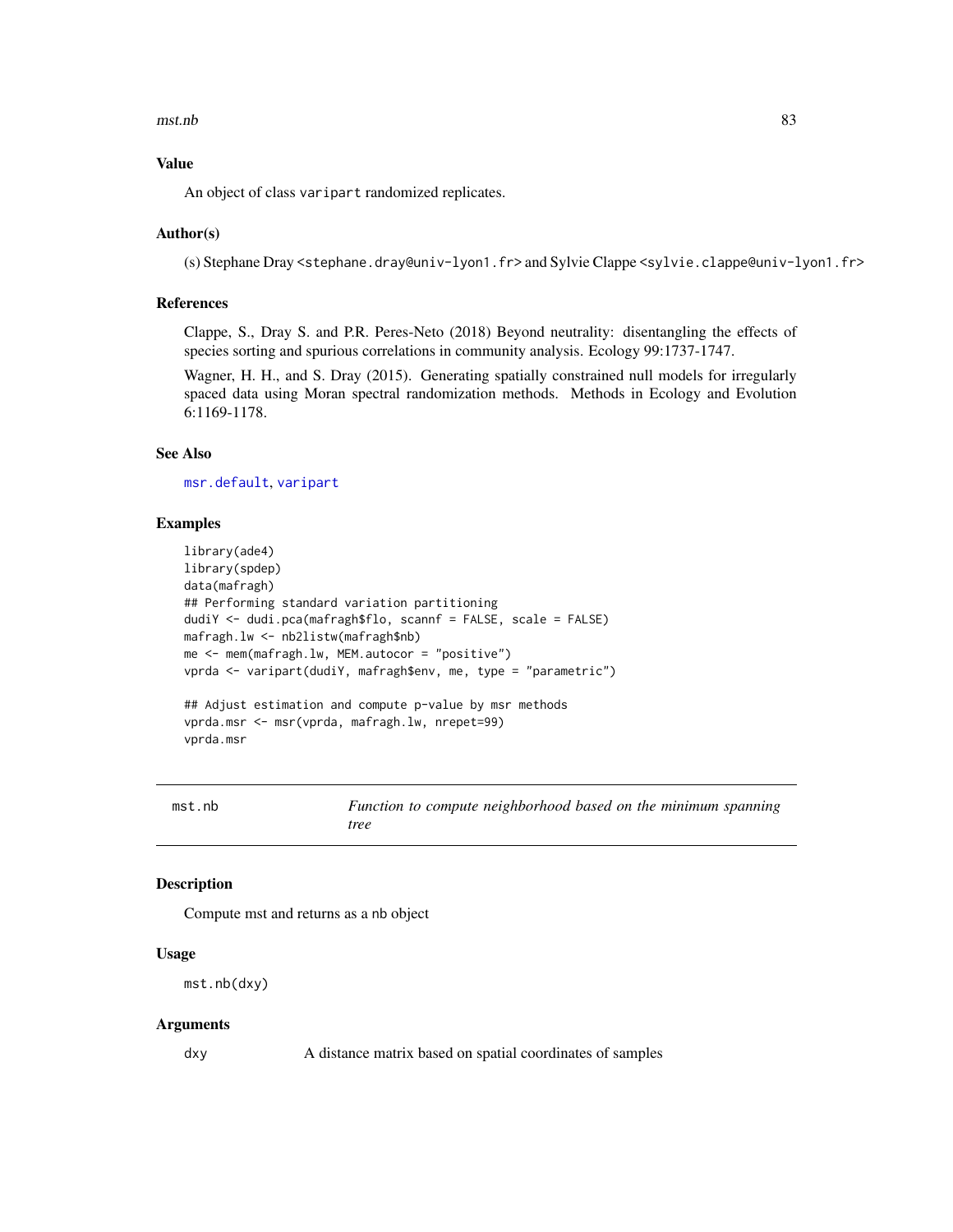### Value

An object of class varipart randomized replicates.

### Author(s)

(s) Stephane Dray <stephane.dray@univ-lyon1.fr> and Sylvie Clappe <sylvie.clappe@univ-lyon1.fr>

### References

Clappe, S., Dray S. and P.R. Peres-Neto (2018) Beyond neutrality: disentangling the effects of species sorting and spurious correlations in community analysis. Ecology 99:1737-1747.

Wagner, H. H., and S. Dray (2015). Generating spatially constrained null models for irregularly spaced data using Moran spectral randomization methods. Methods in Ecology and Evolution 6:1169-1178.

### See Also

msr.default, varipart

### Examples

```
library(ade4)
library(spdep)
data(mafragh)
## Performing standard variation partitioning
dudiY <- dudi.pca(mafragh$flo, scannf = FALSE, scale = FALSE)
mafragh.lw <- nb2listw(mafragh$nb)
me <- mem(mafragh.lw, MEM.autocor = "positive")
vprda <- varipart(dudiY, mafragh$env, me, type = "parametric")

## Adjust estimation and compute p-value by msr methods
vprda.msr <- msr(vprda, mafragh.lw, nrepet=99)
vprda.msr
```

---

## mst.nb — *Function to compute neighborhood based on the minimum spanning tree*

---

### Description

Compute mst and returns as a nb object

### Usage

```
mst.nb(dxy)
```

### Arguments

| | |
|---|---|
| dxy | A distance matrix based on spatial coordinates of samples |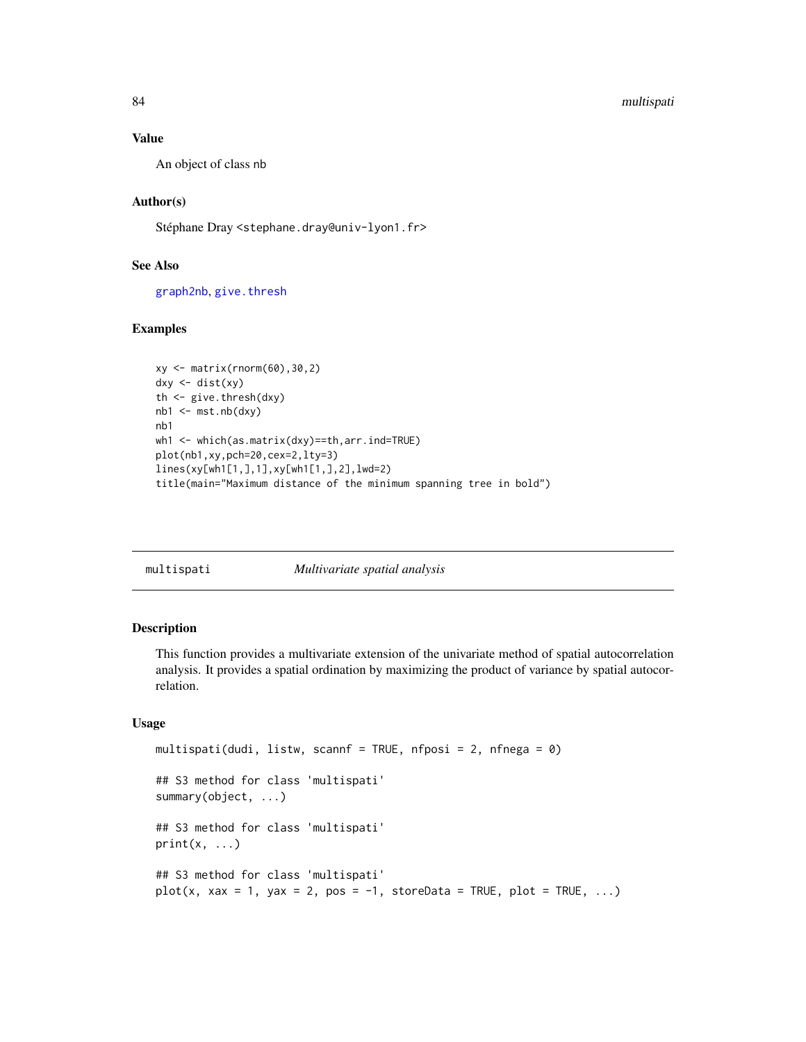## Value

An object of class nb

## Author(s)

Stéphane Dray <stephane.dray@univ-lyon1.fr>

## See Also

graph2nb, give.thresh

## Examples

```
xy <- matrix(rnorm(60),30,2)
dxy <- dist(xy)
th <- give.thresh(dxy)
nb1 <- mst.nb(dxy)
nb1
wh1 <- which(as.matrix(dxy)==th,arr.ind=TRUE)
plot(nb1,xy,pch=20,cex=2,lty=3)
lines(xy[wh1[1,],1],xy[wh1[1,],2],lwd=2)
title(main="Maximum distance of the minimum spanning tree in bold")
```

---

# multispati *Multivariate spatial analysis*

## Description

This function provides a multivariate extension of the univariate method of spatial autocorrelation analysis. It provides a spatial ordination by maximizing the product of variance by spatial autocorrelation.

## Usage

```
multispati(dudi, listw, scannf = TRUE, nfposi = 2, nfnega = 0)

## S3 method for class 'multispati'
summary(object, ...)

## S3 method for class 'multispati'
print(x, ...)

## S3 method for class 'multispati'
plot(x, xax = 1, yax = 2, pos = -1, storeData = TRUE, plot = TRUE, ...)
```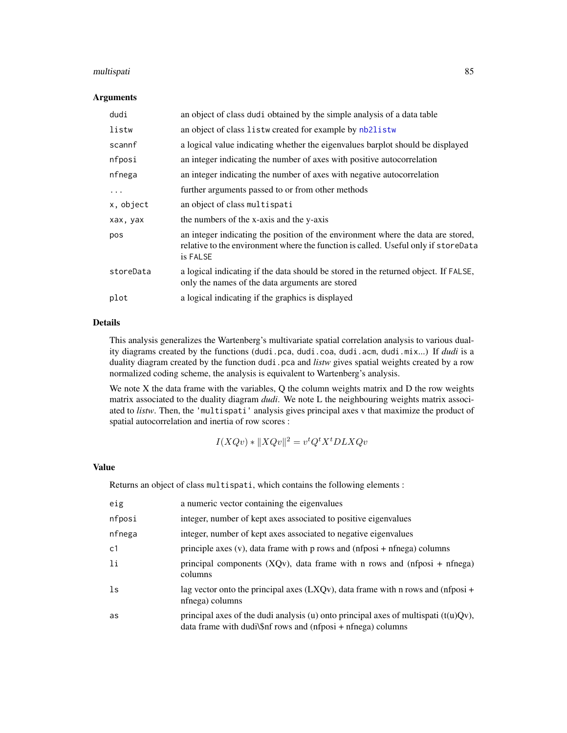### Arguments

| | |
|---|---|
| `dudi` | an object of class `dudi` obtained by the simple analysis of a data table |
| `listw` | an object of class `listw` created for example by `nb2listw` |
| `scannf` | a logical value indicating whether the eigenvalues barplot should be displayed |
| `nfposi` | an integer indicating the number of axes with positive autocorrelation |
| `nfnega` | an integer indicating the number of axes with negative autocorrelation |
| `...` | further arguments passed to or from other methods |
| `x, object` | an object of class `multispati` |
| `xax, yax` | the numbers of the x-axis and the y-axis |
| `pos` | an integer indicating the position of the environment where the data are stored, relative to the environment where the function is called. Useful only if `storeData` is `FALSE` |
| `storeData` | a logical indicating if the data should be stored in the returned object. If `FALSE`, only the names of the data arguments are stored |
| `plot` | a logical indicating if the graphics is displayed |

### Details

This analysis generalizes the Wartenberg's multivariate spatial correlation analysis to various duality diagrams created by the functions (`dudi.pca`, `dudi.coa`, `dudi.acm`, `dudi.mix`...) If *dudi* is a duality diagram created by the function `dudi.pca` and *listw* gives spatial weights created by a row normalized coding scheme, the analysis is equivalent to Wartenberg's analysis.

We note X the data frame with the variables, Q the column weights matrix and D the row weights matrix associated to the duality diagram *dudi*. We note L the neighbouring weights matrix associated to *listw*. Then, the `'multispati'` analysis gives principal axes v that maximize the product of spatial autocorrelation and inertia of row scores :

$$I(XQv) * \|XQv\|^2 = v^t Q^t X^t D L X Q v$$

### Value

Returns an object of class `multispati`, which contains the following elements :

| | |
|---|---|
| `eig` | a numeric vector containing the eigenvalues |
| `nfposi` | integer, number of kept axes associated to positive eigenvalues |
| `nfnega` | integer, number of kept axes associated to negative eigenvalues |
| `c1` | principle axes (v), data frame with p rows and (nfposi + nfnega) columns |
| `li` | principal components (XQv), data frame with n rows and (nfposi + nfnega) columns |
| `ls` | lag vector onto the principal axes (LXQv), data frame with n rows and (nfposi + nfnega) columns |
| `as` | principal axes of the dudi analysis (u) onto principal axes of multispati (t(u)Qv), data frame with dudi\$nf rows and (nfposi + nfnega) columns |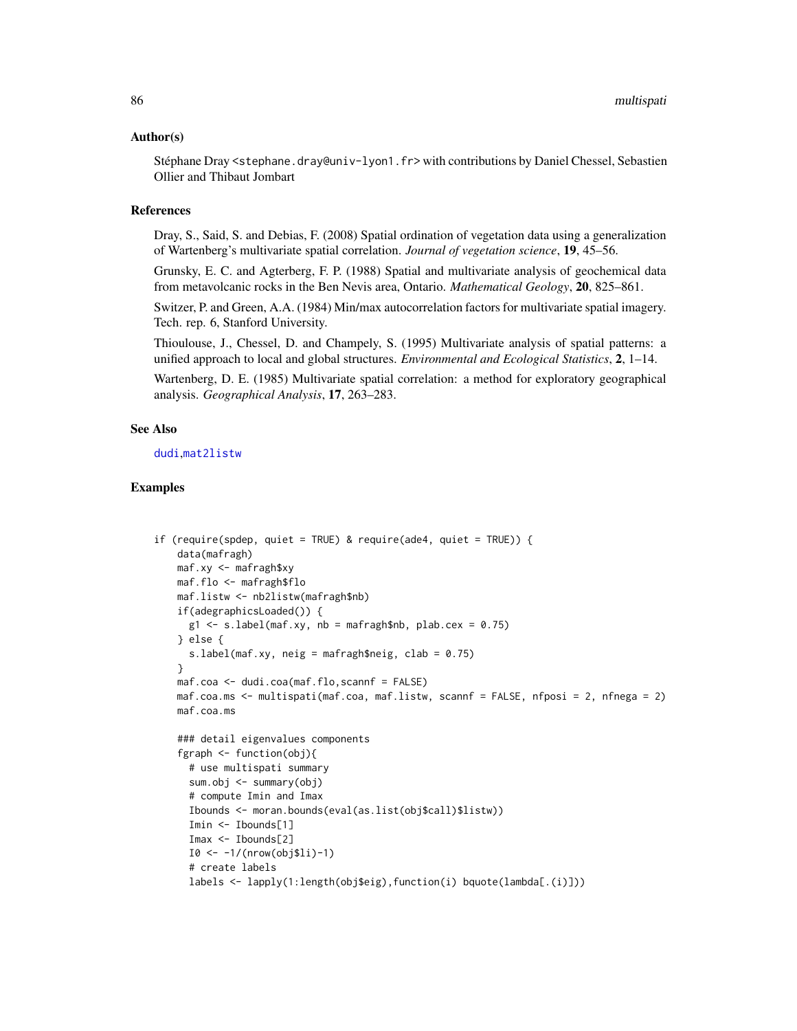## Author(s)

Stéphane Dray <stephane.dray@univ-lyon1.fr> with contributions by Daniel Chessel, Sebastien Ollier and Thibaut Jombart

## References

Dray, S., Said, S. and Debias, F. (2008) Spatial ordination of vegetation data using a generalization of Wartenberg's multivariate spatial correlation. *Journal of vegetation science*, **19**, 45–56.

Grunsky, E. C. and Agterberg, F. P. (1988) Spatial and multivariate analysis of geochemical data from metavolcanic rocks in the Ben Nevis area, Ontario. *Mathematical Geology*, **20**, 825–861.

Switzer, P. and Green, A.A. (1984) Min/max autocorrelation factors for multivariate spatial imagery. Tech. rep. 6, Stanford University.

Thioulouse, J., Chessel, D. and Champely, S. (1995) Multivariate analysis of spatial patterns: a unified approach to local and global structures. *Environmental and Ecological Statistics*, **2**, 1–14.

Wartenberg, D. E. (1985) Multivariate spatial correlation: a method for exploratory geographical analysis. *Geographical Analysis*, **17**, 263–283.

## See Also

dudi,mat2listw

## Examples

```
if (require(spdep, quiet = TRUE) & require(ade4, quiet = TRUE)) {
    data(mafragh)
    maf.xy <- mafragh$xy
    maf.flo <- mafragh$flo
    maf.listw <- nb2listw(mafragh$nb)
    if(adegraphicsLoaded()) {
      g1 <- s.label(maf.xy, nb = mafragh$nb, plab.cex = 0.75)
    } else {
      s.label(maf.xy, neig = mafragh$neig, clab = 0.75)
    }
    maf.coa <- dudi.coa(maf.flo,scannf = FALSE)
    maf.coa.ms <- multispati(maf.coa, maf.listw, scannf = FALSE, nfposi = 2, nfnega = 2)
    maf.coa.ms

    ### detail eigenvalues components
    fgraph <- function(obj){
      # use multispati summary
      sum.obj <- summary(obj)
      # compute Imin and Imax
      Ibounds <- moran.bounds(eval(as.list(obj$call)$listw))
      Imin <- Ibounds[1]
      Imax <- Ibounds[2]
      I0 <- -1/(nrow(obj$li)-1)
      # create labels
      labels <- lapply(1:length(obj$eig),function(i) bquote(lambda[.(i)]))
```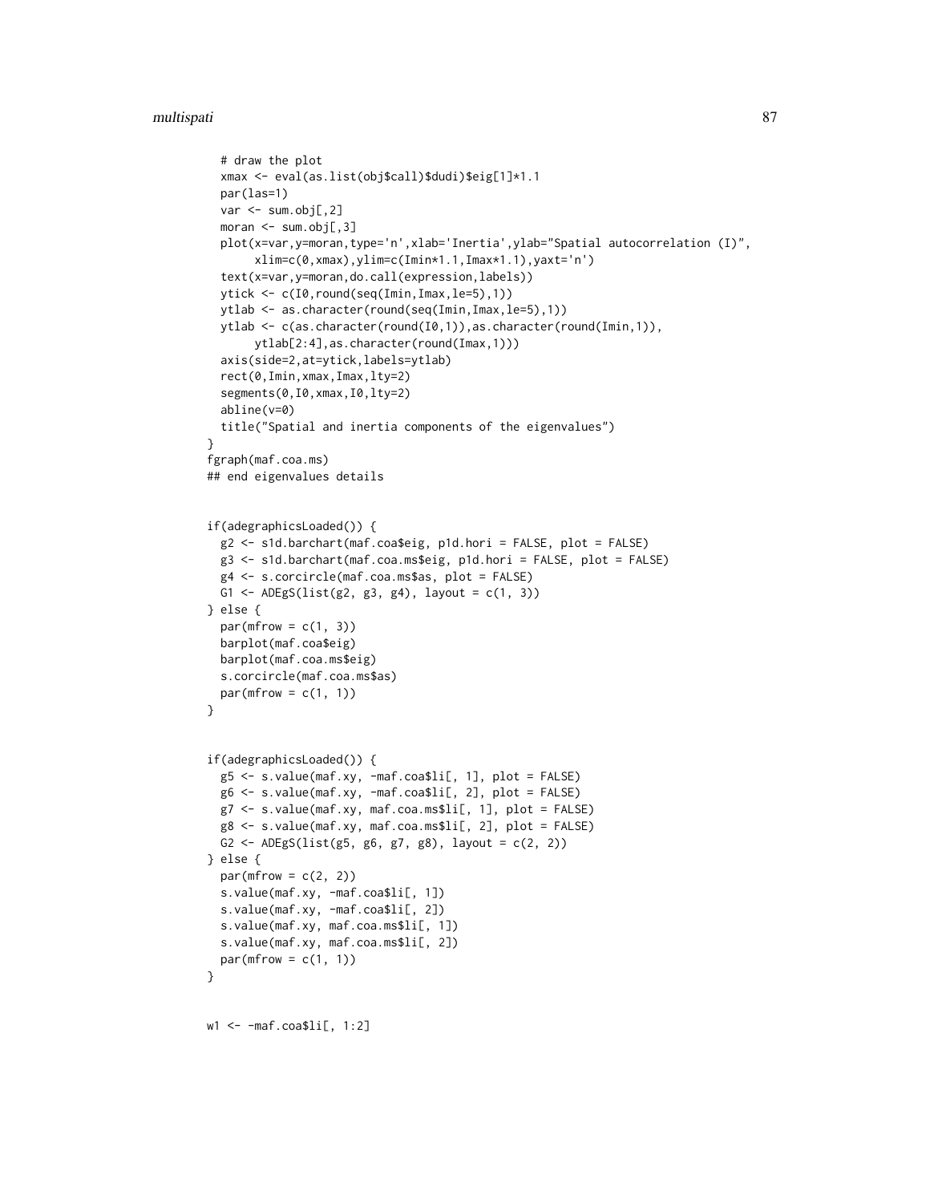```
  # draw the plot
  xmax <- eval(as.list(obj$call)$dudi)$eig[1]*1.1
  par(las=1)
  var <- sum.obj[,2]
  moran <- sum.obj[,3]
  plot(x=var,y=moran,type='n',xlab='Inertia',ylab="Spatial autocorrelation (I)",
       xlim=c(0,xmax),ylim=c(Imin*1.1,Imax*1.1),yaxt='n')
  text(x=var,y=moran,do.call(expression,labels))
  ytick <- c(I0,round(seq(Imin,Imax,le=5),1))
  ytlab <- as.character(round(seq(Imin,Imax,le=5),1))
  ytlab <- c(as.character(round(I0,1)),as.character(round(Imin,1)),
       ytlab[2:4],as.character(round(Imax,1)))
  axis(side=2,at=ytick,labels=ytlab)
  rect(0,Imin,xmax,Imax,lty=2)
  segments(0,I0,xmax,I0,lty=2)
  abline(v=0)
  title("Spatial and inertia components of the eigenvalues")
}
fgraph(maf.coa.ms)
## end eigenvalues details


if(adegraphicsLoaded()) {
  g2 <- s1d.barchart(maf.coa$eig, p1d.hori = FALSE, plot = FALSE)
  g3 <- s1d.barchart(maf.coa.ms$eig, p1d.hori = FALSE, plot = FALSE)
  g4 <- s.corcircle(maf.coa.ms$as, plot = FALSE)
  G1 <- ADEgS(list(g2, g3, g4), layout = c(1, 3))
} else {
  par(mfrow = c(1, 3))
  barplot(maf.coa$eig)
  barplot(maf.coa.ms$eig)
  s.corcircle(maf.coa.ms$as)
  par(mfrow = c(1, 1))
}


if(adegraphicsLoaded()) {
  g5 <- s.value(maf.xy, -maf.coa$li[, 1], plot = FALSE)
  g6 <- s.value(maf.xy, -maf.coa$li[, 2], plot = FALSE)
  g7 <- s.value(maf.xy, maf.coa.ms$li[, 1], plot = FALSE)
  g8 <- s.value(maf.xy, maf.coa.ms$li[, 2], plot = FALSE)
  G2 <- ADEgS(list(g5, g6, g7, g8), layout = c(2, 2))
} else {
  par(mfrow = c(2, 2))
  s.value(maf.xy, -maf.coa$li[, 1])
  s.value(maf.xy, -maf.coa$li[, 2])
  s.value(maf.xy, maf.coa.ms$li[, 1])
  s.value(maf.xy, maf.coa.ms$li[, 2])
  par(mfrow = c(1, 1))
}


w1 <- -maf.coa$li[, 1:2]
```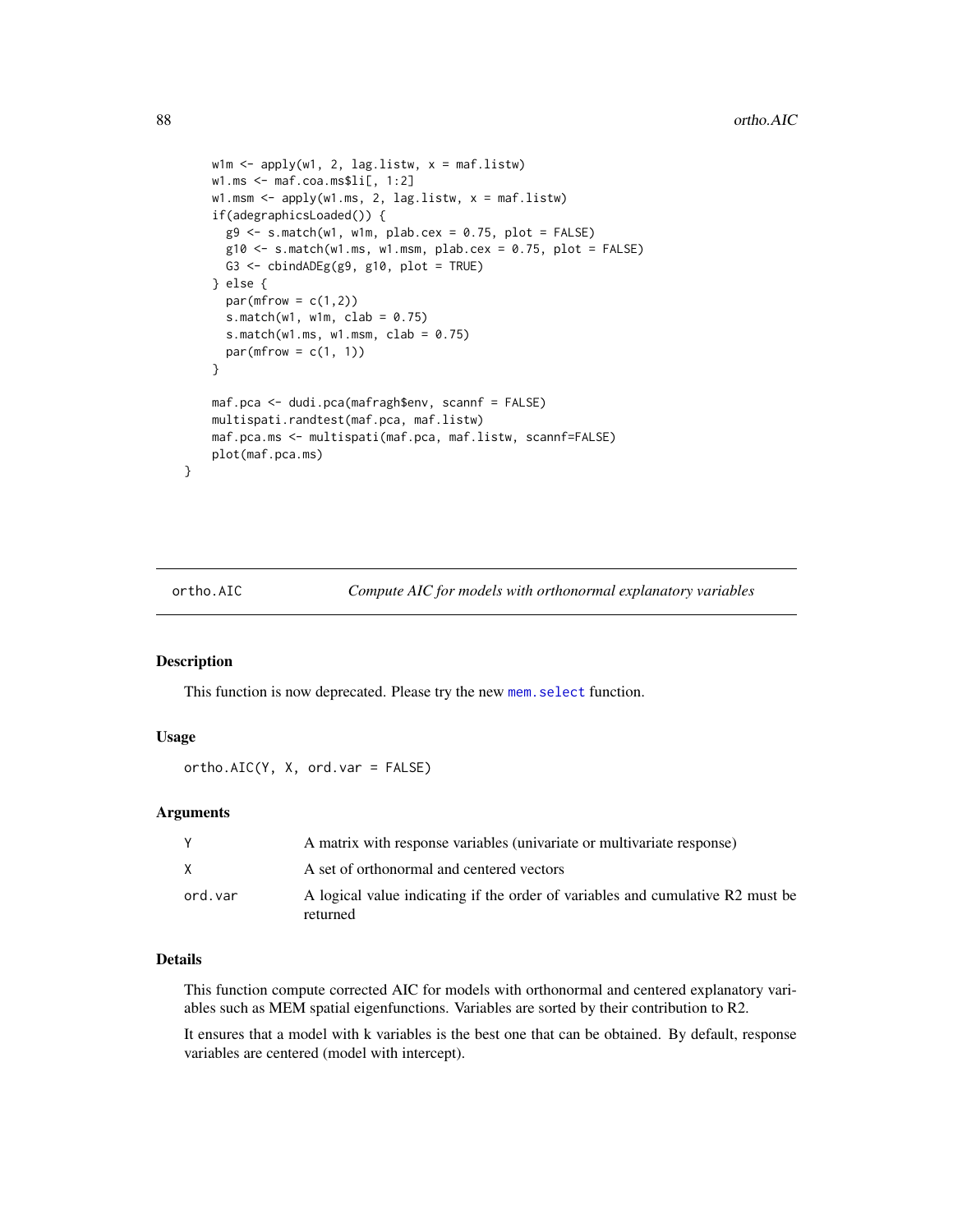```
    w1m <- apply(w1, 2, lag.listw, x = maf.listw)
    w1.ms <- maf.coa.ms$li[, 1:2]
    w1.msm <- apply(w1.ms, 2, lag.listw, x = maf.listw)
    if(adegraphicsLoaded()) {
      g9 <- s.match(w1, w1m, plab.cex = 0.75, plot = FALSE)
      g10 <- s.match(w1.ms, w1.msm, plab.cex = 0.75, plot = FALSE)
      G3 <- cbindADEg(g9, g10, plot = TRUE)
    } else {
      par(mfrow = c(1,2))
      s.match(w1, w1m, clab = 0.75)
      s.match(w1.ms, w1.msm, clab = 0.75)
      par(mfrow = c(1, 1))
    }

    maf.pca <- dudi.pca(mafragh$env, scannf = FALSE)
    multispati.randtest(maf.pca, maf.listw)
    maf.pca.ms <- multispati(maf.pca, maf.listw, scannf=FALSE)
    plot(maf.pca.ms)
}
```

## ortho.AIC — *Compute AIC for models with orthonormal explanatory variables*

### Description

This function is now deprecated. Please try the new `mem.select` function.

### Usage

```
ortho.AIC(Y, X, ord.var = FALSE)
```

### Arguments

| | |
|---|---|
| `Y` | A matrix with response variables (univariate or multivariate response) |
| `X` | A set of orthonormal and centered vectors |
| `ord.var` | A logical value indicating if the order of variables and cumulative R2 must be returned |

### Details

This function compute corrected AIC for models with orthonormal and centered explanatory variables such as MEM spatial eigenfunctions. Variables are sorted by their contribution to R2.

It ensures that a model with k variables is the best one that can be obtained. By default, response variables are centered (model with intercept).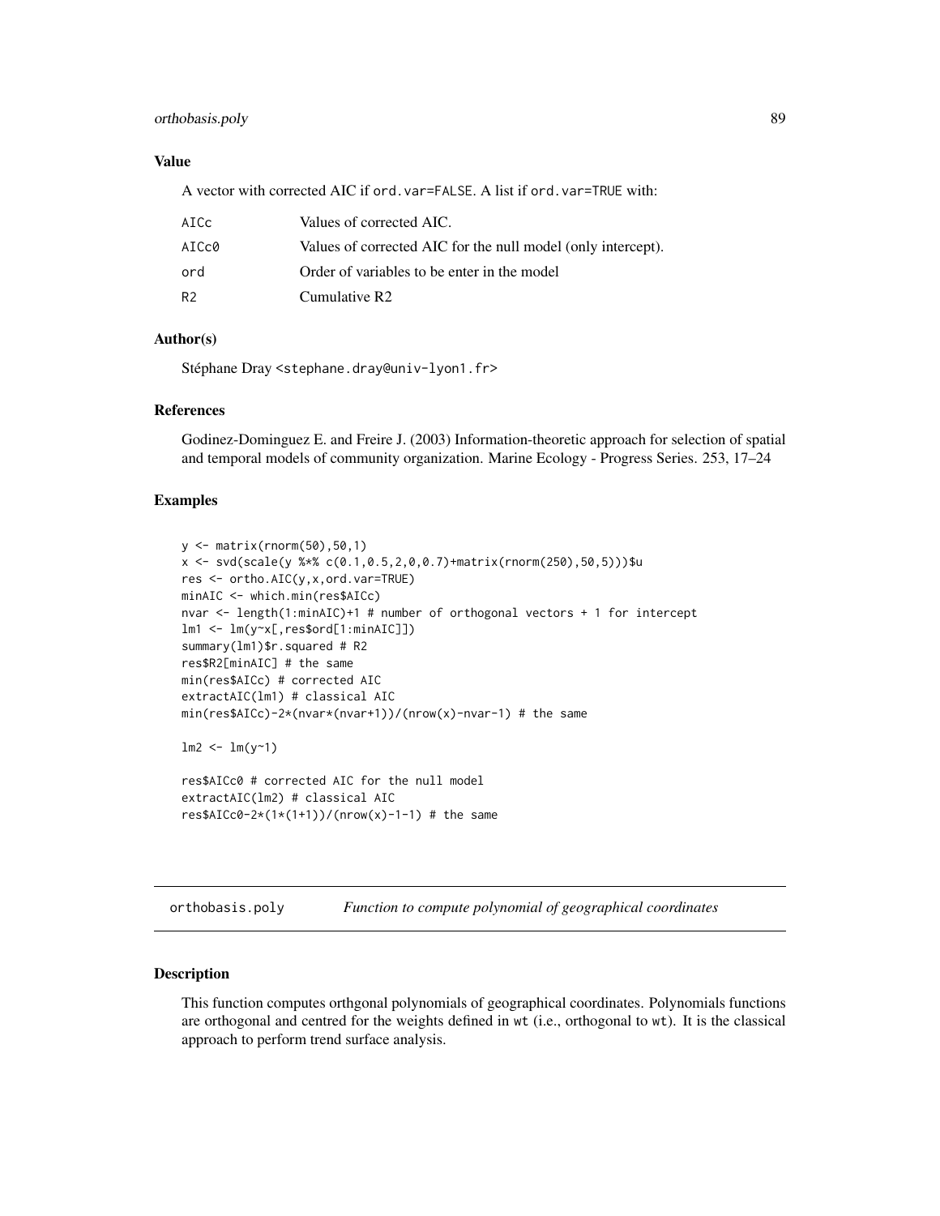### Value

A vector with corrected AIC if `ord.var=FALSE`. A list if `ord.var=TRUE` with:

| | |
|---|---|
| AICc | Values of corrected AIC. |
| AICc0 | Values of corrected AIC for the null model (only intercept). |
| ord | Order of variables to be enter in the model |
| R2 | Cumulative R2 |

### Author(s)

Stéphane Dray <stephane.dray@univ-lyon1.fr>

### References

Godinez-Dominguez E. and Freire J. (2003) Information-theoretic approach for selection of spatial and temporal models of community organization. Marine Ecology - Progress Series. 253, 17–24

### Examples

```
y <- matrix(rnorm(50),50,1)
x <- svd(scale(y %*% c(0.1,0.5,2,0,0.7)+matrix(rnorm(250),50,5)))$u
res <- ortho.AIC(y,x,ord.var=TRUE)
minAIC <- which.min(res$AICc)
nvar <- length(1:minAIC)+1 # number of orthogonal vectors + 1 for intercept
lm1 <- lm(y~x[,res$ord[1:minAIC]])
summary(lm1)$r.squared # R2
res$R2[minAIC] # the same
min(res$AICc) # corrected AIC
extractAIC(lm1) # classical AIC
min(res$AICc)-2*(nvar*(nvar+1))/(nrow(x)-nvar-1) # the same

lm2 <- lm(y~1)

res$AICc0 # corrected AIC for the null model
extractAIC(lm2) # classical AIC
res$AICc0-2*(1*(1+1))/(nrow(x)-1-1) # the same
```

---

## orthobasis.poly — *Function to compute polynomial of geographical coordinates*

### Description

This function computes orthgonal polynomials of geographical coordinates. Polynomials functions are orthogonal and centred for the weights defined in `wt` (i.e., orthogonal to `wt`). It is the classical approach to perform trend surface analysis.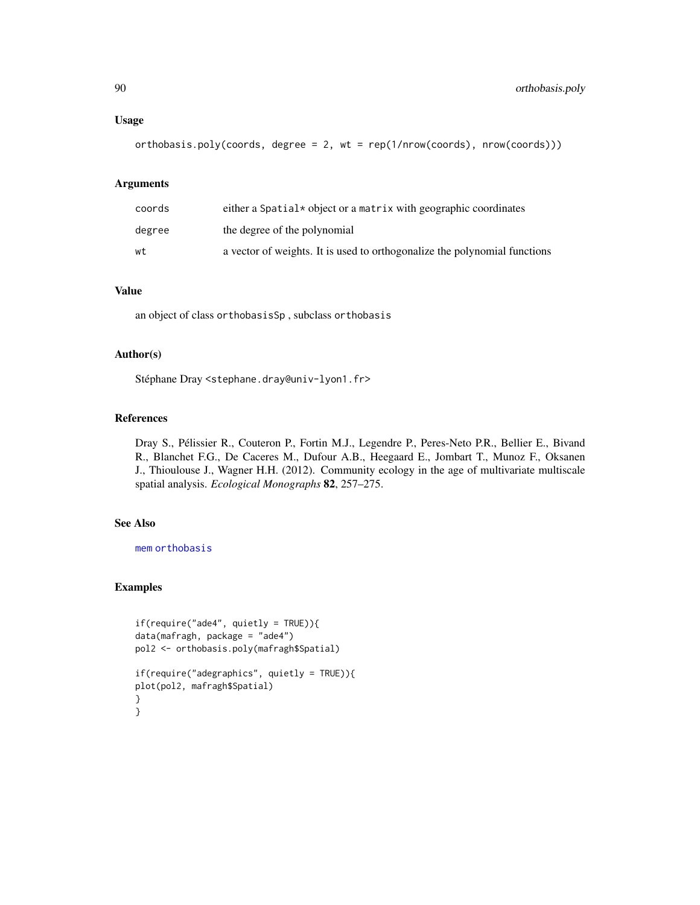### Usage

```
orthobasis.poly(coords, degree = 2, wt = rep(1/nrow(coords), nrow(coords)))
```

### Arguments

| | |
|---|---|
| coords | either a `Spatial*` object or a `matrix` with geographic coordinates |
| degree | the degree of the polynomial |
| wt | a vector of weights. It is used to orthogonalize the polynomial functions |

### Value

an object of class `orthobasisSp` , subclass `orthobasis`

### Author(s)

Stéphane Dray <stephane.dray@univ-lyon1.fr>

### References

Dray S., Pélissier R., Couteron P., Fortin M.J., Legendre P., Peres-Neto P.R., Bellier E., Bivand R., Blanchet F.G., De Caceres M., Dufour A.B., Heegaard E., Jombart T., Munoz F., Oksanen J., Thioulouse J., Wagner H.H. (2012). Community ecology in the age of multivariate multiscale spatial analysis. *Ecological Monographs* **82**, 257–275.

### See Also

`mem` `orthobasis`

### Examples

```
if(require("ade4", quietly = TRUE)){
data(mafragh, package = "ade4")
pol2 <- orthobasis.poly(mafragh$Spatial)

if(require("adegraphics", quietly = TRUE)){
plot(pol2, mafragh$Spatial)
}
}
```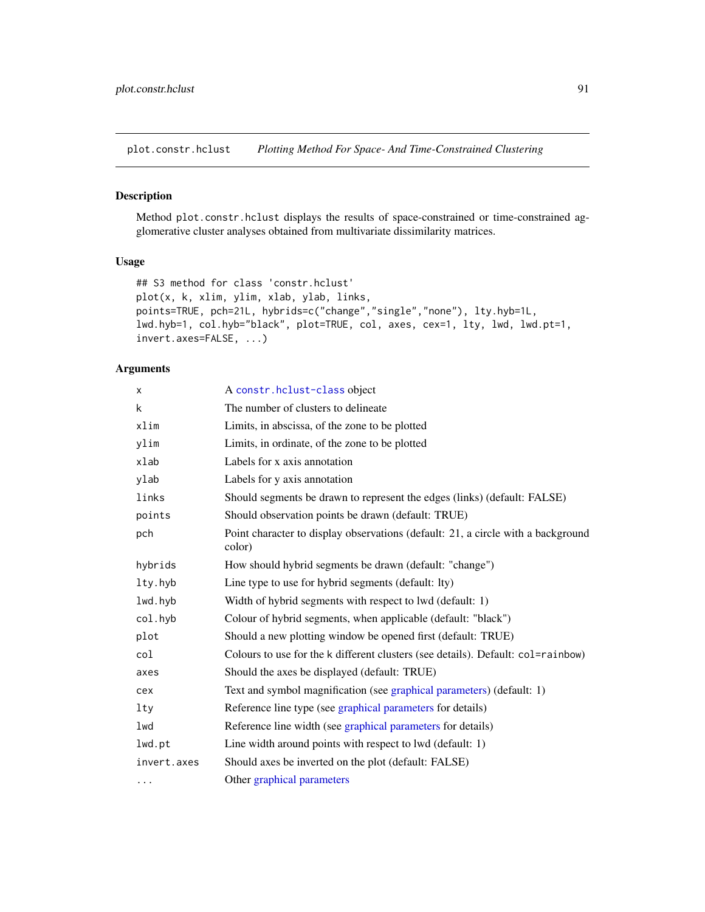## plot.constr.hclust — *Plotting Method For Space- And Time-Constrained Clustering*

### Description

Method `plot.constr.hclust` displays the results of space-constrained or time-constrained agglomerative cluster analyses obtained from multivariate dissimilarity matrices.

### Usage

```
## S3 method for class 'constr.hclust'
plot(x, k, xlim, ylim, xlab, ylab, links,
points=TRUE, pch=21L, hybrids=c("change","single","none"), lty.hyb=1L,
lwd.hyb=1, col.hyb="black", plot=TRUE, col, axes, cex=1, lty, lwd, lwd.pt=1,
invert.axes=FALSE, ...)
```

### Arguments

| | |
|---|---|
| `x` | A `constr.hclust-class` object |
| `k` | The number of clusters to delineate |
| `xlim` | Limits, in abscissa, of the zone to be plotted |
| `ylim` | Limits, in ordinate, of the zone to be plotted |
| `xlab` | Labels for x axis annotation |
| `ylab` | Labels for y axis annotation |
| `links` | Should segments be drawn to represent the edges (links) (default: FALSE) |
| `points` | Should observation points be drawn (default: TRUE) |
| `pch` | Point character to display observations (default: 21, a circle with a background color) |
| `hybrids` | How should hybrid segments be drawn (default: "change") |
| `lty.hyb` | Line type to use for hybrid segments (default: lty) |
| `lwd.hyb` | Width of hybrid segments with respect to lwd (default: 1) |
| `col.hyb` | Colour of hybrid segments, when applicable (default: "black") |
| `plot` | Should a new plotting window be opened first (default: TRUE) |
| `col` | Colours to use for the k different clusters (see details). Default: `col=rainbow`) |
| `axes` | Should the axes be displayed (default: TRUE) |
| `cex` | Text and symbol magnification (see graphical parameters) (default: 1) |
| `lty` | Reference line type (see graphical parameters for details) |
| `lwd` | Reference line width (see graphical parameters for details) |
| `lwd.pt` | Line width around points with respect to lwd (default: 1) |
| `invert.axes` | Should axes be inverted on the plot (default: FALSE) |
| `...` | Other graphical parameters |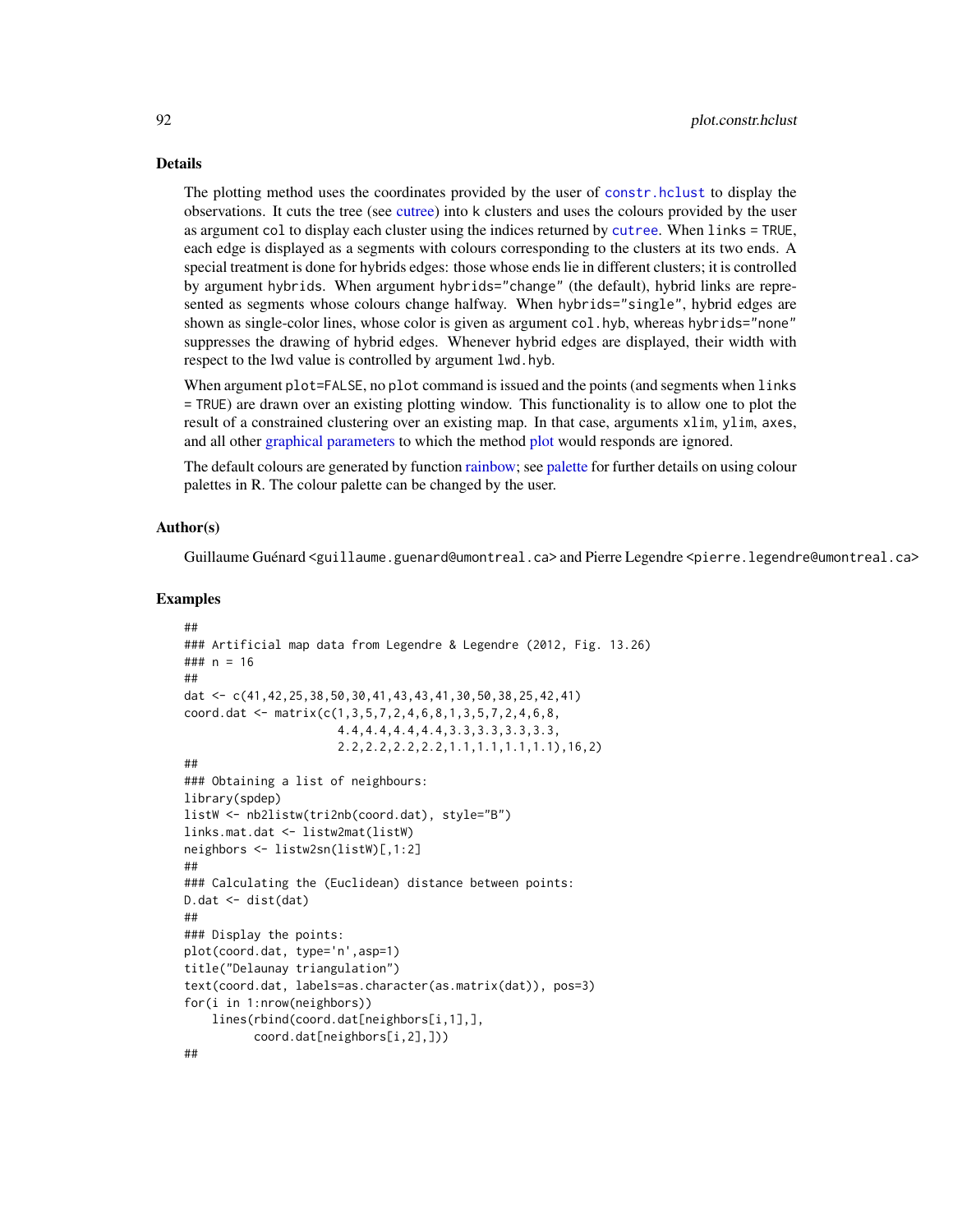## Details

The plotting method uses the coordinates provided by the user of `constr.hclust` to display the observations. It cuts the tree (see cutree) into k clusters and uses the colours provided by the user as argument `col` to display each cluster using the indices returned by `cutree`. When `links = TRUE`, each edge is displayed as a segments with colours corresponding to the clusters at its two ends. A special treatment is done for hybrids edges: those whose ends lie in different clusters; it is controlled by argument `hybrids`. When argument `hybrids="change"` (the default), hybrid links are represented as segments whose colours change halfway. When `hybrids="single"`, hybrid edges are shown as single-color lines, whose color is given as argument `col.hyb`, whereas `hybrids="none"` suppresses the drawing of hybrid edges. Whenever hybrid edges are displayed, their width with respect to the lwd value is controlled by argument `lwd.hyb`.

When argument `plot=FALSE`, no `plot` command is issued and the points (and segments when `links = TRUE`) are drawn over an existing plotting window. This functionality is to allow one to plot the result of a constrained clustering over an existing map. In that case, arguments `xlim`, `ylim`, `axes`, and all other graphical parameters to which the method plot would responds are ignored.

The default colours are generated by function rainbow; see palette for further details on using colour palettes in R. The colour palette can be changed by the user.

## Author(s)

Guillaume Guénard <guillaume.guenard@umontreal.ca> and Pierre Legendre <pierre.legendre@umontreal.ca>

## Examples

```
##
### Artificial map data from Legendre & Legendre (2012, Fig. 13.26)
### n = 16
##
dat <- c(41,42,25,38,50,30,41,43,43,41,30,50,38,25,42,41)
coord.dat <- matrix(c(1,3,5,7,2,4,6,8,1,3,5,7,2,4,6,8,
                      4.4,4.4,4.4,4.4,3.3,3.3,3.3,3.3,
                      2.2,2.2,2.2,2.2,1.1,1.1,1.1,1.1),16,2)
##
### Obtaining a list of neighbours:
library(spdep)
listW <- nb2listw(tri2nb(coord.dat), style="B")
links.mat.dat <- listw2mat(listW)
neighbors <- listw2sn(listW)[,1:2]
##
### Calculating the (Euclidean) distance between points:
D.dat <- dist(dat)
##
### Display the points:
plot(coord.dat, type='n',asp=1)
title("Delaunay triangulation")
text(coord.dat, labels=as.character(as.matrix(dat)), pos=3)
for(i in 1:nrow(neighbors))
    lines(rbind(coord.dat[neighbors[i,1],],
          coord.dat[neighbors[i,2],]))
##
```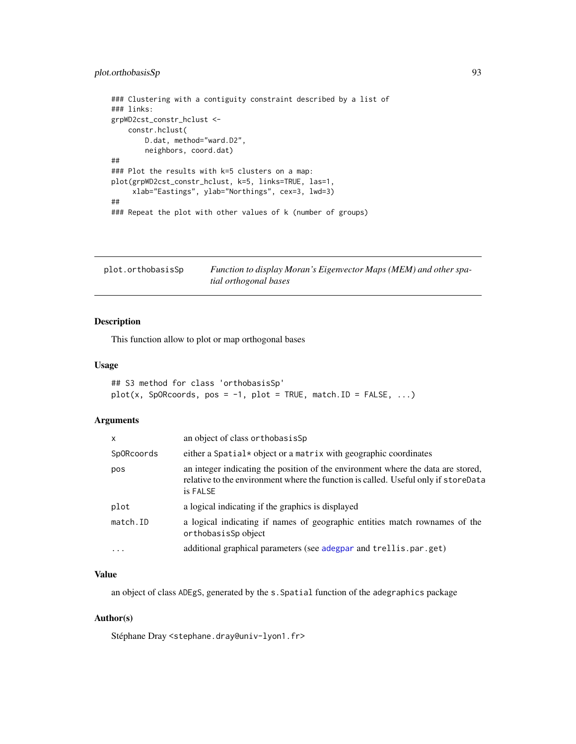```
### Clustering with a contiguity constraint described by a list of
### links:
grpWD2cst_constr_hclust <-
    constr.hclust(
        D.dat, method="ward.D2",
        neighbors, coord.dat)
##
### Plot the results with k=5 clusters on a map:
plot(grpWD2cst_constr_hclust, k=5, links=TRUE, las=1,
     xlab="Eastings", ylab="Northings", cex=3, lwd=3)
##
### Repeat the plot with other values of k (number of groups)
```

## plot.orthobasisSp — *Function to display Moran's Eigenvector Maps (MEM) and other spatial orthogonal bases*

### Description

This function allow to plot or map orthogonal bases

### Usage

```
## S3 method for class 'orthobasisSp'
plot(x, SpORcoords, pos = -1, plot = TRUE, match.ID = FALSE, ...)
```

### Arguments

| | |
|---|---|
| `x` | an object of class `orthobasisSp` |
| `SpORcoords` | either a `Spatial*` object or a `matrix` with geographic coordinates |
| `pos` | an integer indicating the position of the environment where the data are stored, relative to the environment where the function is called. Useful only if `storeData` is `FALSE` |
| `plot` | a logical indicating if the graphics is displayed |
| `match.ID` | a logical indicating if names of geographic entities match rownames of the `orthobasisSp` object |
| `...` | additional graphical parameters (see `adegpar` and `trellis.par.get`) |

### Value

an object of class `ADEgS`, generated by the `s.Spatial` function of the `adegraphics` package

### Author(s)

Stéphane Dray <stephane.dray@univ-lyon1.fr>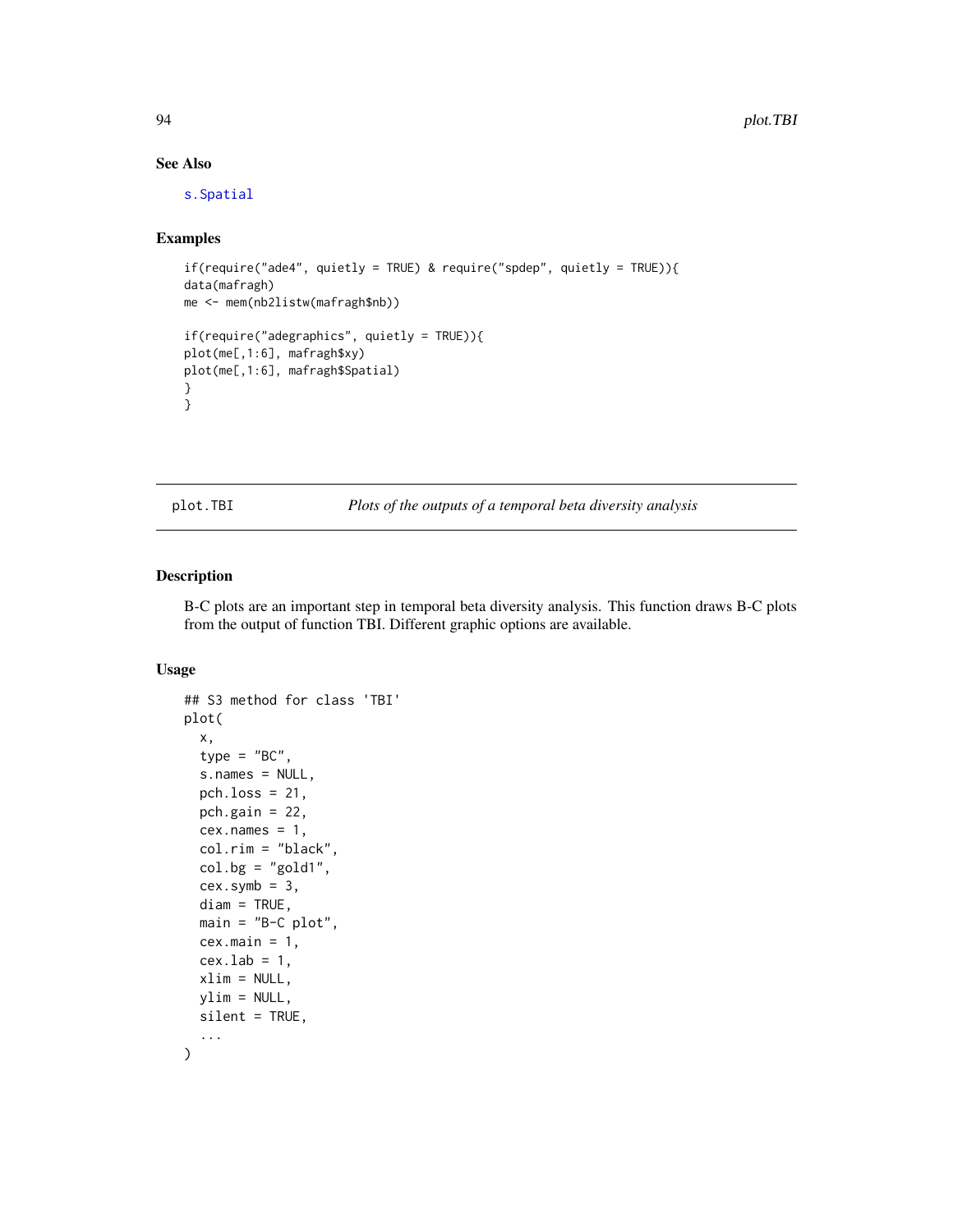## See Also

s.Spatial

## Examples

```
if(require("ade4", quietly = TRUE) & require("spdep", quietly = TRUE)){
data(mafragh)
me <- mem(nb2listw(mafragh$nb))

if(require("adegraphics", quietly = TRUE)){
plot(me[,1:6], mafragh$xy)
plot(me[,1:6], mafragh$Spatial)
}
}
```

---

plot.TBI *Plots of the outputs of a temporal beta diversity analysis*

---

## Description

B-C plots are an important step in temporal beta diversity analysis. This function draws B-C plots from the output of function TBI. Different graphic options are available.

## Usage

```
## S3 method for class 'TBI'
plot(
  x,
  type = "BC",
  s.names = NULL,
  pch.loss = 21,
  pch.gain = 22,
  cex.names = 1,
  col.rim = "black",
  col.bg = "gold1",
  cex.symb = 3,
  diam = TRUE,
  main = "B-C plot",
  cex.main = 1,
  cex.lab = 1,
  xlim = NULL,
  ylim = NULL,
  silent = TRUE,
  ...
)
```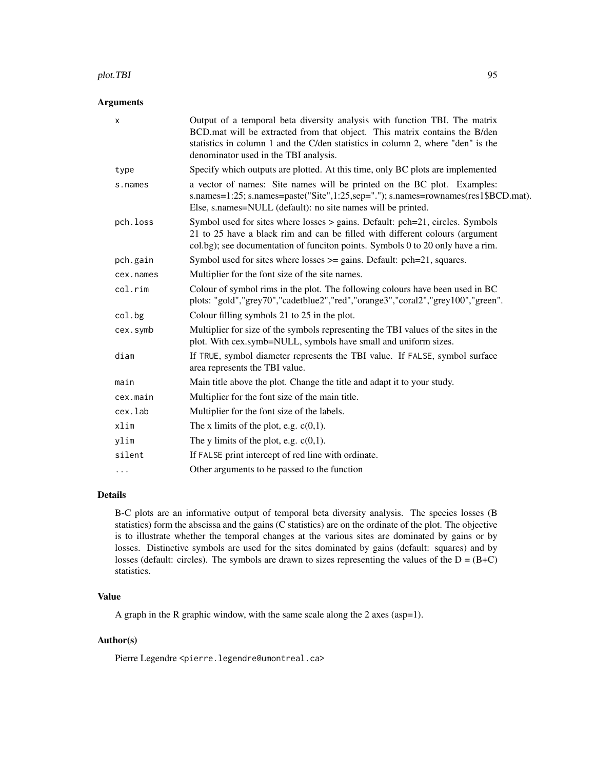### Arguments

| | |
|---|---|
| `x` | Output of a temporal beta diversity analysis with function TBI. The matrix BCD.mat will be extracted from that object. This matrix contains the B/den statistics in column 1 and the C/den statistics in column 2, where "den" is the denominator used in the TBI analysis. |
| `type` | Specify which outputs are plotted. At this time, only BC plots are implemented |
| `s.names` | a vector of names: Site names will be printed on the BC plot. Examples: s.names=1:25; s.names=paste("Site",1:25,sep="."); s.names=rownames(res1$BCD.mat). Else, s.names=NULL (default): no site names will be printed. |
| `pch.loss` | Symbol used for sites where losses > gains. Default: pch=21, circles. Symbols 21 to 25 have a black rim and can be filled with different colours (argument col.bg); see documentation of funciton points. Symbols 0 to 20 only have a rim. |
| `pch.gain` | Symbol used for sites where losses >= gains. Default: pch=21, squares. |
| `cex.names` | Multiplier for the font size of the site names. |
| `col.rim` | Colour of symbol rims in the plot. The following colours have been used in BC plots: "gold","grey70","cadetblue2","red","orange3","coral2","grey100","green". |
| `col.bg` | Colour filling symbols 21 to 25 in the plot. |
| `cex.symb` | Multiplier for size of the symbols representing the TBI values of the sites in the plot. With cex.symb=NULL, symbols have small and uniform sizes. |
| `diam` | If `TRUE`, symbol diameter represents the TBI value. If `FALSE`, symbol surface area represents the TBI value. |
| `main` | Main title above the plot. Change the title and adapt it to your study. |
| `cex.main` | Multiplier for the font size of the main title. |
| `cex.lab` | Multiplier for the font size of the labels. |
| `xlim` | The x limits of the plot, e.g. c(0,1). |
| `ylim` | The y limits of the plot, e.g. c(0,1). |
| `silent` | If `FALSE` print intercept of red line with ordinate. |
| `...` | Other arguments to be passed to the function |

### Details

B-C plots are an informative output of temporal beta diversity analysis. The species losses (B statistics) form the abscissa and the gains (C statistics) are on the ordinate of the plot. The objective is to illustrate whether the temporal changes at the various sites are dominated by gains or by losses. Distinctive symbols are used for the sites dominated by gains (default: squares) and by losses (default: circles). The symbols are drawn to sizes representing the values of the D = (B+C) statistics.

### Value

A graph in the R graphic window, with the same scale along the 2 axes (asp=1).

### Author(s)

Pierre Legendre <pierre.legendre@umontreal.ca>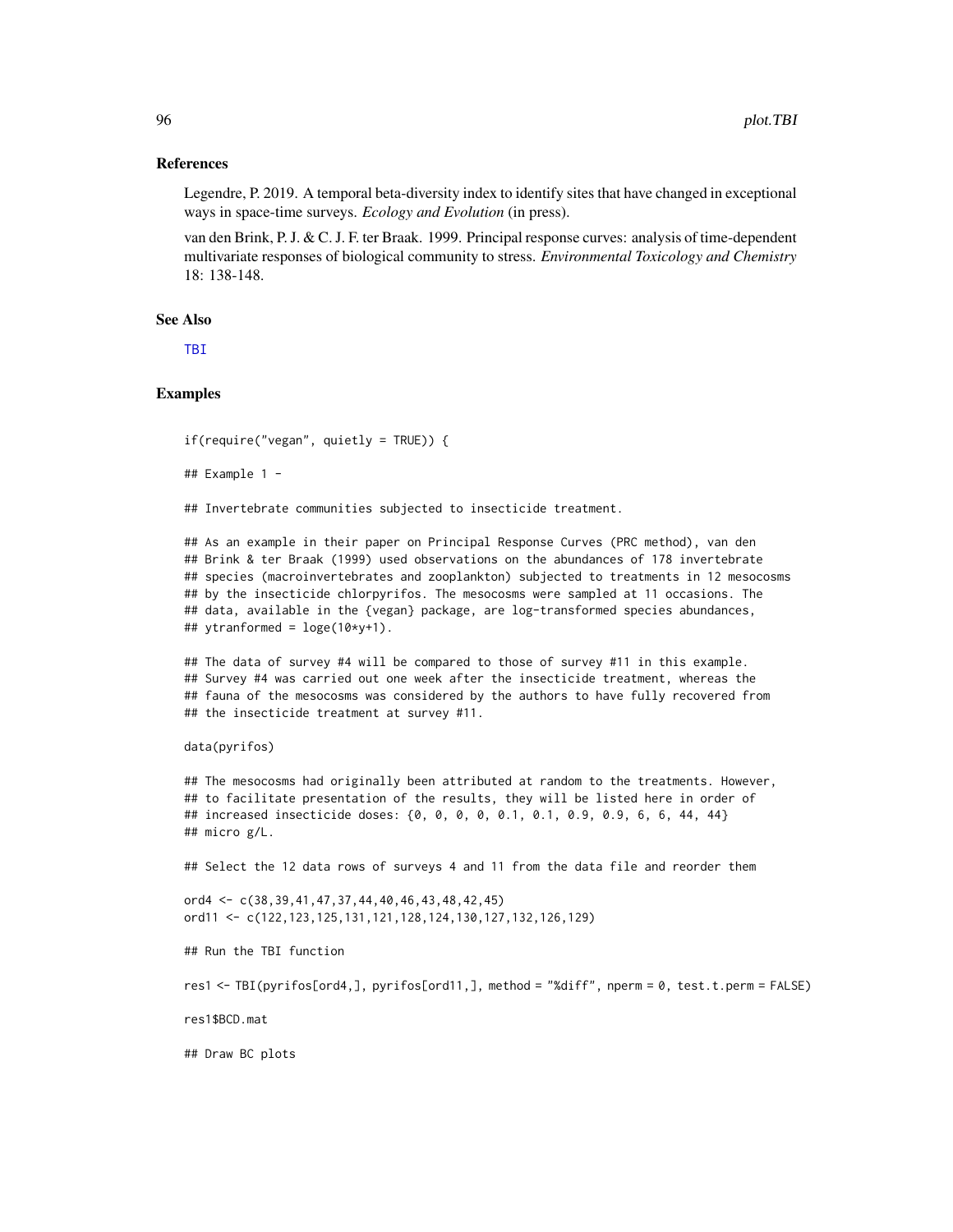## References

Legendre, P. 2019. A temporal beta-diversity index to identify sites that have changed in exceptional ways in space-time surveys. *Ecology and Evolution* (in press).

van den Brink, P. J. & C. J. F. ter Braak. 1999. Principal response curves: analysis of time-dependent multivariate responses of biological community to stress. *Environmental Toxicology and Chemistry* 18: 138-148.

## See Also

TBI

## Examples

```
if(require("vegan", quietly = TRUE)) {

## Example 1 -

## Invertebrate communities subjected to insecticide treatment.

## As an example in their paper on Principal Response Curves (PRC method), van den
## Brink & ter Braak (1999) used observations on the abundances of 178 invertebrate
## species (macroinvertebrates and zooplankton) subjected to treatments in 12 mesocosms
## by the insecticide chlorpyrifos. The mesocosms were sampled at 11 occasions. The
## data, available in the {vegan} package, are log-transformed species abundances,
## ytranformed = loge(10*y+1).

## The data of survey #4 will be compared to those of survey #11 in this example.
## Survey #4 was carried out one week after the insecticide treatment, whereas the
## fauna of the mesocosms was considered by the authors to have fully recovered from
## the insecticide treatment at survey #11.

data(pyrifos)

## The mesocosms had originally been attributed at random to the treatments. However,
## to facilitate presentation of the results, they will be listed here in order of
## increased insecticide doses: {0, 0, 0, 0, 0.1, 0.1, 0.9, 0.9, 6, 6, 44, 44}
## micro g/L.

## Select the 12 data rows of surveys 4 and 11 from the data file and reorder them

ord4 <- c(38,39,41,47,37,44,40,46,43,48,42,45)
ord11 <- c(122,123,125,131,121,128,124,130,127,132,126,129)

## Run the TBI function

res1 <- TBI(pyrifos[ord4,], pyrifos[ord11,], method = "%diff", nperm = 0, test.t.perm = FALSE)

res1$BCD.mat

## Draw BC plots
```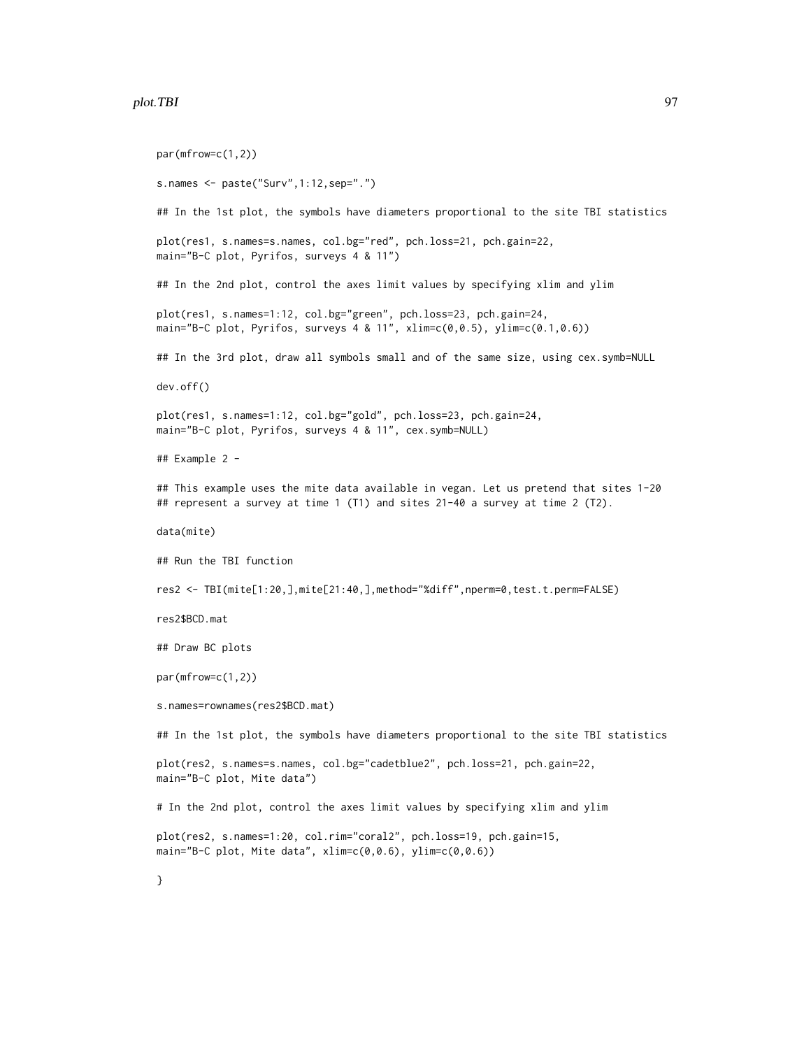```
par(mfrow=c(1,2))

s.names <- paste("Surv",1:12,sep=".")

## In the 1st plot, the symbols have diameters proportional to the site TBI statistics

plot(res1, s.names=s.names, col.bg="red", pch.loss=21, pch.gain=22,
main="B-C plot, Pyrifos, surveys 4 & 11")

## In the 2nd plot, control the axes limit values by specifying xlim and ylim

plot(res1, s.names=1:12, col.bg="green", pch.loss=23, pch.gain=24,
main="B-C plot, Pyrifos, surveys 4 & 11", xlim=c(0,0.5), ylim=c(0.1,0.6))

## In the 3rd plot, draw all symbols small and of the same size, using cex.symb=NULL

dev.off()

plot(res1, s.names=1:12, col.bg="gold", pch.loss=23, pch.gain=24,
main="B-C plot, Pyrifos, surveys 4 & 11", cex.symb=NULL)

## Example 2 -

## This example uses the mite data available in vegan. Let us pretend that sites 1-20
## represent a survey at time 1 (T1) and sites 21-40 a survey at time 2 (T2).

data(mite)

## Run the TBI function

res2 <- TBI(mite[1:20,],mite[21:40,],method="%diff",nperm=0,test.t.perm=FALSE)

res2$BCD.mat

## Draw BC plots

par(mfrow=c(1,2))

s.names=rownames(res2$BCD.mat)

## In the 1st plot, the symbols have diameters proportional to the site TBI statistics

plot(res2, s.names=s.names, col.bg="cadetblue2", pch.loss=21, pch.gain=22,
main="B-C plot, Mite data")

# In the 2nd plot, control the axes limit values by specifying xlim and ylim

plot(res2, s.names=1:20, col.rim="coral2", pch.loss=19, pch.gain=15,
main="B-C plot, Mite data", xlim=c(0,0.6), ylim=c(0,0.6))

}
```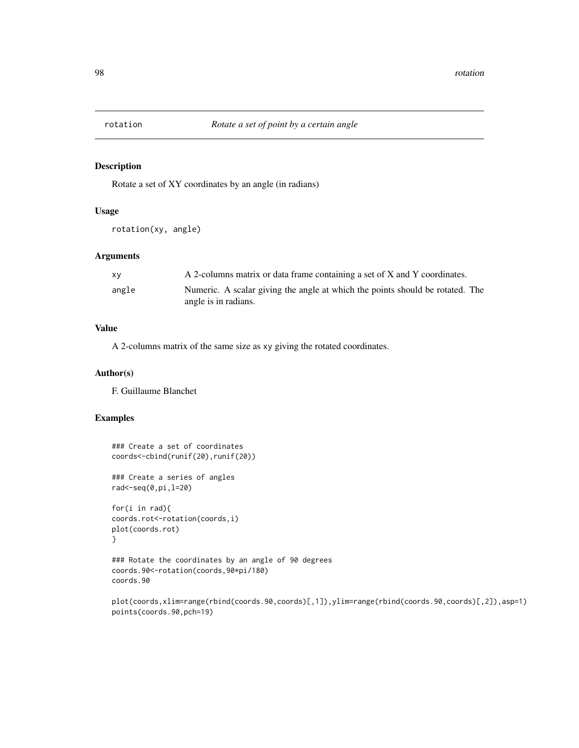# rotation — *Rotate a set of point by a certain angle*

## Description

Rotate a set of XY coordinates by an angle (in radians)

## Usage

```
rotation(xy, angle)
```

## Arguments

| | |
|---|---|
| `xy` | A 2-columns matrix or data frame containing a set of X and Y coordinates. |
| `angle` | Numeric. A scalar giving the angle at which the points should be rotated. The angle is in radians. |

## Value

A 2-columns matrix of the same size as `xy` giving the rotated coordinates.

## Author(s)

F. Guillaume Blanchet

## Examples

```
### Create a set of coordinates
coords<-cbind(runif(20),runif(20))

### Create a series of angles
rad<-seq(0,pi,l=20)

for(i in rad){
coords.rot<-rotation(coords,i)
plot(coords.rot)
}

### Rotate the coordinates by an angle of 90 degrees
coords.90<-rotation(coords,90*pi/180)
coords.90

plot(coords,xlim=range(rbind(coords.90,coords)[,1]),ylim=range(rbind(coords.90,coords)[,2]),asp=1)
points(coords.90,pch=19)
```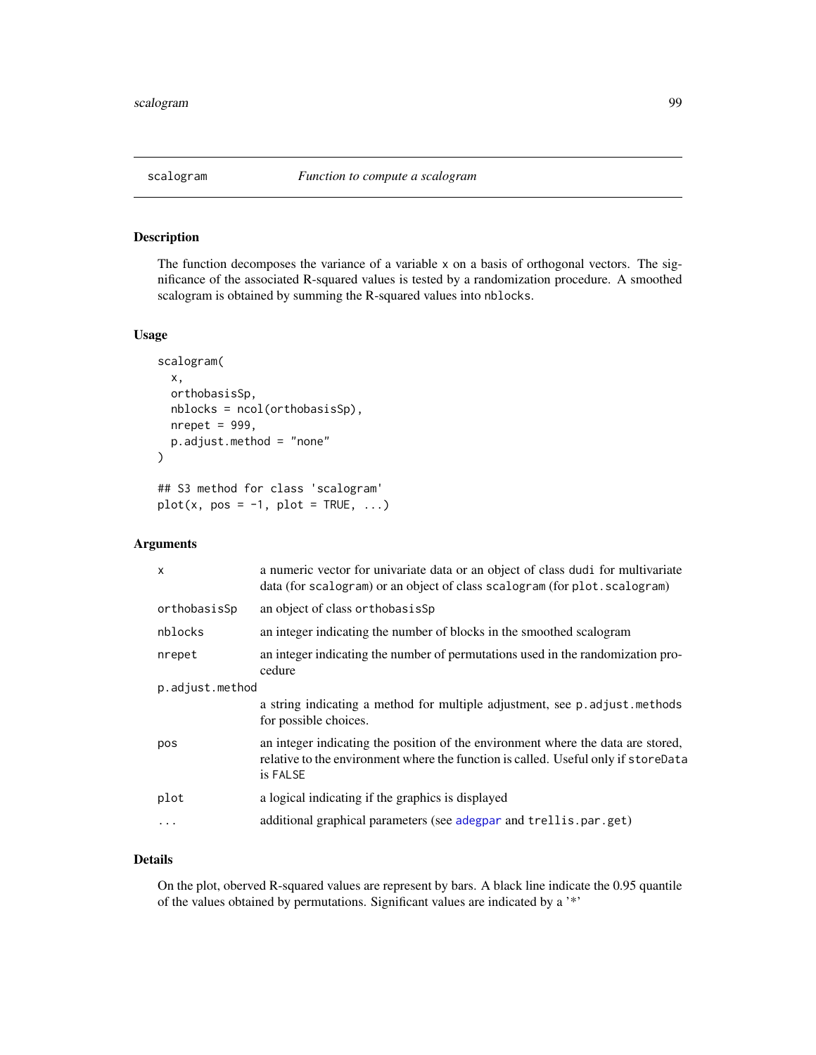# scalogram — *Function to compute a scalogram*

## Description

The function decomposes the variance of a variable x on a basis of orthogonal vectors. The significance of the associated R-squared values is tested by a randomization procedure. A smoothed scalogram is obtained by summing the R-squared values into nblocks.

## Usage

```
scalogram(
  x,
  orthobasisSp,
  nblocks = ncol(orthobasisSp),
  nrepet = 999,
  p.adjust.method = "none"
)

## S3 method for class 'scalogram'
plot(x, pos = -1, plot = TRUE, ...)
```

## Arguments

| | |
|---|---|
| x | a numeric vector for univariate data or an object of class dudi for multivariate data (for scalogram) or an object of class scalogram (for plot.scalogram) |
| orthobasisSp | an object of class orthobasisSp |
| nblocks | an integer indicating the number of blocks in the smoothed scalogram |
| nrepet | an integer indicating the number of permutations used in the randomization procedure |
| p.adjust.method | a string indicating a method for multiple adjustment, see p.adjust.methods for possible choices. |
| pos | an integer indicating the position of the environment where the data are stored, relative to the environment where the function is called. Useful only if storeData is FALSE |
| plot | a logical indicating if the graphics is displayed |
| ... | additional graphical parameters (see adegpar and trellis.par.get) |

## Details

On the plot, oberved R-squared values are represent by bars. A black line indicate the 0.95 quantile of the values obtained by permutations. Significant values are indicated by a '*'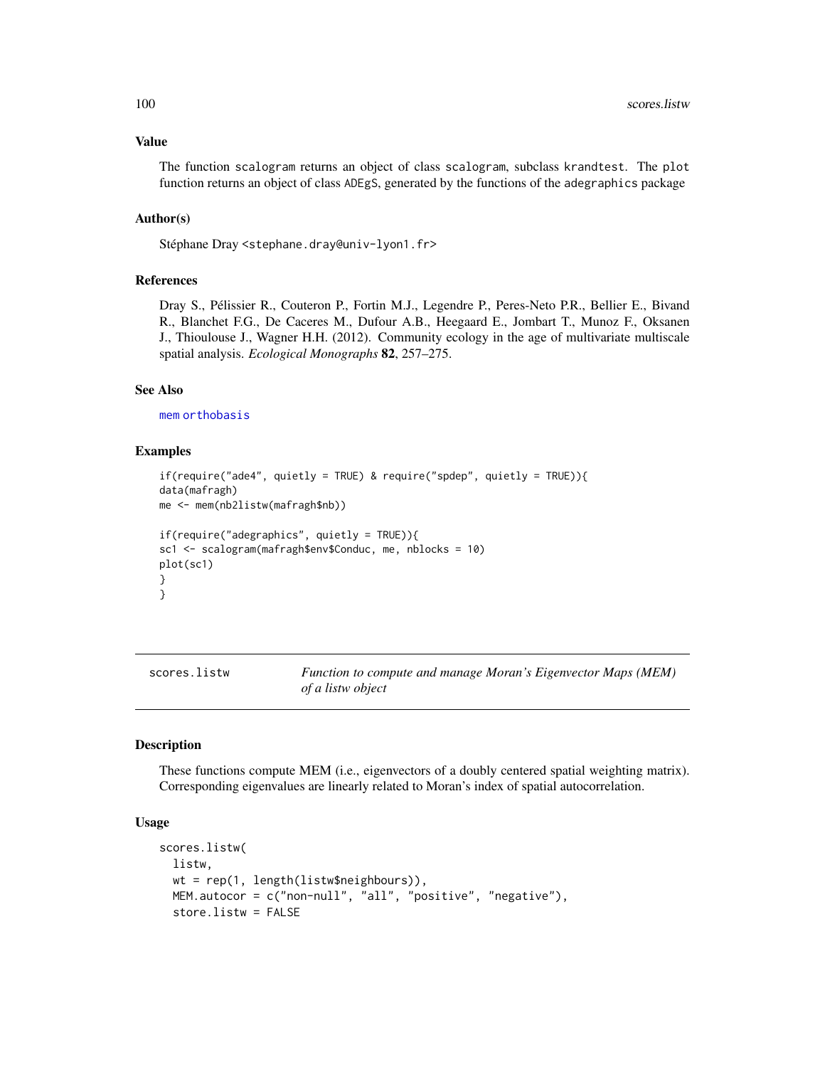### Value

The function `scalogram` returns an object of class `scalogram`, subclass `krandtest`. The `plot` function returns an object of class `ADEgS`, generated by the functions of the `adegraphics` package

### Author(s)

Stéphane Dray <stephane.dray@univ-lyon1.fr>

### References

Dray S., Pélissier R., Couteron P., Fortin M.J., Legendre P., Peres-Neto P.R., Bellier E., Bivand R., Blanchet F.G., De Caceres M., Dufour A.B., Heegaard E., Jombart T., Munoz F., Oksanen J., Thioulouse J., Wagner H.H. (2012). Community ecology in the age of multivariate multiscale spatial analysis. *Ecological Monographs* **82**, 257–275.

### See Also

mem orthobasis

### Examples

```
if(require("ade4", quietly = TRUE) & require("spdep", quietly = TRUE)){
data(mafragh)
me <- mem(nb2listw(mafragh$nb))

if(require("adegraphics", quietly = TRUE)){
sc1 <- scalogram(mafragh$env$Conduc, me, nblocks = 10)
plot(sc1)
}
}
```

---

## scores.listw — *Function to compute and manage Moran's Eigenvector Maps (MEM) of a listw object*

---

### Description

These functions compute MEM (i.e., eigenvectors of a doubly centered spatial weighting matrix). Corresponding eigenvalues are linearly related to Moran's index of spatial autocorrelation.

### Usage

```
scores.listw(
  listw,
  wt = rep(1, length(listw$neighbours)),
  MEM.autocor = c("non-null", "all", "positive", "negative"),
  store.listw = FALSE
```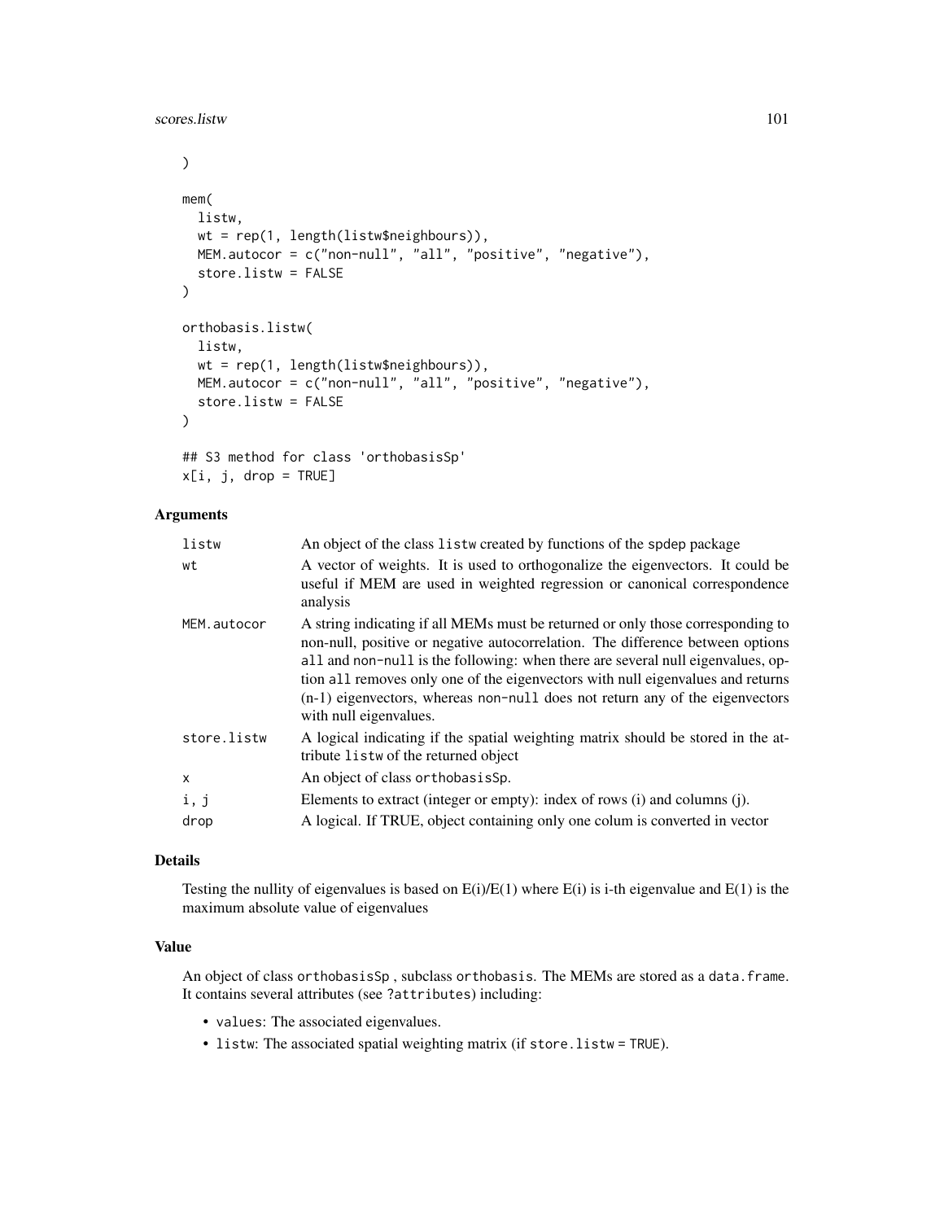```
)

mem(
  listw,
  wt = rep(1, length(listw$neighbours)),
  MEM.autocor = c("non-null", "all", "positive", "negative"),
  store.listw = FALSE
)

orthobasis.listw(
  listw,
  wt = rep(1, length(listw$neighbours)),
  MEM.autocor = c("non-null", "all", "positive", "negative"),
  store.listw = FALSE
)

## S3 method for class 'orthobasisSp'
x[i, j, drop = TRUE]
```

## Arguments

| | |
|---|---|
| listw | An object of the class listw created by functions of the spdep package |
| wt | A vector of weights. It is used to orthogonalize the eigenvectors. It could be useful if MEM are used in weighted regression or canonical correspondence analysis |
| MEM.autocor | A string indicating if all MEMs must be returned or only those corresponding to non-null, positive or negative autocorrelation. The difference between options all and non-null is the following: when there are several null eigenvalues, option all removes only one of the eigenvectors with null eigenvalues and returns (n-1) eigenvectors, whereas non-null does not return any of the eigenvectors with null eigenvalues. |
| store.listw | A logical indicating if the spatial weighting matrix should be stored in the attribute listw of the returned object |
| x | An object of class orthobasisSp. |
| i, j | Elements to extract (integer or empty): index of rows (i) and columns (j). |
| drop | A logical. If TRUE, object containing only one colum is converted in vector |

## Details

Testing the nullity of eigenvalues is based on E(i)/E(1) where E(i) is i-th eigenvalue and E(1) is the maximum absolute value of eigenvalues

## Value

An object of class orthobasisSp , subclass orthobasis. The MEMs are stored as a data.frame. It contains several attributes (see ?attributes) including:

- values: The associated eigenvalues.
- listw: The associated spatial weighting matrix (if store.listw = TRUE).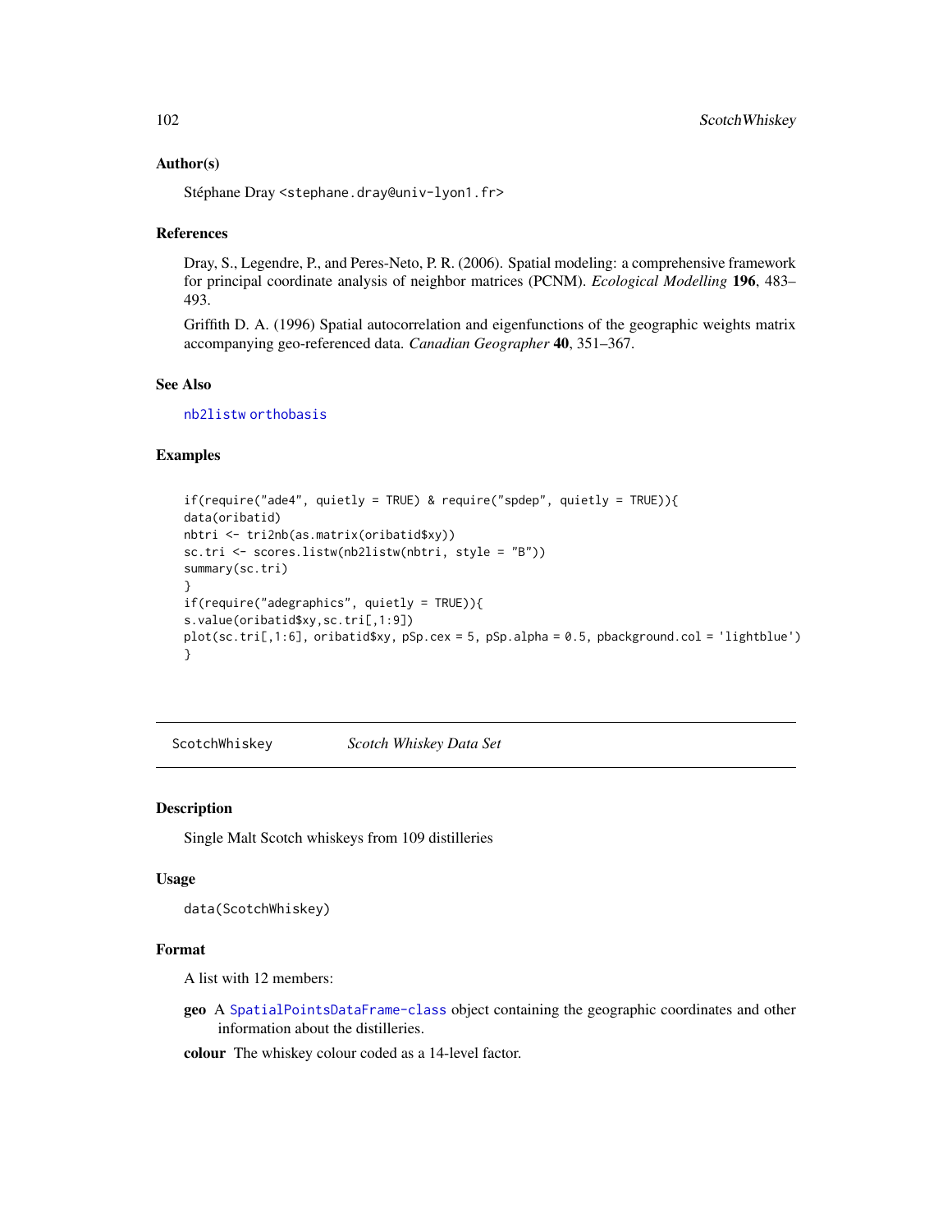### Author(s)

Stéphane Dray <stephane.dray@univ-lyon1.fr>

### References

Dray, S., Legendre, P., and Peres-Neto, P. R. (2006). Spatial modeling: a comprehensive framework for principal coordinate analysis of neighbor matrices (PCNM). *Ecological Modelling* **196**, 483–493.

Griffith D. A. (1996) Spatial autocorrelation and eigenfunctions of the geographic weights matrix accompanying geo-referenced data. *Canadian Geographer* **40**, 351–367.

### See Also

`nb2listw` `orthobasis`

### Examples

```
if(require("ade4", quietly = TRUE) & require("spdep", quietly = TRUE)){
data(oribatid)
nbtri <- tri2nb(as.matrix(oribatid$xy))
sc.tri <- scores.listw(nb2listw(nbtri, style = "B"))
summary(sc.tri)
}
if(require("adegraphics", quietly = TRUE)){
s.value(oribatid$xy,sc.tri[,1:9])
plot(sc.tri[,1:6], oribatid$xy, pSp.cex = 5, pSp.alpha = 0.5, pbackground.col = 'lightblue')
}
```

---

## ScotchWhiskey *Scotch Whiskey Data Set*

---

### Description

Single Malt Scotch whiskeys from 109 distilleries

### Usage

```
data(ScotchWhiskey)
```

### Format

A list with 12 members:

**geo** A `SpatialPointsDataFrame-class` object containing the geographic coordinates and other information about the distilleries.

**colour** The whiskey colour coded as a 14-level factor.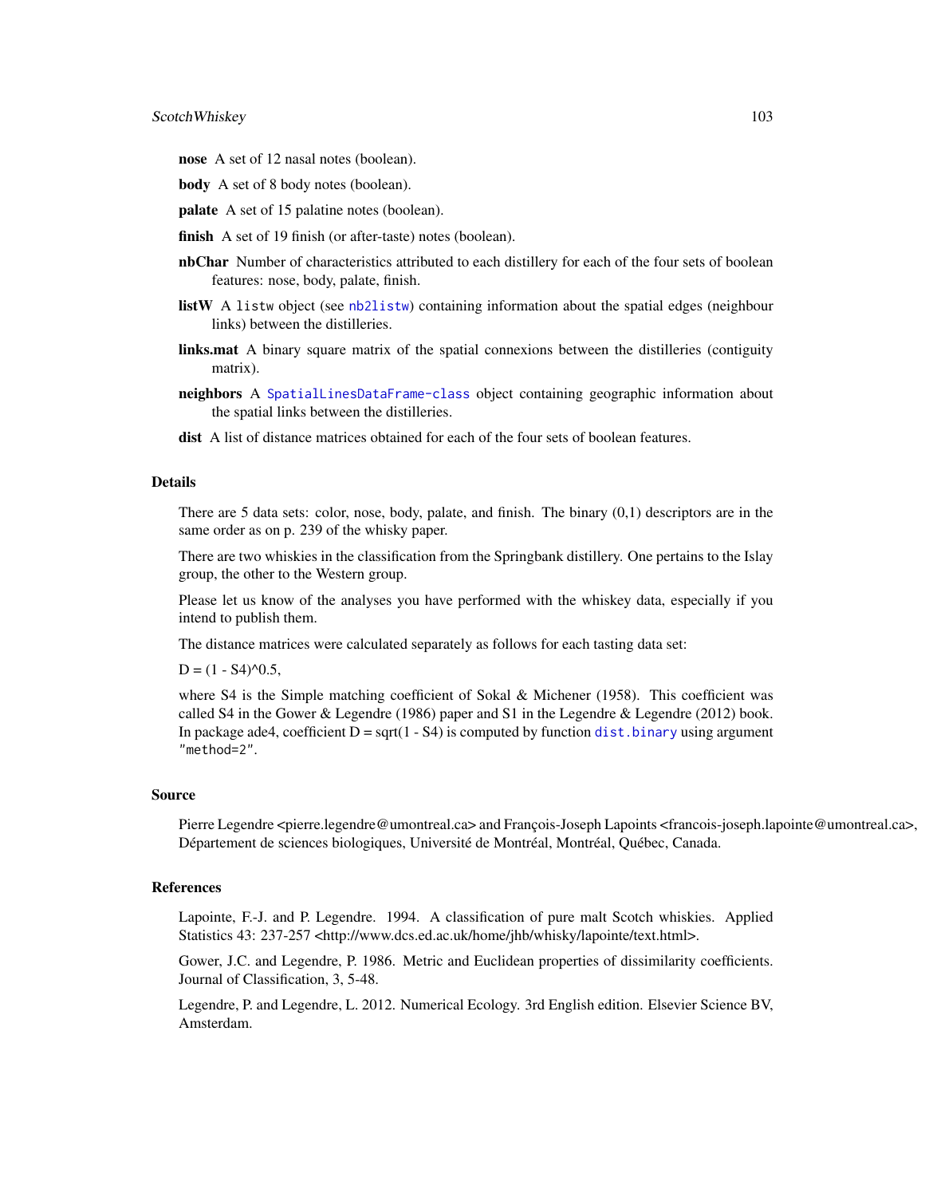**nose** A set of 12 nasal notes (boolean).

**body** A set of 8 body notes (boolean).

**palate** A set of 15 palatine notes (boolean).

**finish** A set of 19 finish (or after-taste) notes (boolean).

**nbChar** Number of characteristics attributed to each distillery for each of the four sets of boolean features: nose, body, palate, finish.

**listW** A `listw` object (see `nb2listw`) containing information about the spatial edges (neighbour links) between the distilleries.

**links.mat** A binary square matrix of the spatial connexions between the distilleries (contiguity matrix).

**neighbors** A `SpatialLinesDataFrame-class` object containing geographic information about the spatial links between the distilleries.

**dist** A list of distance matrices obtained for each of the four sets of boolean features.

## Details

There are 5 data sets: color, nose, body, palate, and finish. The binary (0,1) descriptors are in the same order as on p. 239 of the whisky paper.

There are two whiskies in the classification from the Springbank distillery. One pertains to the Islay group, the other to the Western group.

Please let us know of the analyses you have performed with the whiskey data, especially if you intend to publish them.

The distance matrices were calculated separately as follows for each tasting data set:

D = (1 - S4)^0.5,

where S4 is the Simple matching coefficient of Sokal & Michener (1958). This coefficient was called S4 in the Gower & Legendre (1986) paper and S1 in the Legendre & Legendre (2012) book. In package ade4, coefficient D = sqrt(1 - S4) is computed by function `dist.binary` using argument `"method=2"`.

## Source

Pierre Legendre <pierre.legendre@umontreal.ca> and François-Joseph Lapoints <francois-joseph.lapointe@umontreal.ca>, Département de sciences biologiques, Université de Montréal, Montréal, Québec, Canada.

## References

Lapointe, F.-J. and P. Legendre. 1994. A classification of pure malt Scotch whiskies. Applied Statistics 43: 237-257 <http://www.dcs.ed.ac.uk/home/jhb/whisky/lapointe/text.html>.

Gower, J.C. and Legendre, P. 1986. Metric and Euclidean properties of dissimilarity coefficients. Journal of Classification, 3, 5-48.

Legendre, P. and Legendre, L. 2012. Numerical Ecology. 3rd English edition. Elsevier Science BV, Amsterdam.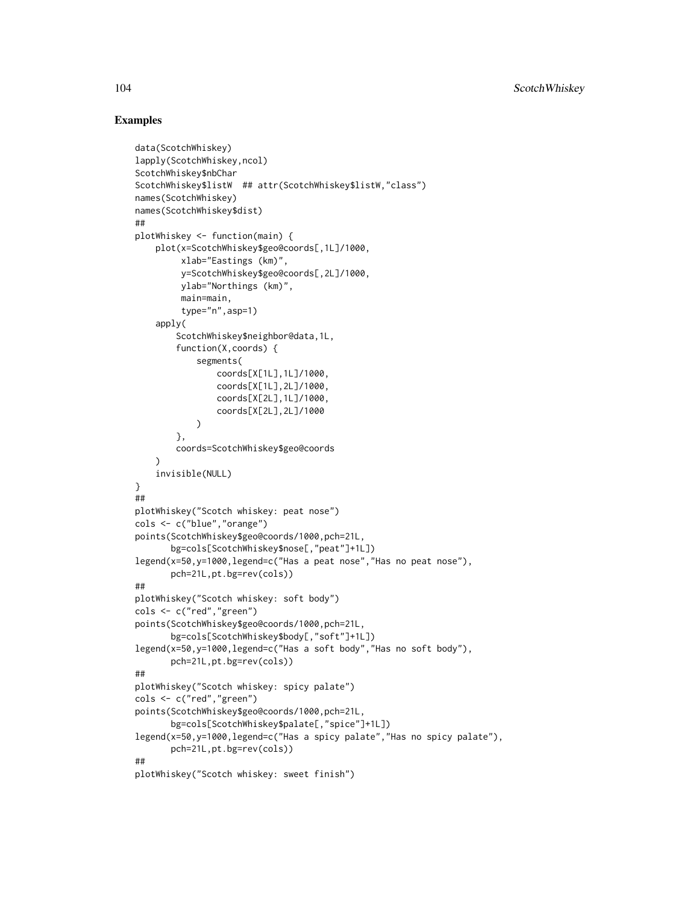## Examples

```
data(ScotchWhiskey)
lapply(ScotchWhiskey,ncol)
ScotchWhiskey$nbChar
ScotchWhiskey$listW  ## attr(ScotchWhiskey$listW,"class")
names(ScotchWhiskey)
names(ScotchWhiskey$dist)
##
plotWhiskey <- function(main) {
    plot(x=ScotchWhiskey$geo@coords[,1L]/1000,
         xlab="Eastings (km)",
         y=ScotchWhiskey$geo@coords[,2L]/1000,
         ylab="Northings (km)",
         main=main,
         type="n",asp=1)
    apply(
        ScotchWhiskey$neighbor@data,1L,
        function(X,coords) {
            segments(
                coords[X[1L],1L]/1000,
                coords[X[1L],2L]/1000,
                coords[X[2L],1L]/1000,
                coords[X[2L],2L]/1000
            )
        },
        coords=ScotchWhiskey$geo@coords
    )
    invisible(NULL)
}
##
plotWhiskey("Scotch whiskey: peat nose")
cols <- c("blue","orange")
points(ScotchWhiskey$geo@coords/1000,pch=21L,
       bg=cols[ScotchWhiskey$nose[,"peat"]+1L])
legend(x=50,y=1000,legend=c("Has a peat nose","Has no peat nose"),
       pch=21L,pt.bg=rev(cols))
##
plotWhiskey("Scotch whiskey: soft body")
cols <- c("red","green")
points(ScotchWhiskey$geo@coords/1000,pch=21L,
       bg=cols[ScotchWhiskey$body[,"soft"]+1L])
legend(x=50,y=1000,legend=c("Has a soft body","Has no soft body"),
       pch=21L,pt.bg=rev(cols))
##
plotWhiskey("Scotch whiskey: spicy palate")
cols <- c("red","green")
points(ScotchWhiskey$geo@coords/1000,pch=21L,
       bg=cols[ScotchWhiskey$palate[,"spice"]+1L])
legend(x=50,y=1000,legend=c("Has a spicy palate","Has no spicy palate"),
       pch=21L,pt.bg=rev(cols))
##
plotWhiskey("Scotch whiskey: sweet finish")
```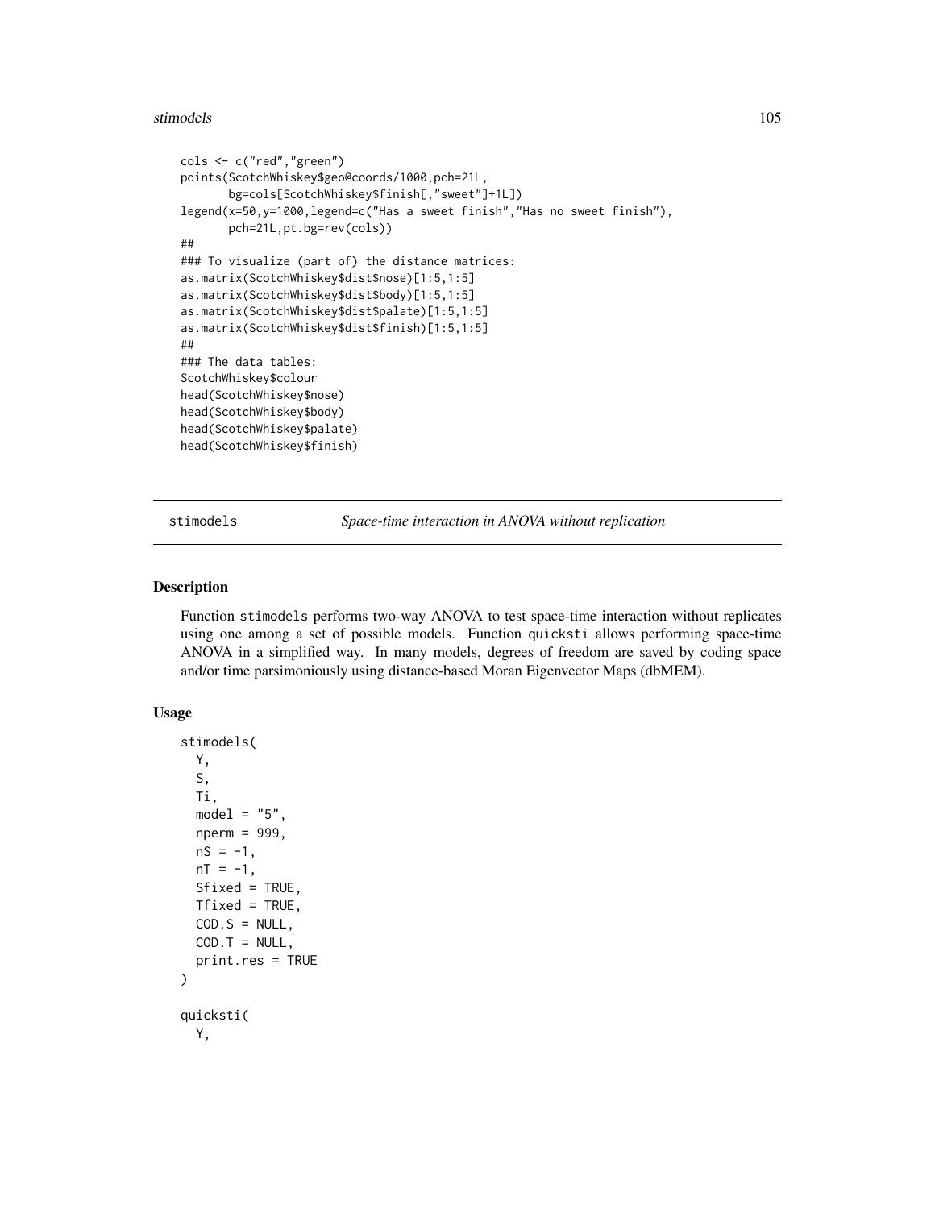```
cols <- c("red","green")
points(ScotchWhiskey$geo@coords/1000,pch=21L,
       bg=cols[ScotchWhiskey$finish[,"sweet"]+1L])
legend(x=50,y=1000,legend=c("Has a sweet finish","Has no sweet finish"),
       pch=21L,pt.bg=rev(cols))
##
### To visualize (part of) the distance matrices:
as.matrix(ScotchWhiskey$dist$nose)[1:5,1:5]
as.matrix(ScotchWhiskey$dist$body)[1:5,1:5]
as.matrix(ScotchWhiskey$dist$palate)[1:5,1:5]
as.matrix(ScotchWhiskey$dist$finish)[1:5,1:5]
##
### The data tables:
ScotchWhiskey$colour
head(ScotchWhiskey$nose)
head(ScotchWhiskey$body)
head(ScotchWhiskey$palate)
head(ScotchWhiskey$finish)
```

## stimodels *Space-time interaction in ANOVA without replication*

### Description

Function stimodels performs two-way ANOVA to test space-time interaction without replicates using one among a set of possible models. Function quicksti allows performing space-time ANOVA in a simplified way. In many models, degrees of freedom are saved by coding space and/or time parsimoniously using distance-based Moran Eigenvector Maps (dbMEM).

### Usage

```
stimodels(
  Y,
  S,
  Ti,
  model = "5",
  nperm = 999,
  nS = -1,
  nT = -1,
  Sfixed = TRUE,
  Tfixed = TRUE,
  COD.S = NULL,
  COD.T = NULL,
  print.res = TRUE
)

quicksti(
  Y,
```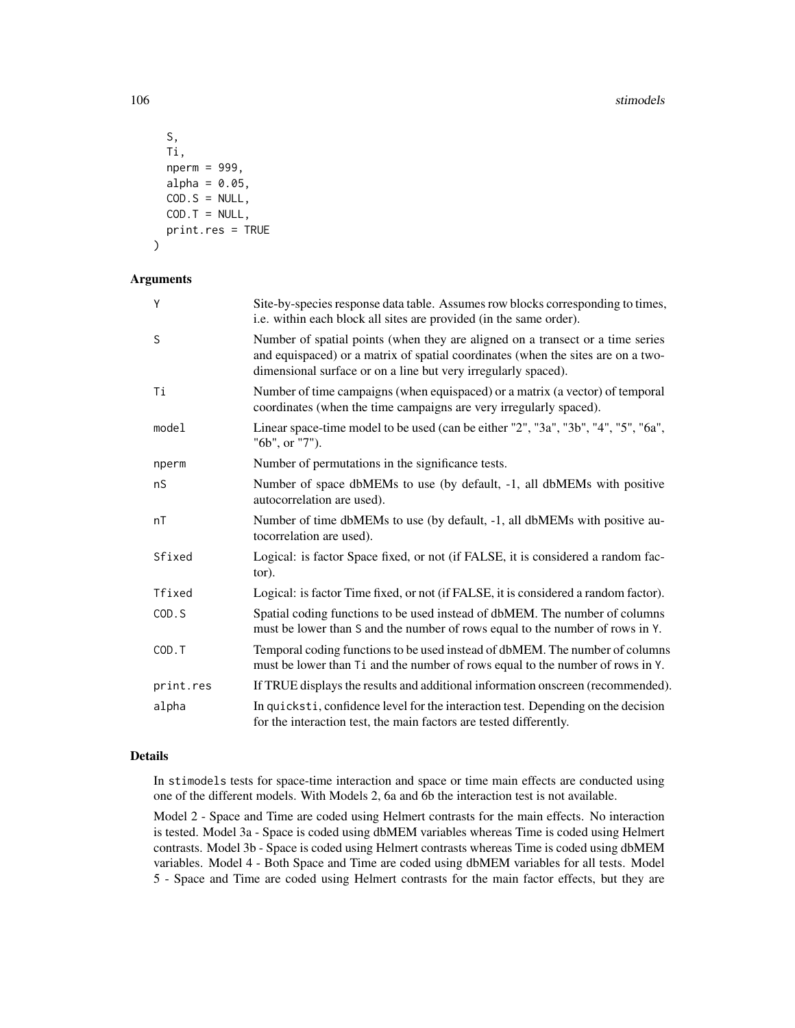```
  S,
  Ti,
  nperm = 999,
  alpha = 0.05,
  COD.S = NULL,
  COD.T = NULL,
  print.res = TRUE
)
```

## Arguments

| | |
|---|---|
| Y | Site-by-species response data table. Assumes row blocks corresponding to times, i.e. within each block all sites are provided (in the same order). |
| S | Number of spatial points (when they are aligned on a transect or a time series and equispaced) or a matrix of spatial coordinates (when the sites are on a two-dimensional surface or on a line but very irregularly spaced). |
| Ti | Number of time campaigns (when equispaced) or a matrix (a vector) of temporal coordinates (when the time campaigns are very irregularly spaced). |
| model | Linear space-time model to be used (can be either "2", "3a", "3b", "4", "5", "6a", "6b", or "7"). |
| nperm | Number of permutations in the significance tests. |
| nS | Number of space dbMEMs to use (by default, -1, all dbMEMs with positive autocorrelation are used). |
| nT | Number of time dbMEMs to use (by default, -1, all dbMEMs with positive autocorrelation are used). |
| Sfixed | Logical: is factor Space fixed, or not (if FALSE, it is considered a random factor). |
| Tfixed | Logical: is factor Time fixed, or not (if FALSE, it is considered a random factor). |
| COD.S | Spatial coding functions to be used instead of dbMEM. The number of columns must be lower than S and the number of rows equal to the number of rows in Y. |
| COD.T | Temporal coding functions to be used instead of dbMEM. The number of columns must be lower than Ti and the number of rows equal to the number of rows in Y. |
| print.res | If TRUE displays the results and additional information onscreen (recommended). |
| alpha | In quicksti, confidence level for the interaction test. Depending on the decision for the interaction test, the main factors are tested differently. |

## Details

In stimodels tests for space-time interaction and space or time main effects are conducted using one of the different models. With Models 2, 6a and 6b the interaction test is not available.

Model 2 - Space and Time are coded using Helmert contrasts for the main effects. No interaction is tested. Model 3a - Space is coded using dbMEM variables whereas Time is coded using Helmert contrasts. Model 3b - Space is coded using Helmert contrasts whereas Time is coded using dbMEM variables. Model 4 - Both Space and Time are coded using dbMEM variables for all tests. Model 5 - Space and Time are coded using Helmert contrasts for the main factor effects, but they are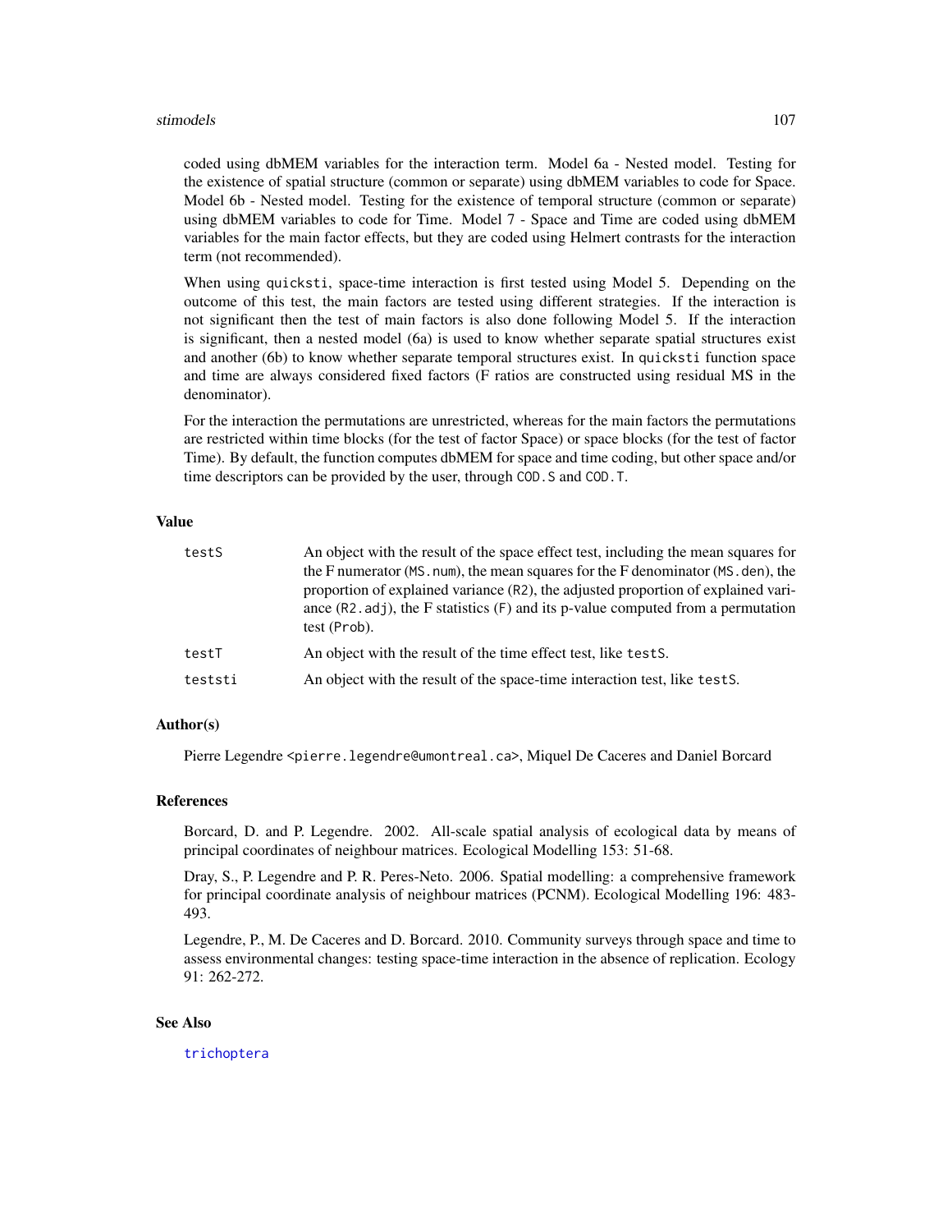coded using dbMEM variables for the interaction term. Model 6a - Nested model. Testing for the existence of spatial structure (common or separate) using dbMEM variables to code for Space. Model 6b - Nested model. Testing for the existence of temporal structure (common or separate) using dbMEM variables to code for Time. Model 7 - Space and Time are coded using dbMEM variables for the main factor effects, but they are coded using Helmert contrasts for the interaction term (not recommended).

When using `quicksti`, space-time interaction is first tested using Model 5. Depending on the outcome of this test, the main factors are tested using different strategies. If the interaction is not significant then the test of main factors is also done following Model 5. If the interaction is significant, then a nested model (6a) is used to know whether separate spatial structures exist and another (6b) to know whether separate temporal structures exist. In `quicksti` function space and time are always considered fixed factors (F ratios are constructed using residual MS in the denominator).

For the interaction the permutations are unrestricted, whereas for the main factors the permutations are restricted within time blocks (for the test of factor Space) or space blocks (for the test of factor Time). By default, the function computes dbMEM for space and time coding, but other space and/or time descriptors can be provided by the user, through `COD.S` and `COD.T`.

## Value

| | |
|---|---|
| `testS` | An object with the result of the space effect test, including the mean squares for the F numerator (`MS.num`), the mean squares for the F denominator (`MS.den`), the proportion of explained variance (`R2`), the adjusted proportion of explained variance (`R2.adj`), the F statistics (`F`) and its p-value computed from a permutation test (`Prob`). |
| `testT` | An object with the result of the time effect test, like `testS`. |
| `teststi` | An object with the result of the space-time interaction test, like `testS`. |

## Author(s)

Pierre Legendre <pierre.legendre@umontreal.ca>, Miquel De Caceres and Daniel Borcard

## References

Borcard, D. and P. Legendre. 2002. All-scale spatial analysis of ecological data by means of principal coordinates of neighbour matrices. Ecological Modelling 153: 51-68.

Dray, S., P. Legendre and P. R. Peres-Neto. 2006. Spatial modelling: a comprehensive framework for principal coordinate analysis of neighbour matrices (PCNM). Ecological Modelling 196: 483-493.

Legendre, P., M. De Caceres and D. Borcard. 2010. Community surveys through space and time to assess environmental changes: testing space-time interaction in the absence of replication. Ecology 91: 262-272.

## See Also

`trichoptera`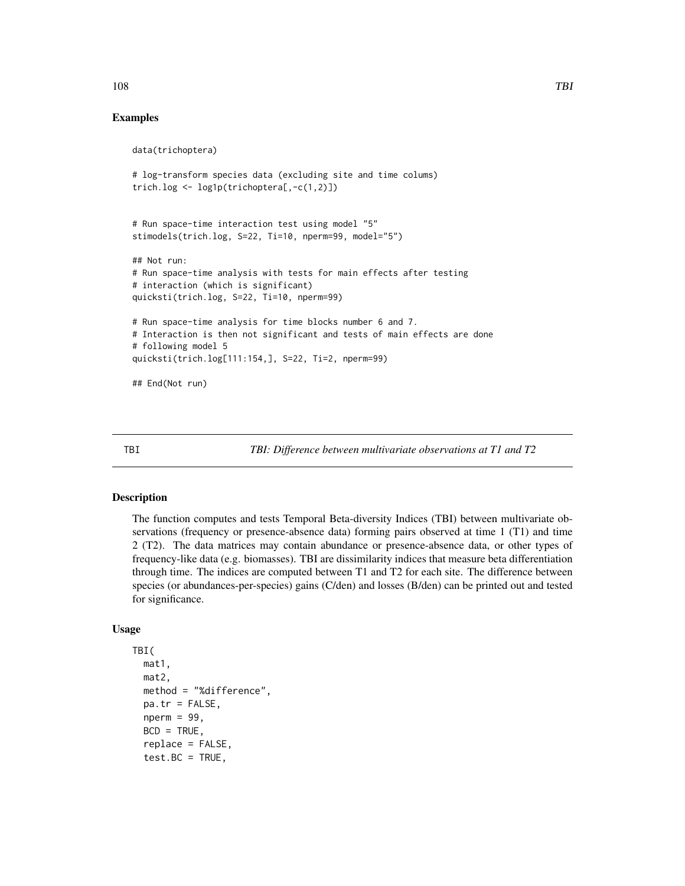## Examples

```
data(trichoptera)

# log-transform species data (excluding site and time colums)
trich.log <- log1p(trichoptera[,-c(1,2)])


# Run space-time interaction test using model "5"
stimodels(trich.log, S=22, Ti=10, nperm=99, model="5")

## Not run:
# Run space-time analysis with tests for main effects after testing
# interaction (which is significant)
quicksti(trich.log, S=22, Ti=10, nperm=99)

# Run space-time analysis for time blocks number 6 and 7.
# Interaction is then not significant and tests of main effects are done
# following model 5
quicksti(trich.log[111:154,], S=22, Ti=2, nperm=99)

## End(Not run)
```

---

TBI — *TBI: Difference between multivariate observations at T1 and T2*

---

## Description

The function computes and tests Temporal Beta-diversity Indices (TBI) between multivariate observations (frequency or presence-absence data) forming pairs observed at time 1 (T1) and time 2 (T2). The data matrices may contain abundance or presence-absence data, or other types of frequency-like data (e.g. biomasses). TBI are dissimilarity indices that measure beta differentiation through time. The indices are computed between T1 and T2 for each site. The difference between species (or abundances-per-species) gains (C/den) and losses (B/den) can be printed out and tested for significance.

## Usage

```
TBI(
  mat1,
  mat2,
  method = "%difference",
  pa.tr = FALSE,
  nperm = 99,
  BCD = TRUE,
  replace = FALSE,
  test.BC = TRUE,
```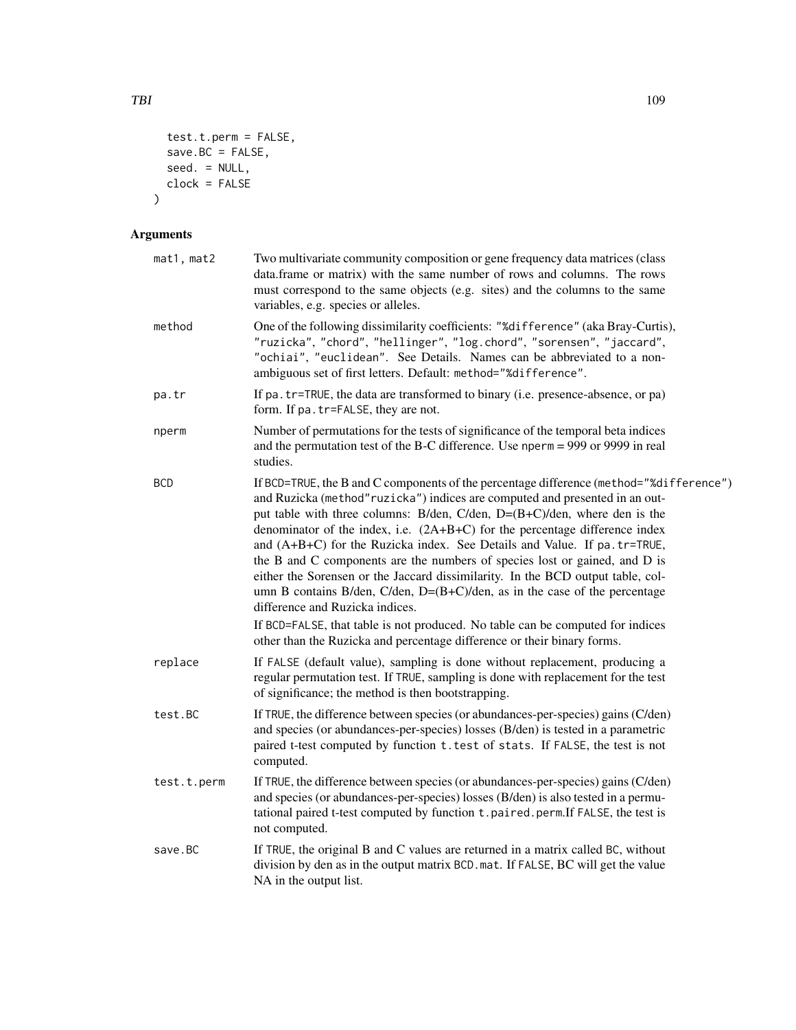```
  test.t.perm = FALSE,
  save.BC = FALSE,
  seed. = NULL,
  clock = FALSE
)
```

## Arguments

| Argument | Description |
|---|---|
| `mat1, mat2` | Two multivariate community composition or gene frequency data matrices (class data.frame or matrix) with the same number of rows and columns. The rows must correspond to the same objects (e.g. sites) and the columns to the same variables, e.g. species or alleles. |
| `method` | One of the following dissimilarity coefficients: `"%difference"` (aka Bray-Curtis), `"ruzicka"`, `"chord"`, `"hellinger"`, `"log.chord"`, `"sorensen"`, `"jaccard"`, `"ochiai"`, `"euclidean"`. See Details. Names can be abbreviated to a non-ambiguous set of first letters. Default: `method="%difference"`. |
| `pa.tr` | If `pa.tr=TRUE`, the data are transformed to binary (i.e. presence-absence, or pa) form. If `pa.tr=FALSE`, they are not. |
| `nperm` | Number of permutations for the tests of significance of the temporal beta indices and the permutation test of the B-C difference. Use `nperm` = 999 or 9999 in real studies. |
| `BCD` | If `BCD=TRUE`, the B and C components of the percentage difference (`method="%difference"`) and Ruzicka (`method"ruzicka"`) indices are computed and presented in an output table with three columns: B/den, C/den, D=(B+C)/den, where den is the denominator of the index, i.e. (2A+B+C) for the percentage difference index and (A+B+C) for the Ruzicka index. See Details and Value. If `pa.tr=TRUE`, the B and C components are the numbers of species lost or gained, and D is either the Sorensen or the Jaccard dissimilarity. In the BCD output table, column B contains B/den, C/den, D=(B+C)/den, as in the case of the percentage difference and Ruzicka indices.<br>If `BCD=FALSE`, that table is not produced. No table can be computed for indices other than the Ruzicka and percentage difference or their binary forms. |
| `replace` | If `FALSE` (default value), sampling is done without replacement, producing a regular permutation test. If `TRUE`, sampling is done with replacement for the test of significance; the method is then bootstrapping. |
| `test.BC` | If `TRUE`, the difference between species (or abundances-per-species) gains (C/den) and species (or abundances-per-species) losses (B/den) is tested in a parametric paired t-test computed by function `t.test` of `stats`. If `FALSE`, the test is not computed. |
| `test.t.perm` | If `TRUE`, the difference between species (or abundances-per-species) gains (C/den) and species (or abundances-per-species) losses (B/den) is also tested in a permutational paired t-test computed by function `t.paired.perm`.If `FALSE`, the test is not computed. |
| `save.BC` | If `TRUE`, the original B and C values are returned in a matrix called `BC`, without division by den as in the output matrix `BCD.mat`. If `FALSE`, BC will get the value NA in the output list. |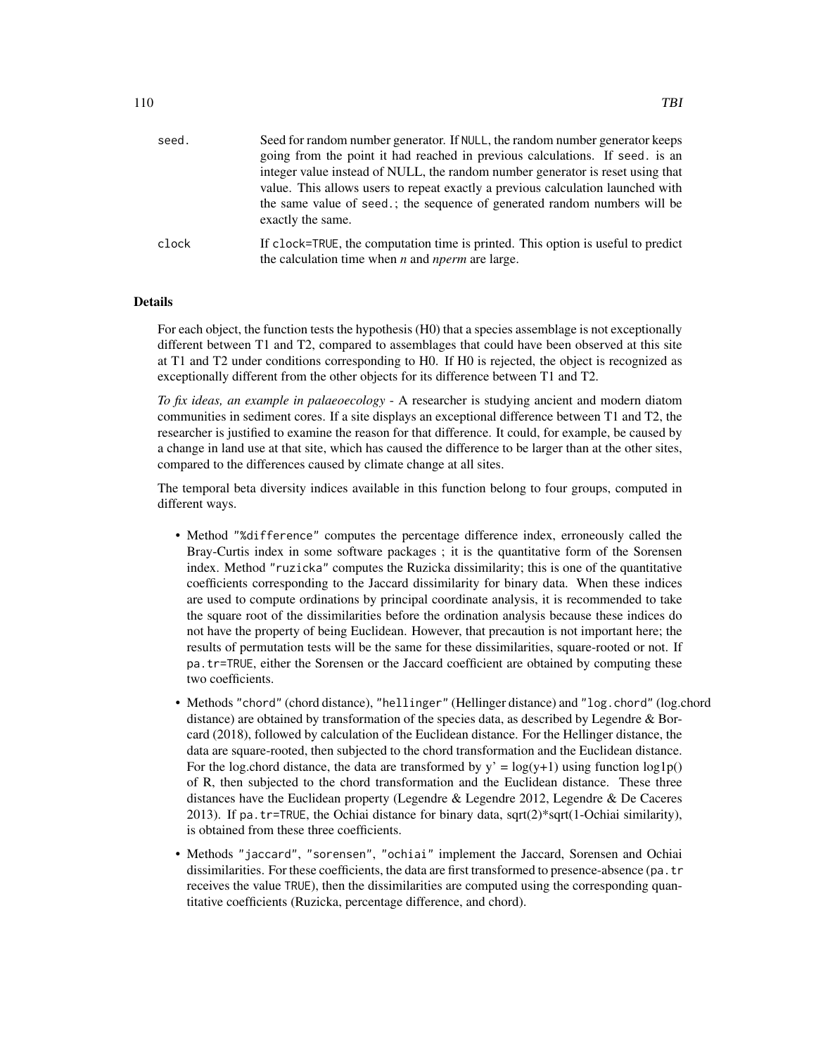`seed.` Seed for random number generator. If `NULL`, the random number generator keeps going from the point it had reached in previous calculations. If `seed.` is an integer value instead of NULL, the random number generator is reset using that value. This allows users to repeat exactly a previous calculation launched with the same value of `seed.`; the sequence of generated random numbers will be exactly the same.

`clock` If `clock=TRUE`, the computation time is printed. This option is useful to predict the calculation time when *n* and *nperm* are large.

## Details

For each object, the function tests the hypothesis (H0) that a species assemblage is not exceptionally different between T1 and T2, compared to assemblages that could have been observed at this site at T1 and T2 under conditions corresponding to H0. If H0 is rejected, the object is recognized as exceptionally different from the other objects for its difference between T1 and T2.

*To fix ideas, an example in palaeoecology* - A researcher is studying ancient and modern diatom communities in sediment cores. If a site displays an exceptional difference between T1 and T2, the researcher is justified to examine the reason for that difference. It could, for example, be caused by a change in land use at that site, which has caused the difference to be larger than at the other sites, compared to the differences caused by climate change at all sites.

The temporal beta diversity indices available in this function belong to four groups, computed in different ways.

- Method `"%difference"` computes the percentage difference index, erroneously called the Bray-Curtis index in some software packages ; it is the quantitative form of the Sorensen index. Method `"ruzicka"` computes the Ruzicka dissimilarity; this is one of the quantitative coefficients corresponding to the Jaccard dissimilarity for binary data. When these indices are used to compute ordinations by principal coordinate analysis, it is recommended to take the square root of the dissimilarities before the ordination analysis because these indices do not have the property of being Euclidean. However, that precaution is not important here; the results of permutation tests will be the same for these dissimilarities, square-rooted or not. If `pa.tr=TRUE`, either the Sorensen or the Jaccard coefficient are obtained by computing these two coefficients.
- Methods `"chord"` (chord distance), `"hellinger"` (Hellinger distance) and `"log.chord"` (log.chord distance) are obtained by transformation of the species data, as described by Legendre & Borcard (2018), followed by calculation of the Euclidean distance. For the Hellinger distance, the data are square-rooted, then subjected to the chord transformation and the Euclidean distance. For the log.chord distance, the data are transformed by y' = log(y+1) using function log1p() of R, then subjected to the chord transformation and the Euclidean distance. These three distances have the Euclidean property (Legendre & Legendre 2012, Legendre & De Caceres 2013). If `pa.tr=TRUE`, the Ochiai distance for binary data, sqrt(2)*sqrt(1-Ochiai similarity), is obtained from these three coefficients.
- Methods `"jaccard"`, `"sorensen"`, `"ochiai"` implement the Jaccard, Sorensen and Ochiai dissimilarities. For these coefficients, the data are first transformed to presence-absence (`pa.tr` receives the value `TRUE`), then the dissimilarities are computed using the corresponding quantitative coefficients (Ruzicka, percentage difference, and chord).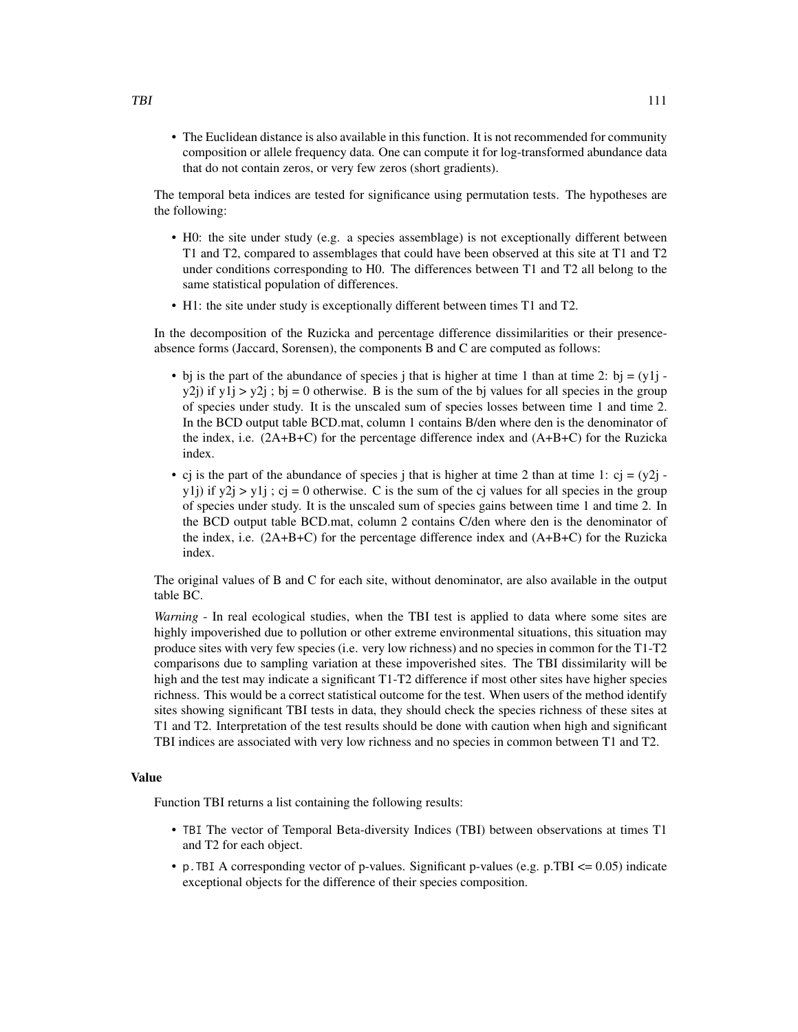- The Euclidean distance is also available in this function. It is not recommended for community composition or allele frequency data. One can compute it for log-transformed abundance data that do not contain zeros, or very few zeros (short gradients).

The temporal beta indices are tested for significance using permutation tests. The hypotheses are the following:

- H0: the site under study (e.g. a species assemblage) is not exceptionally different between T1 and T2, compared to assemblages that could have been observed at this site at T1 and T2 under conditions corresponding to H0. The differences between T1 and T2 all belong to the same statistical population of differences.
- H1: the site under study is exceptionally different between times T1 and T2.

In the decomposition of the Ruzicka and percentage difference dissimilarities or their presence-absence forms (Jaccard, Sorensen), the components B and C are computed as follows:

- bj is the part of the abundance of species j that is higher at time 1 than at time 2: bj = (y1j - y2j) if y1j > y2j ; bj = 0 otherwise. B is the sum of the bj values for all species in the group of species under study. It is the unscaled sum of species losses between time 1 and time 2. In the BCD output table BCD.mat, column 1 contains B/den where den is the denominator of the index, i.e. (2A+B+C) for the percentage difference index and (A+B+C) for the Ruzicka index.
- cj is the part of the abundance of species j that is higher at time 2 than at time 1: cj = (y2j - y1j) if y2j > y1j ; cj = 0 otherwise. C is the sum of the cj values for all species in the group of species under study. It is the unscaled sum of species gains between time 1 and time 2. In the BCD output table BCD.mat, column 2 contains C/den where den is the denominator of the index, i.e. (2A+B+C) for the percentage difference index and (A+B+C) for the Ruzicka index.

The original values of B and C for each site, without denominator, are also available in the output table BC.

*Warning* - In real ecological studies, when the TBI test is applied to data where some sites are highly impoverished due to pollution or other extreme environmental situations, this situation may produce sites with very few species (i.e. very low richness) and no species in common for the T1-T2 comparisons due to sampling variation at these impoverished sites. The TBI dissimilarity will be high and the test may indicate a significant T1-T2 difference if most other sites have higher species richness. This would be a correct statistical outcome for the test. When users of the method identify sites showing significant TBI tests in data, they should check the species richness of these sites at T1 and T2. Interpretation of the test results should be done with caution when high and significant TBI indices are associated with very low richness and no species in common between T1 and T2.

## Value

Function TBI returns a list containing the following results:

- `TBI` The vector of Temporal Beta-diversity Indices (TBI) between observations at times T1 and T2 for each object.
- `p.TBI` A corresponding vector of p-values. Significant p-values (e.g. p.TBI <= 0.05) indicate exceptional objects for the difference of their species composition.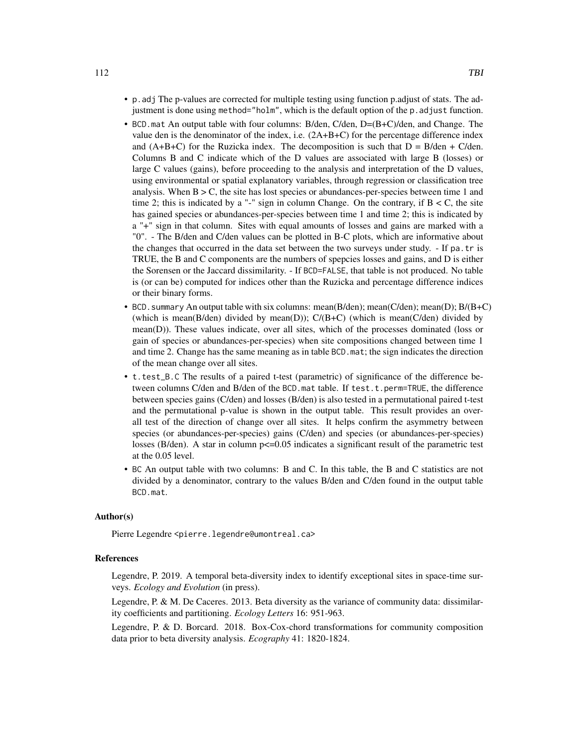- `p.adj` The p-values are corrected for multiple testing using function p.adjust of stats. The adjustment is done using `method="holm"`, which is the default option of the `p.adjust` function.
- `BCD.mat` An output table with four columns: B/den, C/den, D=(B+C)/den, and Change. The value den is the denominator of the index, i.e. (2A+B+C) for the percentage difference index and (A+B+C) for the Ruzicka index. The decomposition is such that D = B/den + C/den. Columns B and C indicate which of the D values are associated with large B (losses) or large C values (gains), before proceeding to the analysis and interpretation of the D values, using environmental or spatial explanatory variables, through regression or classification tree analysis. When B > C, the site has lost species or abundances-per-species between time 1 and time 2; this is indicated by a "-" sign in column Change. On the contrary, if B < C, the site has gained species or abundances-per-species between time 1 and time 2; this is indicated by a "+" sign in that column. Sites with equal amounts of losses and gains are marked with a "0". - The B/den and C/den values can be plotted in B-C plots, which are informative about the changes that occurred in the data set between the two surveys under study. - If `pa.tr` is TRUE, the B and C components are the numbers of spepcies losses and gains, and D is either the Sorensen or the Jaccard dissimilarity. - If `BCD=FALSE`, that table is not produced. No table is (or can be) computed for indices other than the Ruzicka and percentage difference indices or their binary forms.
- `BCD.summary` An output table with six columns: mean(B/den); mean(C/den); mean(D); B/(B+C) (which is mean(B/den) divided by mean(D)); C/(B+C) (which is mean(C/den) divided by mean(D)). These values indicate, over all sites, which of the processes dominated (loss or gain of species or abundances-per-species) when site compositions changed between time 1 and time 2. Change has the same meaning as in table `BCD.mat`; the sign indicates the direction of the mean change over all sites.
- `t.test_B.C` The results of a paired t-test (parametric) of significance of the difference between columns C/den and B/den of the `BCD.mat` table. If `test.t.perm=TRUE`, the difference between species gains (C/den) and losses (B/den) is also tested in a permutational paired t-test and the permutational p-value is shown in the output table. This result provides an overall test of the direction of change over all sites. It helps confirm the asymmetry between species (or abundances-per-species) gains (C/den) and species (or abundances-per-species) losses (B/den). A star in column p<=0.05 indicates a significant result of the parametric test at the 0.05 level.
- `BC` An output table with two columns: B and C. In this table, the B and C statistics are not divided by a denominator, contrary to the values B/den and C/den found in the output table `BCD.mat`.

### Author(s)

Pierre Legendre <pierre.legendre@umontreal.ca>

### References

Legendre, P. 2019. A temporal beta-diversity index to identify exceptional sites in space-time surveys. *Ecology and Evolution* (in press).

Legendre, P. & M. De Caceres. 2013. Beta diversity as the variance of community data: dissimilarity coefficients and partitioning. *Ecology Letters* 16: 951-963.

Legendre, P. & D. Borcard. 2018. Box-Cox-chord transformations for community composition data prior to beta diversity analysis. *Ecography* 41: 1820-1824.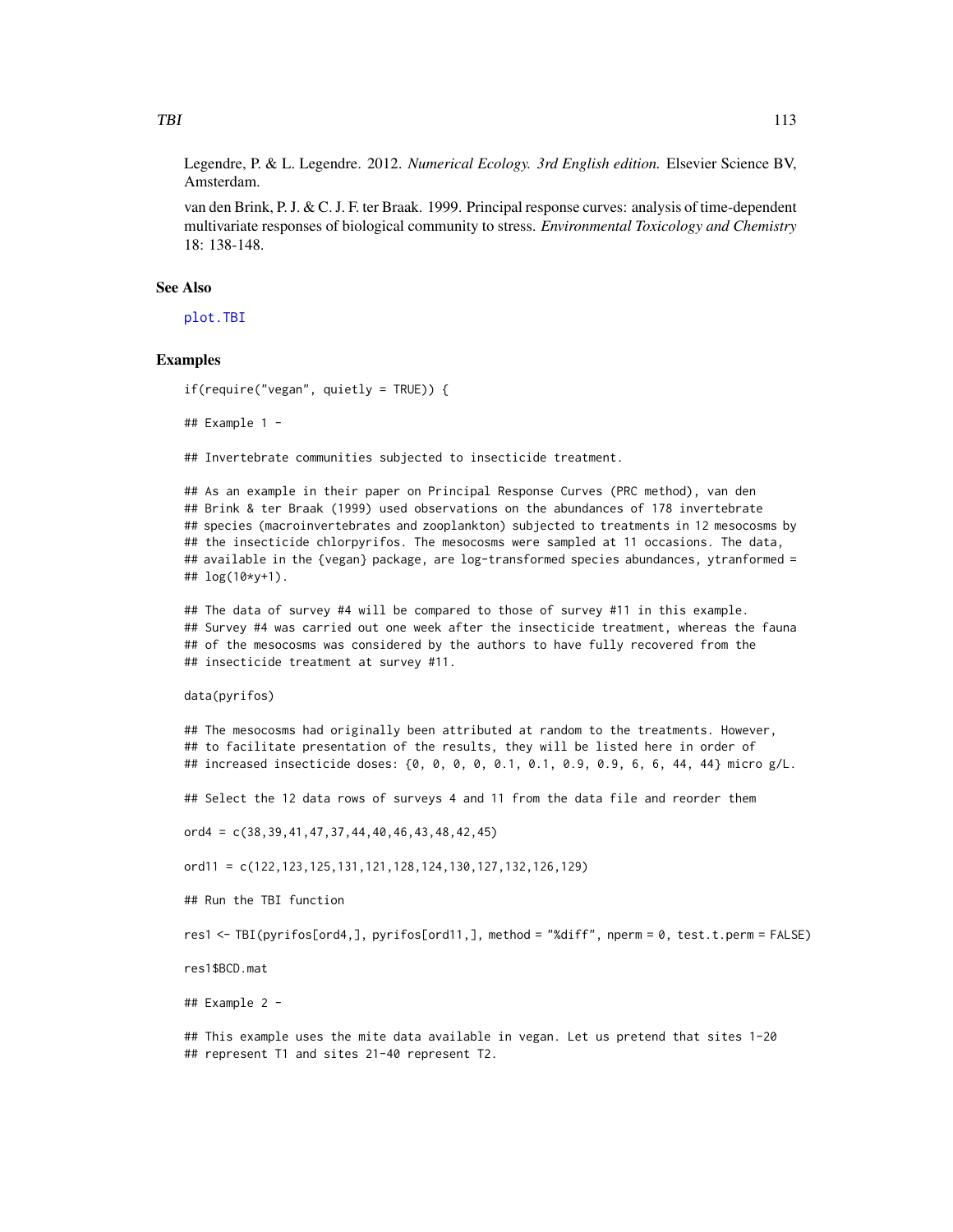Legendre, P. & L. Legendre. 2012. *Numerical Ecology. 3rd English edition.* Elsevier Science BV, Amsterdam.

van den Brink, P. J. & C. J. F. ter Braak. 1999. Principal response curves: analysis of time-dependent multivariate responses of biological community to stress. *Environmental Toxicology and Chemistry* 18: 138-148.

### See Also

plot.TBI

### Examples

```
if(require("vegan", quietly = TRUE)) {

## Example 1 -

## Invertebrate communities subjected to insecticide treatment.

## As an example in their paper on Principal Response Curves (PRC method), van den
## Brink & ter Braak (1999) used observations on the abundances of 178 invertebrate
## species (macroinvertebrates and zooplankton) subjected to treatments in 12 mesocosms by
## the insecticide chlorpyrifos. The mesocosms were sampled at 11 occasions. The data,
## available in the {vegan} package, are log-transformed species abundances, ytranformed =
## log(10*y+1).

## The data of survey #4 will be compared to those of survey #11 in this example.
## Survey #4 was carried out one week after the insecticide treatment, whereas the fauna
## of the mesocosms was considered by the authors to have fully recovered from the
## insecticide treatment at survey #11.

data(pyrifos)

## The mesocosms had originally been attributed at random to the treatments. However,
## to facilitate presentation of the results, they will be listed here in order of
## increased insecticide doses: {0, 0, 0, 0, 0.1, 0.1, 0.9, 0.9, 6, 6, 44, 44} micro g/L.

## Select the 12 data rows of surveys 4 and 11 from the data file and reorder them

ord4 = c(38,39,41,47,37,44,40,46,43,48,42,45)

ord11 = c(122,123,125,131,121,128,124,130,127,132,126,129)

## Run the TBI function

res1 <- TBI(pyrifos[ord4,], pyrifos[ord11,], method = "%diff", nperm = 0, test.t.perm = FALSE)

res1$BCD.mat

## Example 2 -

## This example uses the mite data available in vegan. Let us pretend that sites 1-20
## represent T1 and sites 21-40 represent T2.
```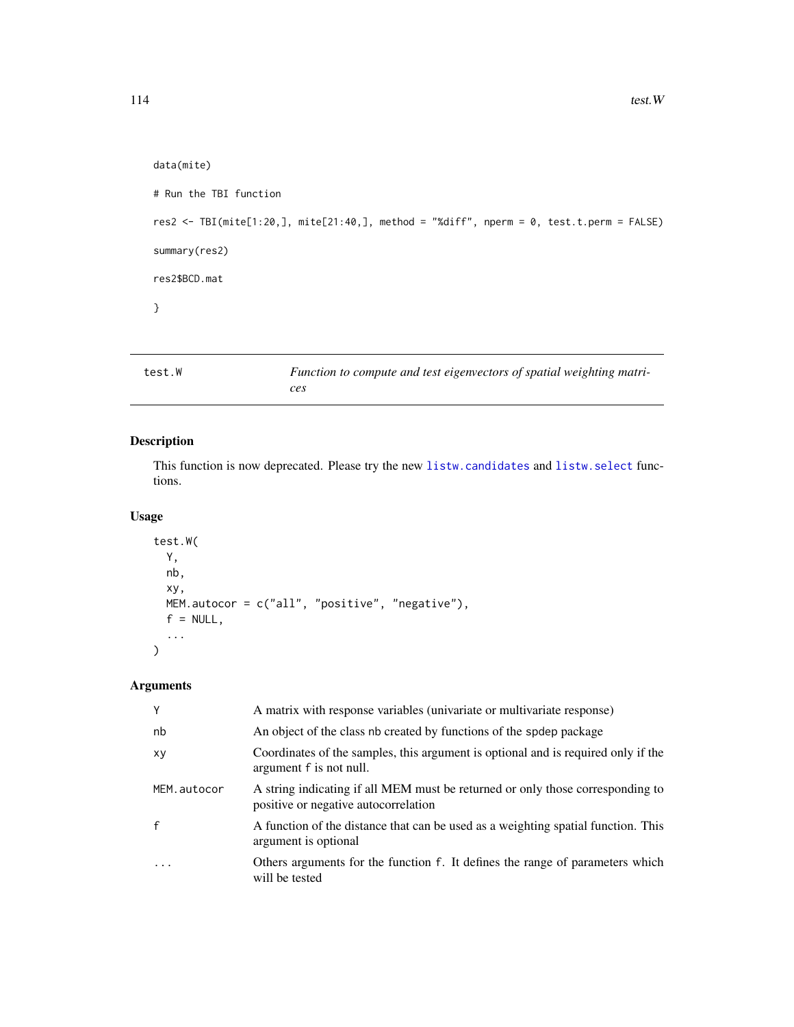```
data(mite)

# Run the TBI function

res2 <- TBI(mite[1:20,], mite[21:40,], method = "%diff", nperm = 0, test.t.perm = FALSE)

summary(res2)

res2$BCD.mat

}
```

## test.W — *Function to compute and test eigenvectors of spatial weighting matrices*

### Description

This function is now deprecated. Please try the new `listw.candidates` and `listw.select` functions.

### Usage

```
test.W(
  Y,
  nb,
  xy,
  MEM.autocor = c("all", "positive", "negative"),
  f = NULL,
  ...
)
```

### Arguments

| Argument | Description |
|---|---|
| Y | A matrix with response variables (univariate or multivariate response) |
| nb | An object of the class nb created by functions of the spdep package |
| xy | Coordinates of the samples, this argument is optional and is required only if the argument f is not null. |
| MEM.autocor | A string indicating if all MEM must be returned or only those corresponding to positive or negative autocorrelation |
| f | A function of the distance that can be used as a weighting spatial function. This argument is optional |
| ... | Others arguments for the function f. It defines the range of parameters which will be tested |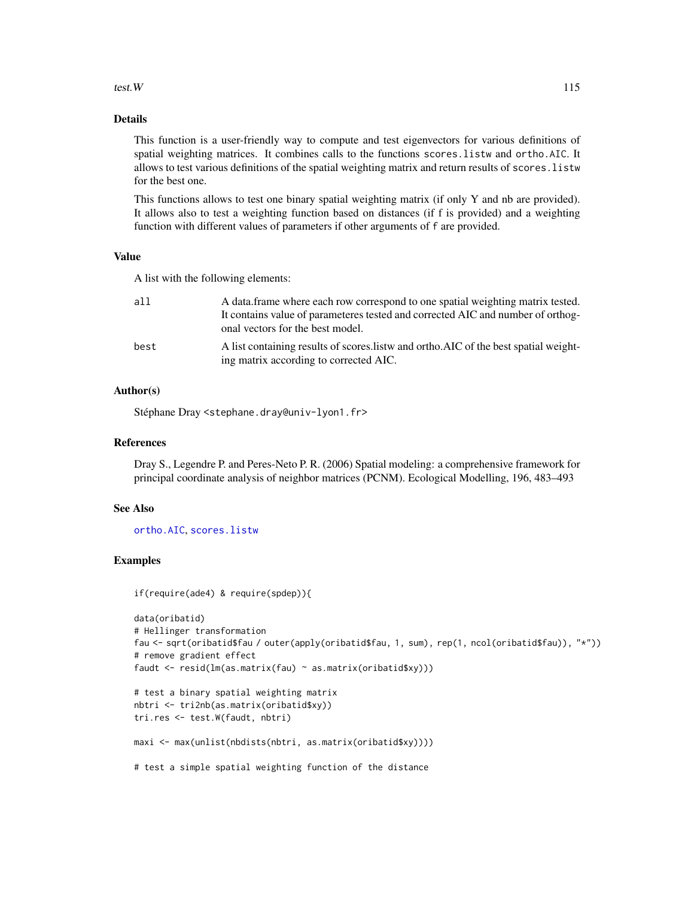## Details

This function is a user-friendly way to compute and test eigenvectors for various definitions of spatial weighting matrices. It combines calls to the functions `scores.listw` and `ortho.AIC`. It allows to test various definitions of the spatial weighting matrix and return results of `scores.listw` for the best one.

This functions allows to test one binary spatial weighting matrix (if only Y and nb are provided). It allows also to test a weighting function based on distances (if f is provided) and a weighting function with different values of parameters if other arguments of `f` are provided.

## Value

A list with the following elements:

| | |
|---|---|
| `all` | A data.frame where each row correspond to one spatial weighting matrix tested. It contains value of parameteres tested and corrected AIC and number of orthogonal vectors for the best model. |
| `best` | A list containing results of scores.listw and ortho.AIC of the best spatial weighting matrix according to corrected AIC. |

## Author(s)

Stéphane Dray <stephane.dray@univ-lyon1.fr>

## References

Dray S., Legendre P. and Peres-Neto P. R. (2006) Spatial modeling: a comprehensive framework for principal coordinate analysis of neighbor matrices (PCNM). Ecological Modelling, 196, 483–493

## See Also

`ortho.AIC`, `scores.listw`

## Examples

```
if(require(ade4) & require(spdep)){

data(oribatid)
# Hellinger transformation
fau <- sqrt(oribatid$fau / outer(apply(oribatid$fau, 1, sum), rep(1, ncol(oribatid$fau)), "*"))
# remove gradient effect
faudt <- resid(lm(as.matrix(fau) ~ as.matrix(oribatid$xy)))

# test a binary spatial weighting matrix
nbtri <- tri2nb(as.matrix(oribatid$xy))
tri.res <- test.W(faudt, nbtri)

maxi <- max(unlist(nbdists(nbtri, as.matrix(oribatid$xy))))

# test a simple spatial weighting function of the distance
```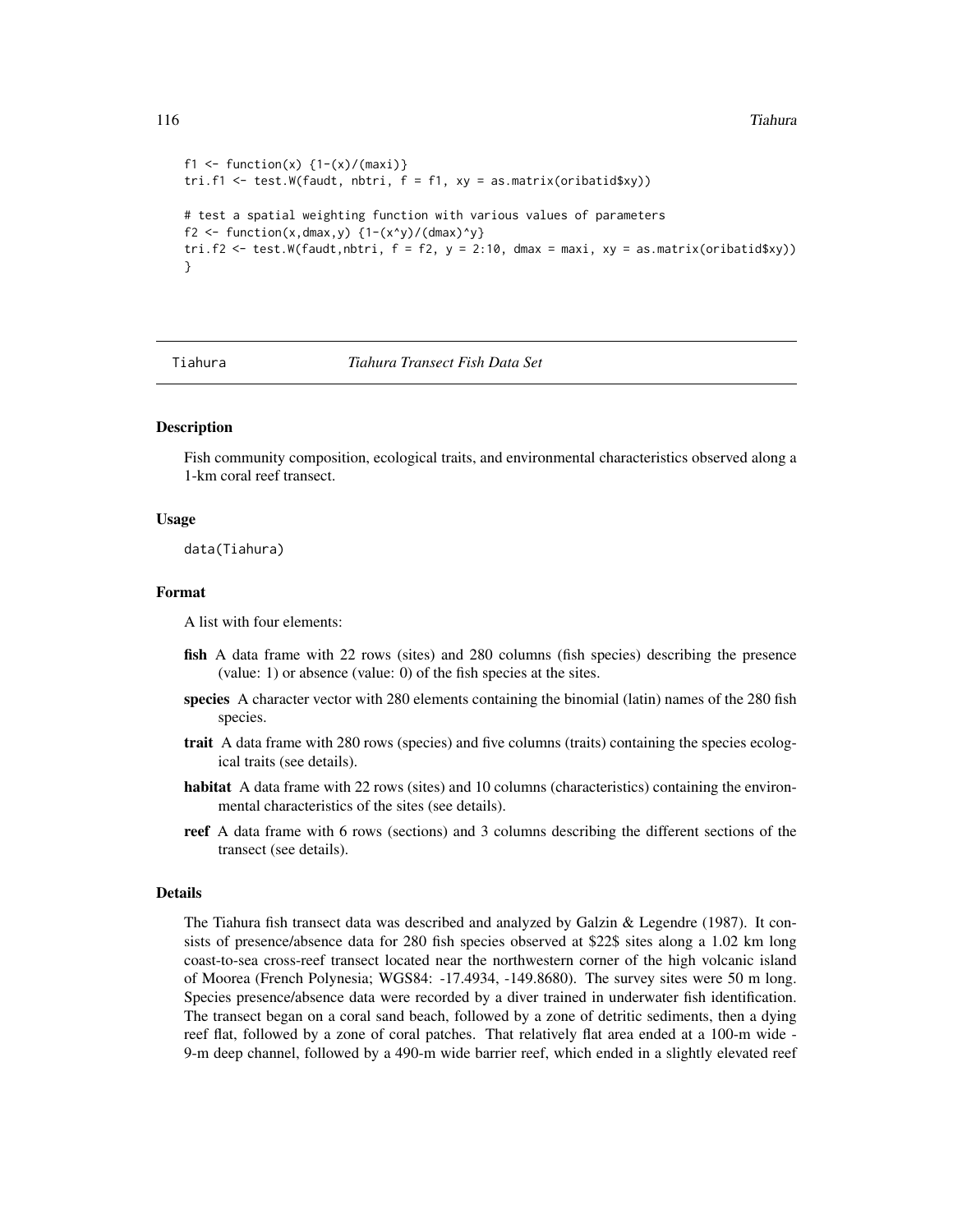```
f1 <- function(x) {1-(x)/(maxi)}
tri.f1 <- test.W(faudt, nbtri, f = f1, xy = as.matrix(oribatid$xy))

# test a spatial weighting function with various values of parameters
f2 <- function(x,dmax,y) {1-(x^y)/(dmax)^y}
tri.f2 <- test.W(faudt,nbtri, f = f2, y = 2:10, dmax = maxi, xy = as.matrix(oribatid$xy))
}
```

---

Tiahura *Tiahura Transect Fish Data Set*

---

### Description

Fish community composition, ecological traits, and environmental characteristics observed along a 1-km coral reef transect.

### Usage

```
data(Tiahura)
```

### Format

A list with four elements:

- **fish** A data frame with 22 rows (sites) and 280 columns (fish species) describing the presence (value: 1) or absence (value: 0) of the fish species at the sites.
- **species** A character vector with 280 elements containing the binomial (latin) names of the 280 fish species.
- **trait** A data frame with 280 rows (species) and five columns (traits) containing the species ecological traits (see details).
- **habitat** A data frame with 22 rows (sites) and 10 columns (characteristics) containing the environmental characteristics of the sites (see details).
- **reef** A data frame with 6 rows (sections) and 3 columns describing the different sections of the transect (see details).

### Details

The Tiahura fish transect data was described and analyzed by Galzin & Legendre (1987). It consists of presence/absence data for 280 fish species observed at $22$ sites along a 1.02 km long coast-to-sea cross-reef transect located near the northwestern corner of the high volcanic island of Moorea (French Polynesia; WGS84: -17.4934, -149.8680). The survey sites were 50 m long. Species presence/absence data were recorded by a diver trained in underwater fish identification. The transect began on a coral sand beach, followed by a zone of detritic sediments, then a dying reef flat, followed by a zone of coral patches. That relatively flat area ended at a 100-m wide - 9-m deep channel, followed by a 490-m wide barrier reef, which ended in a slightly elevated reef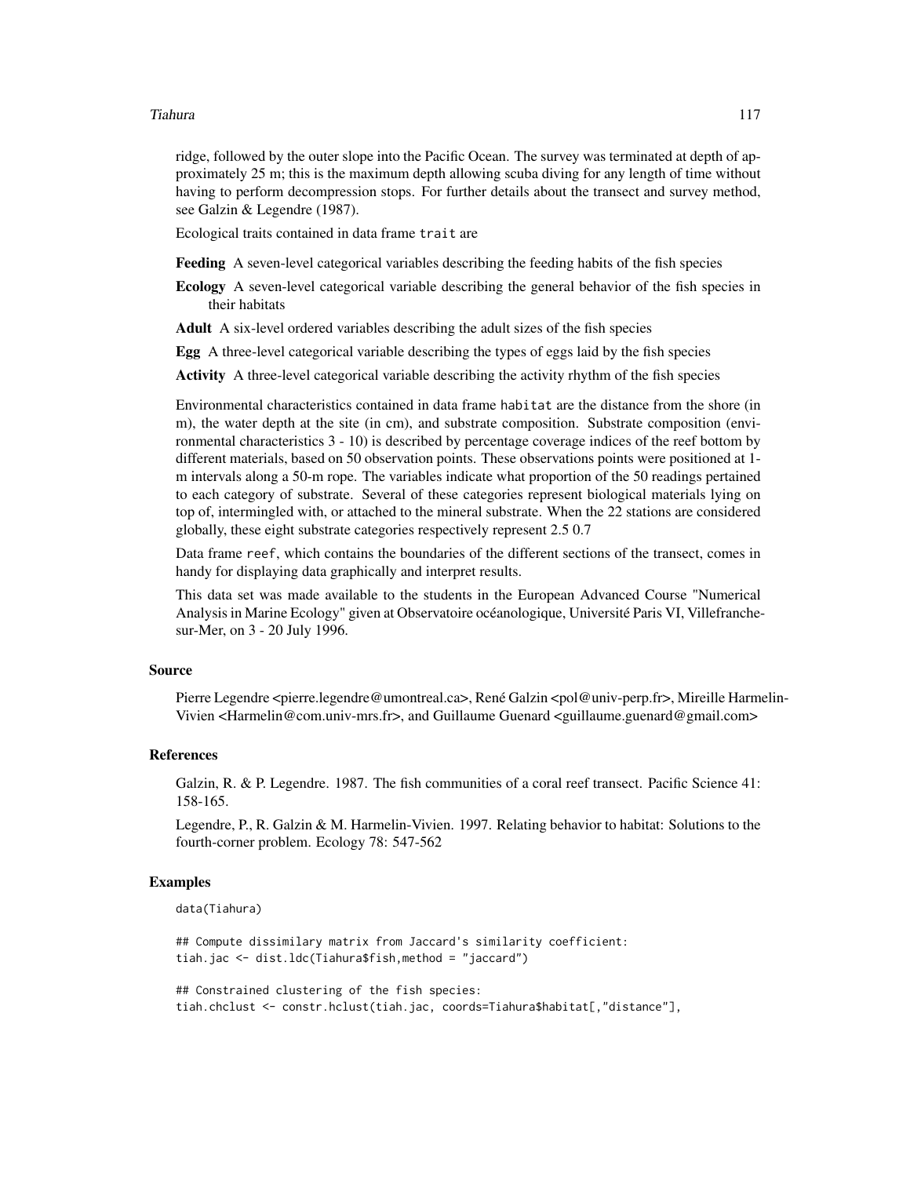ridge, followed by the outer slope into the Pacific Ocean. The survey was terminated at depth of approximately 25 m; this is the maximum depth allowing scuba diving for any length of time without having to perform decompression stops. For further details about the transect and survey method, see Galzin & Legendre (1987).

Ecological traits contained in data frame `trait` are

**Feeding** A seven-level categorical variables describing the feeding habits of the fish species

**Ecology** A seven-level categorical variable describing the general behavior of the fish species in their habitats

**Adult** A six-level ordered variables describing the adult sizes of the fish species

**Egg** A three-level categorical variable describing the types of eggs laid by the fish species

**Activity** A three-level categorical variable describing the activity rhythm of the fish species

Environmental characteristics contained in data frame `habitat` are the distance from the shore (in m), the water depth at the site (in cm), and substrate composition. Substrate composition (environmental characteristics 3 - 10) is described by percentage coverage indices of the reef bottom by different materials, based on 50 observation points. These observations points were positioned at 1-m intervals along a 50-m rope. The variables indicate what proportion of the 50 readings pertained to each category of substrate. Several of these categories represent biological materials lying on top of, intermingled with, or attached to the mineral substrate. When the 22 stations are considered globally, these eight substrate categories respectively represent 2.5 0.7

Data frame `reef`, which contains the boundaries of the different sections of the transect, comes in handy for displaying data graphically and interpret results.

This data set was made available to the students in the European Advanced Course "Numerical Analysis in Marine Ecology" given at Observatoire océanologique, Université Paris VI, Villefranche-sur-Mer, on 3 - 20 July 1996.

## Source

Pierre Legendre <pierre.legendre@umontreal.ca>, René Galzin <pol@univ-perp.fr>, Mireille Harmelin-Vivien <Harmelin@com.univ-mrs.fr>, and Guillaume Guenard <guillaume.guenard@gmail.com>

## References

Galzin, R. & P. Legendre. 1987. The fish communities of a coral reef transect. Pacific Science 41: 158-165.

Legendre, P., R. Galzin & M. Harmelin-Vivien. 1997. Relating behavior to habitat: Solutions to the fourth-corner problem. Ecology 78: 547-562

## Examples

```
data(Tiahura)

## Compute dissimilary matrix from Jaccard's similarity coefficient:
tiah.jac <- dist.ldc(Tiahura$fish,method = "jaccard")

## Constrained clustering of the fish species:
tiah.chclust <- constr.hclust(tiah.jac, coords=Tiahura$habitat[,"distance"],
```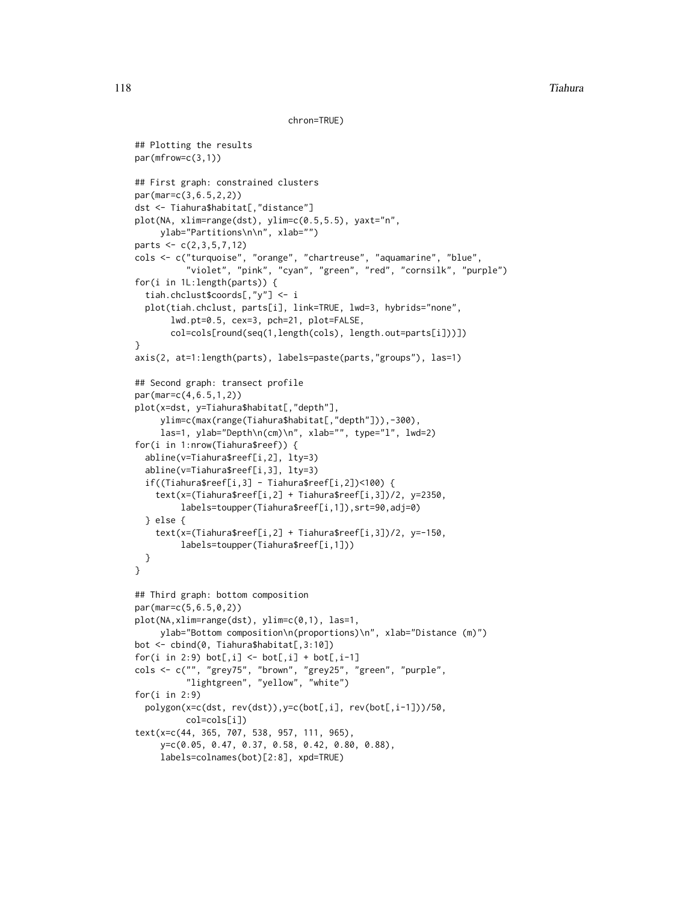```
                              chron=TRUE)

## Plotting the results
par(mfrow=c(3,1))

## First graph: constrained clusters
par(mar=c(3,6.5,2,2))
dst <- Tiahura$habitat[,"distance"]
plot(NA, xlim=range(dst), ylim=c(0.5,5.5), yaxt="n",
     ylab="Partitions\n\n", xlab="")
parts <- c(2,3,5,7,12)
cols <- c("turquoise", "orange", "chartreuse", "aquamarine", "blue",
          "violet", "pink", "cyan", "green", "red", "cornsilk", "purple")
for(i in 1L:length(parts)) {
  tiah.chclust$coords[,"y"] <- i
  plot(tiah.chclust, parts[i], link=TRUE, lwd=3, hybrids="none",
       lwd.pt=0.5, cex=3, pch=21, plot=FALSE,
       col=cols[round(seq(1,length(cols), length.out=parts[i]))])
}
axis(2, at=1:length(parts), labels=paste(parts,"groups"), las=1)

## Second graph: transect profile
par(mar=c(4,6.5,1,2))
plot(x=dst, y=Tiahura$habitat[,"depth"],
     ylim=c(max(range(Tiahura$habitat[,"depth"])),-300),
     las=1, ylab="Depth\n(cm)\n", xlab="", type="l", lwd=2)
for(i in 1:nrow(Tiahura$reef)) {
  abline(v=Tiahura$reef[i,2], lty=3)
  abline(v=Tiahura$reef[i,3], lty=3)
  if((Tiahura$reef[i,3] - Tiahura$reef[i,2])<100) {
    text(x=(Tiahura$reef[i,2] + Tiahura$reef[i,3])/2, y=2350,
         labels=toupper(Tiahura$reef[i,1]),srt=90,adj=0)
  } else {
    text(x=(Tiahura$reef[i,2] + Tiahura$reef[i,3])/2, y=-150,
         labels=toupper(Tiahura$reef[i,1]))
  }
}

## Third graph: bottom composition
par(mar=c(5,6.5,0,2))
plot(NA,xlim=range(dst), ylim=c(0,1), las=1,
     ylab="Bottom composition\n(proportions)\n", xlab="Distance (m)")
bot <- cbind(0, Tiahura$habitat[,3:10])
for(i in 2:9) bot[,i] <- bot[,i] + bot[,i-1]
cols <- c("", "grey75", "brown", "grey25", "green", "purple",
          "lightgreen", "yellow", "white")
for(i in 2:9)
  polygon(x=c(dst, rev(dst)),y=c(bot[,i], rev(bot[,i-1]))/50,
          col=cols[i])
text(x=c(44, 365, 707, 538, 957, 111, 965),
     y=c(0.05, 0.47, 0.37, 0.58, 0.42, 0.80, 0.88),
     labels=colnames(bot)[2:8], xpd=TRUE)
```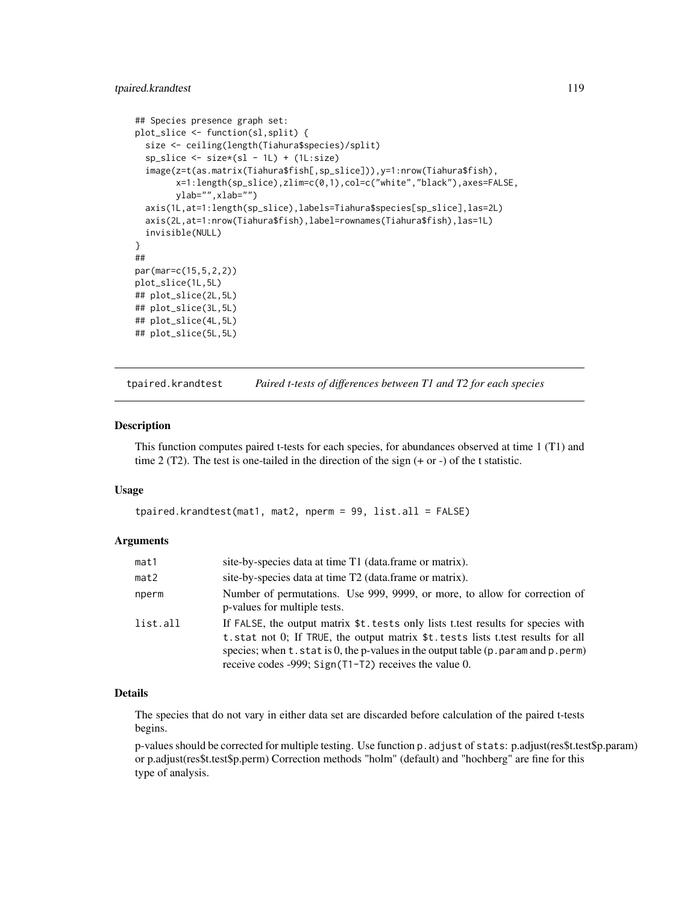```
## Species presence graph set:
plot_slice <- function(sl,split) {
  size <- ceiling(length(Tiahura$species)/split)
  sp_slice <- size*(sl - 1L) + (1L:size)
  image(z=t(as.matrix(Tiahura$fish[,sp_slice])),y=1:nrow(Tiahura$fish),
        x=1:length(sp_slice),zlim=c(0,1),col=c("white","black"),axes=FALSE,
        ylab="",xlab="")
  axis(1L,at=1:length(sp_slice),labels=Tiahura$species[sp_slice],las=2L)
  axis(2L,at=1:nrow(Tiahura$fish),label=rownames(Tiahura$fish),las=1L)
  invisible(NULL)
}
##
par(mar=c(15,5,2,2))
plot_slice(1L,5L)
## plot_slice(2L,5L)
## plot_slice(3L,5L)
## plot_slice(4L,5L)
## plot_slice(5L,5L)
```

---

tpaired.krandtest — *Paired t-tests of differences between T1 and T2 for each species*

---

### Description

This function computes paired t-tests for each species, for abundances observed at time 1 (T1) and time 2 (T2). The test is one-tailed in the direction of the sign (+ or -) of the t statistic.

### Usage

```
tpaired.krandtest(mat1, mat2, nperm = 99, list.all = FALSE)
```

### Arguments

| | |
|---|---|
| mat1 | site-by-species data at time T1 (data.frame or matrix). |
| mat2 | site-by-species data at time T2 (data.frame or matrix). |
| nperm | Number of permutations. Use 999, 9999, or more, to allow for correction of p-values for multiple tests. |
| list.all | If FALSE, the output matrix `$t.tests` only lists t.test results for species with `t.stat` not 0; If TRUE, the output matrix `$t.tests` lists t.test results for all species; when `t.stat` is 0, the p-values in the output table (`p.param` and `p.perm`) receive codes -999; `Sign(T1-T2)` receives the value 0. |

### Details

The species that do not vary in either data set are discarded before calculation of the paired t-tests begins.

p-values should be corrected for multiple testing. Use function `p.adjust` of `stats`: p.adjust(res$t.test$p.param) or p.adjust(res$t.test$p.perm) Correction methods "holm" (default) and "hochberg" are fine for this type of analysis.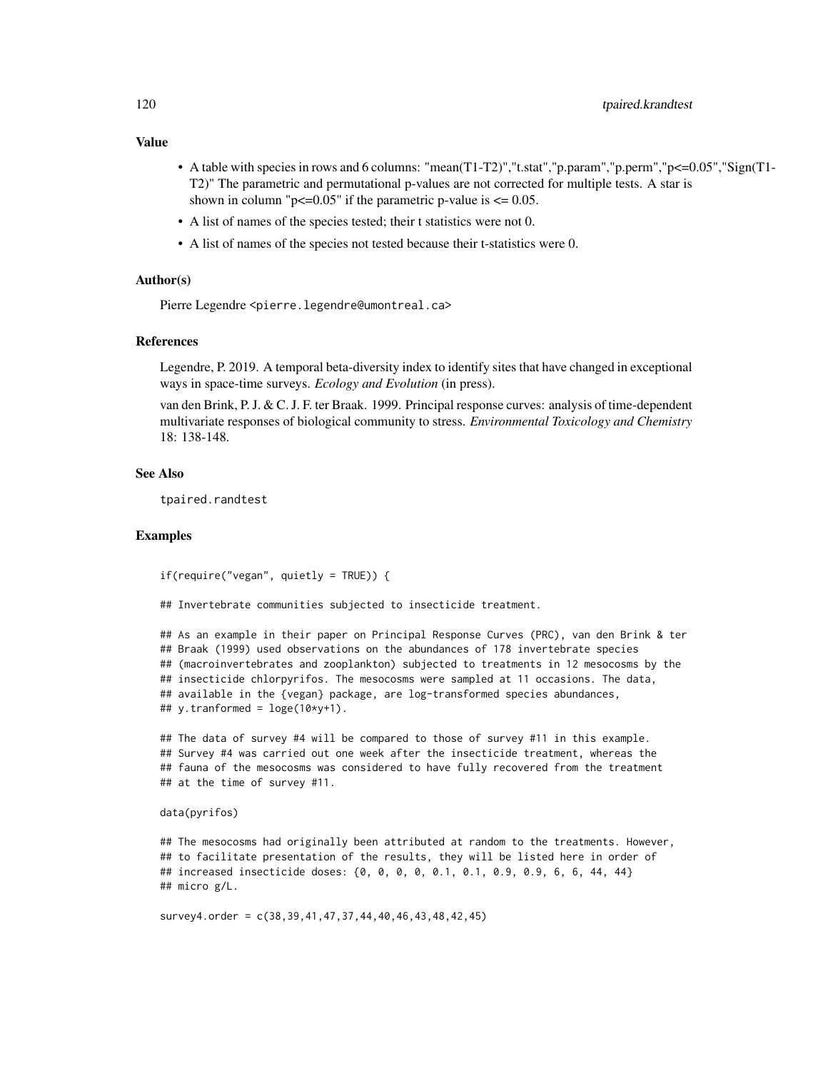### Value

- A table with species in rows and 6 columns: "mean(T1-T2)","t.stat","p.param","p.perm","p<=0.05","Sign(T1-T2)" The parametric and permutational p-values are not corrected for multiple tests. A star is shown in column "p<=0.05" if the parametric p-value is <= 0.05.
- A list of names of the species tested; their t statistics were not 0.
- A list of names of the species not tested because their t-statistics were 0.

### Author(s)

Pierre Legendre <pierre.legendre@umontreal.ca>

### References

Legendre, P. 2019. A temporal beta-diversity index to identify sites that have changed in exceptional ways in space-time surveys. *Ecology and Evolution* (in press).

van den Brink, P. J. & C. J. F. ter Braak. 1999. Principal response curves: analysis of time-dependent multivariate responses of biological community to stress. *Environmental Toxicology and Chemistry* 18: 138-148.

### See Also

tpaired.randtest

### Examples

```
if(require("vegan", quietly = TRUE)) {

## Invertebrate communities subjected to insecticide treatment.

## As an example in their paper on Principal Response Curves (PRC), van den Brink & ter
## Braak (1999) used observations on the abundances of 178 invertebrate species
## (macroinvertebrates and zooplankton) subjected to treatments in 12 mesocosms by the
## insecticide chlorpyrifos. The mesocosms were sampled at 11 occasions. The data,
## available in the {vegan} package, are log-transformed species abundances,
## y.tranformed = loge(10*y+1).

## The data of survey #4 will be compared to those of survey #11 in this example.
## Survey #4 was carried out one week after the insecticide treatment, whereas the
## fauna of the mesocosms was considered to have fully recovered from the treatment
## at the time of survey #11.

data(pyrifos)

## The mesocosms had originally been attributed at random to the treatments. However,
## to facilitate presentation of the results, they will be listed here in order of
## increased insecticide doses: {0, 0, 0, 0, 0.1, 0.1, 0.9, 0.9, 6, 6, 44, 44}
## micro g/L.

survey4.order = c(38,39,41,47,37,44,40,46,43,48,42,45)
```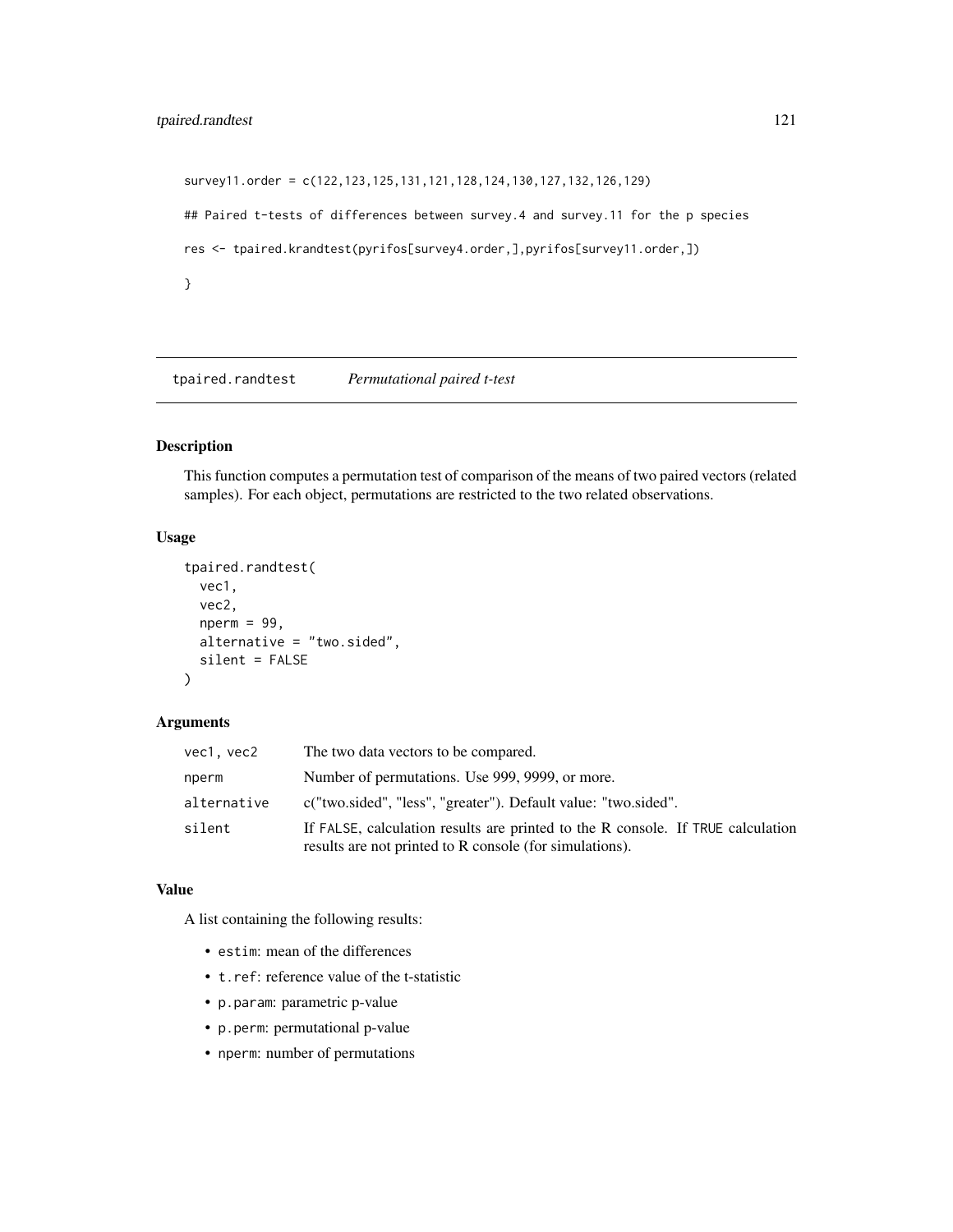```
survey11.order = c(122,123,125,131,121,128,124,130,127,132,126,129)

## Paired t-tests of differences between survey.4 and survey.11 for the p species

res <- tpaired.krandtest(pyrifos[survey4.order,],pyrifos[survey11.order,])

}
```

---

## tpaired.randtest *Permutational paired t-test*

---

### Description

This function computes a permutation test of comparison of the means of two paired vectors (related samples). For each object, permutations are restricted to the two related observations.

### Usage

```
tpaired.randtest(
  vec1,
  vec2,
  nperm = 99,
  alternative = "two.sided",
  silent = FALSE
)
```

### Arguments

| | |
|---|---|
| `vec1, vec2` | The two data vectors to be compared. |
| `nperm` | Number of permutations. Use 999, 9999, or more. |
| `alternative` | c("two.sided", "less", "greater"). Default value: "two.sided". |
| `silent` | If `FALSE`, calculation results are printed to the R console. If `TRUE` calculation results are not printed to R console (for simulations). |

### Value

A list containing the following results:

- `estim`: mean of the differences
- `t.ref`: reference value of the t-statistic
- `p.param`: parametric p-value
- `p.perm`: permutational p-value
- `nperm`: number of permutations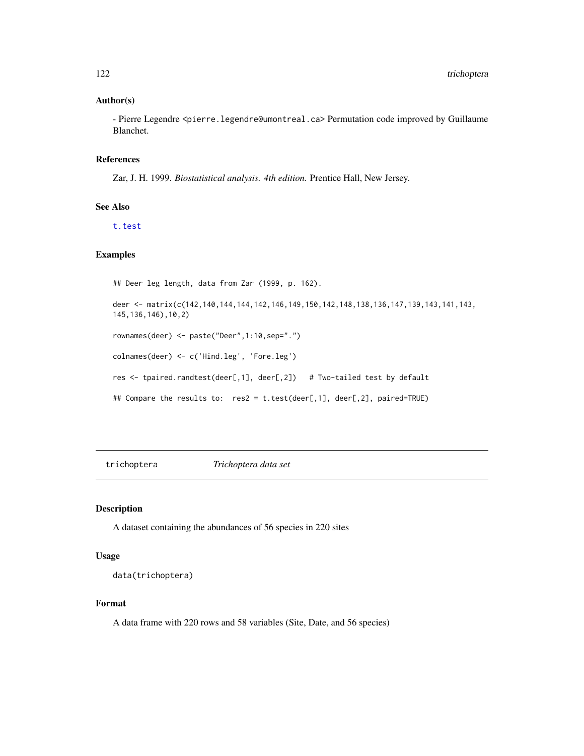### Author(s)

- Pierre Legendre <pierre.legendre@umontreal.ca> Permutation code improved by Guillaume Blanchet.

### References

Zar, J. H. 1999. *Biostatistical analysis. 4th edition.* Prentice Hall, New Jersey.

### See Also

t.test

### Examples

```
## Deer leg length, data from Zar (1999, p. 162).

deer <- matrix(c(142,140,144,144,142,146,149,150,142,148,138,136,147,139,143,141,143,
145,136,146),10,2)

rownames(deer) <- paste("Deer",1:10,sep=".")

colnames(deer) <- c('Hind.leg', 'Fore.leg')

res <- tpaired.randtest(deer[,1], deer[,2])   # Two-tailed test by default

## Compare the results to:  res2 = t.test(deer[,1], deer[,2], paired=TRUE)
```

---

## trichoptera — *Trichoptera data set*

---

### Description

A dataset containing the abundances of 56 species in 220 sites

### Usage

```
data(trichoptera)
```

### Format

A data frame with 220 rows and 58 variables (Site, Date, and 56 species)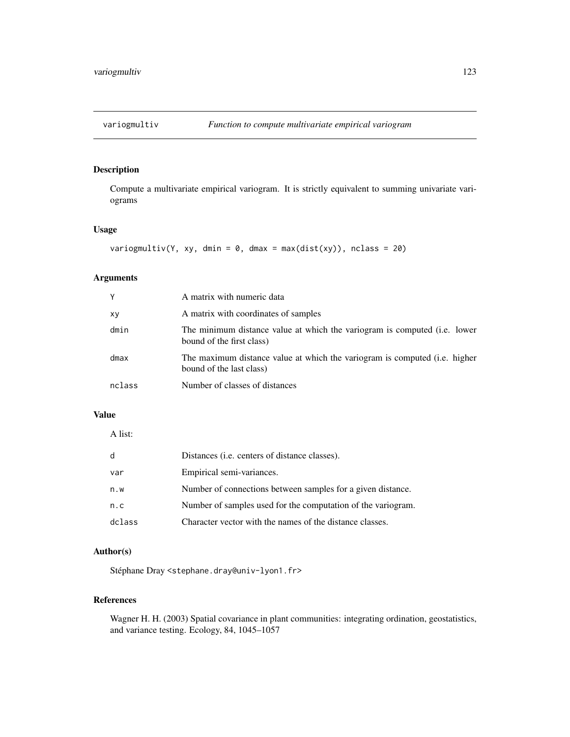## variogmultiv — *Function to compute multivariate empirical variogram*

### Description

Compute a multivariate empirical variogram. It is strictly equivalent to summing univariate variograms

### Usage

```
variogmultiv(Y, xy, dmin = 0, dmax = max(dist(xy)), nclass = 20)
```

### Arguments

| | |
|---|---|
| Y | A matrix with numeric data |
| xy | A matrix with coordinates of samples |
| dmin | The minimum distance value at which the variogram is computed (i.e. lower bound of the first class) |
| dmax | The maximum distance value at which the variogram is computed (i.e. higher bound of the last class) |
| nclass | Number of classes of distances |

### Value

A list:

| | |
|---|---|
| d | Distances (i.e. centers of distance classes). |
| var | Empirical semi-variances. |
| n.w | Number of connections between samples for a given distance. |
| n.c | Number of samples used for the computation of the variogram. |
| dclass | Character vector with the names of the distance classes. |

### Author(s)

Stéphane Dray <stephane.dray@univ-lyon1.fr>

### References

Wagner H. H. (2003) Spatial covariance in plant communities: integrating ordination, geostatistics, and variance testing. Ecology, 84, 1045–1057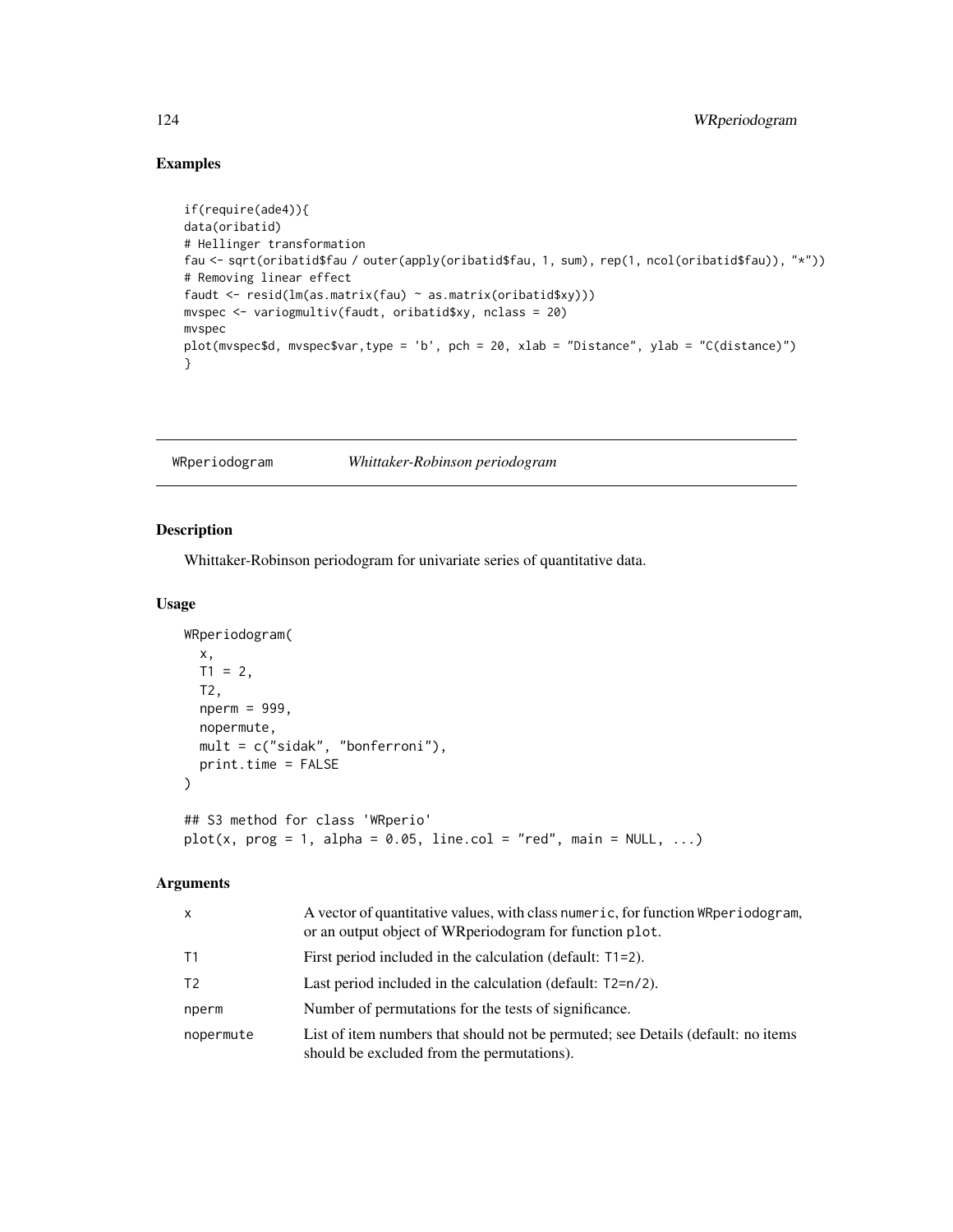## Examples

```
if(require(ade4)){
data(oribatid)
# Hellinger transformation
fau <- sqrt(oribatid$fau / outer(apply(oribatid$fau, 1, sum), rep(1, ncol(oribatid$fau)), "*"))
# Removing linear effect
faudt <- resid(lm(as.matrix(fau) ~ as.matrix(oribatid$xy)))
mvspec <- variogmultiv(faudt, oribatid$xy, nclass = 20)
mvspec
plot(mvspec$d, mvspec$var,type = 'b', pch = 20, xlab = "Distance", ylab = "C(distance)")
}
```

---

# WRperiodogram — *Whittaker-Robinson periodogram*

---

## Description

Whittaker-Robinson periodogram for univariate series of quantitative data.

## Usage

```
WRperiodogram(
  x,
  T1 = 2,
  T2,
  nperm = 999,
  nopermute,
  mult = c("sidak", "bonferroni"),
  print.time = FALSE
)

## S3 method for class 'WRperio'
plot(x, prog = 1, alpha = 0.05, line.col = "red", main = NULL, ...)
```

## Arguments

| | |
|---|---|
| `x` | A vector of quantitative values, with class `numeric`, for function `WRperiodogram`, or an output object of WRperiodogram for function `plot`. |
| `T1` | First period included in the calculation (default: `T1=2`). |
| `T2` | Last period included in the calculation (default: `T2=n/2`). |
| `nperm` | Number of permutations for the tests of significance. |
| `nopermute` | List of item numbers that should not be permuted; see Details (default: no items should be excluded from the permutations). |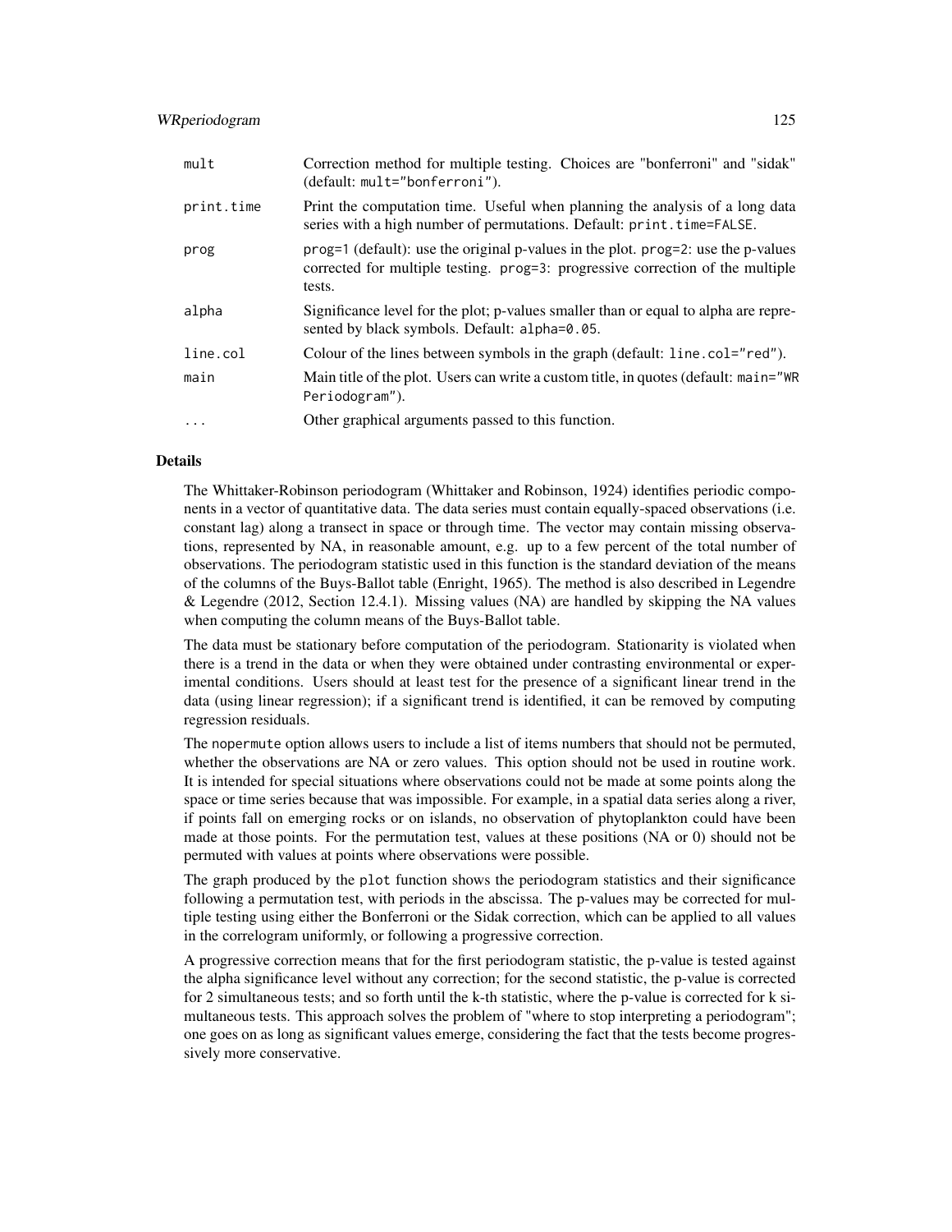| | |
|---|---|
| `mult` | Correction method for multiple testing. Choices are "bonferroni" and "sidak" (default: `mult="bonferroni"`). |
| `print.time` | Print the computation time. Useful when planning the analysis of a long data series with a high number of permutations. Default: `print.time=FALSE`. |
| `prog` | `prog=1` (default): use the original p-values in the plot. `prog=2`: use the p-values corrected for multiple testing. `prog=3`: progressive correction of the multiple tests. |
| `alpha` | Significance level for the plot; p-values smaller than or equal to alpha are represented by black symbols. Default: `alpha=0.05`. |
| `line.col` | Colour of the lines between symbols in the graph (default: `line.col="red"`). |
| `main` | Main title of the plot. Users can write a custom title, in quotes (default: `main="WR Periodogram"`). |
| `...` | Other graphical arguments passed to this function. |

## Details

The Whittaker-Robinson periodogram (Whittaker and Robinson, 1924) identifies periodic components in a vector of quantitative data. The data series must contain equally-spaced observations (i.e. constant lag) along a transect in space or through time. The vector may contain missing observations, represented by NA, in reasonable amount, e.g. up to a few percent of the total number of observations. The periodogram statistic used in this function is the standard deviation of the means of the columns of the Buys-Ballot table (Enright, 1965). The method is also described in Legendre & Legendre (2012, Section 12.4.1). Missing values (NA) are handled by skipping the NA values when computing the column means of the Buys-Ballot table.

The data must be stationary before computation of the periodogram. Stationarity is violated when there is a trend in the data or when they were obtained under contrasting environmental or experimental conditions. Users should at least test for the presence of a significant linear trend in the data (using linear regression); if a significant trend is identified, it can be removed by computing regression residuals.

The `nopermute` option allows users to include a list of items numbers that should not be permuted, whether the observations are NA or zero values. This option should not be used in routine work. It is intended for special situations where observations could not be made at some points along the space or time series because that was impossible. For example, in a spatial data series along a river, if points fall on emerging rocks or on islands, no observation of phytoplankton could have been made at those points. For the permutation test, values at these positions (NA or 0) should not be permuted with values at points where observations were possible.

The graph produced by the `plot` function shows the periodogram statistics and their significance following a permutation test, with periods in the abscissa. The p-values may be corrected for multiple testing using either the Bonferroni or the Sidak correction, which can be applied to all values in the correlogram uniformly, or following a progressive correction.

A progressive correction means that for the first periodogram statistic, the p-value is tested against the alpha significance level without any correction; for the second statistic, the p-value is corrected for 2 simultaneous tests; and so forth until the k-th statistic, where the p-value is corrected for k simultaneous tests. This approach solves the problem of "where to stop interpreting a periodogram"; one goes on as long as significant values emerge, considering the fact that the tests become progressively more conservative.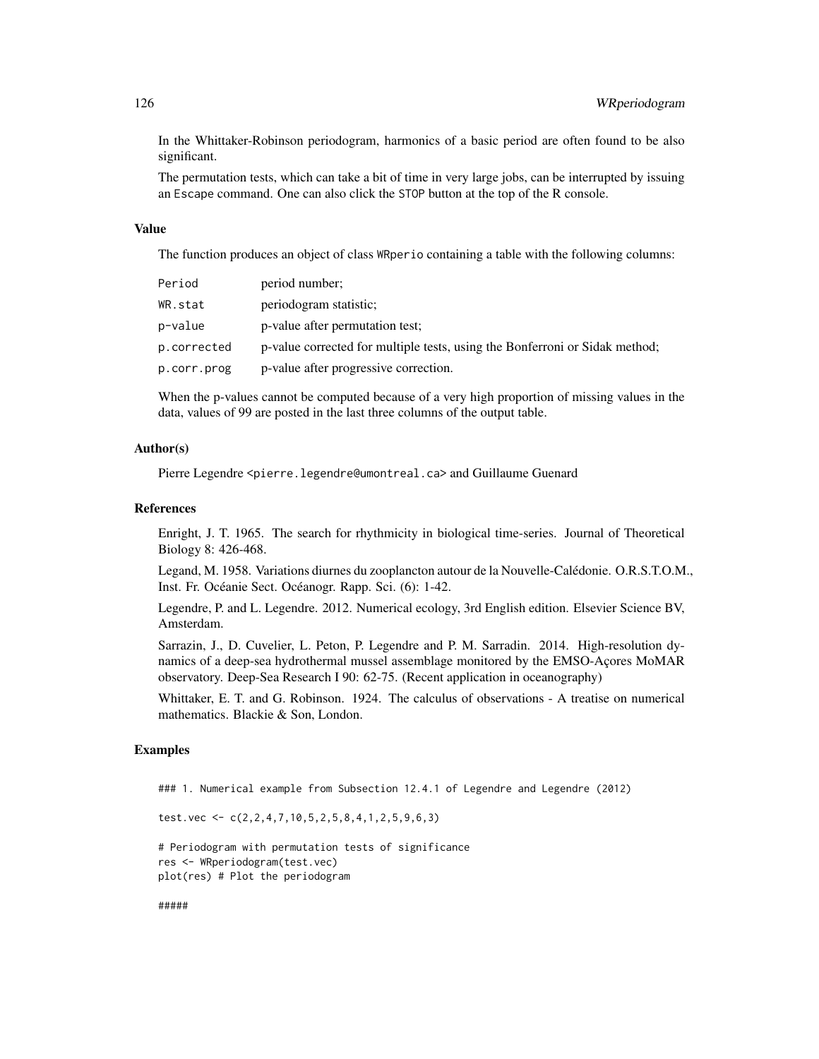In the Whittaker-Robinson periodogram, harmonics of a basic period are often found to be also significant.

The permutation tests, which can take a bit of time in very large jobs, can be interrupted by issuing an Escape command. One can also click the STOP button at the top of the R console.

### Value

The function produces an object of class WRperio containing a table with the following columns:

| | |
|---|---|
| Period | period number; |
| WR.stat | periodogram statistic; |
| p-value | p-value after permutation test; |
| p.corrected | p-value corrected for multiple tests, using the Bonferroni or Sidak method; |
| p.corr.prog | p-value after progressive correction. |

When the p-values cannot be computed because of a very high proportion of missing values in the data, values of 99 are posted in the last three columns of the output table.

### Author(s)

Pierre Legendre <pierre.legendre@umontreal.ca> and Guillaume Guenard

### References

Enright, J. T. 1965. The search for rhythmicity in biological time-series. Journal of Theoretical Biology 8: 426-468.

Legand, M. 1958. Variations diurnes du zooplancton autour de la Nouvelle-Calédonie. O.R.S.T.O.M., Inst. Fr. Océanie Sect. Océanogr. Rapp. Sci. (6): 1-42.

Legendre, P. and L. Legendre. 2012. Numerical ecology, 3rd English edition. Elsevier Science BV, Amsterdam.

Sarrazin, J., D. Cuvelier, L. Peton, P. Legendre and P. M. Sarradin. 2014. High-resolution dynamics of a deep-sea hydrothermal mussel assemblage monitored by the EMSO-Açores MoMAR observatory. Deep-Sea Research I 90: 62-75. (Recent application in oceanography)

Whittaker, E. T. and G. Robinson. 1924. The calculus of observations - A treatise on numerical mathematics. Blackie & Son, London.

### Examples

```
### 1. Numerical example from Subsection 12.4.1 of Legendre and Legendre (2012)

test.vec <- c(2,2,4,7,10,5,2,5,8,4,1,2,5,9,6,3)

# Periodogram with permutation tests of significance
res <- WRperiodogram(test.vec)
plot(res) # Plot the periodogram

#####
```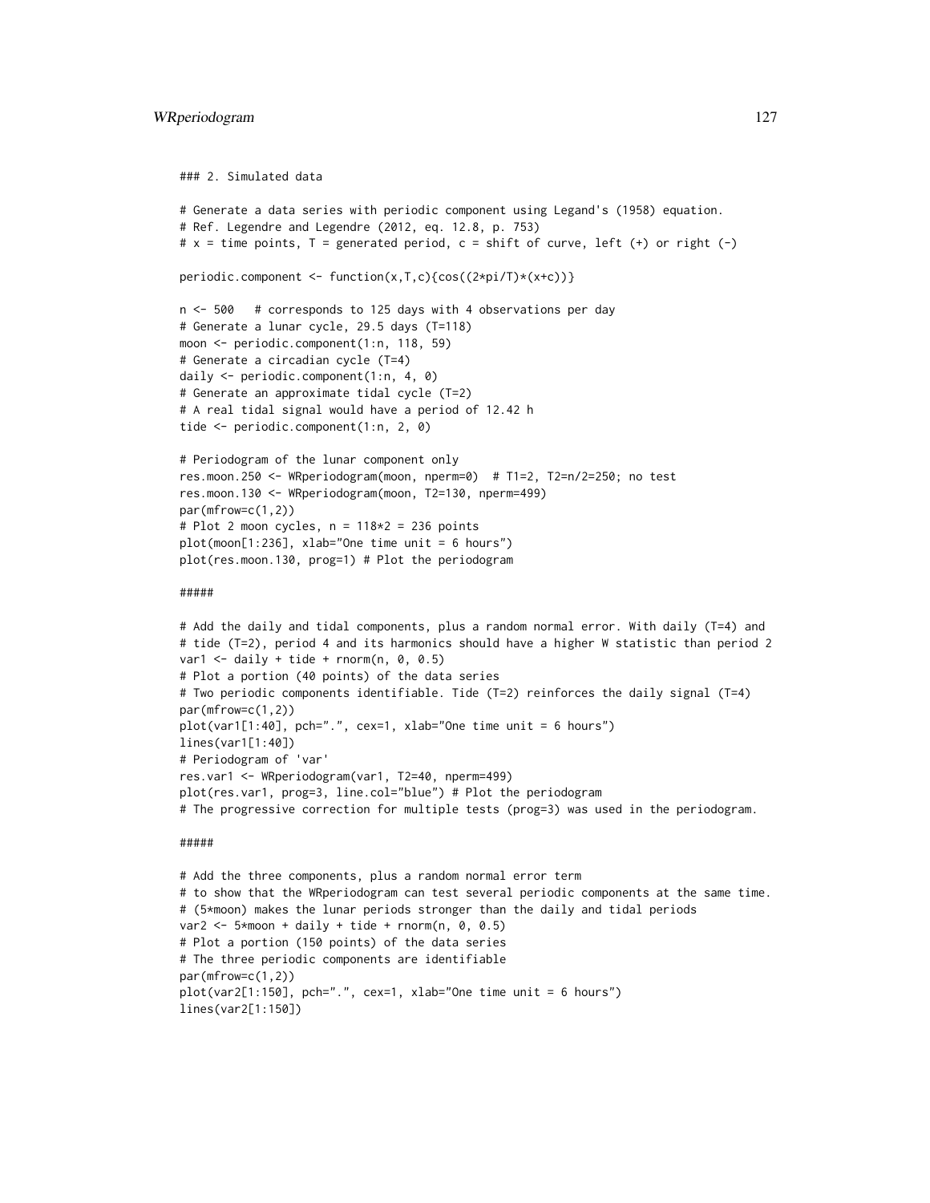```
### 2. Simulated data

# Generate a data series with periodic component using Legand's (1958) equation.
# Ref. Legendre and Legendre (2012, eq. 12.8, p. 753)
# x = time points, T = generated period, c = shift of curve, left (+) or right (-)

periodic.component <- function(x,T,c){cos((2*pi/T)*(x+c))}

n <- 500   # corresponds to 125 days with 4 observations per day
# Generate a lunar cycle, 29.5 days (T=118)
moon <- periodic.component(1:n, 118, 59)
# Generate a circadian cycle (T=4)
daily <- periodic.component(1:n, 4, 0)
# Generate an approximate tidal cycle (T=2)
# A real tidal signal would have a period of 12.42 h
tide <- periodic.component(1:n, 2, 0)

# Periodogram of the lunar component only
res.moon.250 <- WRperiodogram(moon, nperm=0)  # T1=2, T2=n/2=250; no test
res.moon.130 <- WRperiodogram(moon, T2=130, nperm=499)
par(mfrow=c(1,2))
# Plot 2 moon cycles, n = 118*2 = 236 points
plot(moon[1:236], xlab="One time unit = 6 hours")
plot(res.moon.130, prog=1) # Plot the periodogram

#####

# Add the daily and tidal components, plus a random normal error. With daily (T=4) and
# tide (T=2), period 4 and its harmonics should have a higher W statistic than period 2
var1 <- daily + tide + rnorm(n, 0, 0.5)
# Plot a portion (40 points) of the data series
# Two periodic components identifiable. Tide (T=2) reinforces the daily signal (T=4)
par(mfrow=c(1,2))
plot(var1[1:40], pch=".", cex=1, xlab="One time unit = 6 hours")
lines(var1[1:40])
# Periodogram of 'var'
res.var1 <- WRperiodogram(var1, T2=40, nperm=499)
plot(res.var1, prog=3, line.col="blue") # Plot the periodogram
# The progressive correction for multiple tests (prog=3) was used in the periodogram.

#####

# Add the three components, plus a random normal error term
# to show that the WRperiodogram can test several periodic components at the same time.
# (5*moon) makes the lunar periods stronger than the daily and tidal periods
var2 <- 5*moon + daily + tide + rnorm(n, 0, 0.5)
# Plot a portion (150 points) of the data series
# The three periodic components are identifiable
par(mfrow=c(1,2))
plot(var2[1:150], pch=".", cex=1, xlab="One time unit = 6 hours")
lines(var2[1:150])
```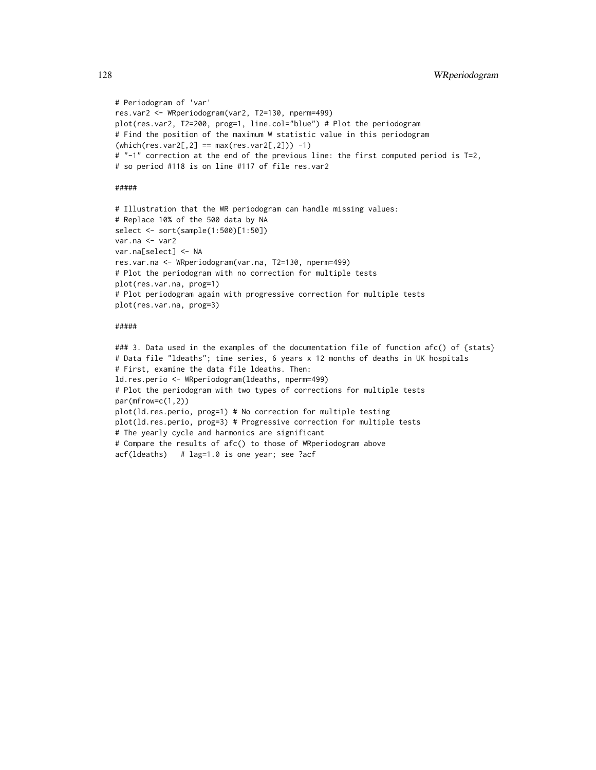```
# Periodogram of 'var'
res.var2 <- WRperiodogram(var2, T2=130, nperm=499)
plot(res.var2, T2=200, prog=1, line.col="blue") # Plot the periodogram
# Find the position of the maximum W statistic value in this periodogram
(which(res.var2[,2] == max(res.var2[,2])) -1)
# "-1" correction at the end of the previous line: the first computed period is T=2,
# so period #118 is on line #117 of file res.var2

#####

# Illustration that the WR periodogram can handle missing values:
# Replace 10% of the 500 data by NA
select <- sort(sample(1:500)[1:50])
var.na <- var2
var.na[select] <- NA
res.var.na <- WRperiodogram(var.na, T2=130, nperm=499)
# Plot the periodogram with no correction for multiple tests
plot(res.var.na, prog=1)
# Plot periodogram again with progressive correction for multiple tests
plot(res.var.na, prog=3)

#####

### 3. Data used in the examples of the documentation file of function afc() of {stats}
# Data file "ldeaths"; time series, 6 years x 12 months of deaths in UK hospitals
# First, examine the data file ldeaths. Then:
ld.res.perio <- WRperiodogram(ldeaths, nperm=499)
# Plot the periodogram with two types of corrections for multiple tests
par(mfrow=c(1,2))
plot(ld.res.perio, prog=1) # No correction for multiple testing
plot(ld.res.perio, prog=3) # Progressive correction for multiple tests
# The yearly cycle and harmonics are significant
# Compare the results of afc() to those of WRperiodogram above
acf(ldeaths)   # lag=1.0 is one year; see ?acf
```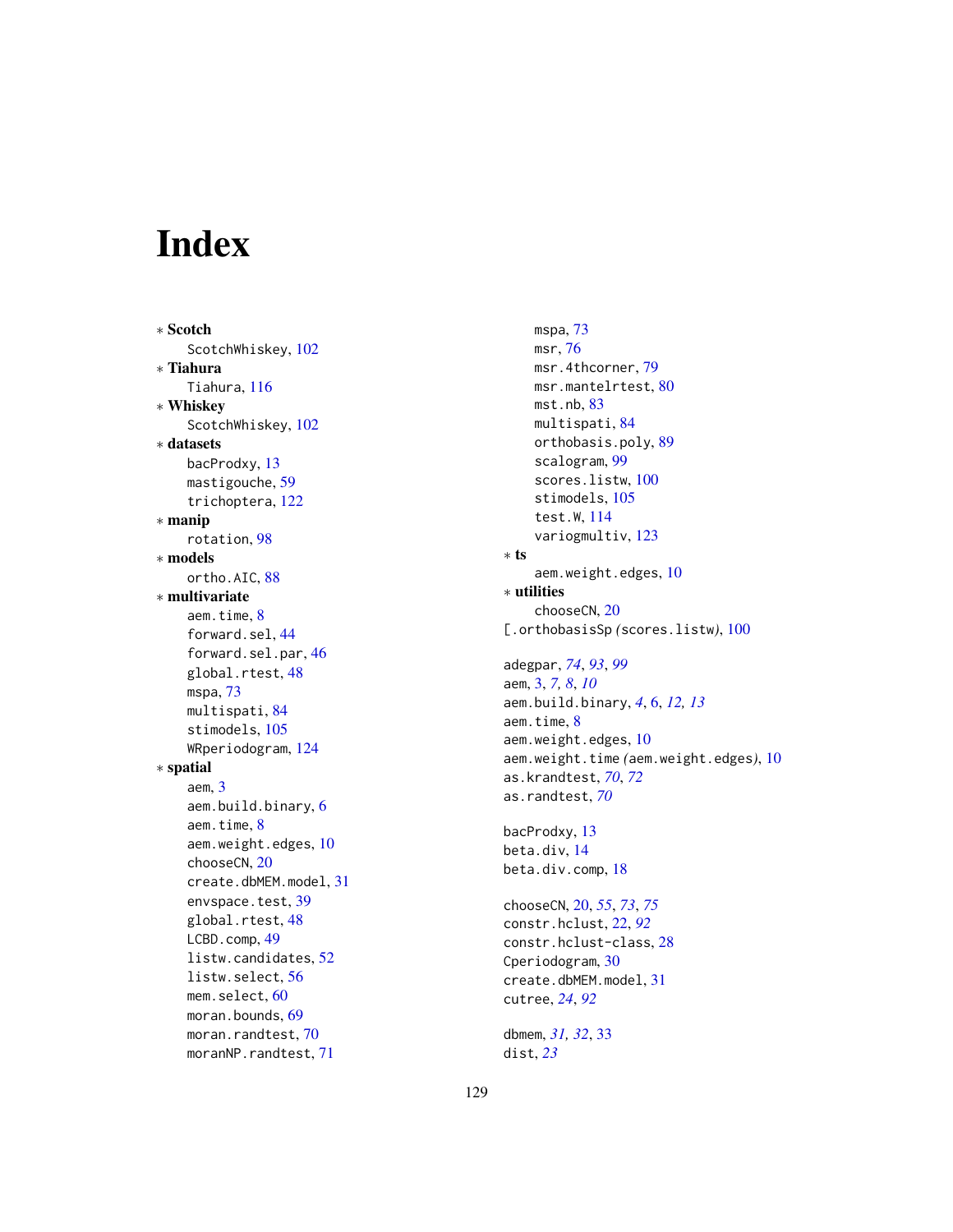# Index

∗ **Scotch**
  ScotchWhiskey, 102
∗ **Tiahura**
  Tiahura, 116
∗ **Whiskey**
  ScotchWhiskey, 102
∗ **datasets**
  bacProdxy, 13
  mastigouche, 59
  trichoptera, 122
∗ **manip**
  rotation, 98
∗ **models**
  ortho.AIC, 88
∗ **multivariate**
  aem.time, 8
  forward.sel, 44
  forward.sel.par, 46
  global.rtest, 48
  mspa, 73
  multispati, 84
  stimodels, 105
  WRperiodogram, 124
∗ **spatial**
  aem, 3
  aem.build.binary, 6
  aem.time, 8
  aem.weight.edges, 10
  chooseCN, 20
  create.dbMEM.model, 31
  envspace.test, 39
  global.rtest, 48
  LCBD.comp, 49
  listw.candidates, 52
  listw.select, 56
  mem.select, 60
  moran.bounds, 69
  moran.randtest, 70
  moranNP.randtest, 71
  mspa, 73
  msr, 76
  msr.4thcorner, 79
  msr.mantelrtest, 80
  mst.nb, 83
  multispati, 84
  orthobasis.poly, 89
  scalogram, 99
  scores.listw, 100
  stimodels, 105
  test.W, 114
  variogmultiv, 123
∗ **ts**
  aem.weight.edges, 10
∗ **utilities**
  chooseCN, 20
[.orthobasisSp *(scores.listw)*, 100

adegpar, *74*, *93*, *99*
aem, 3, *7*, *8*, *10*
aem.build.binary, *4*, 6, *12*, *13*
aem.time, 8
aem.weight.edges, 10
aem.weight.time *(aem.weight.edges)*, 10
as.krandtest, *70*, *72*
as.randtest, *70*

bacProdxy, 13
beta.div, 14
beta.div.comp, 18

chooseCN, 20, *55*, *73*, *75*
constr.hclust, 22, *92*
constr.hclust-class, 28
Cperiodogram, 30
create.dbMEM.model, 31
cutree, *24*, *92*

dbmem, *31*, *32*, 33
dist, *23*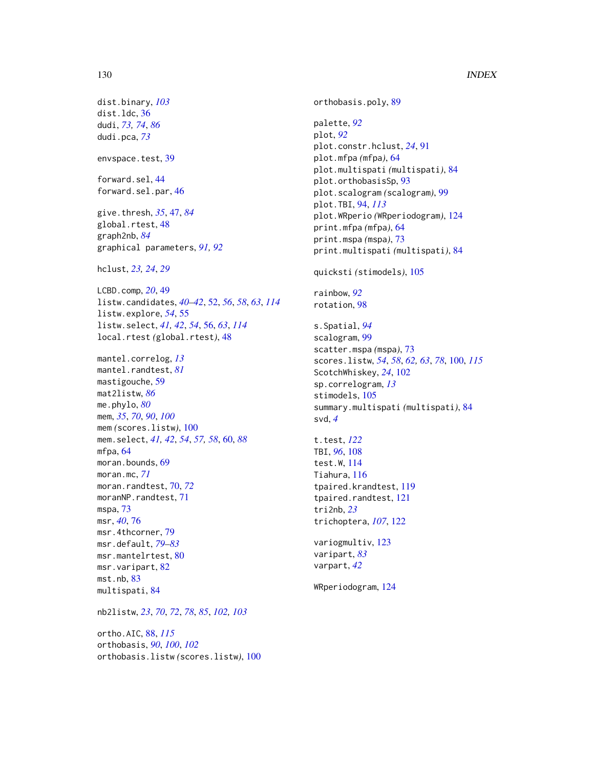dist.binary, *103*
dist.ldc, 36
dudi, *73, 74*, *86*
dudi.pca, *73*

envspace.test, 39

forward.sel, 44
forward.sel.par, 46

give.thresh, *35*, 47, *84*
global.rtest, 48
graph2nb, *84*
graphical parameters, *91, 92*

hclust, *23, 24*, *29*

LCBD.comp, *20*, 49
listw.candidates, *40–42*, 52, *56*, *58*, *63*, *114*
listw.explore, *54*, 55
listw.select, *41, 42*, *54*, 56, *63*, *114*
local.rtest *(global.rtest)*, 48

mantel.correlog, *13*
mantel.randtest, *81*
mastigouche, 59
mat2listw, *86*
me.phylo, *80*
mem, *35*, *70*, *90*, *100*
mem *(scores.listw)*, 100
mem.select, *41, 42*, *54*, *57, 58*, 60, *88*
mfpa, 64
moran.bounds, 69
moran.mc, *71*
moran.randtest, 70, *72*
moranNP.randtest, 71
mspa, 73
msr, *40*, 76
msr.4thcorner, 79
msr.default, *79–83*
msr.mantelrtest, 80
msr.varipart, 82
mst.nb, 83
multispati, 84

nb2listw, *23*, *70*, *72*, *78*, *85*, *102, 103*

ortho.AIC, 88, *115*
orthobasis, *90*, *100*, *102*
orthobasis.listw *(scores.listw)*, 100
orthobasis.poly, 89

palette, *92*
plot, *92*
plot.constr.hclust, *24*, 91
plot.mfpa *(mfpa)*, 64
plot.multispati *(multispati)*, 84
plot.orthobasisSp, 93
plot.scalogram *(scalogram)*, 99
plot.TBI, 94, *113*
plot.WRperio *(WRperiodogram)*, 124
print.mfpa *(mfpa)*, 64
print.mspa *(mspa)*, 73
print.multispati *(multispati)*, 84

quicksti *(stimodels)*, 105

rainbow, *92*
rotation, 98

s.Spatial, *94*
scalogram, 99
scatter.mspa *(mspa)*, 73
scores.listw, *54*, *58*, *62, 63*, *78*, 100, *115*
ScotchWhiskey, *24*, 102
sp.correlogram, *13*
stimodels, 105
summary.multispati *(multispati)*, 84
svd, *4*

t.test, *122*
TBI, *96*, 108
test.W, 114
Tiahura, 116
tpaired.krandtest, 119
tpaired.randtest, 121
tri2nb, *23*
trichoptera, *107*, 122

variogmultiv, 123
varipart, *83*
varpart, *42*

WRperiodogram, 124